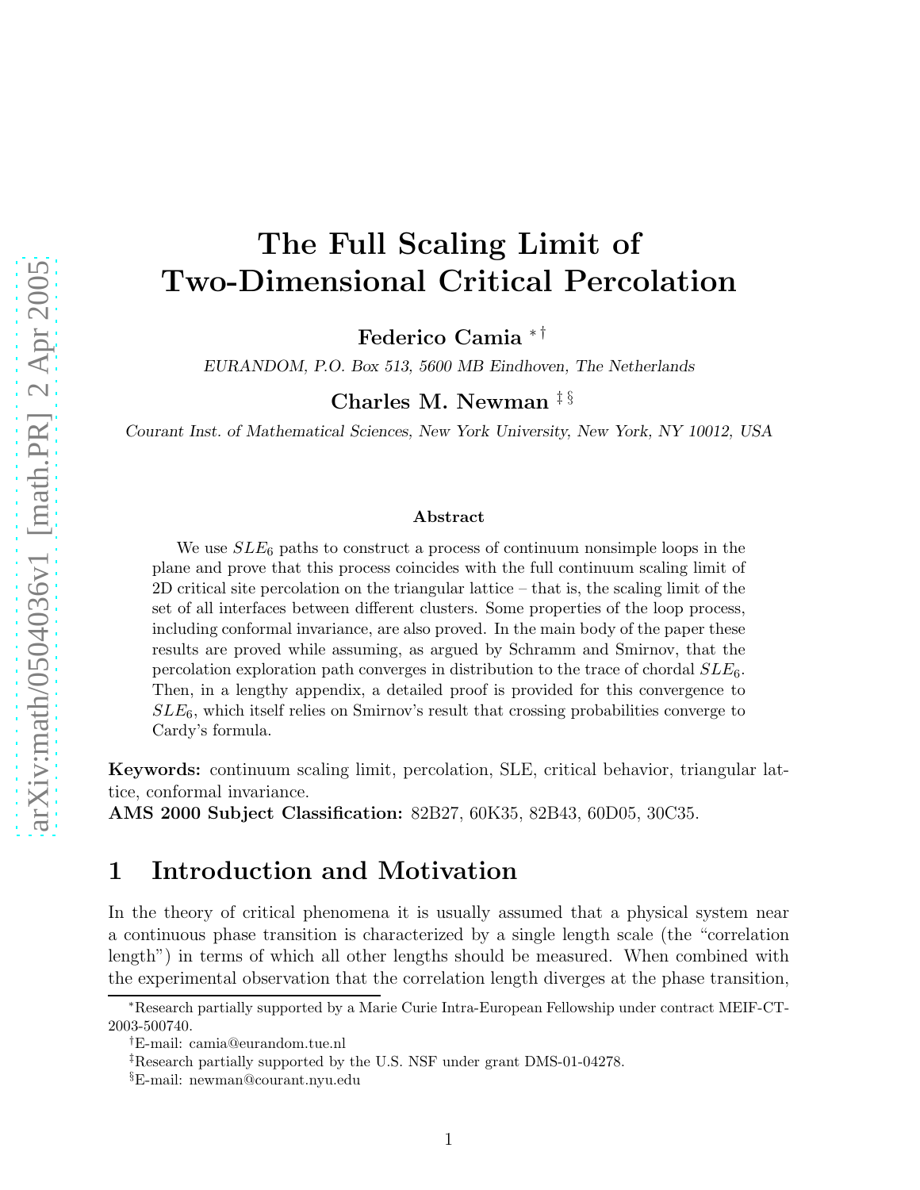# The Full Scaling Limit of Two-Dimensional Critical Percolation

**Federico Camia** [*,†]

*EURANDOM, P.O. Box 513, 5600 MB Eindhoven, The Netherlands*

**Charles M. Newman** [‡,§]

*Courant Inst. of Mathematical Sciences, New York University, New York, NY 10012, USA*

### Abstract

We use $SLE_6$ paths to construct a process of continuum nonsimple loops in the plane and prove that this process coincides with the full continuum scaling limit of 2D critical site percolation on the triangular lattice – that is, the scaling limit of the set of all interfaces between different clusters. Some properties of the loop process, including conformal invariance, are also proved. In the main body of the paper these results are proved while assuming, as argued by Schramm and Smirnov, that the percolation exploration path converges in distribution to the trace of chordal $SLE_6$. Then, in a lengthy appendix, a detailed proof is provided for this convergence to $SLE_6$, which itself relies on Smirnov's result that crossing probabilities converge to Cardy's formula.

**Keywords:** continuum scaling limit, percolation, SLE, critical behavior, triangular lattice, conformal invariance.

**AMS 2000 Subject Classification:** 82B27, 60K35, 82B43, 60D05, 30C35.

## 1 Introduction and Motivation

In the theory of critical phenomena it is usually assumed that a physical system near a continuous phase transition is characterized by a single length scale (the "correlation length") in terms of which all other lengths should be measured. When combined with the experimental observation that the correlation length diverges at the phase transition,

---

[*] Research partially supported by a Marie Curie Intra-European Fellowship under contract MEIF-CT-2003-500740.

[†] E-mail: camia@eurandom.tue.nl

[‡] Research partially supported by the U.S. NSF under grant DMS-01-04278.

[§] E-mail: newman@courant.nyu.edu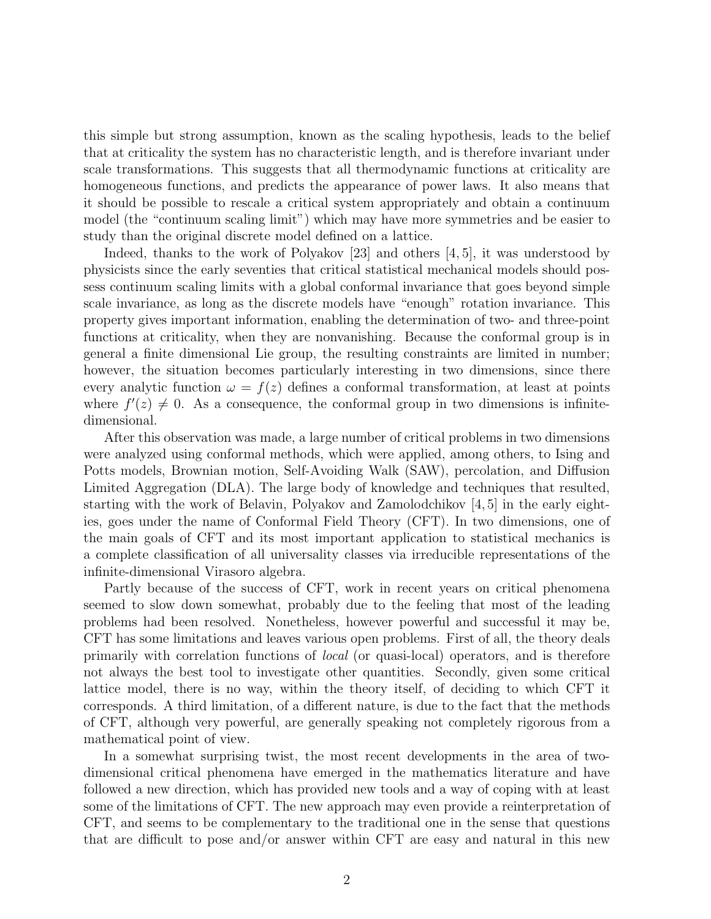this simple but strong assumption, known as the scaling hypothesis, leads to the belief that at criticality the system has no characteristic length, and is therefore invariant under scale transformations. This suggests that all thermodynamic functions at criticality are homogeneous functions, and predicts the appearance of power laws. It also means that it should be possible to rescale a critical system appropriately and obtain a continuum model (the "continuum scaling limit") which may have more symmetries and be easier to study than the original discrete model defined on a lattice.

Indeed, thanks to the work of Polyakov [23] and others [4, 5], it was understood by physicists since the early seventies that critical statistical mechanical models should possess continuum scaling limits with a global conformal invariance that goes beyond simple scale invariance, as long as the discrete models have "enough" rotation invariance. This property gives important information, enabling the determination of two- and three-point functions at criticality, when they are nonvanishing. Because the conformal group is in general a finite dimensional Lie group, the resulting constraints are limited in number; however, the situation becomes particularly interesting in two dimensions, since there every analytic function $\omega = f(z)$ defines a conformal transformation, at least at points where $f'(z) \neq 0$. As a consequence, the conformal group in two dimensions is infinite-dimensional.

After this observation was made, a large number of critical problems in two dimensions were analyzed using conformal methods, which were applied, among others, to Ising and Potts models, Brownian motion, Self-Avoiding Walk (SAW), percolation, and Diffusion Limited Aggregation (DLA). The large body of knowledge and techniques that resulted, starting with the work of Belavin, Polyakov and Zamolodchikov [4, 5] in the early eighties, goes under the name of Conformal Field Theory (CFT). In two dimensions, one of the main goals of CFT and its most important application to statistical mechanics is a complete classification of all universality classes via irreducible representations of the infinite-dimensional Virasoro algebra.

Partly because of the success of CFT, work in recent years on critical phenomena seemed to slow down somewhat, probably due to the feeling that most of the leading problems had been resolved. Nonetheless, however powerful and successful it may be, CFT has some limitations and leaves various open problems. First of all, the theory deals primarily with correlation functions of *local* (or quasi-local) operators, and is therefore not always the best tool to investigate other quantities. Secondly, given some critical lattice model, there is no way, within the theory itself, of deciding to which CFT it corresponds. A third limitation, of a different nature, is due to the fact that the methods of CFT, although very powerful, are generally speaking not completely rigorous from a mathematical point of view.

In a somewhat surprising twist, the most recent developments in the area of two-dimensional critical phenomena have emerged in the mathematics literature and have followed a new direction, which has provided new tools and a way of coping with at least some of the limitations of CFT. The new approach may even provide a reinterpretation of CFT, and seems to be complementary to the traditional one in the sense that questions that are difficult to pose and/or answer within CFT are easy and natural in this new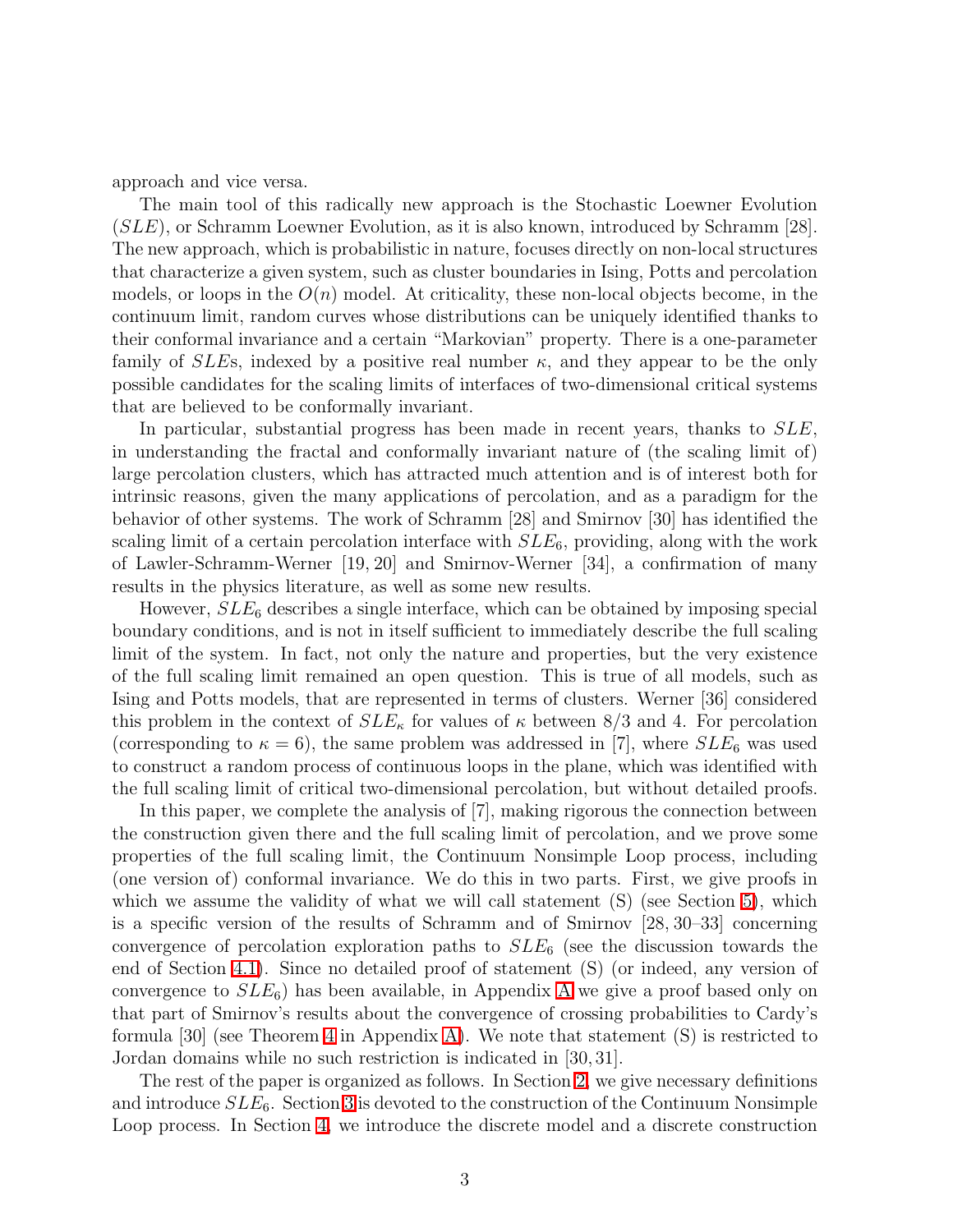approach and vice versa.

The main tool of this radically new approach is the Stochastic Loewner Evolution ($SLE$), or Schramm Loewner Evolution, as it is also known, introduced by Schramm [28]. The new approach, which is probabilistic in nature, focuses directly on non-local structures that characterize a given system, such as cluster boundaries in Ising, Potts and percolation models, or loops in the $O(n)$ model. At criticality, these non-local objects become, in the continuum limit, random curves whose distributions can be uniquely identified thanks to their conformal invariance and a certain "Markovian" property. There is a one-parameter family of $SLE$s, indexed by a positive real number $\kappa$, and they appear to be the only possible candidates for the scaling limits of interfaces of two-dimensional critical systems that are believed to be conformally invariant.

In particular, substantial progress has been made in recent years, thanks to $SLE$, in understanding the fractal and conformally invariant nature of (the scaling limit of) large percolation clusters, which has attracted much attention and is of interest both for intrinsic reasons, given the many applications of percolation, and as a paradigm for the behavior of other systems. The work of Schramm [28] and Smirnov [30] has identified the scaling limit of a certain percolation interface with $SLE_6$, providing, along with the work of Lawler-Schramm-Werner [19, 20] and Smirnov-Werner [34], a confirmation of many results in the physics literature, as well as some new results.

However, $SLE_6$ describes a single interface, which can be obtained by imposing special boundary conditions, and is not in itself sufficient to immediately describe the full scaling limit of the system. In fact, not only the nature and properties, but the very existence of the full scaling limit remained an open question. This is true of all models, such as Ising and Potts models, that are represented in terms of clusters. Werner [36] considered this problem in the context of $SLE_\kappa$ for values of $\kappa$ between $8/3$ and 4. For percolation (corresponding to $\kappa = 6$), the same problem was addressed in [7], where $SLE_6$ was used to construct a random process of continuous loops in the plane, which was identified with the full scaling limit of critical two-dimensional percolation, but without detailed proofs.

In this paper, we complete the analysis of [7], making rigorous the connection between the construction given there and the full scaling limit of percolation, and we prove some properties of the full scaling limit, the Continuum Nonsimple Loop process, including (one version of) conformal invariance. We do this in two parts. First, we give proofs in which we assume the validity of what we will call statement (S) (see Section 5), which is a specific version of the results of Schramm and of Smirnov [28, 30–33] concerning convergence of percolation exploration paths to $SLE_6$ (see the discussion towards the end of Section 4.1). Since no detailed proof of statement (S) (or indeed, any version of convergence to $SLE_6$) has been available, in Appendix A we give a proof based only on that part of Smirnov's results about the convergence of crossing probabilities to Cardy's formula [30] (see Theorem 4 in Appendix A). We note that statement (S) is restricted to Jordan domains while no such restriction is indicated in [30, 31].

The rest of the paper is organized as follows. In Section 2, we give necessary definitions and introduce $SLE_6$. Section 3 is devoted to the construction of the Continuum Nonsimple Loop process. In Section 4, we introduce the discrete model and a discrete construction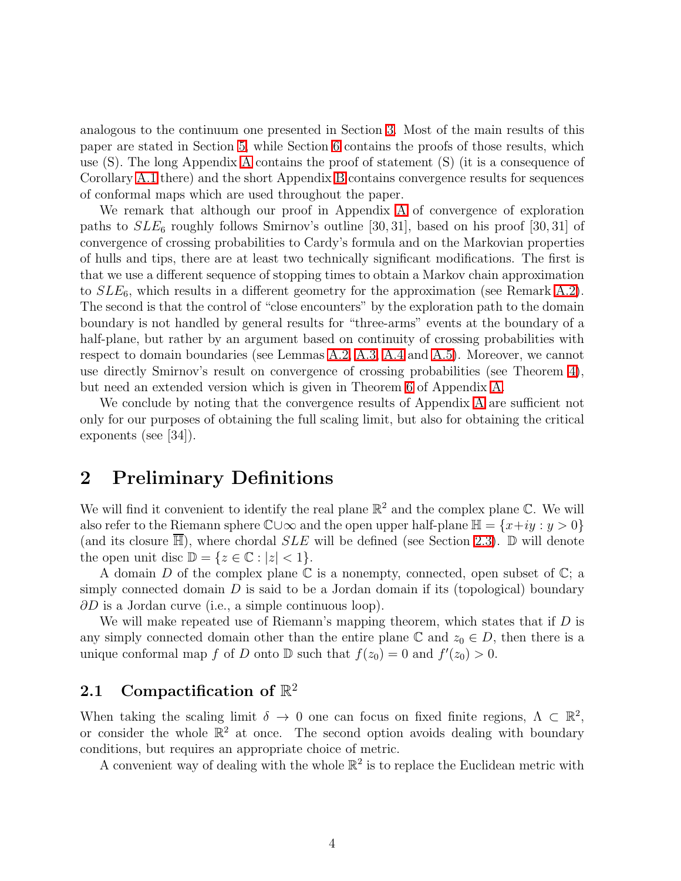analogous to the continuum one presented in Section 3. Most of the main results of this paper are stated in Section 5, while Section 6 contains the proofs of those results, which use (S). The long Appendix A contains the proof of statement (S) (it is a consequence of Corollary A.1 there) and the short Appendix B contains convergence results for sequences of conformal maps which are used throughout the paper.

We remark that although our proof in Appendix A of convergence of exploration paths to $SLE_6$ roughly follows Smirnov's outline [30, 31], based on his proof [30, 31] of convergence of crossing probabilities to Cardy's formula and on the Markovian properties of hulls and tips, there are at least two technically significant modifications. The first is that we use a different sequence of stopping times to obtain a Markov chain approximation to $SLE_6$, which results in a different geometry for the approximation (see Remark A.2). The second is that the control of "close encounters" by the exploration path to the domain boundary is not handled by general results for "three-arms" events at the boundary of a half-plane, but rather by an argument based on continuity of crossing probabilities with respect to domain boundaries (see Lemmas A.2, A.3, A.4 and A.5). Moreover, we cannot use directly Smirnov's result on convergence of crossing probabilities (see Theorem 4), but need an extended version which is given in Theorem 6 of Appendix A.

We conclude by noting that the convergence results of Appendix A are sufficient not only for our purposes of obtaining the full scaling limit, but also for obtaining the critical exponents (see [34]).

# 2 Preliminary Definitions

We will find it convenient to identify the real plane $\mathbb{R}^2$ and the complex plane $\mathbb{C}$. We will also refer to the Riemann sphere $\mathbb{C}\cup\infty$ and the open upper half-plane $\mathbb{H} = \{x+iy : y > 0\}$ (and its closure $\overline{\mathbb{H}}$), where chordal $SLE$ will be defined (see Section 2.3). $\mathbb{D}$ will denote the open unit disc $\mathbb{D} = \{z \in \mathbb{C} : |z| < 1\}$.

A domain $D$ of the complex plane $\mathbb{C}$ is a nonempty, connected, open subset of $\mathbb{C}$; a simply connected domain $D$ is said to be a Jordan domain if its (topological) boundary $\partial D$ is a Jordan curve (i.e., a simple continuous loop).

We will make repeated use of Riemann's mapping theorem, which states that if $D$ is any simply connected domain other than the entire plane $\mathbb{C}$ and $z_0 \in D$, then there is a unique conformal map $f$ of $D$ onto $\mathbb{D}$ such that $f(z_0) = 0$ and $f'(z_0) > 0$.

## 2.1 Compactification of $\mathbb{R}^2$

When taking the scaling limit $\delta \to 0$ one can focus on fixed finite regions, $\Lambda \subset \mathbb{R}^2$, or consider the whole $\mathbb{R}^2$ at once. The second option avoids dealing with boundary conditions, but requires an appropriate choice of metric.

A convenient way of dealing with the whole $\mathbb{R}^2$ is to replace the Euclidean metric with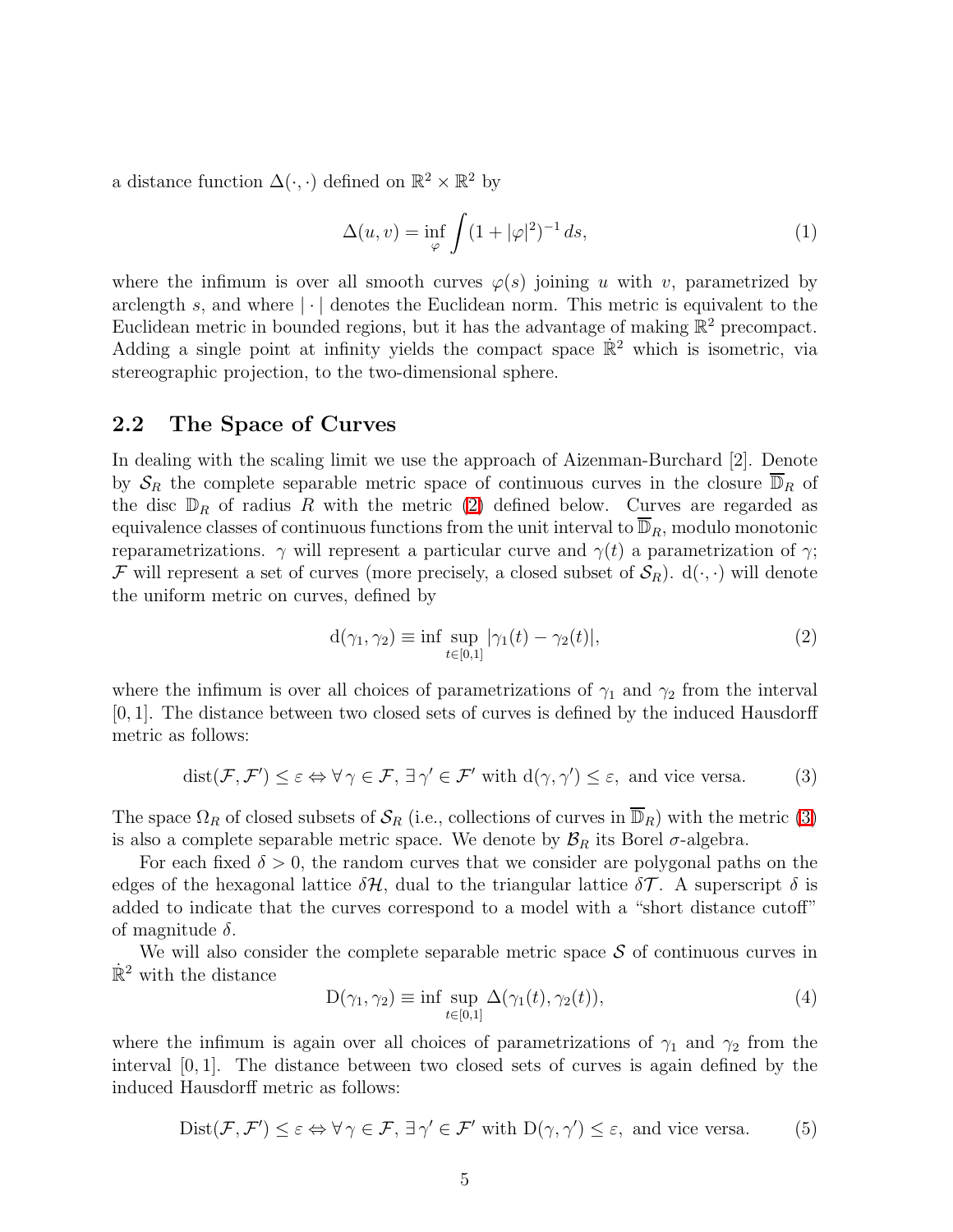a distance function $\Delta(\cdot,\cdot)$ defined on $\mathbb{R}^2 \times \mathbb{R}^2$ by

$$\Delta(u,v) = \inf_{\varphi} \int (1+|\varphi|^2)^{-1}\, ds, \tag{1}$$

where the infimum is over all smooth curves $\varphi(s)$ joining $u$ with $v$, parametrized by arclength $s$, and where $|\cdot|$ denotes the Euclidean norm. This metric is equivalent to the Euclidean metric in bounded regions, but it has the advantage of making $\mathbb{R}^2$ precompact. Adding a single point at infinity yields the compact space $\dot{\mathbb{R}}^2$ which is isometric, via stereographic projection, to the two-dimensional sphere.

## 2.2 The Space of Curves

In dealing with the scaling limit we use the approach of Aizenman-Burchard [2]. Denote by $\mathcal{S}_R$ the complete separable metric space of continuous curves in the closure $\overline{\mathbb{D}}_R$ of the disc $\mathbb{D}_R$ of radius $R$ with the metric (2) defined below. Curves are regarded as equivalence classes of continuous functions from the unit interval to $\overline{\mathbb{D}}_R$, modulo monotonic reparametrizations. $\gamma$ will represent a particular curve and $\gamma(t)$ a parametrization of $\gamma$; $\mathcal{F}$ will represent a set of curves (more precisely, a closed subset of $\mathcal{S}_R$). $\mathrm{d}(\cdot,\cdot)$ will denote the uniform metric on curves, defined by

$$\mathrm{d}(\gamma_1,\gamma_2) \equiv \inf \sup_{t\in[0,1]} |\gamma_1(t)-\gamma_2(t)|, \tag{2}$$

where the infimum is over all choices of parametrizations of $\gamma_1$ and $\gamma_2$ from the interval $[0,1]$. The distance between two closed sets of curves is defined by the induced Hausdorff metric as follows:

$$\mathrm{dist}(\mathcal{F},\mathcal{F}') \le \varepsilon \Leftrightarrow \forall\, \gamma \in \mathcal{F},\ \exists\, \gamma' \in \mathcal{F}' \text{ with } \mathrm{d}(\gamma,\gamma') \le \varepsilon, \text{ and vice versa.} \tag{3}$$

The space $\Omega_R$ of closed subsets of $\mathcal{S}_R$ (i.e., collections of curves in $\overline{\mathbb{D}}_R$) with the metric (3) is also a complete separable metric space. We denote by $\mathcal{B}_R$ its Borel $\sigma$-algebra.

For each fixed $\delta > 0$, the random curves that we consider are polygonal paths on the edges of the hexagonal lattice $\delta\mathcal{H}$, dual to the triangular lattice $\delta\mathcal{T}$. A superscript $\delta$ is added to indicate that the curves correspond to a model with a "short distance cutoff" of magnitude $\delta$.

We will also consider the complete separable metric space $\mathcal{S}$ of continuous curves in $\dot{\mathbb{R}}^2$ with the distance

$$\mathrm{D}(\gamma_1,\gamma_2) \equiv \inf \sup_{t\in[0,1]} \Delta(\gamma_1(t),\gamma_2(t)), \tag{4}$$

where the infimum is again over all choices of parametrizations of $\gamma_1$ and $\gamma_2$ from the interval $[0,1]$. The distance between two closed sets of curves is again defined by the induced Hausdorff metric as follows:

$$\mathrm{Dist}(\mathcal{F},\mathcal{F}') \le \varepsilon \Leftrightarrow \forall\, \gamma \in \mathcal{F},\ \exists\, \gamma' \in \mathcal{F}' \text{ with } \mathrm{D}(\gamma,\gamma') \le \varepsilon, \text{ and vice versa.} \tag{5}$$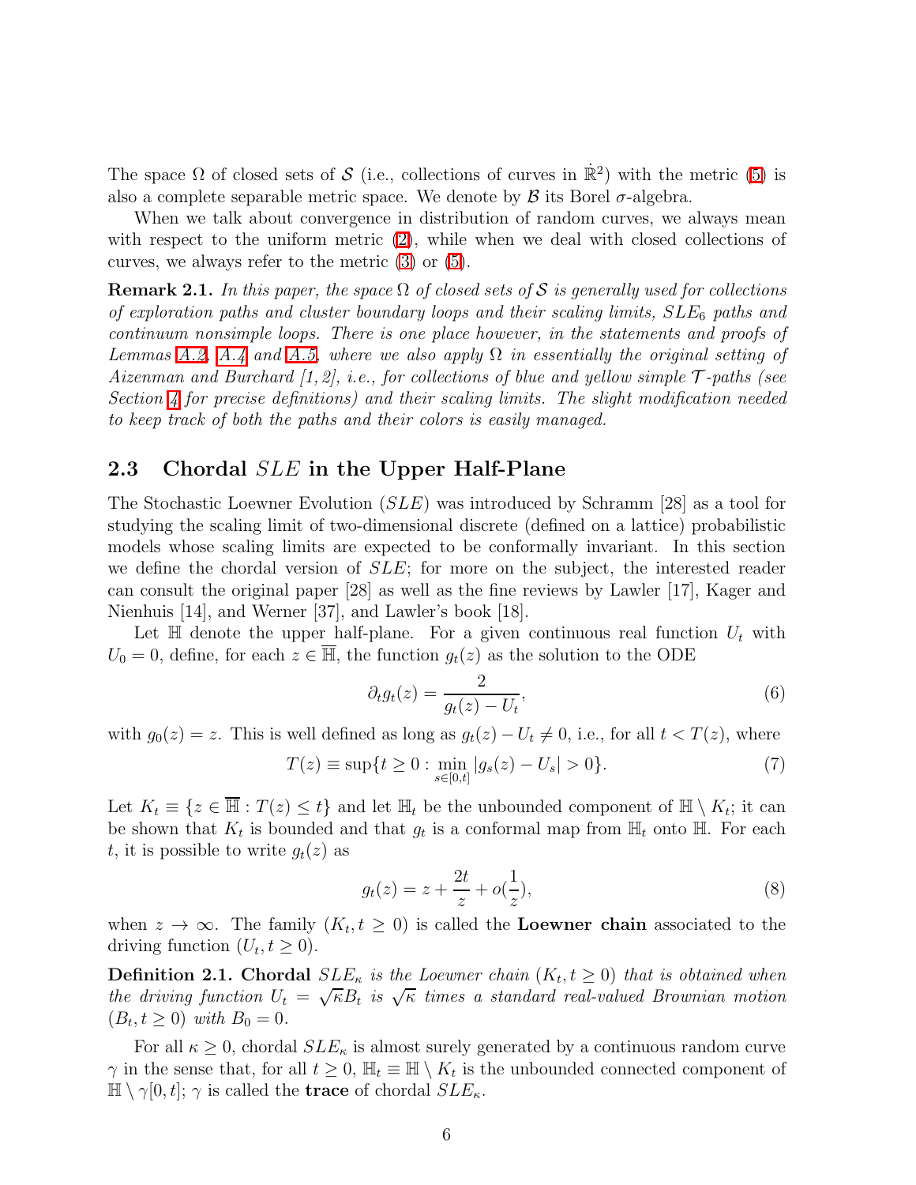The space $\Omega$ of closed sets of $\mathcal{S}$ (i.e., collections of curves in $\dot{\mathbb{R}}^2$) with the metric (5) is also a complete separable metric space. We denote by $\mathcal{B}$ its Borel $\sigma$-algebra.

When we talk about convergence in distribution of random curves, we always mean with respect to the uniform metric (2), while when we deal with closed collections of curves, we always refer to the metric (3) or (5).

**Remark 2.1.** *In this paper, the space $\Omega$ of closed sets of $\mathcal{S}$ is generally used for collections of exploration paths and cluster boundary loops and their scaling limits, $SLE_6$ paths and continuum nonsimple loops. There is one place however, in the statements and proofs of Lemmas A.2, A.4 and A.5, where we also apply $\Omega$ in essentially the original setting of Aizenman and Burchard [1, 2], i.e., for collections of blue and yellow simple $\mathcal{T}$-paths (see Section 4 for precise definitions) and their scaling limits. The slight modification needed to keep track of both the paths and their colors is easily managed.*

### 2.3 Chordal $SLE$ in the Upper Half-Plane

The Stochastic Loewner Evolution ($SLE$) was introduced by Schramm [28] as a tool for studying the scaling limit of two-dimensional discrete (defined on a lattice) probabilistic models whose scaling limits are expected to be conformally invariant. In this section we define the chordal version of $SLE$; for more on the subject, the interested reader can consult the original paper [28] as well as the fine reviews by Lawler [17], Kager and Nienhuis [14], and Werner [37], and Lawler's book [18].

Let $\mathbb{H}$ denote the upper half-plane. For a given continuous real function $U_t$ with $U_0 = 0$, define, for each $z \in \overline{\mathbb{H}}$, the function $g_t(z)$ as the solution to the ODE

$$\partial_t g_t(z) = \frac{2}{g_t(z) - U_t}, \tag{6}$$

with $g_0(z) = z$. This is well defined as long as $g_t(z) - U_t \neq 0$, i.e., for all $t < T(z)$, where

$$T(z) \equiv \sup\{t \geq 0 : \min_{s \in [0,t]} |g_s(z) - U_s| > 0\}. \tag{7}$$

Let $K_t \equiv \{z \in \overline{\mathbb{H}} : T(z) \leq t\}$ and let $\mathbb{H}_t$ be the unbounded component of $\mathbb{H} \setminus K_t$; it can be shown that $K_t$ is bounded and that $g_t$ is a conformal map from $\mathbb{H}_t$ onto $\mathbb{H}$. For each $t$, it is possible to write $g_t(z)$ as

$$g_t(z) = z + \frac{2t}{z} + o(\frac{1}{z}), \tag{8}$$

when $z \to \infty$. The family $(K_t, t \geq 0)$ is called the **Loewner chain** associated to the driving function $(U_t, t \geq 0)$.

**Definition 2.1. Chordal** $SLE_\kappa$ *is the Loewner chain $(K_t, t \geq 0)$ that is obtained when the driving function $U_t = \sqrt{\kappa} B_t$ is $\sqrt{\kappa}$ times a standard real-valued Brownian motion $(B_t, t \geq 0)$ with $B_0 = 0$.*

For all $\kappa \geq 0$, chordal $SLE_\kappa$ is almost surely generated by a continuous random curve $\gamma$ in the sense that, for all $t \geq 0$, $\mathbb{H}_t \equiv \mathbb{H} \setminus K_t$ is the unbounded connected component of $\mathbb{H} \setminus \gamma[0,t]$; $\gamma$ is called the **trace** of chordal $SLE_\kappa$.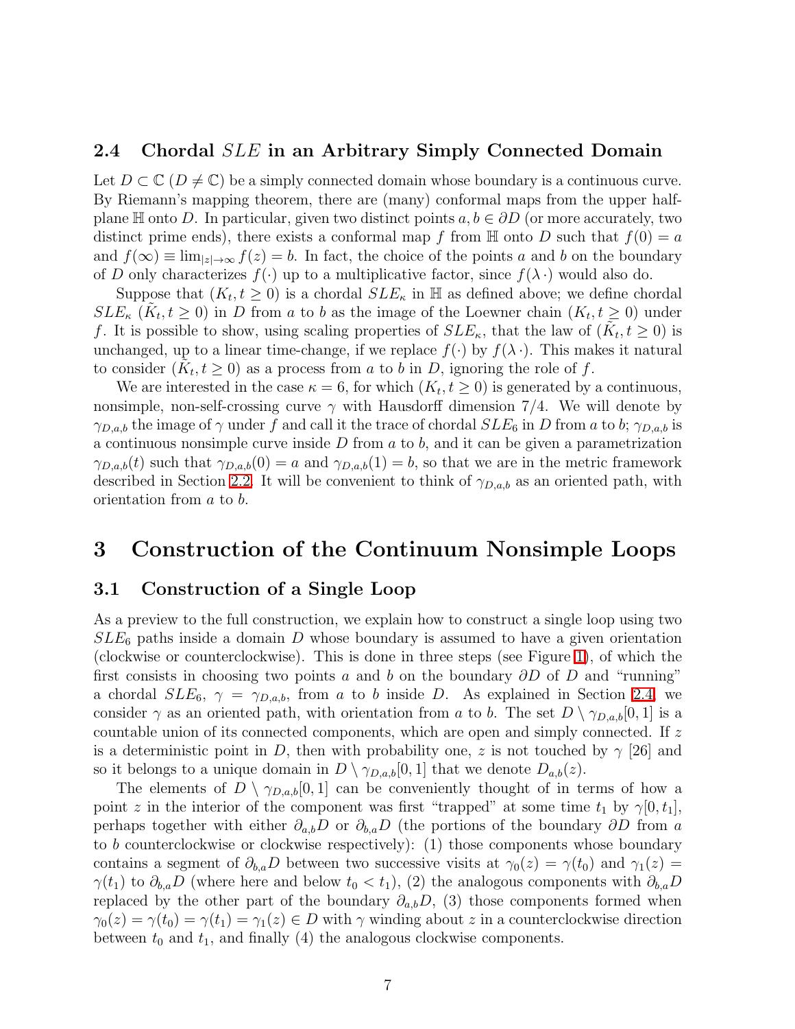### 2.4 Chordal $SLE$ in an Arbitrary Simply Connected Domain

Let $D \subset \mathbb{C}$ ($D \neq \mathbb{C}$) be a simply connected domain whose boundary is a continuous curve. By Riemann's mapping theorem, there are (many) conformal maps from the upper half-plane $\mathbb{H}$ onto $D$. In particular, given two distinct points $a, b \in \partial D$ (or more accurately, two distinct prime ends), there exists a conformal map $f$ from $\mathbb{H}$ onto $D$ such that $f(0) = a$ and $f(\infty) \equiv \lim_{|z| \to \infty} f(z) = b$. In fact, the choice of the points $a$ and $b$ on the boundary of $D$ only characterizes $f(\cdot)$ up to a multiplicative factor, since $f(\lambda \cdot)$ would also do.

Suppose that $(K_t, t \geq 0)$ is a chordal $SLE_\kappa$ in $\mathbb{H}$ as defined above; we define chordal $SLE_\kappa$ $(\tilde{K}_t, t \geq 0)$ in $D$ from $a$ to $b$ as the image of the Loewner chain $(K_t, t \geq 0)$ under $f$. It is possible to show, using scaling properties of $SLE_\kappa$, that the law of $(\tilde{K}_t, t \geq 0)$ is unchanged, up to a linear time-change, if we replace $f(\cdot)$ by $f(\lambda \cdot)$. This makes it natural to consider $(\tilde{K}_t, t \geq 0)$ as a process from $a$ to $b$ in $D$, ignoring the role of $f$.

We are interested in the case $\kappa = 6$, for which $(K_t, t \geq 0)$ is generated by a continuous, nonsimple, non-self-crossing curve $\gamma$ with Hausdorff dimension $7/4$. We will denote by $\gamma_{D,a,b}$ the image of $\gamma$ under $f$ and call it the trace of chordal $SLE_6$ in $D$ from $a$ to $b$; $\gamma_{D,a,b}$ is a continuous nonsimple curve inside $D$ from $a$ to $b$, and it can be given a parametrization $\gamma_{D,a,b}(t)$ such that $\gamma_{D,a,b}(0) = a$ and $\gamma_{D,a,b}(1) = b$, so that we are in the metric framework described in Section 2.2. It will be convenient to think of $\gamma_{D,a,b}$ as an oriented path, with orientation from $a$ to $b$.

# 3 Construction of the Continuum Nonsimple Loops

## 3.1 Construction of a Single Loop

As a preview to the full construction, we explain how to construct a single loop using two $SLE_6$ paths inside a domain $D$ whose boundary is assumed to have a given orientation (clockwise or counterclockwise). This is done in three steps (see Figure 1), of which the first consists in choosing two points $a$ and $b$ on the boundary $\partial D$ of $D$ and "running" a chordal $SLE_6$, $\gamma = \gamma_{D,a,b}$, from $a$ to $b$ inside $D$. As explained in Section 2.4, we consider $\gamma$ as an oriented path, with orientation from $a$ to $b$. The set $D \setminus \gamma_{D,a,b}[0,1]$ is a countable union of its connected components, which are open and simply connected. If $z$ is a deterministic point in $D$, then with probability one, $z$ is not touched by $\gamma$ [26] and so it belongs to a unique domain in $D \setminus \gamma_{D,a,b}[0,1]$ that we denote $D_{a,b}(z)$.

The elements of $D \setminus \gamma_{D,a,b}[0,1]$ can be conveniently thought of in terms of how a point $z$ in the interior of the component was first "trapped" at some time $t_1$ by $\gamma[0,t_1]$, perhaps together with either $\partial_{a,b}D$ or $\partial_{b,a}D$ (the portions of the boundary $\partial D$ from $a$ to $b$ counterclockwise or clockwise respectively): (1) those components whose boundary contains a segment of $\partial_{b,a}D$ between two successive visits at $\gamma_0(z) = \gamma(t_0)$ and $\gamma_1(z) = \gamma(t_1)$ to $\partial_{b,a}D$ (where here and below $t_0 < t_1$), (2) the analogous components with $\partial_{b,a}D$ replaced by the other part of the boundary $\partial_{a,b}D$, (3) those components formed when $\gamma_0(z) = \gamma(t_0) = \gamma(t_1) = \gamma_1(z) \in D$ with $\gamma$ winding about $z$ in a counterclockwise direction between $t_0$ and $t_1$, and finally (4) the analogous clockwise components.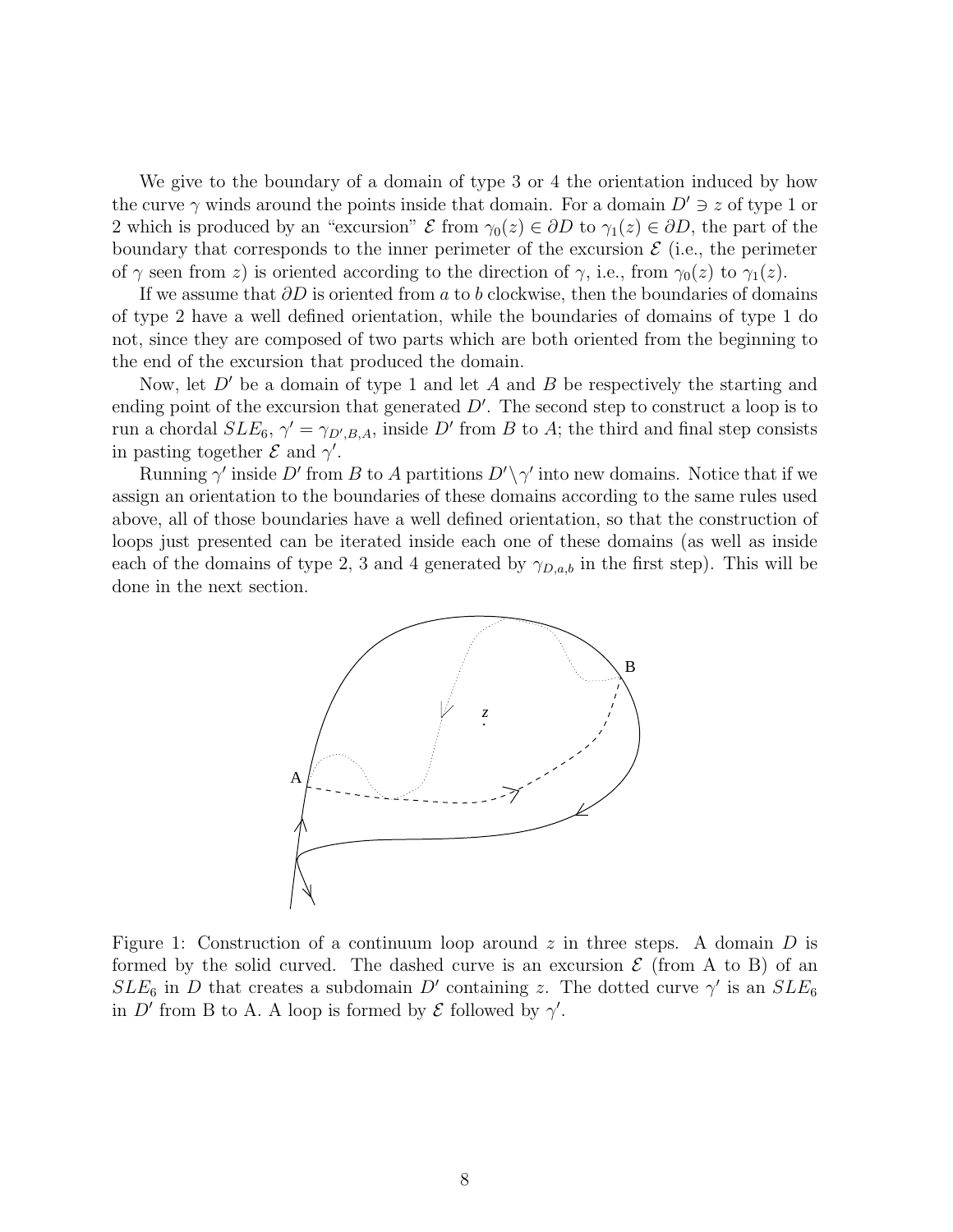We give to the boundary of a domain of type 3 or 4 the orientation induced by how the curve $\gamma$ winds around the points inside that domain. For a domain $D' \ni z$ of type 1 or 2 which is produced by an "excursion" $\mathcal{E}$ from $\gamma_0(z) \in \partial D$ to $\gamma_1(z) \in \partial D$, the part of the boundary that corresponds to the inner perimeter of the excursion $\mathcal{E}$ (i.e., the perimeter of $\gamma$ seen from $z$) is oriented according to the direction of $\gamma$, i.e., from $\gamma_0(z)$ to $\gamma_1(z)$.

If we assume that $\partial D$ is oriented from $a$ to $b$ clockwise, then the boundaries of domains of type 2 have a well defined orientation, while the boundaries of domains of type 1 do not, since they are composed of two parts which are both oriented from the beginning to the end of the excursion that produced the domain.

Now, let $D'$ be a domain of type 1 and let $A$ and $B$ be respectively the starting and ending point of the excursion that generated $D'$. The second step to construct a loop is to run a chordal $SLE_6$, $\gamma' = \gamma_{D',B,A}$, inside $D'$ from $B$ to $A$; the third and final step consists in pasting together $\mathcal{E}$ and $\gamma'$.

Running $\gamma'$ inside $D'$ from $B$ to $A$ partitions $D' \setminus \gamma'$ into new domains. Notice that if we assign an orientation to the boundaries of these domains according to the same rules used above, all of those boundaries have a well defined orientation, so that the construction of loops just presented can be iterated inside each one of these domains (as well as inside each of the domains of type 2, 3 and 4 generated by $\gamma_{D,a,b}$ in the first step). This will be done in the next section.

Figure 1: Construction of a continuum loop around $z$ in three steps. A domain $D$ is formed by the solid curved. The dashed curve is an excursion $\mathcal{E}$ (from A to B) of an $SLE_6$ in $D$ that creates a subdomain $D'$ containing $z$. The dotted curve $\gamma'$ is an $SLE_6$ in $D'$ from B to A. A loop is formed by $\mathcal{E}$ followed by $\gamma'$.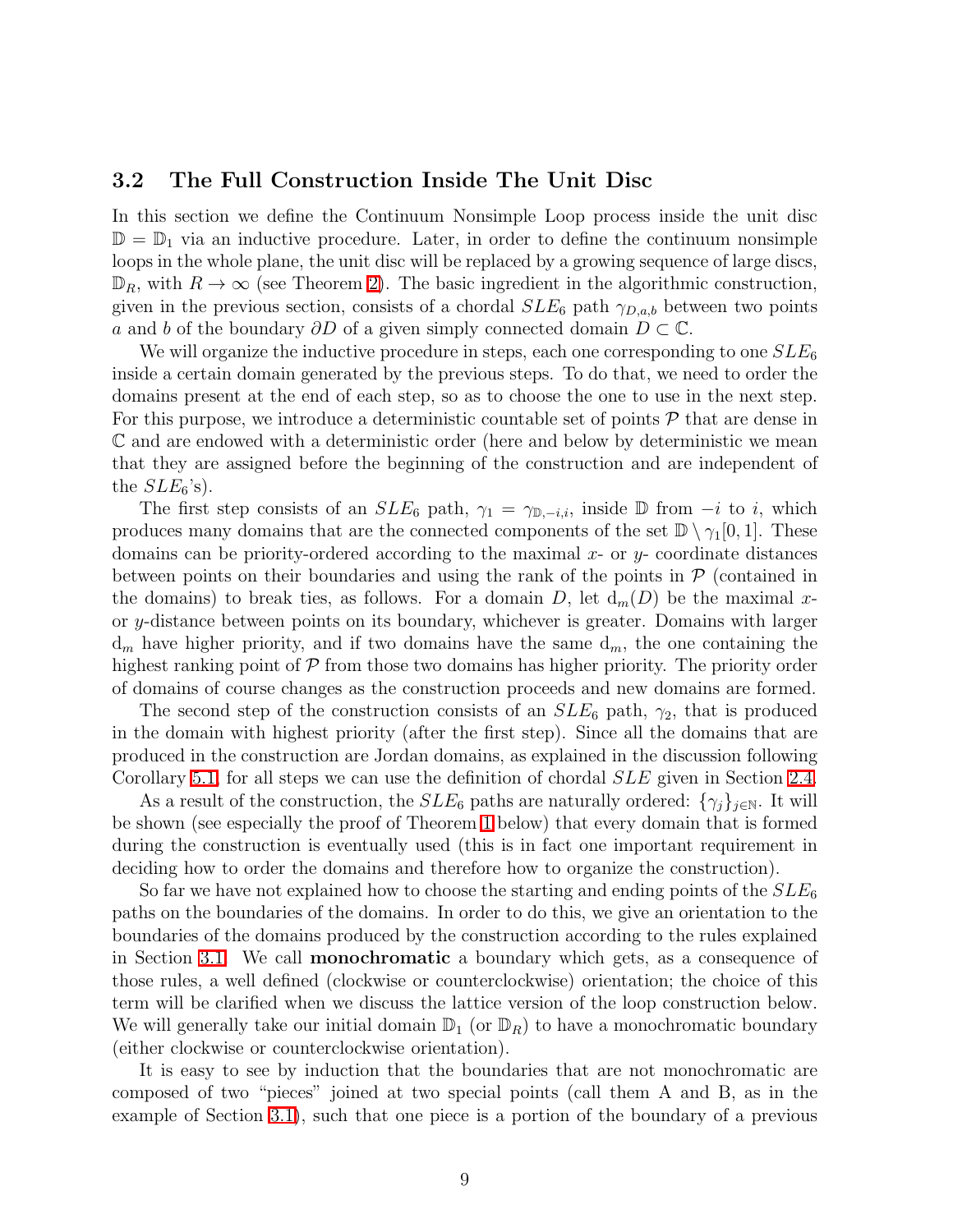### 3.2 The Full Construction Inside The Unit Disc

In this section we define the Continuum Nonsimple Loop process inside the unit disc $\mathbb{D} = \mathbb{D}_1$ via an inductive procedure. Later, in order to define the continuum nonsimple loops in the whole plane, the unit disc will be replaced by a growing sequence of large discs, $\mathbb{D}_R$, with $R \to \infty$ (see Theorem 2). The basic ingredient in the algorithmic construction, given in the previous section, consists of a chordal $SLE_6$ path $\gamma_{D,a,b}$ between two points $a$ and $b$ of the boundary $\partial D$ of a given simply connected domain $D \subset \mathbb{C}$.

We will organize the inductive procedure in steps, each one corresponding to one $SLE_6$ inside a certain domain generated by the previous steps. To do that, we need to order the domains present at the end of each step, so as to choose the one to use in the next step. For this purpose, we introduce a deterministic countable set of points $\mathcal{P}$ that are dense in $\mathbb{C}$ and are endowed with a deterministic order (here and below by deterministic we mean that they are assigned before the beginning of the construction and are independent of the $SLE_6$'s).

The first step consists of an $SLE_6$ path, $\gamma_1 = \gamma_{\mathbb{D},-i,i}$, inside $\mathbb{D}$ from $-i$ to $i$, which produces many domains that are the connected components of the set $\mathbb{D} \setminus \gamma_1[0,1]$. These domains can be priority-ordered according to the maximal $x$- or $y$- coordinate distances between points on their boundaries and using the rank of the points in $\mathcal{P}$ (contained in the domains) to break ties, as follows. For a domain $D$, let $\mathrm{d}_m(D)$ be the maximal $x$- or $y$-distance between points on its boundary, whichever is greater. Domains with larger $\mathrm{d}_m$ have higher priority, and if two domains have the same $\mathrm{d}_m$, the one containing the highest ranking point of $\mathcal{P}$ from those two domains has higher priority. The priority order of domains of course changes as the construction proceeds and new domains are formed.

The second step of the construction consists of an $SLE_6$ path, $\gamma_2$, that is produced in the domain with highest priority (after the first step). Since all the domains that are produced in the construction are Jordan domains, as explained in the discussion following Corollary 5.1, for all steps we can use the definition of chordal $SLE$ given in Section 2.4.

As a result of the construction, the $SLE_6$ paths are naturally ordered: $\{\gamma_j\}_{j \in \mathbb{N}}$. It will be shown (see especially the proof of Theorem 1 below) that every domain that is formed during the construction is eventually used (this is in fact one important requirement in deciding how to order the domains and therefore how to organize the construction).

So far we have not explained how to choose the starting and ending points of the $SLE_6$ paths on the boundaries of the domains. In order to do this, we give an orientation to the boundaries of the domains produced by the construction according to the rules explained in Section 3.1. We call **monochromatic** a boundary which gets, as a consequence of those rules, a well defined (clockwise or counterclockwise) orientation; the choice of this term will be clarified when we discuss the lattice version of the loop construction below. We will generally take our initial domain $\mathbb{D}_1$ (or $\mathbb{D}_R$) to have a monochromatic boundary (either clockwise or counterclockwise orientation).

It is easy to see by induction that the boundaries that are not monochromatic are composed of two "pieces" joined at two special points (call them A and B, as in the example of Section 3.1), such that one piece is a portion of the boundary of a previous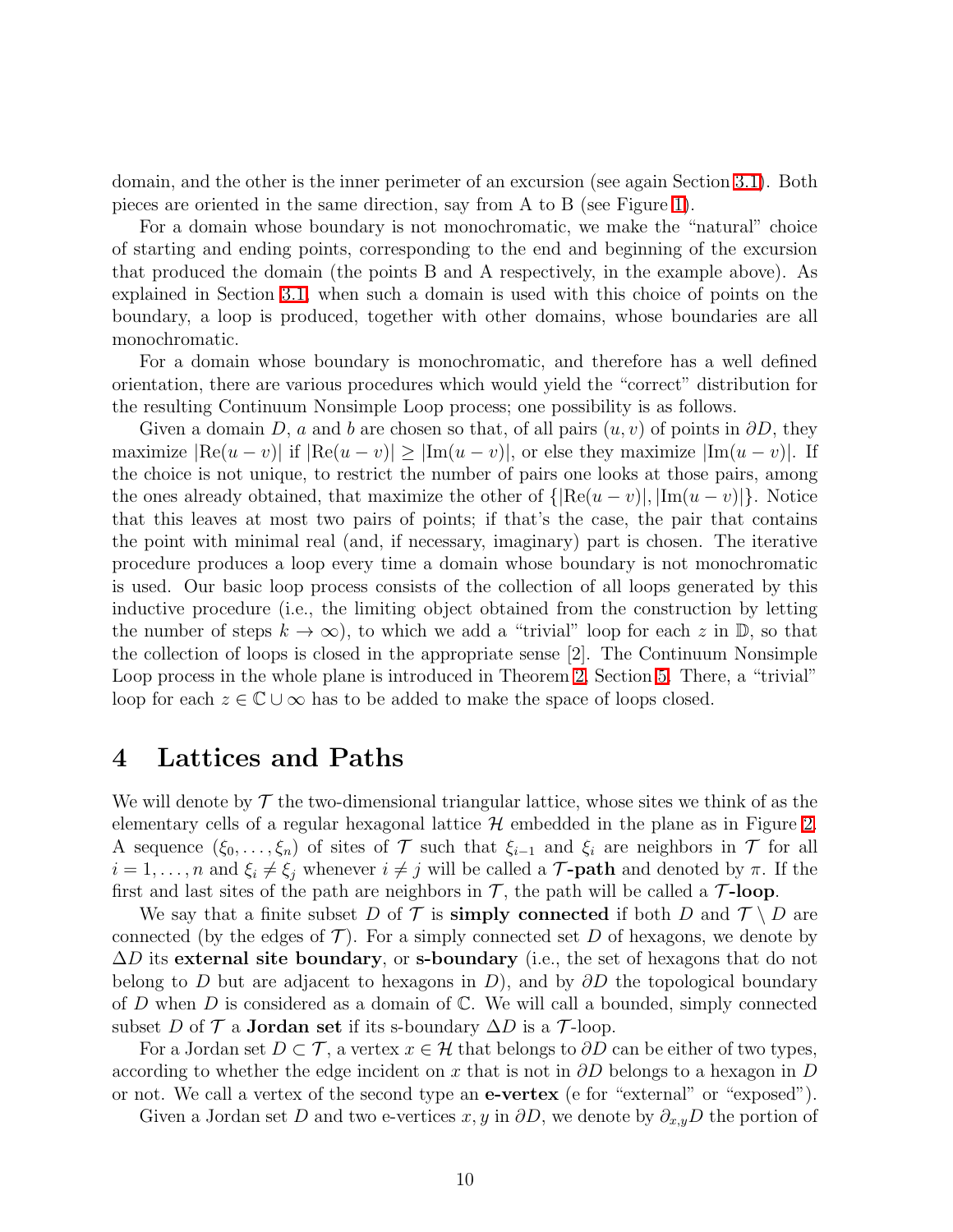domain, and the other is the inner perimeter of an excursion (see again Section 3.1). Both pieces are oriented in the same direction, say from A to B (see Figure 1).

For a domain whose boundary is not monochromatic, we make the "natural" choice of starting and ending points, corresponding to the end and beginning of the excursion that produced the domain (the points B and A respectively, in the example above). As explained in Section 3.1, when such a domain is used with this choice of points on the boundary, a loop is produced, together with other domains, whose boundaries are all monochromatic.

For a domain whose boundary is monochromatic, and therefore has a well defined orientation, there are various procedures which would yield the "correct" distribution for the resulting Continuum Nonsimple Loop process; one possibility is as follows.

Given a domain $D$, $a$ and $b$ are chosen so that, of all pairs $(u, v)$ of points in $\partial D$, they maximize $|\text{Re}(u - v)|$ if $|\text{Re}(u - v)| \geq |\text{Im}(u - v)|$, or else they maximize $|\text{Im}(u - v)|$. If the choice is not unique, to restrict the number of pairs one looks at those pairs, among the ones already obtained, that maximize the other of $\{|\text{Re}(u - v)|, |\text{Im}(u - v)|\}$. Notice that this leaves at most two pairs of points; if that's the case, the pair that contains the point with minimal real (and, if necessary, imaginary) part is chosen. The iterative procedure produces a loop every time a domain whose boundary is not monochromatic is used. Our basic loop process consists of the collection of all loops generated by this inductive procedure (i.e., the limiting object obtained from the construction by letting the number of steps $k \to \infty$), to which we add a "trivial" loop for each $z$ in $\mathbb{D}$, so that the collection of loops is closed in the appropriate sense [2]. The Continuum Nonsimple Loop process in the whole plane is introduced in Theorem 2, Section 5. There, a "trivial" loop for each $z \in \mathbb{C} \cup \infty$ has to be added to make the space of loops closed.

# 4 Lattices and Paths

We will denote by $\mathcal{T}$ the two-dimensional triangular lattice, whose sites we think of as the elementary cells of a regular hexagonal lattice $\mathcal{H}$ embedded in the plane as in Figure 2. A sequence $(\xi_0, \ldots, \xi_n)$ of sites of $\mathcal{T}$ such that $\xi_{i-1}$ and $\xi_i$ are neighbors in $\mathcal{T}$ for all $i = 1, \ldots, n$ and $\xi_i \neq \xi_j$ whenever $i \neq j$ will be called a **$\mathcal{T}$-path** and denoted by $\pi$. If the first and last sites of the path are neighbors in $\mathcal{T}$, the path will be called a **$\mathcal{T}$-loop**.

We say that a finite subset $D$ of $\mathcal{T}$ is **simply connected** if both $D$ and $\mathcal{T} \setminus D$ are connected (by the edges of $\mathcal{T}$). For a simply connected set $D$ of hexagons, we denote by $\Delta D$ its **external site boundary**, or **s-boundary** (i.e., the set of hexagons that do not belong to $D$ but are adjacent to hexagons in $D$), and by $\partial D$ the topological boundary of $D$ when $D$ is considered as a domain of $\mathbb{C}$. We will call a bounded, simply connected subset $D$ of $\mathcal{T}$ a **Jordan set** if its s-boundary $\Delta D$ is a $\mathcal{T}$-loop.

For a Jordan set $D \subset \mathcal{T}$, a vertex $x \in \mathcal{H}$ that belongs to $\partial D$ can be either of two types, according to whether the edge incident on $x$ that is not in $\partial D$ belongs to a hexagon in $D$ or not. We call a vertex of the second type an **e-vertex** (e for "external" or "exposed").

Given a Jordan set $D$ and two e-vertices $x, y$ in $\partial D$, we denote by $\partial_{x,y} D$ the portion of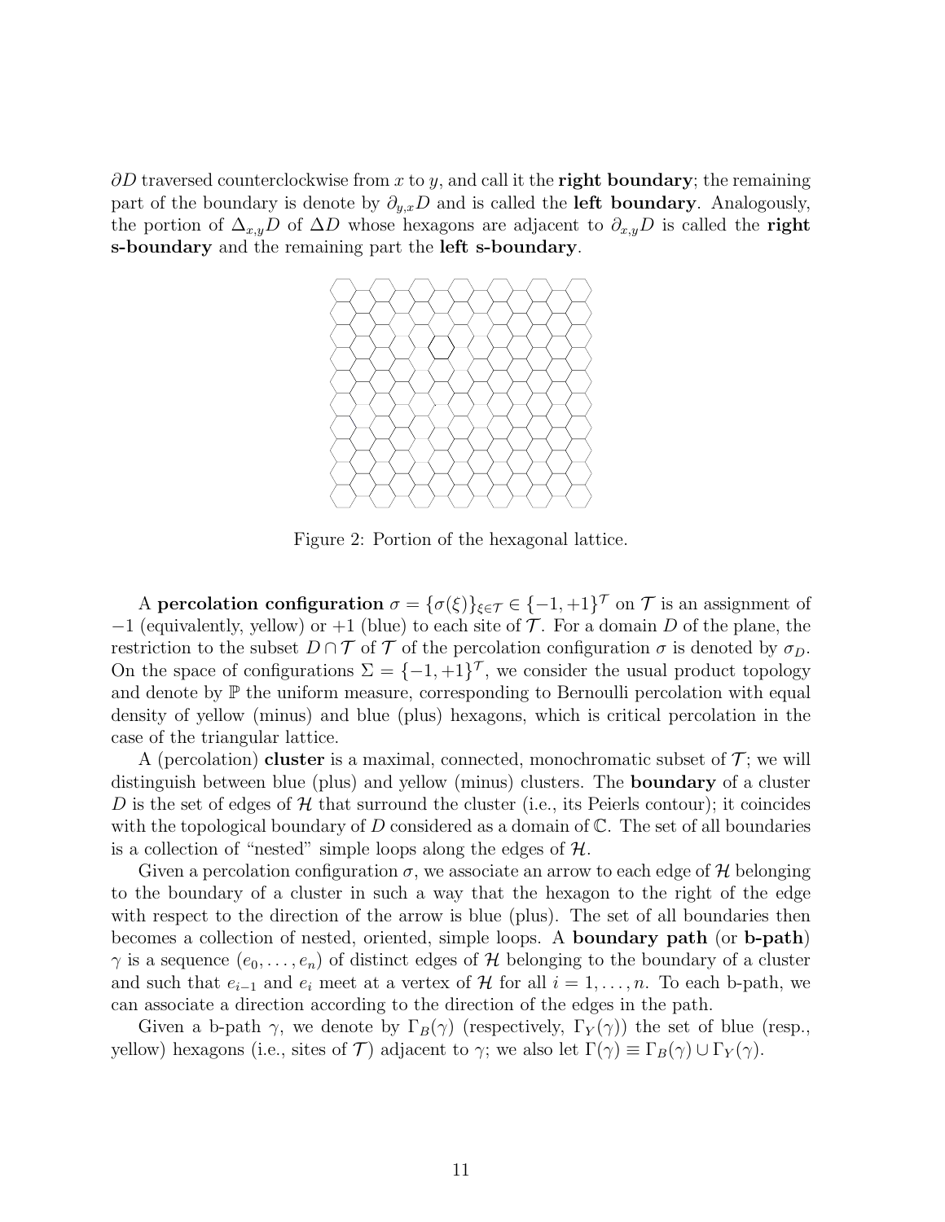$\partial D$ traversed counterclockwise from $x$ to $y$, and call it the **right boundary**; the remaining part of the boundary is denote by $\partial_{y,x}D$ and is called the **left boundary**. Analogously, the portion of $\Delta_{x,y}D$ of $\Delta D$ whose hexagons are adjacent to $\partial_{x,y}D$ is called the **right s-boundary** and the remaining part the **left s-boundary**.

Figure 2: Portion of the hexagonal lattice.

A **percolation configuration** $\sigma = \{\sigma(\xi)\}_{\xi \in \mathcal{T}} \in \{-1, +1\}^{\mathcal{T}}$ on $\mathcal{T}$ is an assignment of $-1$ (equivalently, yellow) or $+1$ (blue) to each site of $\mathcal{T}$. For a domain $D$ of the plane, the restriction to the subset $D \cap \mathcal{T}$ of $\mathcal{T}$ of the percolation configuration $\sigma$ is denoted by $\sigma_D$. On the space of configurations $\Sigma = \{-1, +1\}^{\mathcal{T}}$, we consider the usual product topology and denote by $\mathbb{P}$ the uniform measure, corresponding to Bernoulli percolation with equal density of yellow (minus) and blue (plus) hexagons, which is critical percolation in the case of the triangular lattice.

A (percolation) **cluster** is a maximal, connected, monochromatic subset of $\mathcal{T}$; we will distinguish between blue (plus) and yellow (minus) clusters. The **boundary** of a cluster $D$ is the set of edges of $\mathcal{H}$ that surround the cluster (i.e., its Peierls contour); it coincides with the topological boundary of $D$ considered as a domain of $\mathbb{C}$. The set of all boundaries is a collection of "nested" simple loops along the edges of $\mathcal{H}$.

Given a percolation configuration $\sigma$, we associate an arrow to each edge of $\mathcal{H}$ belonging to the boundary of a cluster in such a way that the hexagon to the right of the edge with respect to the direction of the arrow is blue (plus). The set of all boundaries then becomes a collection of nested, oriented, simple loops. A **boundary path** (or **b-path**) $\gamma$ is a sequence $(e_0, \ldots, e_n)$ of distinct edges of $\mathcal{H}$ belonging to the boundary of a cluster and such that $e_{i-1}$ and $e_i$ meet at a vertex of $\mathcal{H}$ for all $i = 1, \ldots, n$. To each b-path, we can associate a direction according to the direction of the edges in the path.

Given a b-path $\gamma$, we denote by $\Gamma_B(\gamma)$ (respectively, $\Gamma_Y(\gamma)$) the set of blue (resp., yellow) hexagons (i.e., sites of $\mathcal{T}$) adjacent to $\gamma$; we also let $\Gamma(\gamma) \equiv \Gamma_B(\gamma) \cup \Gamma_Y(\gamma)$.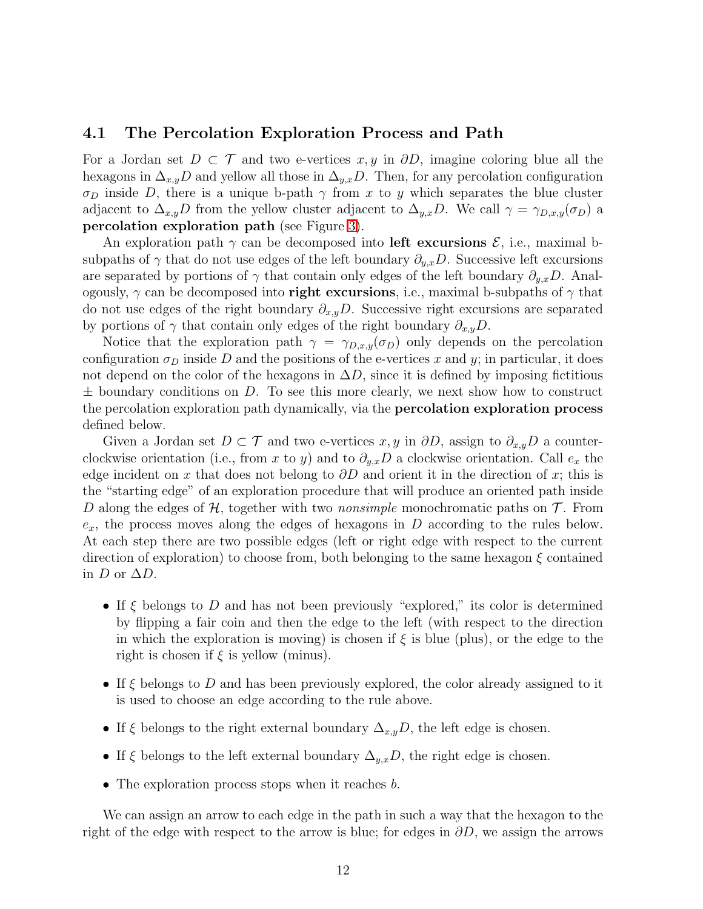### 4.1 The Percolation Exploration Process and Path

For a Jordan set $D \subset \mathcal{T}$ and two e-vertices $x, y$ in $\partial D$, imagine coloring blue all the hexagons in $\Delta_{x,y}D$ and yellow all those in $\Delta_{y,x}D$. Then, for any percolation configuration $\sigma_D$ inside $D$, there is a unique b-path $\gamma$ from $x$ to $y$ which separates the blue cluster adjacent to $\Delta_{x,y}D$ from the yellow cluster adjacent to $\Delta_{y,x}D$. We call $\gamma = \gamma_{D,x,y}(\sigma_D)$ a **percolation exploration path** (see Figure 3).

An exploration path $\gamma$ can be decomposed into **left excursions** $\mathcal{E}$, i.e., maximal b-subpaths of $\gamma$ that do not use edges of the left boundary $\partial_{y,x}D$. Successive left excursions are separated by portions of $\gamma$ that contain only edges of the left boundary $\partial_{y,x}D$. Analogously, $\gamma$ can be decomposed into **right excursions**, i.e., maximal b-subpaths of $\gamma$ that do not use edges of the right boundary $\partial_{x,y}D$. Successive right excursions are separated by portions of $\gamma$ that contain only edges of the right boundary $\partial_{x,y}D$.

Notice that the exploration path $\gamma = \gamma_{D,x,y}(\sigma_D)$ only depends on the percolation configuration $\sigma_D$ inside $D$ and the positions of the e-vertices $x$ and $y$; in particular, it does not depend on the color of the hexagons in $\Delta D$, since it is defined by imposing fictitious $\pm$ boundary conditions on $D$. To see this more clearly, we next show how to construct the percolation exploration path dynamically, via the **percolation exploration process** defined below.

Given a Jordan set $D \subset \mathcal{T}$ and two e-vertices $x, y$ in $\partial D$, assign to $\partial_{x,y}D$ a counterclockwise orientation (i.e., from $x$ to $y$) and to $\partial_{y,x}D$ a clockwise orientation. Call $e_x$ the edge incident on $x$ that does not belong to $\partial D$ and orient it in the direction of $x$; this is the "starting edge" of an exploration procedure that will produce an oriented path inside $D$ along the edges of $\mathcal{H}$, together with two *nonsimple* monochromatic paths on $\mathcal{T}$. From $e_x$, the process moves along the edges of hexagons in $D$ according to the rules below. At each step there are two possible edges (left or right edge with respect to the current direction of exploration) to choose from, both belonging to the same hexagon $\xi$ contained in $D$ or $\Delta D$.

- If $\xi$ belongs to $D$ and has not been previously "explored," its color is determined by flipping a fair coin and then the edge to the left (with respect to the direction in which the exploration is moving) is chosen if $\xi$ is blue (plus), or the edge to the right is chosen if $\xi$ is yellow (minus).
- If $\xi$ belongs to $D$ and has been previously explored, the color already assigned to it is used to choose an edge according to the rule above.
- If $\xi$ belongs to the right external boundary $\Delta_{x,y}D$, the left edge is chosen.
- If $\xi$ belongs to the left external boundary $\Delta_{y,x}D$, the right edge is chosen.
- The exploration process stops when it reaches $b$.

We can assign an arrow to each edge in the path in such a way that the hexagon to the right of the edge with respect to the arrow is blue; for edges in $\partial D$, we assign the arrows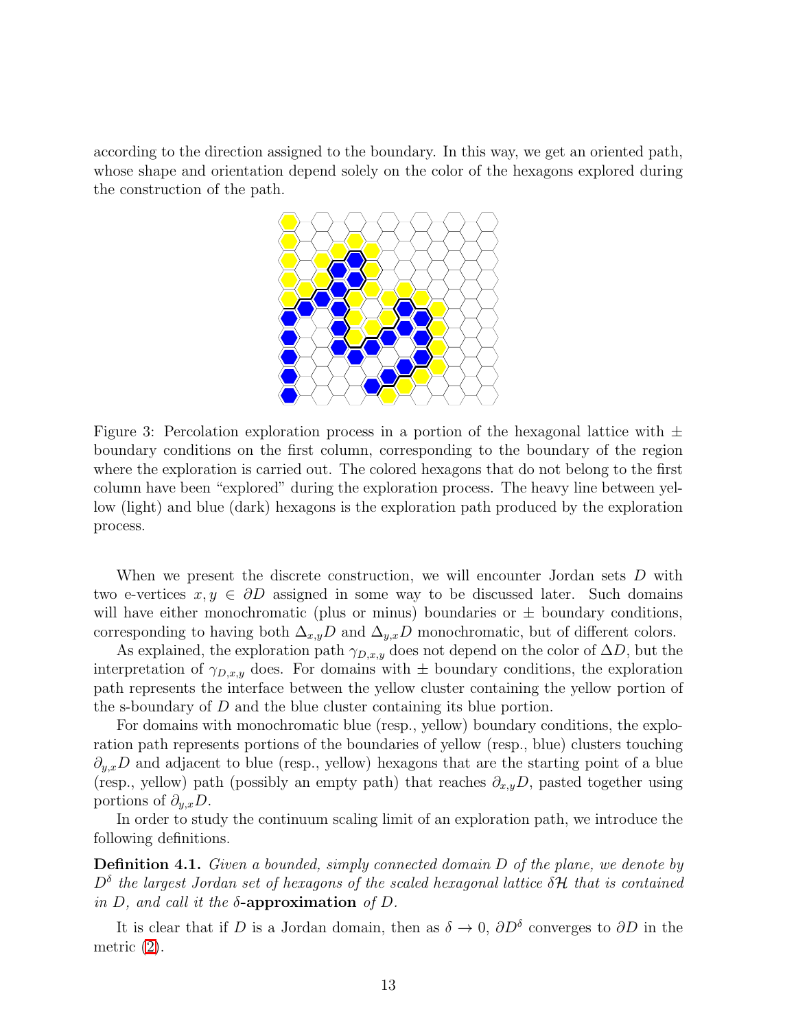according to the direction assigned to the boundary. In this way, we get an oriented path, whose shape and orientation depend solely on the color of the hexagons explored during the construction of the path.

Figure 3: Percolation exploration process in a portion of the hexagonal lattice with $\pm$ boundary conditions on the first column, corresponding to the boundary of the region where the exploration is carried out. The colored hexagons that do not belong to the first column have been "explored" during the exploration process. The heavy line between yellow (light) and blue (dark) hexagons is the exploration path produced by the exploration process.

When we present the discrete construction, we will encounter Jordan sets $D$ with two e-vertices $x, y \in \partial D$ assigned in some way to be discussed later. Such domains will have either monochromatic (plus or minus) boundaries or $\pm$ boundary conditions, corresponding to having both $\Delta_{x,y} D$ and $\Delta_{y,x} D$ monochromatic, but of different colors.

As explained, the exploration path $\gamma_{D,x,y}$ does not depend on the color of $\Delta D$, but the interpretation of $\gamma_{D,x,y}$ does. For domains with $\pm$ boundary conditions, the exploration path represents the interface between the yellow cluster containing the yellow portion of the s-boundary of $D$ and the blue cluster containing its blue portion.

For domains with monochromatic blue (resp., yellow) boundary conditions, the exploration path represents portions of the boundaries of yellow (resp., blue) clusters touching $\partial_{y,x} D$ and adjacent to blue (resp., yellow) hexagons that are the starting point of a blue (resp., yellow) path (possibly an empty path) that reaches $\partial_{x,y} D$, pasted together using portions of $\partial_{y,x} D$.

In order to study the continuum scaling limit of an exploration path, we introduce the following definitions.

**Definition 4.1.** *Given a bounded, simply connected domain $D$ of the plane, we denote by $D^\delta$ the largest Jordan set of hexagons of the scaled hexagonal lattice $\delta\mathcal{H}$ that is contained in $D$, and call it the* **$\delta$-approximation** *of $D$.*

It is clear that if $D$ is a Jordan domain, then as $\delta \to 0$, $\partial D^\delta$ converges to $\partial D$ in the metric (2).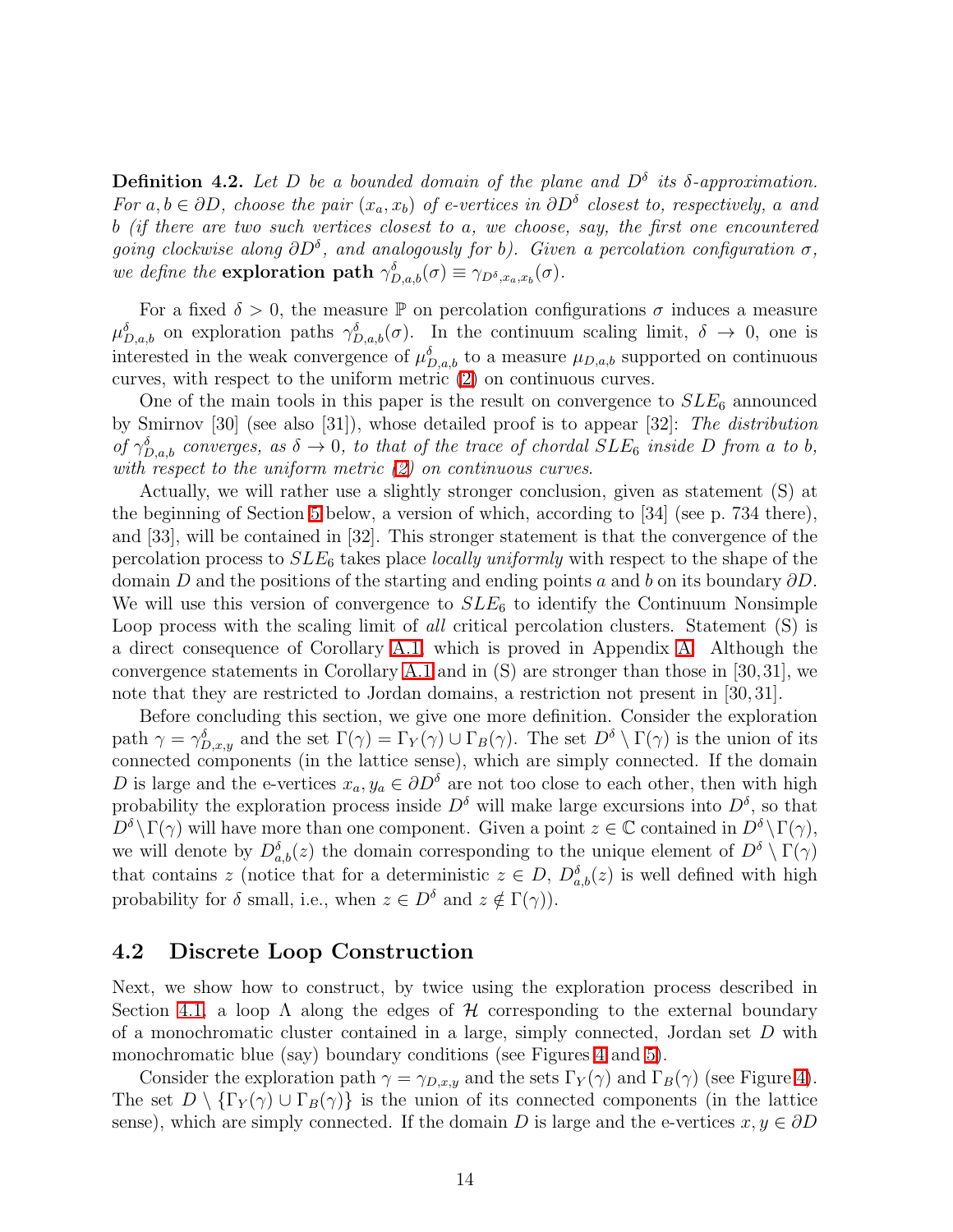**Definition 4.2.** *Let $D$ be a bounded domain of the plane and $D^{\delta}$ its $\delta$-approximation. For $a, b \in \partial D$, choose the pair $(x_a, x_b)$ of e-vertices in $\partial D^{\delta}$ closest to, respectively, $a$ and $b$ (if there are two such vertices closest to $a$, we choose, say, the first one encountered going clockwise along $\partial D^{\delta}$, and analogously for $b$). Given a percolation configuration $\sigma$, we define the* **exploration path** $\gamma^{\delta}_{D,a,b}(\sigma) \equiv \gamma_{D^{\delta},x_a,x_b}(\sigma)$.

For a fixed $\delta > 0$, the measure $\mathbb{P}$ on percolation configurations $\sigma$ induces a measure $\mu^{\delta}_{D,a,b}$ on exploration paths $\gamma^{\delta}_{D,a,b}(\sigma)$. In the continuum scaling limit, $\delta \to 0$, one is interested in the weak convergence of $\mu^{\delta}_{D,a,b}$ to a measure $\mu_{D,a,b}$ supported on continuous curves, with respect to the uniform metric (2) on continuous curves.

One of the main tools in this paper is the result on convergence to $SLE_6$ announced by Smirnov [30] (see also [31]), whose detailed proof is to appear [32]: *The distribution of $\gamma^{\delta}_{D,a,b}$ converges, as $\delta \to 0$, to that of the trace of chordal $SLE_6$ inside $D$ from $a$ to $b$, with respect to the uniform metric (2) on continuous curves.*

Actually, we will rather use a slightly stronger conclusion, given as statement (S) at the beginning of Section 5 below, a version of which, according to [34] (see p. 734 there), and [33], will be contained in [32]. This stronger statement is that the convergence of the percolation process to $SLE_6$ takes place *locally uniformly* with respect to the shape of the domain $D$ and the positions of the starting and ending points $a$ and $b$ on its boundary $\partial D$. We will use this version of convergence to $SLE_6$ to identify the Continuum Nonsimple Loop process with the scaling limit of *all* critical percolation clusters. Statement (S) is a direct consequence of Corollary A.1, which is proved in Appendix A. Although the convergence statements in Corollary A.1 and in (S) are stronger than those in [30,31], we note that they are restricted to Jordan domains, a restriction not present in [30,31].

Before concluding this section, we give one more definition. Consider the exploration path $\gamma = \gamma^{\delta}_{D,x,y}$ and the set $\Gamma(\gamma) = \Gamma_Y(\gamma) \cup \Gamma_B(\gamma)$. The set $D^{\delta} \setminus \Gamma(\gamma)$ is the union of its connected components (in the lattice sense), which are simply connected. If the domain $D$ is large and the e-vertices $x_a, y_a \in \partial D^{\delta}$ are not too close to each other, then with high probability the exploration process inside $D^{\delta}$ will make large excursions into $D^{\delta}$, so that $D^{\delta} \setminus \Gamma(\gamma)$ will have more than one component. Given a point $z \in \mathbb{C}$ contained in $D^{\delta} \setminus \Gamma(\gamma)$, we will denote by $D^{\delta}_{a,b}(z)$ the domain corresponding to the unique element of $D^{\delta} \setminus \Gamma(\gamma)$ that contains $z$ (notice that for a deterministic $z \in D$, $D^{\delta}_{a,b}(z)$ is well defined with high probability for $\delta$ small, i.e., when $z \in D^{\delta}$ and $z \notin \Gamma(\gamma)$).

## 4.2 Discrete Loop Construction

Next, we show how to construct, by twice using the exploration process described in Section 4.1, a loop $\Lambda$ along the edges of $\mathcal{H}$ corresponding to the external boundary of a monochromatic cluster contained in a large, simply connected, Jordan set $D$ with monochromatic blue (say) boundary conditions (see Figures 4 and 5).

Consider the exploration path $\gamma = \gamma_{D,x,y}$ and the sets $\Gamma_Y(\gamma)$ and $\Gamma_B(\gamma)$ (see Figure 4). The set $D \setminus \{\Gamma_Y(\gamma) \cup \Gamma_B(\gamma)\}$ is the union of its connected components (in the lattice sense), which are simply connected. If the domain $D$ is large and the e-vertices $x, y \in \partial D$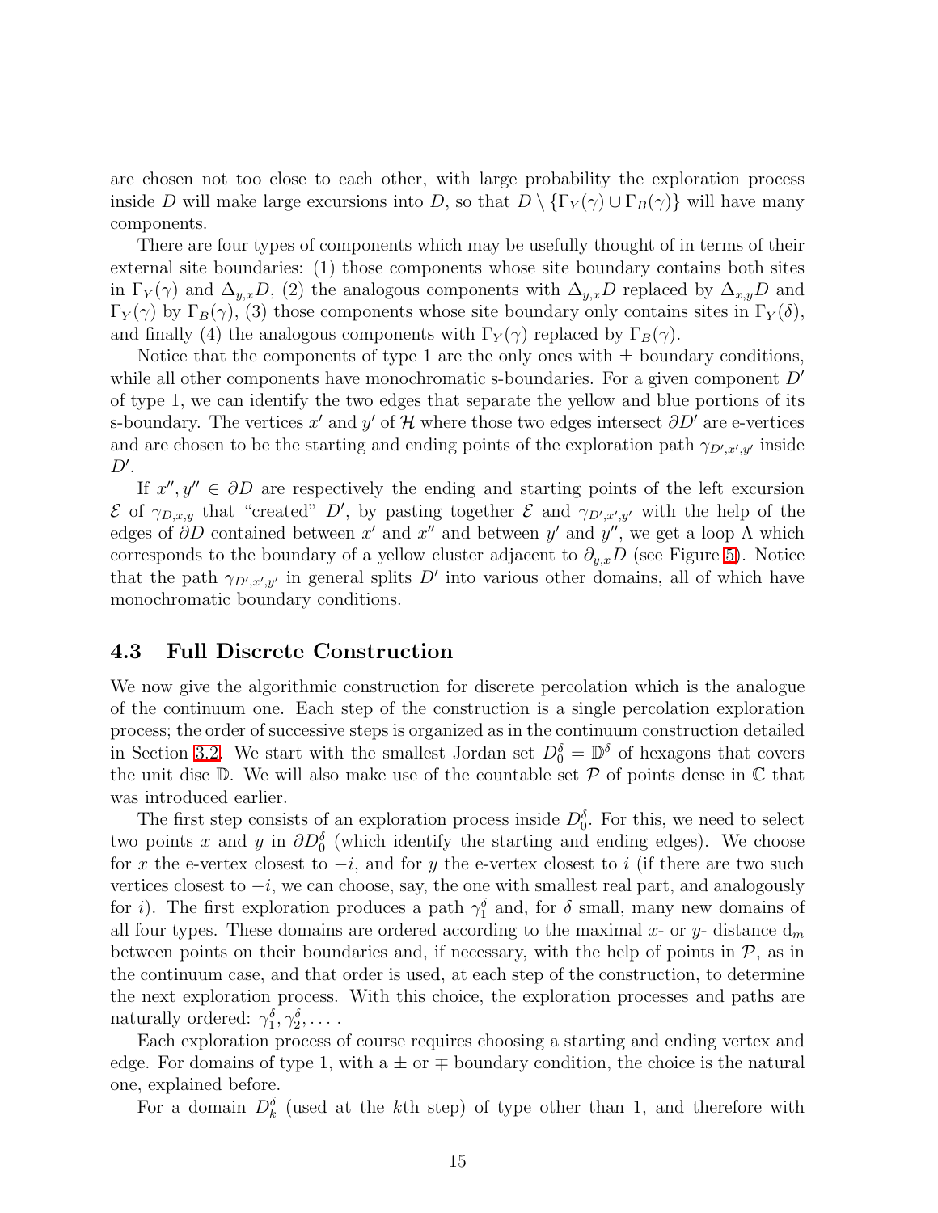are chosen not too close to each other, with large probability the exploration process inside $D$ will make large excursions into $D$, so that $D \setminus \{\Gamma_Y(\gamma) \cup \Gamma_B(\gamma)\}$ will have many components.

There are four types of components which may be usefully thought of in terms of their external site boundaries: (1) those components whose site boundary contains both sites in $\Gamma_Y(\gamma)$ and $\Delta_{y,x}D$, (2) the analogous components with $\Delta_{y,x}D$ replaced by $\Delta_{x,y}D$ and $\Gamma_Y(\gamma)$ by $\Gamma_B(\gamma)$, (3) those components whose site boundary only contains sites in $\Gamma_Y(\delta)$, and finally (4) the analogous components with $\Gamma_Y(\gamma)$ replaced by $\Gamma_B(\gamma)$.

Notice that the components of type 1 are the only ones with $\pm$ boundary conditions, while all other components have monochromatic s-boundaries. For a given component $D'$ of type 1, we can identify the two edges that separate the yellow and blue portions of its s-boundary. The vertices $x'$ and $y'$ of $\mathcal{H}$ where those two edges intersect $\partial D'$ are e-vertices and are chosen to be the starting and ending points of the exploration path $\gamma_{D',x',y'}$ inside $D'$.

If $x'', y'' \in \partial D$ are respectively the ending and starting points of the left excursion $\mathcal{E}$ of $\gamma_{D,x,y}$ that "created" $D'$, by pasting together $\mathcal{E}$ and $\gamma_{D',x',y'}$ with the help of the edges of $\partial D$ contained between $x'$ and $x''$ and between $y'$ and $y''$, we get a loop $\Lambda$ which corresponds to the boundary of a yellow cluster adjacent to $\partial_{y,x}D$ (see Figure 5). Notice that the path $\gamma_{D',x',y'}$ in general splits $D'$ into various other domains, all of which have monochromatic boundary conditions.

### 4.3 Full Discrete Construction

We now give the algorithmic construction for discrete percolation which is the analogue of the continuum one. Each step of the construction is a single percolation exploration process; the order of successive steps is organized as in the continuum construction detailed in Section 3.2. We start with the smallest Jordan set $D_0^\delta = \mathbb{D}^\delta$ of hexagons that covers the unit disc $\mathbb{D}$. We will also make use of the countable set $\mathcal{P}$ of points dense in $\mathbb{C}$ that was introduced earlier.

The first step consists of an exploration process inside $D_0^\delta$. For this, we need to select two points $x$ and $y$ in $\partial D_0^\delta$ (which identify the starting and ending edges). We choose for $x$ the e-vertex closest to $-i$, and for $y$ the e-vertex closest to $i$ (if there are two such vertices closest to $-i$, we can choose, say, the one with smallest real part, and analogously for $i$). The first exploration produces a path $\gamma_1^\delta$ and, for $\delta$ small, many new domains of all four types. These domains are ordered according to the maximal $x$- or $y$- distance $\mathrm{d}_m$ between points on their boundaries and, if necessary, with the help of points in $\mathcal{P}$, as in the continuum case, and that order is used, at each step of the construction, to determine the next exploration process. With this choice, the exploration processes and paths are naturally ordered: $\gamma_1^\delta, \gamma_2^\delta, \dots$.

Each exploration process of course requires choosing a starting and ending vertex and edge. For domains of type 1, with a $\pm$ or $\mp$ boundary condition, the choice is the natural one, explained before.

For a domain $D_k^\delta$ (used at the $k$th step) of type other than 1, and therefore with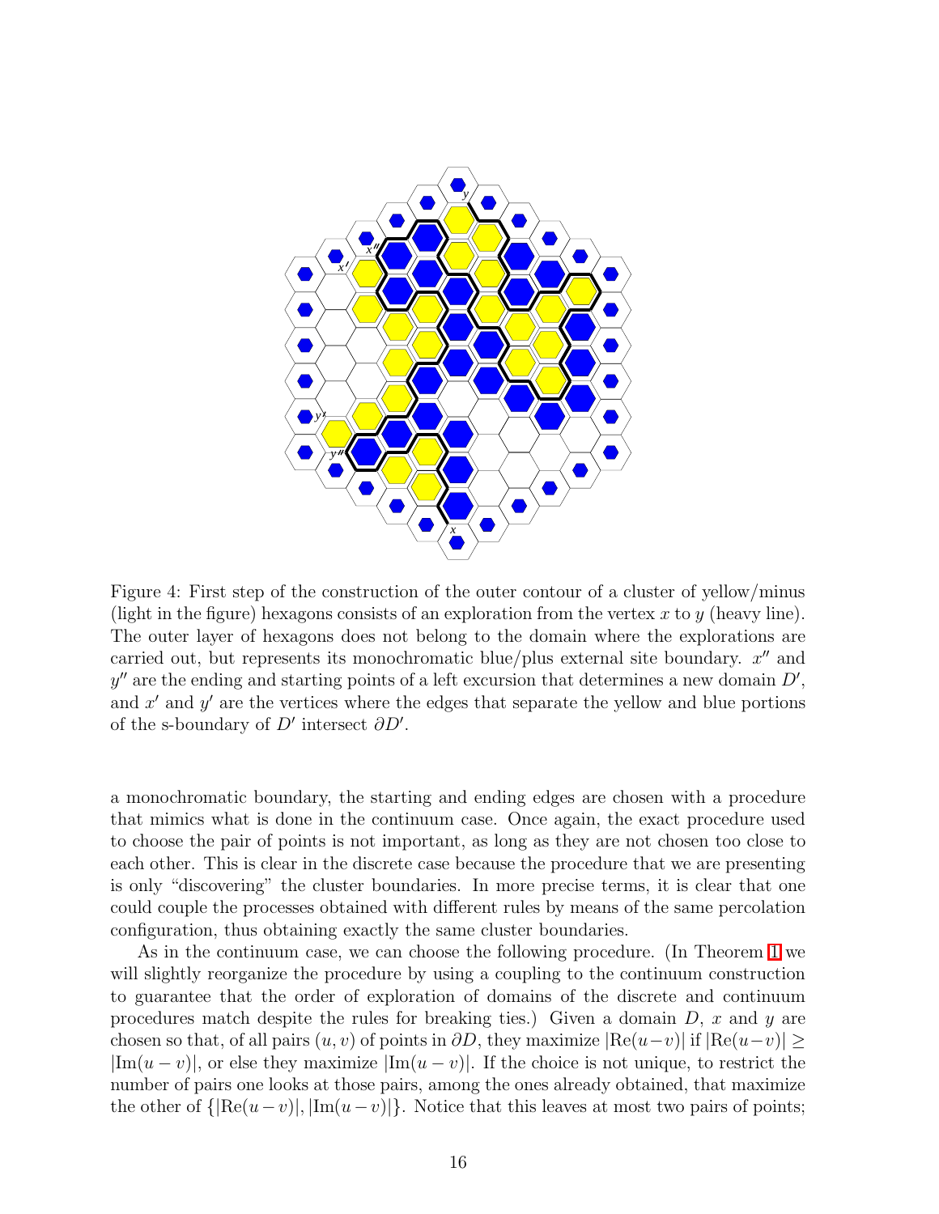Figure 4: First step of the construction of the outer contour of a cluster of yellow/minus (light in the figure) hexagons consists of an exploration from the vertex $x$ to $y$ (heavy line). The outer layer of hexagons does not belong to the domain where the explorations are carried out, but represents its monochromatic blue/plus external site boundary. $x''$ and $y''$ are the ending and starting points of a left excursion that determines a new domain $D'$, and $x'$ and $y'$ are the vertices where the edges that separate the yellow and blue portions of the s-boundary of $D'$ intersect $\partial D'$.

a monochromatic boundary, the starting and ending edges are chosen with a procedure that mimics what is done in the continuum case. Once again, the exact procedure used to choose the pair of points is not important, as long as they are not chosen too close to each other. This is clear in the discrete case because the procedure that we are presenting is only "discovering" the cluster boundaries. In more precise terms, it is clear that one could couple the processes obtained with different rules by means of the same percolation configuration, thus obtaining exactly the same cluster boundaries.

As in the continuum case, we can choose the following procedure. (In Theorem 1 we will slightly reorganize the procedure by using a coupling to the continuum construction to guarantee that the order of exploration of domains of the discrete and continuum procedures match despite the rules for breaking ties.) Given a domain $D$, $x$ and $y$ are chosen so that, of all pairs $(u, v)$ of points in $\partial D$, they maximize $|\text{Re}(u-v)|$ if $|\text{Re}(u-v)| \geq |\text{Im}(u-v)|$, or else they maximize $|\text{Im}(u-v)|$. If the choice is not unique, to restrict the number of pairs one looks at those pairs, among the ones already obtained, that maximize the other of $\{|\text{Re}(u-v)|, |\text{Im}(u-v)|\}$. Notice that this leaves at most two pairs of points;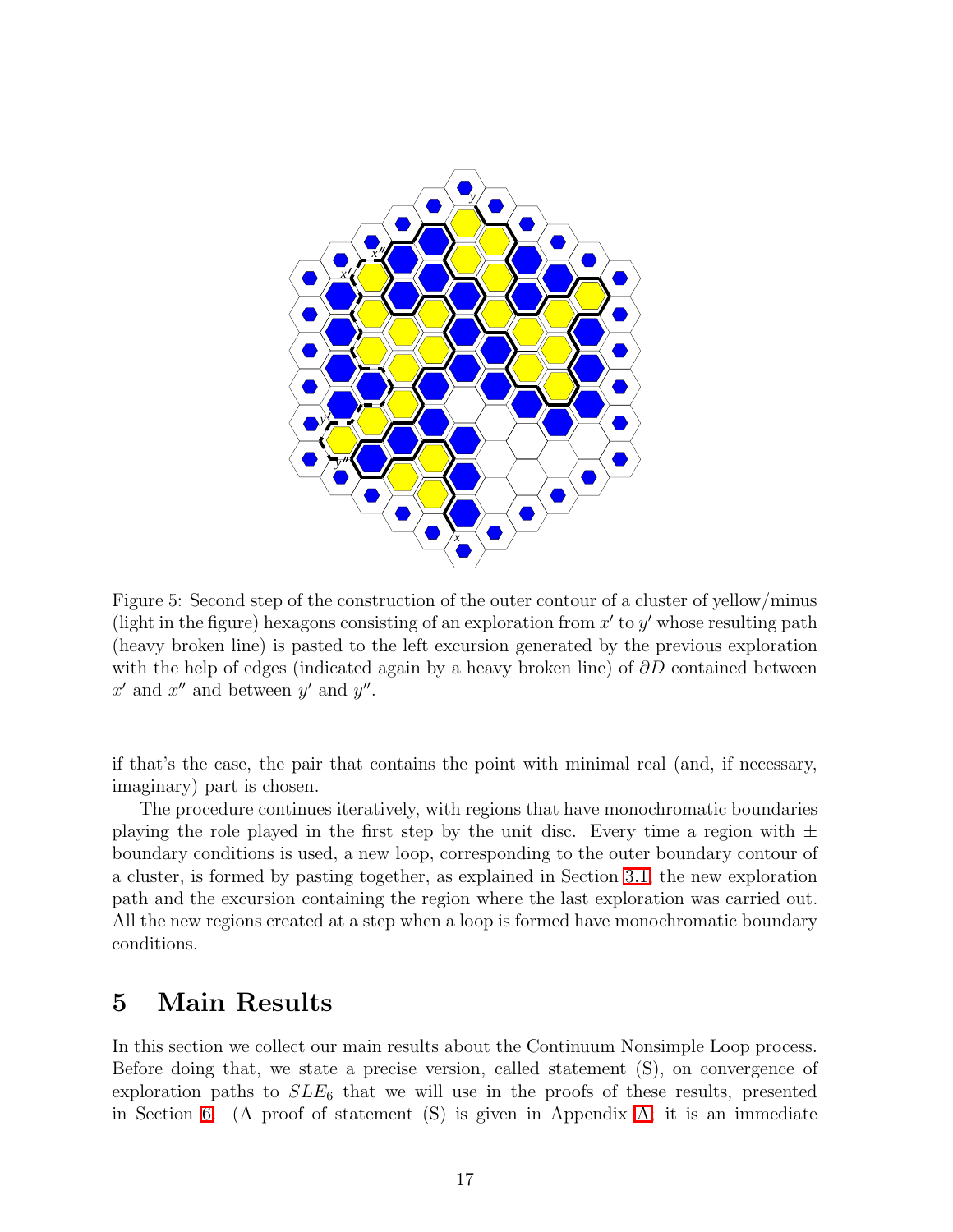Figure 5: Second step of the construction of the outer contour of a cluster of yellow/minus (light in the figure) hexagons consisting of an exploration from $x'$ to $y'$ whose resulting path (heavy broken line) is pasted to the left excursion generated by the previous exploration with the help of edges (indicated again by a heavy broken line) of $\partial D$ contained between $x'$ and $x''$ and between $y'$ and $y''$.

if that's the case, the pair that contains the point with minimal real (and, if necessary, imaginary) part is chosen.

The procedure continues iteratively, with regions that have monochromatic boundaries playing the role played in the first step by the unit disc. Every time a region with $\pm$ boundary conditions is used, a new loop, corresponding to the outer boundary contour of a cluster, is formed by pasting together, as explained in Section 3.1, the new exploration path and the excursion containing the region where the last exploration was carried out. All the new regions created at a step when a loop is formed have monochromatic boundary conditions.

# 5 Main Results

In this section we collect our main results about the Continuum Nonsimple Loop process. Before doing that, we state a precise version, called statement (S), on convergence of exploration paths to $SLE_6$ that we will use in the proofs of these results, presented in Section 6. (A proof of statement (S) is given in Appendix A; it is an immediate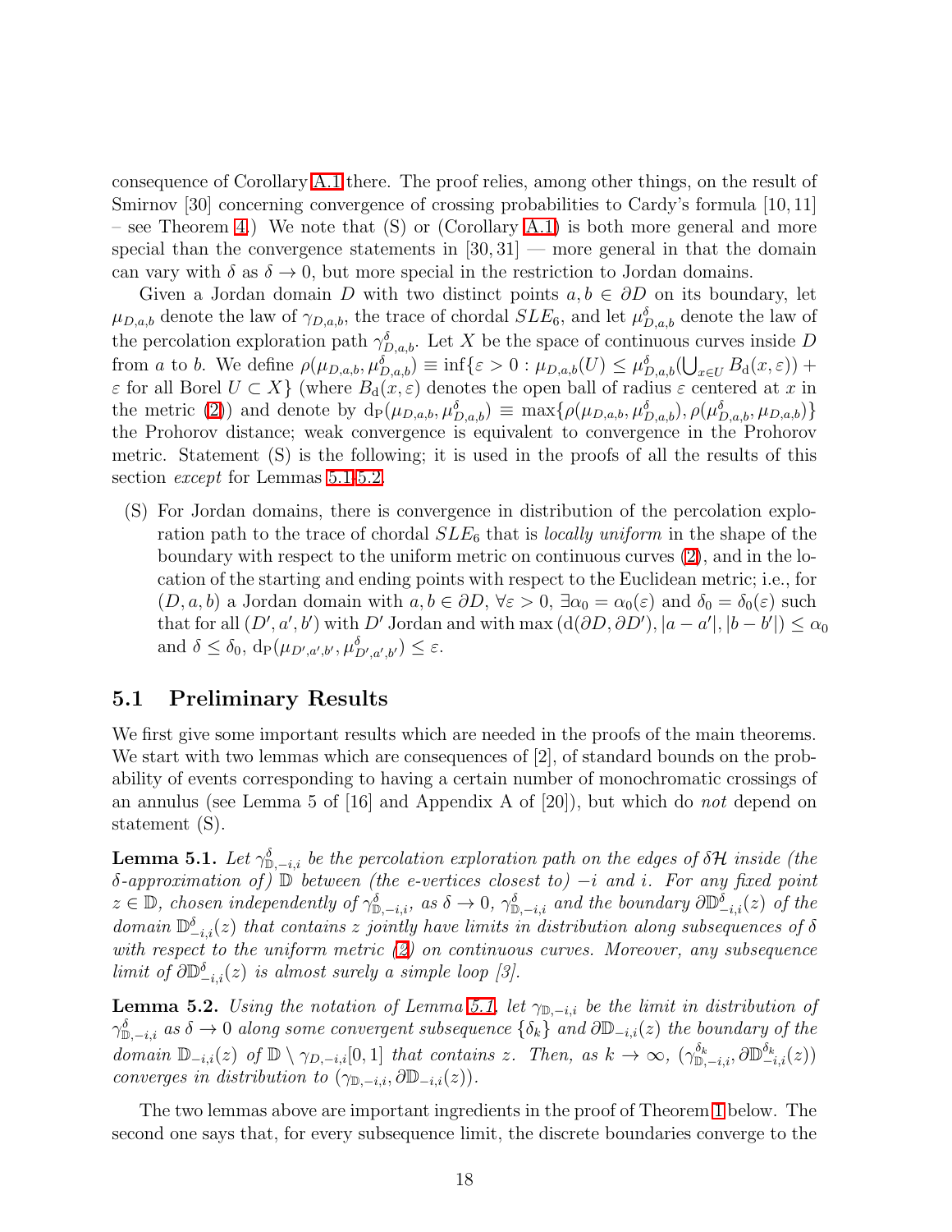consequence of Corollary A.1 there. The proof relies, among other things, on the result of Smirnov [30] concerning convergence of crossing probabilities to Cardy's formula [10, 11] – see Theorem 4.) We note that (S) or (Corollary A.1) is both more general and more special than the convergence statements in [30, 31] — more general in that the domain can vary with $\delta$ as $\delta \to 0$, but more special in the restriction to Jordan domains.

Given a Jordan domain $D$ with two distinct points $a, b \in \partial D$ on its boundary, let $\mu_{D,a,b}$ denote the law of $\gamma_{D,a,b}$, the trace of chordal $SLE_6$, and let $\mu^{\delta}_{D,a,b}$ denote the law of the percolation exploration path $\gamma^{\delta}_{D,a,b}$. Let $X$ be the space of continuous curves inside $D$ from $a$ to $b$. We define $\rho(\mu_{D,a,b}, \mu^{\delta}_{D,a,b}) \equiv \inf\{\varepsilon > 0 : \mu_{D,a,b}(U) \leq \mu^{\delta}_{D,a,b}(\bigcup_{x \in U} B_{\mathrm{d}}(x, \varepsilon)) + \varepsilon$ for all Borel $U \subset X\}$ (where $B_{\mathrm{d}}(x, \varepsilon)$ denotes the open ball of radius $\varepsilon$ centered at $x$ in the metric (2)) and denote by $\mathrm{d}_{\mathrm{P}}(\mu_{D,a,b}, \mu^{\delta}_{D,a,b}) \equiv \max\{\rho(\mu_{D,a,b}, \mu^{\delta}_{D,a,b}), \rho(\mu^{\delta}_{D,a,b}, \mu_{D,a,b})\}$ the Prohorov distance; weak convergence is equivalent to convergence in the Prohorov metric. Statement (S) is the following; it is used in the proofs of all the results of this section *except* for Lemmas 5.1-5.2.

(S) For Jordan domains, there is convergence in distribution of the percolation exploration path to the trace of chordal $SLE_6$ that is *locally uniform* in the shape of the boundary with respect to the uniform metric on continuous curves (2), and in the location of the starting and ending points with respect to the Euclidean metric; i.e., for $(D, a, b)$ a Jordan domain with $a, b \in \partial D$, $\forall \varepsilon > 0$, $\exists \alpha_0 = \alpha_0(\varepsilon)$ and $\delta_0 = \delta_0(\varepsilon)$ such that for all $(D', a', b')$ with $D'$ Jordan and with $\max\left(\mathrm{d}(\partial D, \partial D'), |a - a'|, |b - b'|\right) \leq \alpha_0$ and $\delta \leq \delta_0$, $\mathrm{d}_{\mathrm{P}}(\mu_{D',a',b'}, \mu^{\delta}_{D',a',b'}) \leq \varepsilon$.

## 5.1 Preliminary Results

We first give some important results which are needed in the proofs of the main theorems. We start with two lemmas which are consequences of [2], of standard bounds on the probability of events corresponding to having a certain number of monochromatic crossings of an annulus (see Lemma 5 of [16] and Appendix A of [20]), but which do *not* depend on statement (S).

**Lemma 5.1.** *Let $\gamma^{\delta}_{\mathbb{D},-i,i}$ be the percolation exploration path on the edges of $\delta\mathcal{H}$ inside (the $\delta$-approximation of) $\mathbb{D}$ between (the e-vertices closest to) $-i$ and $i$. For any fixed point $z \in \mathbb{D}$, chosen independently of $\gamma^{\delta}_{\mathbb{D},-i,i}$, as $\delta \to 0$, $\gamma^{\delta}_{\mathbb{D},-i,i}$ and the boundary $\partial\mathbb{D}^{\delta}_{-i,i}(z)$ of the domain $\mathbb{D}^{\delta}_{-i,i}(z)$ that contains $z$ jointly have limits in distribution along subsequences of $\delta$ with respect to the uniform metric (2) on continuous curves. Moreover, any subsequence limit of $\partial\mathbb{D}^{\delta}_{-i,i}(z)$ is almost surely a simple loop [3].*

**Lemma 5.2.** *Using the notation of Lemma 5.1, let $\gamma_{\mathbb{D},-i,i}$ be the limit in distribution of $\gamma^{\delta}_{\mathbb{D},-i,i}$ as $\delta \to 0$ along some convergent subsequence $\{\delta_k\}$ and $\partial\mathbb{D}_{-i,i}(z)$ the boundary of the domain $\mathbb{D}_{-i,i}(z)$ of $\mathbb{D} \setminus \gamma_{D,-i,i}[0,1]$ that contains $z$. Then, as $k \to \infty$, $(\gamma^{\delta_k}_{\mathbb{D},-i,i}, \partial\mathbb{D}^{\delta_k}_{-i,i}(z))$ converges in distribution to $(\gamma_{\mathbb{D},-i,i}, \partial\mathbb{D}_{-i,i}(z))$.*

The two lemmas above are important ingredients in the proof of Theorem 1 below. The second one says that, for every subsequence limit, the discrete boundaries converge to the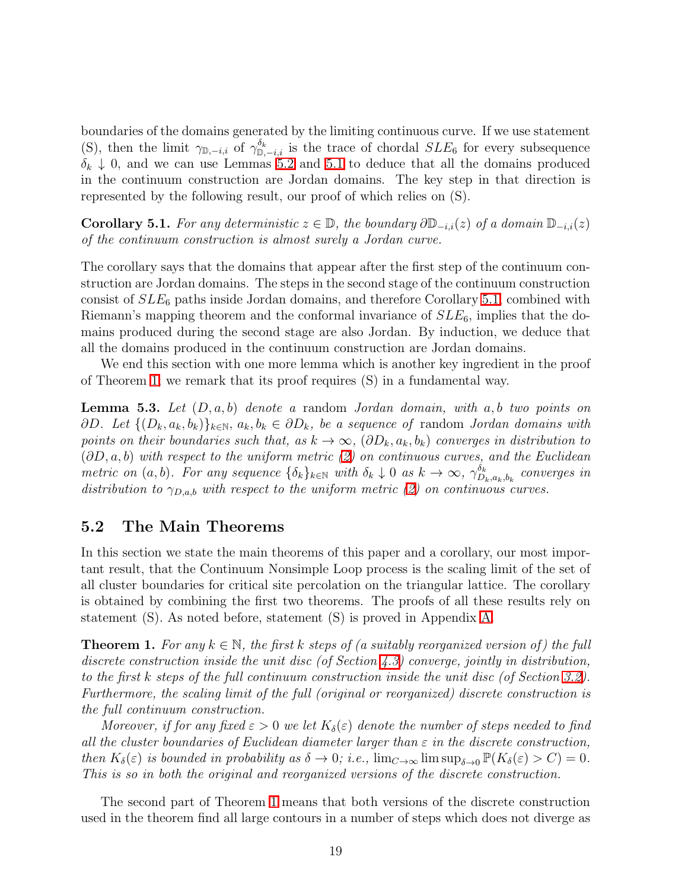boundaries of the domains generated by the limiting continuous curve. If we use statement (S), then the limit $\gamma_{\mathbb{D},-i,i}$ of $\gamma^{\delta_k}_{\mathbb{D},-i,i}$ is the trace of chordal $SLE_6$ for every subsequence $\delta_k \downarrow 0$, and we can use Lemmas 5.2 and 5.1 to deduce that all the domains produced in the continuum construction are Jordan domains. The key step in that direction is represented by the following result, our proof of which relies on (S).

**Corollary 5.1.** *For any deterministic $z \in \mathbb{D}$, the boundary $\partial\mathbb{D}_{-i,i}(z)$ of a domain $\mathbb{D}_{-i,i}(z)$ of the continuum construction is almost surely a Jordan curve.*

The corollary says that the domains that appear after the first step of the continuum construction are Jordan domains. The steps in the second stage of the continuum construction consist of $SLE_6$ paths inside Jordan domains, and therefore Corollary 5.1, combined with Riemann's mapping theorem and the conformal invariance of $SLE_6$, implies that the domains produced during the second stage are also Jordan. By induction, we deduce that all the domains produced in the continuum construction are Jordan domains.

We end this section with one more lemma which is another key ingredient in the proof of Theorem 1; we remark that its proof requires (S) in a fundamental way.

**Lemma 5.3.** *Let $(D, a, b)$ denote a* random *Jordan domain, with $a, b$ two points on $\partial D$. Let $\{(D_k, a_k, b_k)\}_{k\in\mathbb{N}}$, $a_k, b_k \in \partial D_k$, be a sequence of* random *Jordan domains with points on their boundaries such that, as $k \to \infty$, $(\partial D_k, a_k, b_k)$ converges in distribution to $(\partial D, a, b)$ with respect to the uniform metric (2) on continuous curves, and the Euclidean metric on $(a, b)$. For any sequence $\{\delta_k\}_{k\in\mathbb{N}}$ with $\delta_k \downarrow 0$ as $k \to \infty$, $\gamma^{\delta_k}_{D_k,a_k,b_k}$ converges in distribution to $\gamma_{D,a,b}$ with respect to the uniform metric (2) on continuous curves.*

## 5.2 The Main Theorems

In this section we state the main theorems of this paper and a corollary, our most important result, that the Continuum Nonsimple Loop process is the scaling limit of the set of all cluster boundaries for critical site percolation on the triangular lattice. The corollary is obtained by combining the first two theorems. The proofs of all these results rely on statement (S). As noted before, statement (S) is proved in Appendix A.

**Theorem 1.** *For any $k \in \mathbb{N}$, the first $k$ steps of (a suitably reorganized version of) the full discrete construction inside the unit disc (of Section 4.3) converge, jointly in distribution, to the first $k$ steps of the full continuum construction inside the unit disc (of Section 3.2). Furthermore, the scaling limit of the full (original or reorganized) discrete construction is the full continuum construction.*

*Moreover, if for any fixed $\varepsilon > 0$ we let $K_\delta(\varepsilon)$ denote the number of steps needed to find all the cluster boundaries of Euclidean diameter larger than $\varepsilon$ in the discrete construction, then $K_\delta(\varepsilon)$ is bounded in probability as $\delta \to 0$; i.e., $\lim_{C\to\infty} \limsup_{\delta\to 0} \mathbb{P}(K_\delta(\varepsilon) > C) = 0$. This is so in both the original and reorganized versions of the discrete construction.*

The second part of Theorem 1 means that both versions of the discrete construction used in the theorem find all large contours in a number of steps which does not diverge as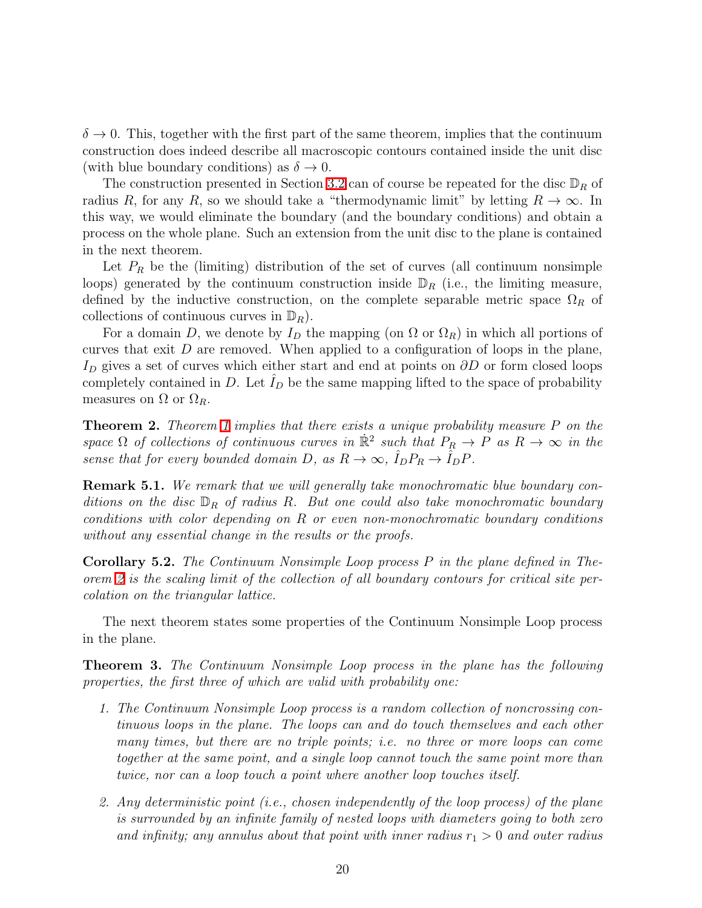$\delta \to 0$. This, together with the first part of the same theorem, implies that the continuum construction does indeed describe all macroscopic contours contained inside the unit disc (with blue boundary conditions) as $\delta \to 0$.

The construction presented in Section 3.2 can of course be repeated for the disc $\mathbb{D}_R$ of radius $R$, for any $R$, so we should take a "thermodynamic limit" by letting $R \to \infty$. In this way, we would eliminate the boundary (and the boundary conditions) and obtain a process on the whole plane. Such an extension from the unit disc to the plane is contained in the next theorem.

Let $P_R$ be the (limiting) distribution of the set of curves (all continuum nonsimple loops) generated by the continuum construction inside $\mathbb{D}_R$ (i.e., the limiting measure, defined by the inductive construction, on the complete separable metric space $\Omega_R$ of collections of continuous curves in $\mathbb{D}_R$).

For a domain $D$, we denote by $I_D$ the mapping (on $\Omega$ or $\Omega_R$) in which all portions of curves that exit $D$ are removed. When applied to a configuration of loops in the plane, $I_D$ gives a set of curves which either start and end at points on $\partial D$ or form closed loops completely contained in $D$. Let $\hat{I}_D$ be the same mapping lifted to the space of probability measures on $\Omega$ or $\Omega_R$.

**Theorem 2.** *Theorem 1 implies that there exists a unique probability measure $P$ on the space $\Omega$ of collections of continuous curves in $\dot{\mathbb{R}}^2$ such that $P_R \to P$ as $R \to \infty$ in the sense that for every bounded domain $D$, as $R \to \infty$, $\hat{I}_D P_R \to \hat{I}_D P$.*

**Remark 5.1.** *We remark that we will generally take monochromatic blue boundary conditions on the disc $\mathbb{D}_R$ of radius $R$. But one could also take monochromatic boundary conditions with color depending on $R$ or even non-monochromatic boundary conditions without any essential change in the results or the proofs.*

**Corollary 5.2.** *The Continuum Nonsimple Loop process $P$ in the plane defined in Theorem 2 is the scaling limit of the collection of all boundary contours for critical site percolation on the triangular lattice.*

The next theorem states some properties of the Continuum Nonsimple Loop process in the plane.

**Theorem 3.** *The Continuum Nonsimple Loop process in the plane has the following properties, the first three of which are valid with probability one:*

1. *The Continuum Nonsimple Loop process is a random collection of noncrossing continuous loops in the plane. The loops can and do touch themselves and each other many times, but there are no triple points; i.e. no three or more loops can come together at the same point, and a single loop cannot touch the same point more than twice, nor can a loop touch a point where another loop touches itself.*
2. *Any deterministic point (i.e., chosen independently of the loop process) of the plane is surrounded by an infinite family of nested loops with diameters going to both zero and infinity; any annulus about that point with inner radius $r_1 > 0$ and outer radius*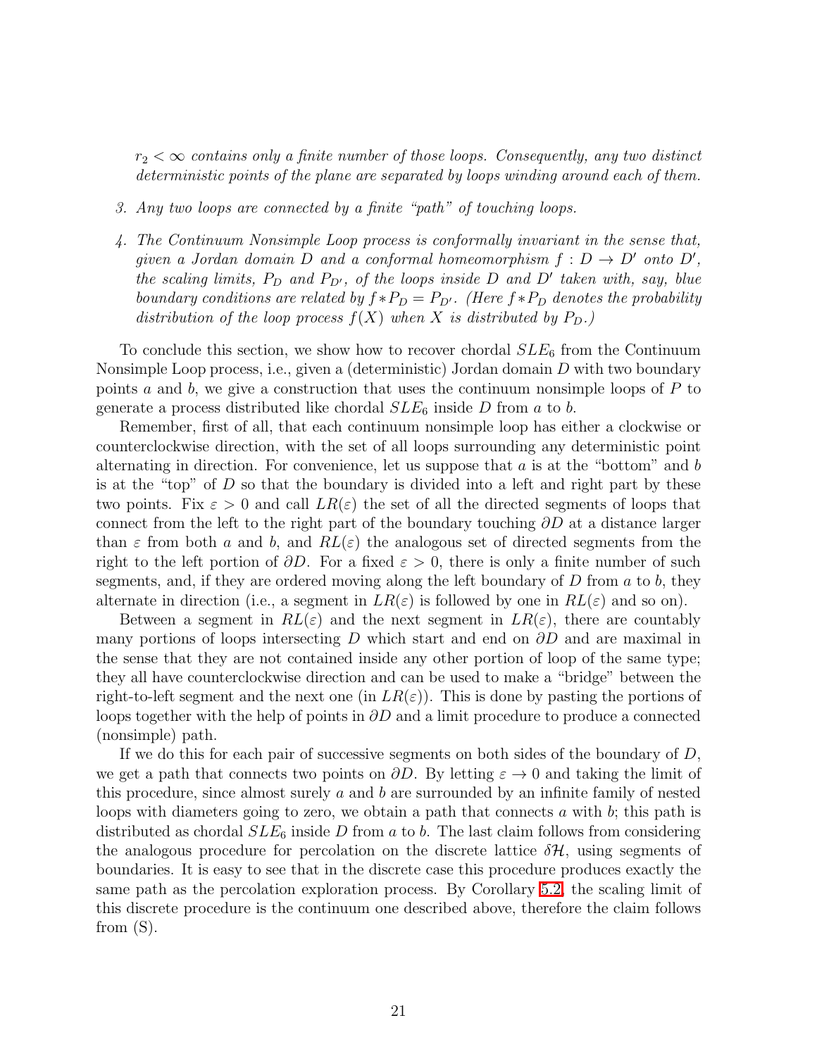*$r_2 < \infty$ contains only a finite number of those loops. Consequently, any two distinct deterministic points of the plane are separated by loops winding around each of them.*

3. *Any two loops are connected by a finite "path" of touching loops.*
4. *The Continuum Nonsimple Loop process is conformally invariant in the sense that, given a Jordan domain $D$ and a conformal homeomorphism $f : D \to D'$ onto $D'$, the scaling limits, $P_D$ and $P_{D'}$, of the loops inside $D$ and $D'$ taken with, say, blue boundary conditions are related by $f * P_D = P_{D'}$. (Here $f * P_D$ denotes the probability distribution of the loop process $f(X)$ when $X$ is distributed by $P_D$.)*

To conclude this section, we show how to recover chordal $SLE_6$ from the Continuum Nonsimple Loop process, i.e., given a (deterministic) Jordan domain $D$ with two boundary points $a$ and $b$, we give a construction that uses the continuum nonsimple loops of $P$ to generate a process distributed like chordal $SLE_6$ inside $D$ from $a$ to $b$.

Remember, first of all, that each continuum nonsimple loop has either a clockwise or counterclockwise direction, with the set of all loops surrounding any deterministic point alternating in direction. For convenience, let us suppose that $a$ is at the "bottom" and $b$ is at the "top" of $D$ so that the boundary is divided into a left and right part by these two points. Fix $\varepsilon > 0$ and call $LR(\varepsilon)$ the set of all the directed segments of loops that connect from the left to the right part of the boundary touching $\partial D$ at a distance larger than $\varepsilon$ from both $a$ and $b$, and $RL(\varepsilon)$ the analogous set of directed segments from the right to the left portion of $\partial D$. For a fixed $\varepsilon > 0$, there is only a finite number of such segments, and, if they are ordered moving along the left boundary of $D$ from $a$ to $b$, they alternate in direction (i.e., a segment in $LR(\varepsilon)$ is followed by one in $RL(\varepsilon)$ and so on).

Between a segment in $RL(\varepsilon)$ and the next segment in $LR(\varepsilon)$, there are countably many portions of loops intersecting $D$ which start and end on $\partial D$ and are maximal in the sense that they are not contained inside any other portion of loop of the same type; they all have counterclockwise direction and can be used to make a "bridge" between the right-to-left segment and the next one (in $LR(\varepsilon)$). This is done by pasting the portions of loops together with the help of points in $\partial D$ and a limit procedure to produce a connected (nonsimple) path.

If we do this for each pair of successive segments on both sides of the boundary of $D$, we get a path that connects two points on $\partial D$. By letting $\varepsilon \to 0$ and taking the limit of this procedure, since almost surely $a$ and $b$ are surrounded by an infinite family of nested loops with diameters going to zero, we obtain a path that connects $a$ with $b$; this path is distributed as chordal $SLE_6$ inside $D$ from $a$ to $b$. The last claim follows from considering the analogous procedure for percolation on the discrete lattice $\delta\mathcal{H}$, using segments of boundaries. It is easy to see that in the discrete case this procedure produces exactly the same path as the percolation exploration process. By Corollary 5.2, the scaling limit of this discrete procedure is the continuum one described above, therefore the claim follows from (S).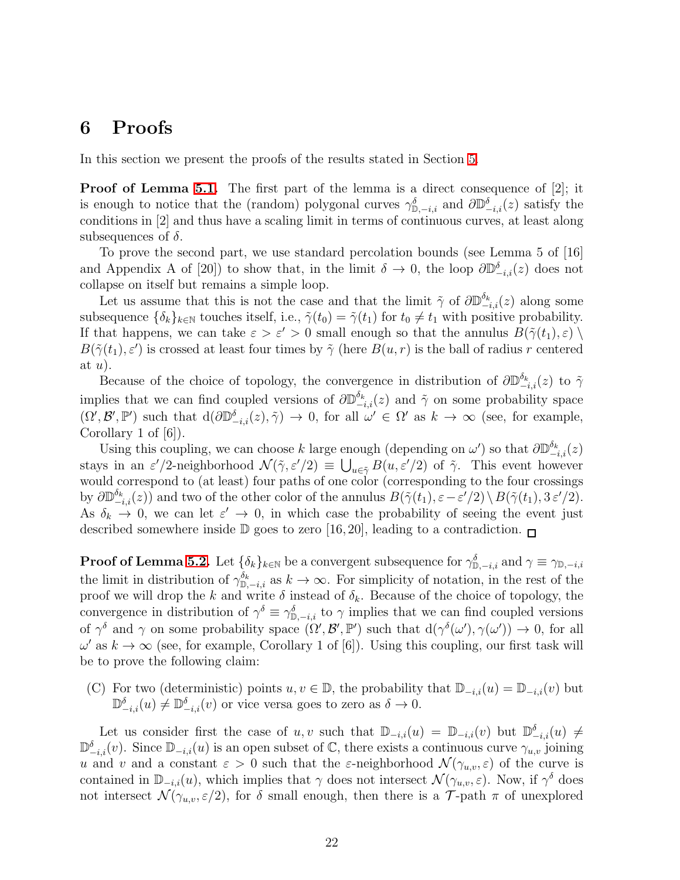# 6 Proofs

In this section we present the proofs of the results stated in Section 5.

**Proof of Lemma 5.1.** The first part of the lemma is a direct consequence of [2]; it is enough to notice that the (random) polygonal curves $\gamma^{\delta}_{\mathbb{D},-i,i}$ and $\partial\mathbb{D}^{\delta}_{-i,i}(z)$ satisfy the conditions in [2] and thus have a scaling limit in terms of continuous curves, at least along subsequences of $\delta$.

To prove the second part, we use standard percolation bounds (see Lemma 5 of [16] and Appendix A of [20]) to show that, in the limit $\delta \to 0$, the loop $\partial\mathbb{D}^{\delta}_{-i,i}(z)$ does not collapse on itself but remains a simple loop.

Let us assume that this is not the case and that the limit $\tilde{\gamma}$ of $\partial\mathbb{D}^{\delta_k}_{-i,i}(z)$ along some subsequence $\{\delta_k\}_{k\in\mathbb{N}}$ touches itself, i.e., $\tilde{\gamma}(t_0) = \tilde{\gamma}(t_1)$ for $t_0 \neq t_1$ with positive probability. If that happens, we can take $\varepsilon > \varepsilon' > 0$ small enough so that the annulus $B(\tilde{\gamma}(t_1), \varepsilon) \setminus B(\tilde{\gamma}(t_1), \varepsilon')$ is crossed at least four times by $\tilde{\gamma}$ (here $B(u, r)$ is the ball of radius $r$ centered at $u$).

Because of the choice of topology, the convergence in distribution of $\partial\mathbb{D}^{\delta_k}_{-i,i}(z)$ to $\tilde{\gamma}$ implies that we can find coupled versions of $\partial\mathbb{D}^{\delta_k}_{-i,i}(z)$ and $\tilde{\gamma}$ on some probability space $(\Omega', \mathcal{B}', \mathbb{P}')$ such that $\mathrm{d}(\partial\mathbb{D}^{\delta}_{-i,i}(z), \tilde{\gamma}) \to 0$, for all $\omega' \in \Omega'$ as $k \to \infty$ (see, for example, Corollary 1 of [6]).

Using this coupling, we can choose $k$ large enough (depending on $\omega'$) so that $\partial\mathbb{D}^{\delta_k}_{-i,i}(z)$ stays in an $\varepsilon'/2$-neighborhood $\mathcal{N}(\tilde{\gamma}, \varepsilon'/2) \equiv \bigcup_{u\in\tilde{\gamma}} B(u, \varepsilon'/2)$ of $\tilde{\gamma}$. This event however would correspond to (at least) four paths of one color (corresponding to the four crossings by $\partial\mathbb{D}^{\delta_k}_{-i,i}(z)$) and two of the other color of the annulus $B(\tilde{\gamma}(t_1), \varepsilon - \varepsilon'/2) \setminus B(\tilde{\gamma}(t_1), 3\,\varepsilon'/2)$. As $\delta_k \to 0$, we can let $\varepsilon' \to 0$, in which case the probability of seeing the event just described somewhere inside $\mathbb{D}$ goes to zero [16, 20], leading to a contradiction. □

**Proof of Lemma 5.2.** Let $\{\delta_k\}_{k\in\mathbb{N}}$ be a convergent subsequence for $\gamma^{\delta}_{\mathbb{D},-i,i}$ and $\gamma \equiv \gamma_{\mathbb{D},-i,i}$ the limit in distribution of $\gamma^{\delta_k}_{\mathbb{D},-i,i}$ as $k \to \infty$. For simplicity of notation, in the rest of the proof we will drop the $k$ and write $\delta$ instead of $\delta_k$. Because of the choice of topology, the convergence in distribution of $\gamma^{\delta} \equiv \gamma^{\delta}_{\mathbb{D},-i,i}$ to $\gamma$ implies that we can find coupled versions of $\gamma^{\delta}$ and $\gamma$ on some probability space $(\Omega', \mathcal{B}', \mathbb{P}')$ such that $\mathrm{d}(\gamma^{\delta}(\omega'), \gamma(\omega')) \to 0$, for all $\omega'$ as $k \to \infty$ (see, for example, Corollary 1 of [6]). Using this coupling, our first task will be to prove the following claim:

(C) For two (deterministic) points $u, v \in \mathbb{D}$, the probability that $\mathbb{D}_{-i,i}(u) = \mathbb{D}_{-i,i}(v)$ but $\mathbb{D}^{\delta}_{-i,i}(u) \neq \mathbb{D}^{\delta}_{-i,i}(v)$ or vice versa goes to zero as $\delta \to 0$.

Let us consider first the case of $u, v$ such that $\mathbb{D}_{-i,i}(u) = \mathbb{D}_{-i,i}(v)$ but $\mathbb{D}^{\delta}_{-i,i}(u) \neq \mathbb{D}^{\delta}_{-i,i}(v)$. Since $\mathbb{D}_{-i,i}(u)$ is an open subset of $\mathbb{C}$, there exists a continuous curve $\gamma_{u,v}$ joining $u$ and $v$ and a constant $\varepsilon > 0$ such that the $\varepsilon$-neighborhood $\mathcal{N}(\gamma_{u,v}, \varepsilon)$ of the curve is contained in $\mathbb{D}_{-i,i}(u)$, which implies that $\gamma$ does not intersect $\mathcal{N}(\gamma_{u,v}, \varepsilon)$. Now, if $\gamma^{\delta}$ does not intersect $\mathcal{N}(\gamma_{u,v}, \varepsilon/2)$, for $\delta$ small enough, then there is a $\mathcal{T}$-path $\pi$ of unexplored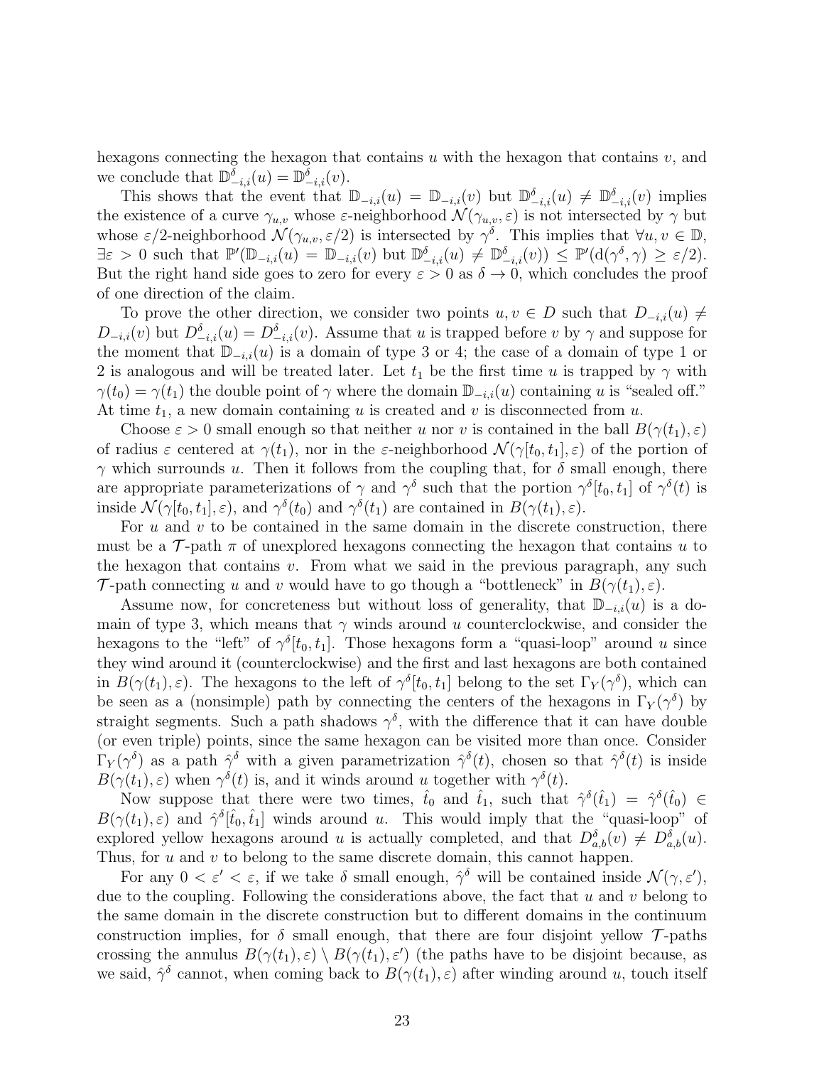hexagons connecting the hexagon that contains $u$ with the hexagon that contains $v$, and we conclude that $\mathbb{D}^{\delta}_{-i,i}(u) = \mathbb{D}^{\delta}_{-i,i}(v)$.

This shows that the event that $\mathbb{D}_{-i,i}(u) = \mathbb{D}_{-i,i}(v)$ but $\mathbb{D}^{\delta}_{-i,i}(u) \neq \mathbb{D}^{\delta}_{-i,i}(v)$ implies the existence of a curve $\gamma_{u,v}$ whose $\varepsilon$-neighborhood $\mathcal{N}(\gamma_{u,v}, \varepsilon)$ is not intersected by $\gamma$ but whose $\varepsilon/2$-neighborhood $\mathcal{N}(\gamma_{u,v}, \varepsilon/2)$ is intersected by $\gamma^{\delta}$. This implies that $\forall u, v \in \mathbb{D}$, $\exists \varepsilon > 0$ such that $\mathbb{P}'(\mathbb{D}_{-i,i}(u) = \mathbb{D}_{-i,i}(v)$ but $\mathbb{D}^{\delta}_{-i,i}(u) \neq \mathbb{D}^{\delta}_{-i,i}(v)) \leq \mathbb{P}'(\mathrm{d}(\gamma^{\delta}, \gamma) \geq \varepsilon/2)$. But the right hand side goes to zero for every $\varepsilon > 0$ as $\delta \to 0$, which concludes the proof of one direction of the claim.

To prove the other direction, we consider two points $u, v \in D$ such that $D_{-i,i}(u) \neq D_{-i,i}(v)$ but $D^{\delta}_{-i,i}(u) = D^{\delta}_{-i,i}(v)$. Assume that $u$ is trapped before $v$ by $\gamma$ and suppose for the moment that $\mathbb{D}_{-i,i}(u)$ is a domain of type 3 or 4; the case of a domain of type 1 or 2 is analogous and will be treated later. Let $t_1$ be the first time $u$ is trapped by $\gamma$ with $\gamma(t_0) = \gamma(t_1)$ the double point of $\gamma$ where the domain $\mathbb{D}_{-i,i}(u)$ containing $u$ is "sealed off." At time $t_1$, a new domain containing $u$ is created and $v$ is disconnected from $u$.

Choose $\varepsilon > 0$ small enough so that neither $u$ nor $v$ is contained in the ball $B(\gamma(t_1), \varepsilon)$ of radius $\varepsilon$ centered at $\gamma(t_1)$, nor in the $\varepsilon$-neighborhood $\mathcal{N}(\gamma[t_0, t_1], \varepsilon)$ of the portion of $\gamma$ which surrounds $u$. Then it follows from the coupling that, for $\delta$ small enough, there are appropriate parameterizations of $\gamma$ and $\gamma^{\delta}$ such that the portion $\gamma^{\delta}[t_0, t_1]$ of $\gamma^{\delta}(t)$ is inside $\mathcal{N}(\gamma[t_0, t_1], \varepsilon)$, and $\gamma^{\delta}(t_0)$ and $\gamma^{\delta}(t_1)$ are contained in $B(\gamma(t_1), \varepsilon)$.

For $u$ and $v$ to be contained in the same domain in the discrete construction, there must be a $\mathcal{T}$-path $\pi$ of unexplored hexagons connecting the hexagon that contains $u$ to the hexagon that contains $v$. From what we said in the previous paragraph, any such $\mathcal{T}$-path connecting $u$ and $v$ would have to go though a "bottleneck" in $B(\gamma(t_1), \varepsilon)$.

Assume now, for concreteness but without loss of generality, that $\mathbb{D}_{-i,i}(u)$ is a domain of type 3, which means that $\gamma$ winds around $u$ counterclockwise, and consider the hexagons to the "left" of $\gamma^{\delta}[t_0, t_1]$. Those hexagons form a "quasi-loop" around $u$ since they wind around it (counterclockwise) and the first and last hexagons are both contained in $B(\gamma(t_1), \varepsilon)$. The hexagons to the left of $\gamma^{\delta}[t_0, t_1]$ belong to the set $\Gamma_Y(\gamma^{\delta})$, which can be seen as a (nonsimple) path by connecting the centers of the hexagons in $\Gamma_Y(\gamma^{\delta})$ by straight segments. Such a path shadows $\gamma^{\delta}$, with the difference that it can have double (or even triple) points, since the same hexagon can be visited more than once. Consider $\Gamma_Y(\gamma^{\delta})$ as a path $\hat{\gamma}^{\delta}$ with a given parametrization $\hat{\gamma}^{\delta}(t)$, chosen so that $\hat{\gamma}^{\delta}(t)$ is inside $B(\gamma(t_1), \varepsilon)$ when $\gamma^{\delta}(t)$ is, and it winds around $u$ together with $\gamma^{\delta}(t)$.

Now suppose that there were two times, $\hat{t}_0$ and $\hat{t}_1$, such that $\hat{\gamma}^{\delta}(\hat{t}_1) = \hat{\gamma}^{\delta}(\hat{t}_0) \in B(\gamma(t_1), \varepsilon)$ and $\hat{\gamma}^{\delta}[\hat{t}_0, \hat{t}_1]$ winds around $u$. This would imply that the "quasi-loop" of explored yellow hexagons around $u$ is actually completed, and that $D^{\delta}_{a,b}(v) \neq D^{\delta}_{a,b}(u)$. Thus, for $u$ and $v$ to belong to the same discrete domain, this cannot happen.

For any $0 < \varepsilon' < \varepsilon$, if we take $\delta$ small enough, $\hat{\gamma}^{\delta}$ will be contained inside $\mathcal{N}(\gamma, \varepsilon')$, due to the coupling. Following the considerations above, the fact that $u$ and $v$ belong to the same domain in the discrete construction but to different domains in the continuum construction implies, for $\delta$ small enough, that there are four disjoint yellow $\mathcal{T}$-paths crossing the annulus $B(\gamma(t_1), \varepsilon) \setminus B(\gamma(t_1), \varepsilon')$ (the paths have to be disjoint because, as we said, $\hat{\gamma}^{\delta}$ cannot, when coming back to $B(\gamma(t_1), \varepsilon)$ after winding around $u$, touch itself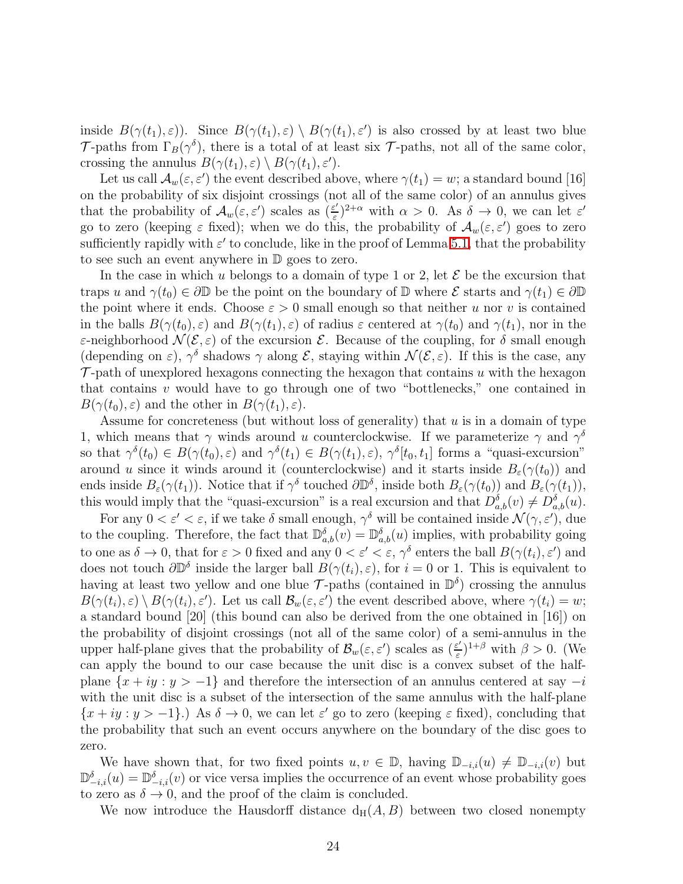inside $B(\gamma(t_1), \varepsilon)$). Since $B(\gamma(t_1), \varepsilon) \setminus B(\gamma(t_1), \varepsilon')$ is also crossed by at least two blue $\mathcal{T}$-paths from $\Gamma_B(\gamma^\delta)$, there is a total of at least six $\mathcal{T}$-paths, not all of the same color, crossing the annulus $B(\gamma(t_1), \varepsilon) \setminus B(\gamma(t_1), \varepsilon')$.

Let us call $\mathcal{A}_w(\varepsilon, \varepsilon')$ the event described above, where $\gamma(t_1) = w$; a standard bound [16] on the probability of six disjoint crossings (not all of the same color) of an annulus gives that the probability of $\mathcal{A}_w(\varepsilon, \varepsilon')$ scales as $(\frac{\varepsilon'}{\varepsilon})^{2+\alpha}$ with $\alpha > 0$. As $\delta \to 0$, we can let $\varepsilon'$ go to zero (keeping $\varepsilon$ fixed); when we do this, the probability of $\mathcal{A}_w(\varepsilon, \varepsilon')$ goes to zero sufficiently rapidly with $\varepsilon'$ to conclude, like in the proof of Lemma 5.1, that the probability to see such an event anywhere in $\mathbb{D}$ goes to zero.

In the case in which $u$ belongs to a domain of type 1 or 2, let $\mathcal{E}$ be the excursion that traps $u$ and $\gamma(t_0) \in \partial\mathbb{D}$ be the point on the boundary of $\mathbb{D}$ where $\mathcal{E}$ starts and $\gamma(t_1) \in \partial\mathbb{D}$ the point where it ends. Choose $\varepsilon > 0$ small enough so that neither $u$ nor $v$ is contained in the balls $B(\gamma(t_0), \varepsilon)$ and $B(\gamma(t_1), \varepsilon)$ of radius $\varepsilon$ centered at $\gamma(t_0)$ and $\gamma(t_1)$, nor in the $\varepsilon$-neighborhood $\mathcal{N}(\mathcal{E}, \varepsilon)$ of the excursion $\mathcal{E}$. Because of the coupling, for $\delta$ small enough (depending on $\varepsilon$), $\gamma^\delta$ shadows $\gamma$ along $\mathcal{E}$, staying within $\mathcal{N}(\mathcal{E}, \varepsilon)$. If this is the case, any $\mathcal{T}$-path of unexplored hexagons connecting the hexagon that contains $u$ with the hexagon that contains $v$ would have to go through one of two "bottlenecks," one contained in $B(\gamma(t_0), \varepsilon)$ and the other in $B(\gamma(t_1), \varepsilon)$.

Assume for concreteness (but without loss of generality) that $u$ is in a domain of type 1, which means that $\gamma$ winds around $u$ counterclockwise. If we parameterize $\gamma$ and $\gamma^\delta$ so that $\gamma^\delta(t_0) \in B(\gamma(t_0), \varepsilon)$ and $\gamma^\delta(t_1) \in B(\gamma(t_1), \varepsilon)$, $\gamma^\delta[t_0, t_1]$ forms a "quasi-excursion" around $u$ since it winds around it (counterclockwise) and it starts inside $B_\varepsilon(\gamma(t_0))$ and ends inside $B_\varepsilon(\gamma(t_1))$. Notice that if $\gamma^\delta$ touched $\partial\mathbb{D}^\delta$, inside both $B_\varepsilon(\gamma(t_0))$ and $B_\varepsilon(\gamma(t_1))$, this would imply that the "quasi-excursion" is a real excursion and that $D^\delta_{a,b}(v) \neq D^\delta_{a,b}(u)$.

For any $0 < \varepsilon' < \varepsilon$, if we take $\delta$ small enough, $\gamma^\delta$ will be contained inside $\mathcal{N}(\gamma, \varepsilon')$, due to the coupling. Therefore, the fact that $\mathbb{D}^\delta_{a,b}(v) = \mathbb{D}^\delta_{a,b}(u)$ implies, with probability going to one as $\delta \to 0$, that for $\varepsilon > 0$ fixed and any $0 < \varepsilon' < \varepsilon$, $\gamma^\delta$ enters the ball $B(\gamma(t_i), \varepsilon')$ and does not touch $\partial\mathbb{D}^\delta$ inside the larger ball $B(\gamma(t_i), \varepsilon)$, for $i = 0$ or 1. This is equivalent to having at least two yellow and one blue $\mathcal{T}$-paths (contained in $\mathbb{D}^\delta$) crossing the annulus $B(\gamma(t_i), \varepsilon) \setminus B(\gamma(t_i), \varepsilon')$. Let us call $\mathcal{B}_w(\varepsilon, \varepsilon')$ the event described above, where $\gamma(t_i) = w$; a standard bound [20] (this bound can also be derived from the one obtained in [16]) on the probability of disjoint crossings (not all of the same color) of a semi-annulus in the upper half-plane gives that the probability of $\mathcal{B}_w(\varepsilon, \varepsilon')$ scales as $(\frac{\varepsilon'}{\varepsilon})^{1+\beta}$ with $\beta > 0$. (We can apply the bound to our case because the unit disc is a convex subset of the half-plane $\{x + iy : y > -1\}$ and therefore the intersection of an annulus centered at say $-i$ with the unit disc is a subset of the intersection of the same annulus with the half-plane $\{x + iy : y > -1\}$.) As $\delta \to 0$, we can let $\varepsilon'$ go to zero (keeping $\varepsilon$ fixed), concluding that the probability that such an event occurs anywhere on the boundary of the disc goes to zero.

We have shown that, for two fixed points $u, v \in \mathbb{D}$, having $\mathbb{D}_{-i,i}(u) \neq \mathbb{D}_{-i,i}(v)$ but $\mathbb{D}^\delta_{-i,i}(u) = \mathbb{D}^\delta_{-i,i}(v)$ or vice versa implies the occurrence of an event whose probability goes to zero as $\delta \to 0$, and the proof of the claim is concluded.

We now introduce the Hausdorff distance $\mathrm{d_H}(A, B)$ between two closed nonempty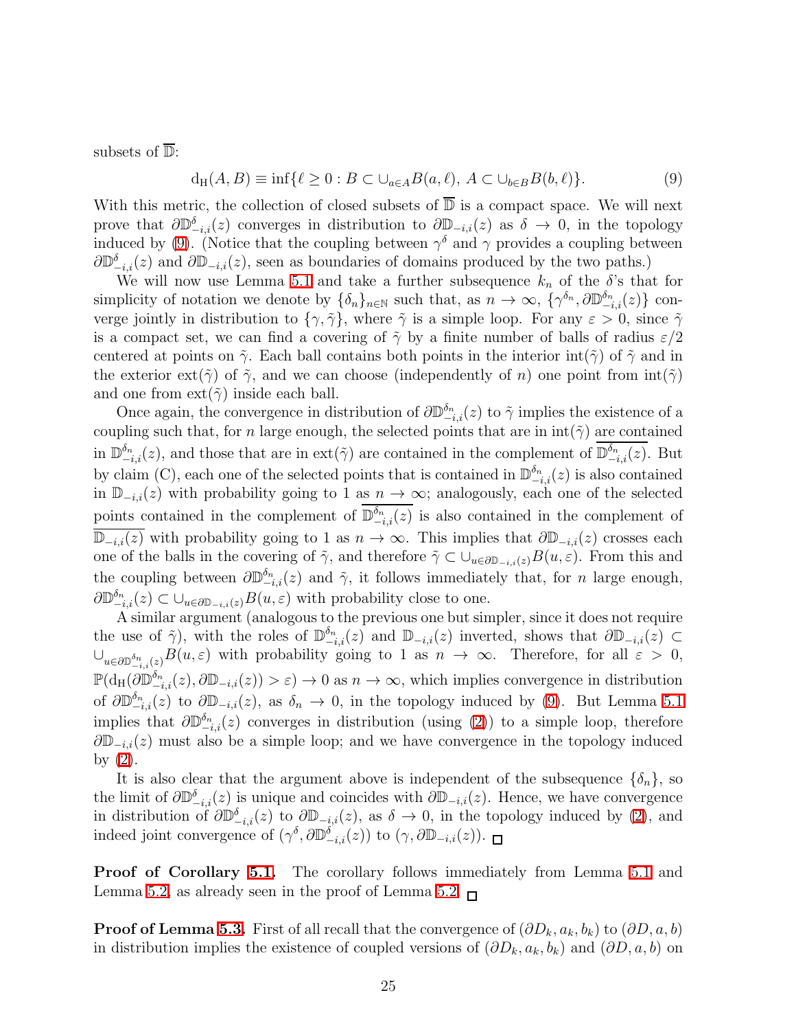subsets of $\overline{\mathbb{D}}$:

$$\mathrm{d_H}(A, B) \equiv \inf\{\ell \geq 0 : B \subset \cup_{a \in A} B(a, \ell),\ A \subset \cup_{b \in B} B(b, \ell)\}. \tag{9}$$

With this metric, the collection of closed subsets of $\overline{\mathbb{D}}$ is a compact space. We will next prove that $\partial \mathbb{D}^{\delta}_{-i,i}(z)$ converges in distribution to $\partial \mathbb{D}_{-i,i}(z)$ as $\delta \to 0$, in the topology induced by (9). (Notice that the coupling between $\gamma^{\delta}$ and $\gamma$ provides a coupling between $\partial \mathbb{D}^{\delta}_{-i,i}(z)$ and $\partial \mathbb{D}_{-i,i}(z)$, seen as boundaries of domains produced by the two paths.)

We will now use Lemma 5.1 and take a further subsequence $k_n$ of the $\delta$'s that for simplicity of notation we denote by $\{\delta_n\}_{n \in \mathbb{N}}$ such that, as $n \to \infty$, $\{\gamma^{\delta_n}, \partial \mathbb{D}^{\delta_n}_{-i,i}(z)\}$ converge jointly in distribution to $\{\gamma, \tilde{\gamma}\}$, where $\tilde{\gamma}$ is a simple loop. For any $\varepsilon > 0$, since $\tilde{\gamma}$ is a compact set, we can find a covering of $\tilde{\gamma}$ by a finite number of balls of radius $\varepsilon/2$ centered at points on $\tilde{\gamma}$. Each ball contains both points in the interior $\mathrm{int}(\tilde{\gamma})$ of $\tilde{\gamma}$ and in the exterior $\mathrm{ext}(\tilde{\gamma})$ of $\tilde{\gamma}$, and we can choose (independently of $n$) one point from $\mathrm{int}(\tilde{\gamma})$ and one from $\mathrm{ext}(\tilde{\gamma})$ inside each ball.

Once again, the convergence in distribution of $\partial \mathbb{D}^{\delta_n}_{-i,i}(z)$ to $\tilde{\gamma}$ implies the existence of a coupling such that, for $n$ large enough, the selected points that are in $\mathrm{int}(\tilde{\gamma})$ are contained in $\mathbb{D}^{\delta_n}_{-i,i}(z)$, and those that are in $\mathrm{ext}(\tilde{\gamma})$ are contained in the complement of $\overline{\mathbb{D}^{\delta_n}_{-i,i}(z)}$. But by claim (C), each one of the selected points that is contained in $\mathbb{D}^{\delta_n}_{-i,i}(z)$ is also contained in $\mathbb{D}_{-i,i}(z)$ with probability going to 1 as $n \to \infty$; analogously, each one of the selected points contained in the complement of $\overline{\mathbb{D}^{\delta_n}_{-i,i}(z)}$ is also contained in the complement of $\overline{\mathbb{D}_{-i,i}(z)}$ with probability going to 1 as $n \to \infty$. This implies that $\partial \mathbb{D}_{-i,i}(z)$ crosses each one of the balls in the covering of $\tilde{\gamma}$, and therefore $\tilde{\gamma} \subset \cup_{u \in \partial \mathbb{D}_{-i,i}(z)} B(u, \varepsilon)$. From this and the coupling between $\partial \mathbb{D}^{\delta_n}_{-i,i}(z)$ and $\tilde{\gamma}$, it follows immediately that, for $n$ large enough, $\partial \mathbb{D}^{\delta_n}_{-i,i}(z) \subset \cup_{u \in \partial \mathbb{D}_{-i,i}(z)} B(u, \varepsilon)$ with probability close to one.

A similar argument (analogous to the previous one but simpler, since it does not require the use of $\tilde{\gamma}$), with the roles of $\mathbb{D}^{\delta_n}_{-i,i}(z)$ and $\mathbb{D}_{-i,i}(z)$ inverted, shows that $\partial \mathbb{D}_{-i,i}(z) \subset \cup_{u \in \partial \mathbb{D}^{\delta_n}_{-i,i}(z)} B(u, \varepsilon)$ with probability going to 1 as $n \to \infty$. Therefore, for all $\varepsilon > 0$, $\mathbb{P}(\mathrm{d_H}(\partial \mathbb{D}^{\delta_n}_{-i,i}(z), \partial \mathbb{D}_{-i,i}(z)) > \varepsilon) \to 0$ as $n \to \infty$, which implies convergence in distribution of $\partial \mathbb{D}^{\delta_n}_{-i,i}(z)$ to $\partial \mathbb{D}_{-i,i}(z)$, as $\delta_n \to 0$, in the topology induced by (9). But Lemma 5.1 implies that $\partial \mathbb{D}^{\delta_n}_{-i,i}(z)$ converges in distribution (using (2)) to a simple loop, therefore $\partial \mathbb{D}_{-i,i}(z)$ must also be a simple loop; and we have convergence in the topology induced by (2).

It is also clear that the argument above is independent of the subsequence $\{\delta_n\}$, so the limit of $\partial \mathbb{D}^{\delta}_{-i,i}(z)$ is unique and coincides with $\partial \mathbb{D}_{-i,i}(z)$. Hence, we have convergence in distribution of $\partial \mathbb{D}^{\delta}_{-i,i}(z)$ to $\partial \mathbb{D}_{-i,i}(z)$, as $\delta \to 0$, in the topology induced by (2), and indeed joint convergence of $(\gamma^{\delta}, \partial \mathbb{D}^{\delta}_{-i,i}(z))$ to $(\gamma, \partial \mathbb{D}_{-i,i}(z))$. $\square$

**Proof of Corollary 5.1.** The corollary follows immediately from Lemma 5.1 and Lemma 5.2, as already seen in the proof of Lemma 5.2. $\square$

**Proof of Lemma 5.3.** First of all recall that the convergence of $(\partial D_k, a_k, b_k)$ to $(\partial D, a, b)$ in distribution implies the existence of coupled versions of $(\partial D_k, a_k, b_k)$ and $(\partial D, a, b)$ on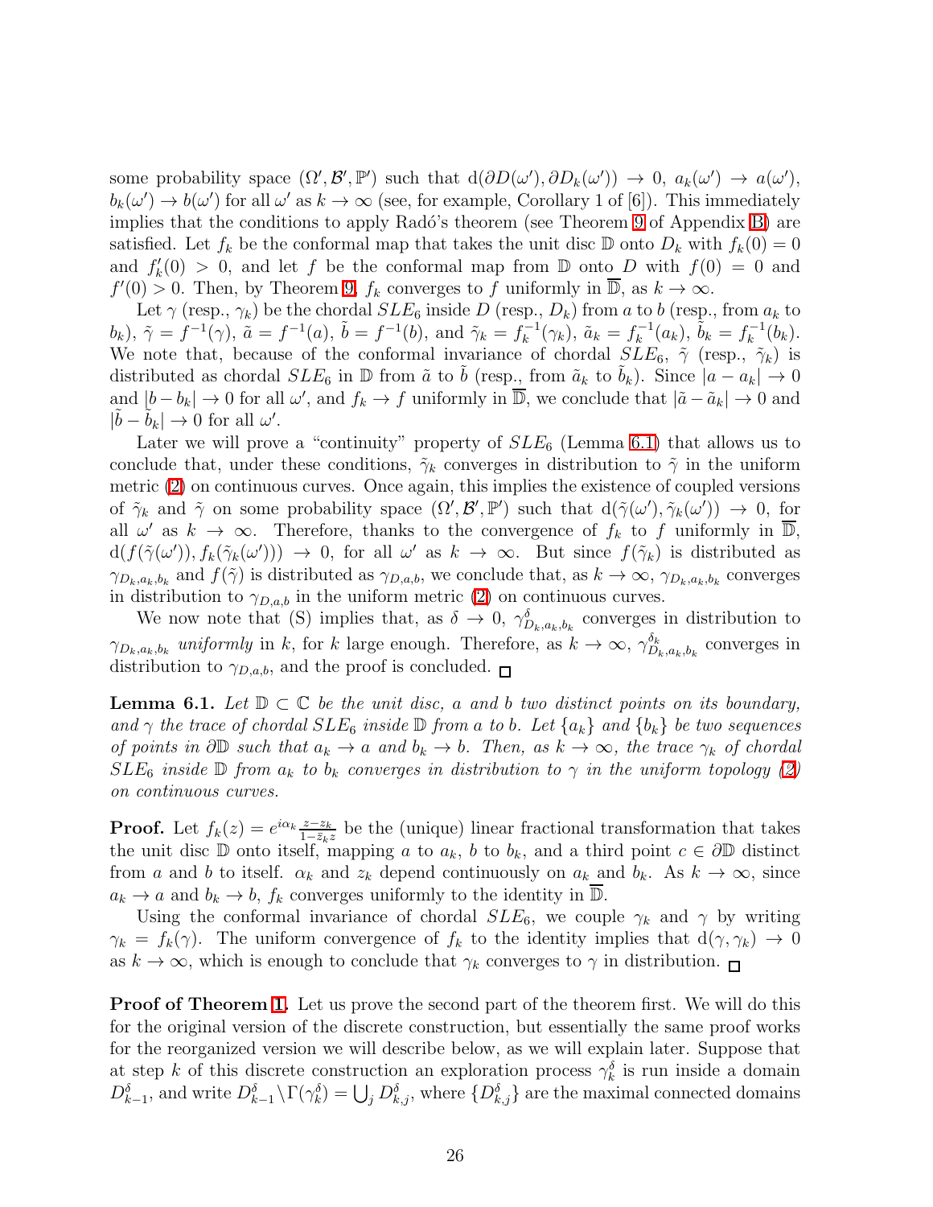some probability space $(\Omega', \mathcal{B}', \mathbb{P}')$ such that $\mathrm{d}(\partial D(\omega'), \partial D_k(\omega')) \to 0$, $a_k(\omega') \to a(\omega')$, $b_k(\omega') \to b(\omega')$ for all $\omega'$ as $k \to \infty$ (see, for example, Corollary 1 of [6]). This immediately implies that the conditions to apply Radó's theorem (see Theorem 9 of Appendix B) are satisfied. Let $f_k$ be the conformal map that takes the unit disc $\mathbb{D}$ onto $D_k$ with $f_k(0) = 0$ and $f'_k(0) > 0$, and let $f$ be the conformal map from $\mathbb{D}$ onto $D$ with $f(0) = 0$ and $f'(0) > 0$. Then, by Theorem 9, $f_k$ converges to $f$ uniformly in $\overline{\mathbb{D}}$, as $k \to \infty$.

Let $\gamma$ (resp., $\gamma_k$) be the chordal $SLE_6$ inside $D$ (resp., $D_k$) from $a$ to $b$ (resp., from $a_k$ to $b_k$), $\tilde{\gamma} = f^{-1}(\gamma)$, $\tilde{a} = f^{-1}(a)$, $\tilde{b} = f^{-1}(b)$, and $\tilde{\gamma}_k = f_k^{-1}(\gamma_k)$, $\tilde{a}_k = f_k^{-1}(a_k)$, $\tilde{b}_k = f_k^{-1}(b_k)$. We note that, because of the conformal invariance of chordal $SLE_6$, $\tilde{\gamma}$ (resp., $\tilde{\gamma}_k$) is distributed as chordal $SLE_6$ in $\mathbb{D}$ from $\tilde{a}$ to $\tilde{b}$ (resp., from $\tilde{a}_k$ to $\tilde{b}_k$). Since $|a - a_k| \to 0$ and $|b - b_k| \to 0$ for all $\omega'$, and $f_k \to f$ uniformly in $\overline{\mathbb{D}}$, we conclude that $|\tilde{a} - \tilde{a}_k| \to 0$ and $|\tilde{b} - \tilde{b}_k| \to 0$ for all $\omega'$.

Later we will prove a "continuity" property of $SLE_6$ (Lemma 6.1) that allows us to conclude that, under these conditions, $\tilde{\gamma}_k$ converges in distribution to $\tilde{\gamma}$ in the uniform metric (2) on continuous curves. Once again, this implies the existence of coupled versions of $\tilde{\gamma}_k$ and $\tilde{\gamma}$ on some probability space $(\Omega', \mathcal{B}', \mathbb{P}')$ such that $\mathrm{d}(\tilde{\gamma}(\omega'), \tilde{\gamma}_k(\omega')) \to 0$, for all $\omega'$ as $k \to \infty$. Therefore, thanks to the convergence of $f_k$ to $f$ uniformly in $\overline{\mathbb{D}}$, $\mathrm{d}(f(\tilde{\gamma}(\omega')), f_k(\tilde{\gamma}_k(\omega'))) \to 0$, for all $\omega'$ as $k \to \infty$. But since $f(\tilde{\gamma}_k)$ is distributed as $\gamma_{D_k, a_k, b_k}$ and $f(\tilde{\gamma})$ is distributed as $\gamma_{D,a,b}$, we conclude that, as $k \to \infty$, $\gamma_{D_k, a_k, b_k}$ converges in distribution to $\gamma_{D,a,b}$ in the uniform metric (2) on continuous curves.

We now note that (S) implies that, as $\delta \to 0$, $\gamma^{\delta}_{D_k, a_k, b_k}$ converges in distribution to $\gamma_{D_k, a_k, b_k}$ *uniformly* in $k$, for $k$ large enough. Therefore, as $k \to \infty$, $\gamma^{\delta_k}_{D_k, a_k, b_k}$ converges in distribution to $\gamma_{D,a,b}$, and the proof is concluded. □

**Lemma 6.1.** *Let $\mathbb{D} \subset \mathbb{C}$ be the unit disc, $a$ and $b$ two distinct points on its boundary, and $\gamma$ the trace of chordal $SLE_6$ inside $\mathbb{D}$ from $a$ to $b$. Let $\{a_k\}$ and $\{b_k\}$ be two sequences of points in $\partial\mathbb{D}$ such that $a_k \to a$ and $b_k \to b$. Then, as $k \to \infty$, the trace $\gamma_k$ of chordal $SLE_6$ inside $\mathbb{D}$ from $a_k$ to $b_k$ converges in distribution to $\gamma$ in the uniform topology (2) on continuous curves.*

**Proof.** Let $f_k(z) = e^{i\alpha_k} \frac{z - z_k}{1 - \bar{z}_k z}$ be the (unique) linear fractional transformation that takes the unit disc $\mathbb{D}$ onto itself, mapping $a$ to $a_k$, $b$ to $b_k$, and a third point $c \in \partial\mathbb{D}$ distinct from $a$ and $b$ to itself. $\alpha_k$ and $z_k$ depend continuously on $a_k$ and $b_k$. As $k \to \infty$, since $a_k \to a$ and $b_k \to b$, $f_k$ converges uniformly to the identity in $\overline{\mathbb{D}}$.

Using the conformal invariance of chordal $SLE_6$, we couple $\gamma_k$ and $\gamma$ by writing $\gamma_k = f_k(\gamma)$. The uniform convergence of $f_k$ to the identity implies that $\mathrm{d}(\gamma, \gamma_k) \to 0$ as $k \to \infty$, which is enough to conclude that $\gamma_k$ converges to $\gamma$ in distribution. □

**Proof of Theorem 1.** Let us prove the second part of the theorem first. We will do this for the original version of the discrete construction, but essentially the same proof works for the reorganized version we will describe below, as we will explain later. Suppose that at step $k$ of this discrete construction an exploration process $\gamma^{\delta}_k$ is run inside a domain $D^{\delta}_{k-1}$, and write $D^{\delta}_{k-1} \setminus \Gamma(\gamma^{\delta}_k) = \bigcup_j D^{\delta}_{k,j}$, where $\{D^{\delta}_{k,j}\}$ are the maximal connected domains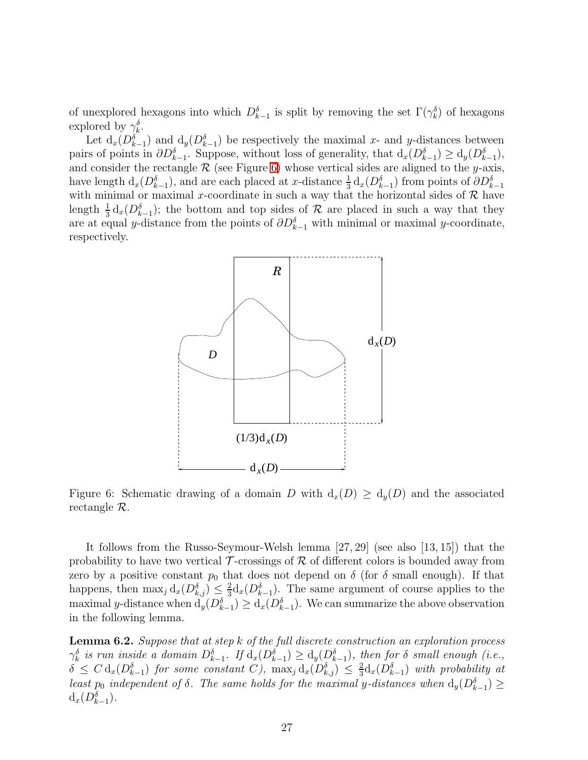of unexplored hexagons into which $D^{\delta}_{k-1}$ is split by removing the set $\Gamma(\gamma^{\delta}_k)$ of hexagons explored by $\gamma^{\delta}_k$.

Let $\mathrm{d}_x(D^{\delta}_{k-1})$ and $\mathrm{d}_y(D^{\delta}_{k-1})$ be respectively the maximal $x$- and $y$-distances between pairs of points in $\partial D^{\delta}_{k-1}$. Suppose, without loss of generality, that $\mathrm{d}_x(D^{\delta}_{k-1}) \geq \mathrm{d}_y(D^{\delta}_{k-1})$, and consider the rectangle $\mathcal{R}$ (see Figure 6) whose vertical sides are aligned to the $y$-axis, have length $\mathrm{d}_x(D^{\delta}_{k-1})$, and are each placed at $x$-distance $\frac{1}{3}\,\mathrm{d}_x(D^{\delta}_{k-1})$ from points of $\partial D^{\delta}_{k-1}$ with minimal or maximal $x$-coordinate in such a way that the horizontal sides of $\mathcal{R}$ have length $\frac{1}{3}\,\mathrm{d}_x(D^{\delta}_{k-1})$; the bottom and top sides of $\mathcal{R}$ are placed in such a way that they are at equal $y$-distance from the points of $\partial D^{\delta}_{k-1}$ with minimal or maximal $y$-coordinate, respectively.

Figure 6: Schematic drawing of a domain $D$ with $\mathrm{d}_x(D) \geq \mathrm{d}_y(D)$ and the associated rectangle $\mathcal{R}$.

It follows from the Russo-Seymour-Welsh lemma [27, 29] (see also [13, 15]) that the probability to have two vertical $\mathcal{T}$-crossings of $\mathcal{R}$ of different colors is bounded away from zero by a positive constant $p_0$ that does not depend on $\delta$ (for $\delta$ small enough). If that happens, then $\max_j \mathrm{d}_x(D^{\delta}_{k,j}) \leq \frac{2}{3}\mathrm{d}_x(D^{\delta}_{k-1})$. The same argument of course applies to the maximal $y$-distance when $\mathrm{d}_y(D^{\delta}_{k-1}) \geq \mathrm{d}_x(D^{\delta}_{k-1})$. We can summarize the above observation in the following lemma.

**Lemma 6.2.** *Suppose that at step $k$ of the full discrete construction an exploration process $\gamma^{\delta}_k$ is run inside a domain $D^{\delta}_{k-1}$. If $\mathrm{d}_x(D^{\delta}_{k-1}) \geq \mathrm{d}_y(D^{\delta}_{k-1})$, then for $\delta$ small enough (i.e., $\delta \leq C\,\mathrm{d}_x(D^{\delta}_{k-1})$ for some constant $C$), $\max_j \mathrm{d}_x(D^{\delta}_{k,j}) \leq \frac{2}{3}\mathrm{d}_x(D^{\delta}_{k-1})$ with probability at least $p_0$ independent of $\delta$. The same holds for the maximal $y$-distances when $\mathrm{d}_y(D^{\delta}_{k-1}) \geq \mathrm{d}_x(D^{\delta}_{k-1})$.*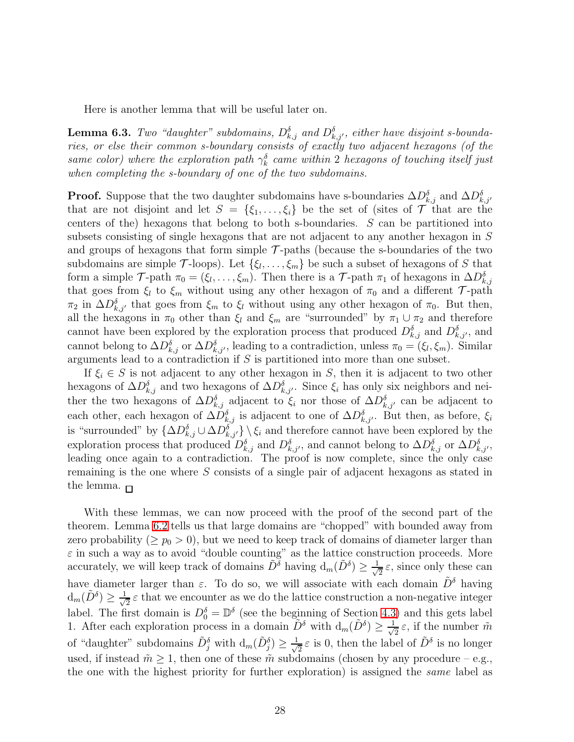Here is another lemma that will be useful later on.

**Lemma 6.3.** *Two "daughter" subdomains, $D^{\delta}_{k,j}$ and $D^{\delta}_{k,j'}$, either have disjoint s-boundaries, or else their common s-boundary consists of exactly two adjacent hexagons (of the same color) where the exploration path $\gamma^{\delta}_k$ came within 2 hexagons of touching itself just when completing the s-boundary of one of the two subdomains.*

**Proof.** Suppose that the two daughter subdomains have s-boundaries $\Delta D^{\delta}_{k,j}$ and $\Delta D^{\delta}_{k,j'}$ that are not disjoint and let $S = \{\xi_1, \ldots, \xi_i\}$ be the set of (sites of $\mathcal{T}$ that are the centers of the) hexagons that belong to both s-boundaries. $S$ can be partitioned into subsets consisting of single hexagons that are not adjacent to any another hexagon in $S$ and groups of hexagons that form simple $\mathcal{T}$-paths (because the s-boundaries of the two subdomains are simple $\mathcal{T}$-loops). Let $\{\xi_l, \ldots, \xi_m\}$ be such a subset of hexagons of $S$ that form a simple $\mathcal{T}$-path $\pi_0 = (\xi_l, \ldots, \xi_m)$. Then there is a $\mathcal{T}$-path $\pi_1$ of hexagons in $\Delta D^{\delta}_{k,j}$ that goes from $\xi_l$ to $\xi_m$ without using any other hexagon of $\pi_0$ and a different $\mathcal{T}$-path $\pi_2$ in $\Delta D^{\delta}_{k,j'}$ that goes from $\xi_m$ to $\xi_l$ without using any other hexagon of $\pi_0$. But then, all the hexagons in $\pi_0$ other than $\xi_l$ and $\xi_m$ are "surrounded" by $\pi_1 \cup \pi_2$ and therefore cannot have been explored by the exploration process that produced $D^{\delta}_{k,j}$ and $D^{\delta}_{k,j'}$, and cannot belong to $\Delta D^{\delta}_{k,j}$ or $\Delta D^{\delta}_{k,j'}$, leading to a contradiction, unless $\pi_0 = (\xi_l, \xi_m)$. Similar arguments lead to a contradiction if $S$ is partitioned into more than one subset.

If $\xi_i \in S$ is not adjacent to any other hexagon in $S$, then it is adjacent to two other hexagons of $\Delta D^{\delta}_{k,j}$ and two hexagons of $\Delta D^{\delta}_{k,j'}$. Since $\xi_i$ has only six neighbors and neither the two hexagons of $\Delta D^{\delta}_{k,j}$ adjacent to $\xi_i$ nor those of $\Delta D^{\delta}_{k,j'}$ can be adjacent to each other, each hexagon of $\Delta D^{\delta}_{k,j}$ is adjacent to one of $\Delta D^{\delta}_{k,j'}$. But then, as before, $\xi_i$ is "surrounded" by $\{\Delta D^{\delta}_{k,j} \cup \Delta D^{\delta}_{k,j'}\} \setminus \xi_i$ and therefore cannot have been explored by the exploration process that produced $D^{\delta}_{k,j}$ and $D^{\delta}_{k,j'}$, and cannot belong to $\Delta D^{\delta}_{k,j}$ or $\Delta D^{\delta}_{k,j'}$, leading once again to a contradiction. The proof is now complete, since the only case remaining is the one where $S$ consists of a single pair of adjacent hexagons as stated in the lemma. $\square$

With these lemmas, we can now proceed with the proof of the second part of the theorem. Lemma 6.2 tells us that large domains are "chopped" with bounded away from zero probability ($\geq p_0 > 0$), but we need to keep track of domains of diameter larger than $\varepsilon$ in such a way as to avoid "double counting" as the lattice construction proceeds. More accurately, we will keep track of domains $\tilde{D}^{\delta}$ having $\mathrm{d}_m(\tilde{D}^{\delta}) \geq \frac{1}{\sqrt{2}}\,\varepsilon$, since only these can have diameter larger than $\varepsilon$. To do so, we will associate with each domain $\tilde{D}^{\delta}$ having $\mathrm{d}_m(\tilde{D}^{\delta}) \geq \frac{1}{\sqrt{2}}\,\varepsilon$ that we encounter as we do the lattice construction a non-negative integer label. The first domain is $D^{\delta}_0 = \mathbb{D}^{\delta}$ (see the beginning of Section 4.3) and this gets label 1. After each exploration process in a domain $\tilde{D}^{\delta}$ with $\mathrm{d}_m(\tilde{D}^{\delta}) \geq \frac{1}{\sqrt{2}}\,\varepsilon$, if the number $\tilde{m}$ of "daughter" subdomains $\tilde{D}^{\delta}_j$ with $\mathrm{d}_m(\tilde{D}^{\delta}_j) \geq \frac{1}{\sqrt{2}}\,\varepsilon$ is 0, then the label of $\tilde{D}^{\delta}$ is no longer used, if instead $\tilde{m} \geq 1$, then one of these $\tilde{m}$ subdomains (chosen by any procedure – e.g., the one with the highest priority for further exploration) is assigned the *same* label as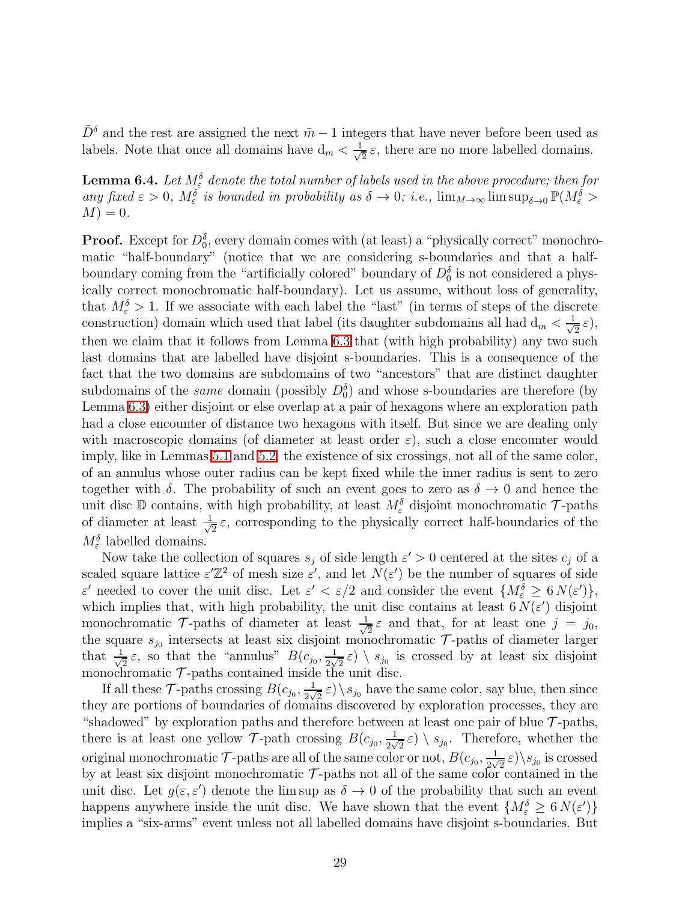$\tilde{D}^\delta$ and the rest are assigned the next $\tilde{m}-1$ integers that have never before been used as labels. Note that once all domains have $\mathrm{d}_m < \frac{1}{\sqrt{2}}\,\varepsilon$, there are no more labelled domains.

**Lemma 6.4.** *Let $M^\delta_\varepsilon$ denote the total number of labels used in the above procedure; then for any fixed $\varepsilon > 0$, $M^\delta_\varepsilon$ is bounded in probability as $\delta \to 0$; i.e., $\lim_{M\to\infty} \limsup_{\delta\to 0} \mathbb{P}(M^\delta_\varepsilon > M) = 0$.*

**Proof.** Except for $D^\delta_0$, every domain comes with (at least) a "physically correct" monochromatic "half-boundary" (notice that we are considering s-boundaries and that a half-boundary coming from the "artificially colored" boundary of $D^\delta_0$ is not considered a physically correct monochromatic half-boundary). Let us assume, without loss of generality, that $M^\delta_\varepsilon > 1$. If we associate with each label the "last" (in terms of steps of the discrete construction) domain which used that label (its daughter subdomains all had $\mathrm{d}_m < \frac{1}{\sqrt{2}}\,\varepsilon$), then we claim that it follows from Lemma 6.3 that (with high probability) any two such last domains that are labelled have disjoint s-boundaries. This is a consequence of the fact that the two domains are subdomains of two "ancestors" that are distinct daughter subdomains of the *same* domain (possibly $D^\delta_0$) and whose s-boundaries are therefore (by Lemma 6.3) either disjoint or else overlap at a pair of hexagons where an exploration path had a close encounter of distance two hexagons with itself. But since we are dealing only with macroscopic domains (of diameter at least order $\varepsilon$), such a close encounter would imply, like in Lemmas 5.1 and 5.2, the existence of six crossings, not all of the same color, of an annulus whose outer radius can be kept fixed while the inner radius is sent to zero together with $\delta$. The probability of such an event goes to zero as $\delta \to 0$ and hence the unit disc $\mathbb{D}$ contains, with high probability, at least $M^\delta_\varepsilon$ disjoint monochromatic $\mathcal{T}$-paths of diameter at least $\frac{1}{\sqrt{2}}\,\varepsilon$, corresponding to the physically correct half-boundaries of the $M^\delta_\varepsilon$ labelled domains.

Now take the collection of squares $s_j$ of side length $\varepsilon' > 0$ centered at the sites $c_j$ of a scaled square lattice $\varepsilon'\mathbb{Z}^2$ of mesh size $\varepsilon'$, and let $N(\varepsilon')$ be the number of squares of side $\varepsilon'$ needed to cover the unit disc. Let $\varepsilon' < \varepsilon/2$ and consider the event $\{M^\delta_\varepsilon \geq 6\,N(\varepsilon')\}$, which implies that, with high probability, the unit disc contains at least $6\,N(\varepsilon')$ disjoint monochromatic $\mathcal{T}$-paths of diameter at least $\frac{1}{\sqrt{2}}\,\varepsilon$ and that, for at least one $j = j_0$, the square $s_{j_0}$ intersects at least six disjoint monochromatic $\mathcal{T}$-paths of diameter larger that $\frac{1}{\sqrt{2}}\,\varepsilon$, so that the "annulus" $B(c_{j_0}, \frac{1}{2\sqrt{2}}\,\varepsilon) \setminus s_{j_0}$ is crossed by at least six disjoint monochromatic $\mathcal{T}$-paths contained inside the unit disc.

If all these $\mathcal{T}$-paths crossing $B(c_{j_0}, \frac{1}{2\sqrt{2}}\,\varepsilon) \setminus s_{j_0}$ have the same color, say blue, then since they are portions of boundaries of domains discovered by exploration processes, they are "shadowed" by exploration paths and therefore between at least one pair of blue $\mathcal{T}$-paths, there is at least one yellow $\mathcal{T}$-path crossing $B(c_{j_0}, \frac{1}{2\sqrt{2}}\,\varepsilon) \setminus s_{j_0}$. Therefore, whether the original monochromatic $\mathcal{T}$-paths are all of the same color or not, $B(c_{j_0}, \frac{1}{2\sqrt{2}}\,\varepsilon) \setminus s_{j_0}$ is crossed by at least six disjoint monochromatic $\mathcal{T}$-paths not all of the same color contained in the unit disc. Let $g(\varepsilon, \varepsilon')$ denote the lim sup as $\delta \to 0$ of the probability that such an event happens anywhere inside the unit disc. We have shown that the event $\{M^\delta_\varepsilon \geq 6\,N(\varepsilon')\}$ implies a "six-arms" event unless not all labelled domains have disjoint s-boundaries. But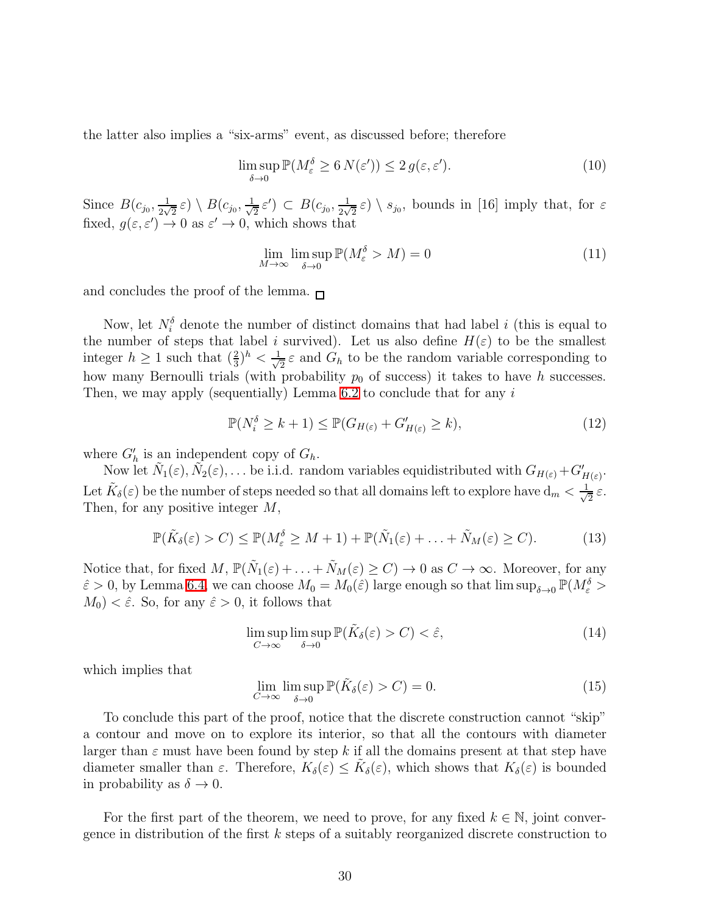the latter also implies a "six-arms" event, as discussed before; therefore

$$\limsup_{\delta \to 0} \mathbb{P}(M^{\delta}_{\varepsilon} \geq 6\, N(\varepsilon')) \leq 2\, g(\varepsilon, \varepsilon'). \tag{10}$$

Since $B(c_{j_0}, \frac{1}{2\sqrt{2}}\,\varepsilon) \setminus B(c_{j_0}, \frac{1}{\sqrt{2}}\,\varepsilon') \subset B(c_{j_0}, \frac{1}{2\sqrt{2}}\,\varepsilon) \setminus s_{j_0}$, bounds in [16] imply that, for $\varepsilon$ fixed, $g(\varepsilon, \varepsilon') \to 0$ as $\varepsilon' \to 0$, which shows that

$$\lim_{M \to \infty} \limsup_{\delta \to 0} \mathbb{P}(M^{\delta}_{\varepsilon} > M) = 0 \tag{11}$$

and concludes the proof of the lemma. □

Now, let $N^{\delta}_i$ denote the number of distinct domains that had label $i$ (this is equal to the number of steps that label $i$ survived). Let us also define $H(\varepsilon)$ to be the smallest integer $h \geq 1$ such that $(\frac{2}{3})^h < \frac{1}{\sqrt{2}}\,\varepsilon$ and $G_h$ to be the random variable corresponding to how many Bernoulli trials (with probability $p_0$ of success) it takes to have $h$ successes. Then, we may apply (sequentially) Lemma 6.2 to conclude that for any $i$

$$\mathbb{P}(N^{\delta}_i \geq k+1) \leq \mathbb{P}(G_{H(\varepsilon)} + G'_{H(\varepsilon)} \geq k), \tag{12}$$

where $G'_h$ is an independent copy of $G_h$.

Now let $\tilde{N}_1(\varepsilon), \tilde{N}_2(\varepsilon), \ldots$ be i.i.d. random variables equidistributed with $G_{H(\varepsilon)} + G'_{H(\varepsilon)}$. Let $\tilde{K}_{\delta}(\varepsilon)$ be the number of steps needed so that all domains left to explore have $\mathrm{d}_m < \frac{1}{\sqrt{2}}\,\varepsilon$. Then, for any positive integer $M$,

$$\mathbb{P}(\tilde{K}_{\delta}(\varepsilon) > C) \leq \mathbb{P}(M^{\delta}_{\varepsilon} \geq M+1) + \mathbb{P}(\tilde{N}_1(\varepsilon) + \ldots + \tilde{N}_M(\varepsilon) \geq C). \tag{13}$$

Notice that, for fixed $M$, $\mathbb{P}(\tilde{N}_1(\varepsilon) + \ldots + \tilde{N}_M(\varepsilon) \geq C) \to 0$ as $C \to \infty$. Moreover, for any $\hat{\varepsilon} > 0$, by Lemma 6.4, we can choose $M_0 = M_0(\hat{\varepsilon})$ large enough so that $\limsup_{\delta \to 0} \mathbb{P}(M^{\delta}_{\varepsilon} > M_0) < \hat{\varepsilon}$. So, for any $\hat{\varepsilon} > 0$, it follows that

$$\limsup_{C \to \infty} \limsup_{\delta \to 0} \mathbb{P}(\tilde{K}_{\delta}(\varepsilon) > C) < \hat{\varepsilon}, \tag{14}$$

which implies that

$$\lim_{C \to \infty} \limsup_{\delta \to 0} \mathbb{P}(\tilde{K}_{\delta}(\varepsilon) > C) = 0. \tag{15}$$

To conclude this part of the proof, notice that the discrete construction cannot "skip" a contour and move on to explore its interior, so that all the contours with diameter larger than $\varepsilon$ must have been found by step $k$ if all the domains present at that step have diameter smaller than $\varepsilon$. Therefore, $K_{\delta}(\varepsilon) \leq \tilde{K}_{\delta}(\varepsilon)$, which shows that $K_{\delta}(\varepsilon)$ is bounded in probability as $\delta \to 0$.

For the first part of the theorem, we need to prove, for any fixed $k \in \mathbb{N}$, joint convergence in distribution of the first $k$ steps of a suitably reorganized discrete construction to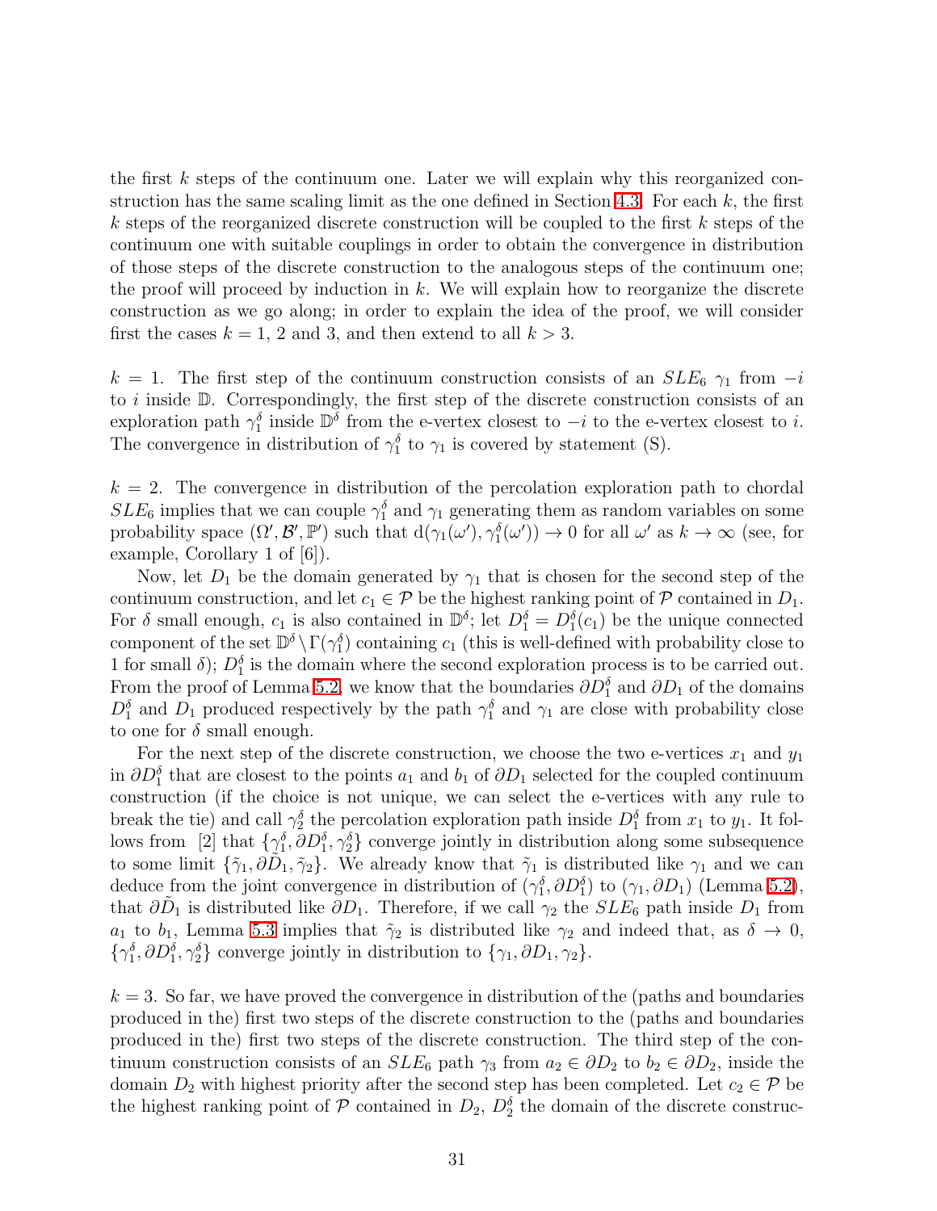the first $k$ steps of the continuum one. Later we will explain why this reorganized construction has the same scaling limit as the one defined in Section 4.3. For each $k$, the first $k$ steps of the reorganized discrete construction will be coupled to the first $k$ steps of the continuum one with suitable couplings in order to obtain the convergence in distribution of those steps of the discrete construction to the analogous steps of the continuum one; the proof will proceed by induction in $k$. We will explain how to reorganize the discrete construction as we go along; in order to explain the idea of the proof, we will consider first the cases $k = 1$, 2 and 3, and then extend to all $k > 3$.

$k = 1$. The first step of the continuum construction consists of an $SLE_6$ $\gamma_1$ from $-i$ to $i$ inside $\mathbb{D}$. Correspondingly, the first step of the discrete construction consists of an exploration path $\gamma_1^\delta$ inside $\mathbb{D}^\delta$ from the e-vertex closest to $-i$ to the e-vertex closest to $i$. The convergence in distribution of $\gamma_1^\delta$ to $\gamma_1$ is covered by statement (S).

$k = 2$. The convergence in distribution of the percolation exploration path to chordal $SLE_6$ implies that we can couple $\gamma_1^\delta$ and $\gamma_1$ generating them as random variables on some probability space $(\Omega', \mathcal{B}', \mathbb{P}')$ such that $\mathrm{d}(\gamma_1(\omega'), \gamma_1^\delta(\omega')) \to 0$ for all $\omega'$ as $k \to \infty$ (see, for example, Corollary 1 of [6]).

Now, let $D_1$ be the domain generated by $\gamma_1$ that is chosen for the second step of the continuum construction, and let $c_1 \in \mathcal{P}$ be the highest ranking point of $\mathcal{P}$ contained in $D_1$. For $\delta$ small enough, $c_1$ is also contained in $\mathbb{D}^\delta$; let $D_1^\delta = D_1^\delta(c_1)$ be the unique connected component of the set $\mathbb{D}^\delta \setminus \Gamma(\gamma_1^\delta)$ containing $c_1$ (this is well-defined with probability close to 1 for small $\delta$); $D_1^\delta$ is the domain where the second exploration process is to be carried out. From the proof of Lemma 5.2, we know that the boundaries $\partial D_1^\delta$ and $\partial D_1$ of the domains $D_1^\delta$ and $D_1$ produced respectively by the path $\gamma_1^\delta$ and $\gamma_1$ are close with probability close to one for $\delta$ small enough.

For the next step of the discrete construction, we choose the two e-vertices $x_1$ and $y_1$ in $\partial D_1^\delta$ that are closest to the points $a_1$ and $b_1$ of $\partial D_1$ selected for the coupled continuum construction (if the choice is not unique, we can select the e-vertices with any rule to break the tie) and call $\gamma_2^\delta$ the percolation exploration path inside $D_1^\delta$ from $x_1$ to $y_1$. It follows from [2] that $\{\gamma_1^\delta, \partial D_1^\delta, \gamma_2^\delta\}$ converge jointly in distribution along some subsequence to some limit $\{\tilde{\gamma}_1, \partial\tilde{D}_1, \tilde{\gamma}_2\}$. We already know that $\tilde{\gamma}_1$ is distributed like $\gamma_1$ and we can deduce from the joint convergence in distribution of $(\gamma_1^\delta, \partial D_1^\delta)$ to $(\gamma_1, \partial D_1)$ (Lemma 5.2), that $\partial\tilde{D}_1$ is distributed like $\partial D_1$. Therefore, if we call $\gamma_2$ the $SLE_6$ path inside $D_1$ from $a_1$ to $b_1$, Lemma 5.3 implies that $\tilde{\gamma}_2$ is distributed like $\gamma_2$ and indeed that, as $\delta \to 0$, $\{\gamma_1^\delta, \partial D_1^\delta, \gamma_2^\delta\}$ converge jointly in distribution to $\{\gamma_1, \partial D_1, \gamma_2\}$.

$k = 3$. So far, we have proved the convergence in distribution of the (paths and boundaries produced in the) first two steps of the discrete construction to the (paths and boundaries produced in the) first two steps of the discrete construction. The third step of the continuum construction consists of an $SLE_6$ path $\gamma_3$ from $a_2 \in \partial D_2$ to $b_2 \in \partial D_2$, inside the domain $D_2$ with highest priority after the second step has been completed. Let $c_2 \in \mathcal{P}$ be the highest ranking point of $\mathcal{P}$ contained in $D_2$, $D_2^\delta$ the domain of the discrete construc-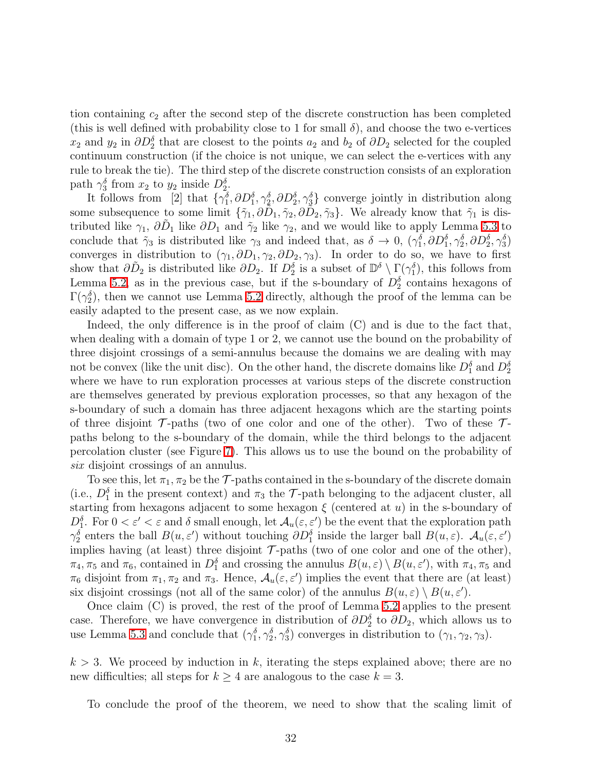tion containing $c_2$ after the second step of the discrete construction has been completed (this is well defined with probability close to 1 for small $\delta$), and choose the two e-vertices $x_2$ and $y_2$ in $\partial D_2^\delta$ that are closest to the points $a_2$ and $b_2$ of $\partial D_2$ selected for the coupled continuum construction (if the choice is not unique, we can select the e-vertices with any rule to break the tie). The third step of the discrete construction consists of an exploration path $\gamma_3^\delta$ from $x_2$ to $y_2$ inside $D_2^\delta$.

It follows from [2] that $\{\gamma_1^\delta, \partial D_1^\delta, \gamma_2^\delta, \partial D_2^\delta, \gamma_3^\delta\}$ converge jointly in distribution along some subsequence to some limit $\{\tilde\gamma_1, \partial \tilde D_1, \tilde\gamma_2, \partial \tilde D_2, \tilde\gamma_3\}$. We already know that $\tilde\gamma_1$ is distributed like $\gamma_1$, $\partial \tilde D_1$ like $\partial D_1$ and $\tilde\gamma_2$ like $\gamma_2$, and we would like to apply Lemma 5.3 to conclude that $\tilde\gamma_3$ is distributed like $\gamma_3$ and indeed that, as $\delta \to 0$, $(\gamma_1^\delta, \partial D_1^\delta, \gamma_2^\delta, \partial D_2^\delta, \gamma_3^\delta)$ converges in distribution to $(\gamma_1, \partial D_1, \gamma_2, \partial D_2, \gamma_3)$. In order to do so, we have to first show that $\partial \tilde D_2$ is distributed like $\partial D_2$. If $D_2^\delta$ is a subset of $\mathbb{D}^\delta \setminus \Gamma(\gamma_1^\delta)$, this follows from Lemma 5.2, as in the previous case, but if the s-boundary of $D_2^\delta$ contains hexagons of $\Gamma(\gamma_2^\delta)$, then we cannot use Lemma 5.2 directly, although the proof of the lemma can be easily adapted to the present case, as we now explain.

Indeed, the only difference is in the proof of claim (C) and is due to the fact that, when dealing with a domain of type 1 or 2, we cannot use the bound on the probability of three disjoint crossings of a semi-annulus because the domains we are dealing with may not be convex (like the unit disc). On the other hand, the discrete domains like $D_1^\delta$ and $D_2^\delta$ where we have to run exploration processes at various steps of the discrete construction are themselves generated by previous exploration processes, so that any hexagon of the s-boundary of such a domain has three adjacent hexagons which are the starting points of three disjoint $\mathcal{T}$-paths (two of one color and one of the other). Two of these $\mathcal{T}$-paths belong to the s-boundary of the domain, while the third belongs to the adjacent percolation cluster (see Figure 7). This allows us to use the bound on the probability of *six* disjoint crossings of an annulus.

To see this, let $\pi_1, \pi_2$ be the $\mathcal{T}$-paths contained in the s-boundary of the discrete domain (i.e., $D_1^\delta$ in the present context) and $\pi_3$ the $\mathcal{T}$-path belonging to the adjacent cluster, all starting from hexagons adjacent to some hexagon $\xi$ (centered at $u$) in the s-boundary of $D_1^\delta$. For $0 < \varepsilon' < \varepsilon$ and $\delta$ small enough, let $\mathcal{A}_u(\varepsilon, \varepsilon')$ be the event that the exploration path $\gamma_2^\delta$ enters the ball $B(u, \varepsilon')$ without touching $\partial D_1^\delta$ inside the larger ball $B(u, \varepsilon)$. $\mathcal{A}_u(\varepsilon, \varepsilon')$ implies having (at least) three disjoint $\mathcal{T}$-paths (two of one color and one of the other), $\pi_4, \pi_5$ and $\pi_6$, contained in $D_1^\delta$ and crossing the annulus $B(u, \varepsilon) \setminus B(u, \varepsilon')$, with $\pi_4, \pi_5$ and $\pi_6$ disjoint from $\pi_1, \pi_2$ and $\pi_3$. Hence, $\mathcal{A}_u(\varepsilon, \varepsilon')$ implies the event that there are (at least) six disjoint crossings (not all of the same color) of the annulus $B(u, \varepsilon) \setminus B(u, \varepsilon')$.

Once claim (C) is proved, the rest of the proof of Lemma 5.2 applies to the present case. Therefore, we have convergence in distribution of $\partial D_2^\delta$ to $\partial D_2$, which allows us to use Lemma 5.3 and conclude that $(\gamma_1^\delta, \gamma_2^\delta, \gamma_3^\delta)$ converges in distribution to $(\gamma_1, \gamma_2, \gamma_3)$.

$k > 3$. We proceed by induction in $k$, iterating the steps explained above; there are no new difficulties; all steps for $k \geq 4$ are analogous to the case $k = 3$.

To conclude the proof of the theorem, we need to show that the scaling limit of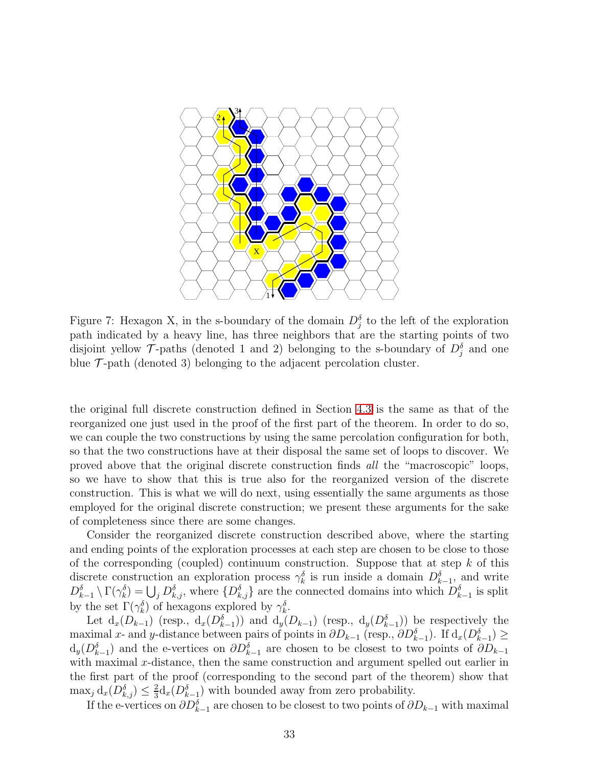Figure 7: Hexagon X, in the s-boundary of the domain $D^\delta_j$ to the left of the exploration path indicated by a heavy line, has three neighbors that are the starting points of two disjoint yellow $\mathcal{T}$-paths (denoted 1 and 2) belonging to the s-boundary of $D^\delta_j$ and one blue $\mathcal{T}$-path (denoted 3) belonging to the adjacent percolation cluster.

the original full discrete construction defined in Section 4.3 is the same as that of the reorganized one just used in the proof of the first part of the theorem. In order to do so, we can couple the two constructions by using the same percolation configuration for both, so that the two constructions have at their disposal the same set of loops to discover. We proved above that the original discrete construction finds *all* the "macroscopic" loops, so we have to show that this is true also for the reorganized version of the discrete construction. This is what we will do next, using essentially the same arguments as those employed for the original discrete construction; we present these arguments for the sake of completeness since there are some changes.

Consider the reorganized discrete construction described above, where the starting and ending points of the exploration processes at each step are chosen to be close to those of the corresponding (coupled) continuum construction. Suppose that at step $k$ of this discrete construction an exploration process $\gamma^\delta_k$ is run inside a domain $D^\delta_{k-1}$, and write $D^\delta_{k-1} \setminus \Gamma(\gamma^\delta_k) = \bigcup_j D^\delta_{k,j}$, where $\{D^\delta_{k,j}\}$ are the connected domains into which $D^\delta_{k-1}$ is split by the set $\Gamma(\gamma^\delta_k)$ of hexagons explored by $\gamma^\delta_k$.

Let $\mathrm{d}_x(D_{k-1})$ (resp., $\mathrm{d}_x(D^\delta_{k-1})$) and $\mathrm{d}_y(D_{k-1})$ (resp., $\mathrm{d}_y(D^\delta_{k-1})$) be respectively the maximal $x$- and $y$-distance between pairs of points in $\partial D_{k-1}$ (resp., $\partial D^\delta_{k-1}$). If $\mathrm{d}_x(D^\delta_{k-1}) \geq \mathrm{d}_y(D^\delta_{k-1})$ and the e-vertices on $\partial D^\delta_{k-1}$ are chosen to be closest to two points of $\partial D_{k-1}$ with maximal $x$-distance, then the same construction and argument spelled out earlier in the first part of the proof (corresponding to the second part of the theorem) show that $\max_j \mathrm{d}_x(D^\delta_{k,j}) \leq \frac{2}{3}\mathrm{d}_x(D^\delta_{k-1})$ with bounded away from zero probability.

If the e-vertices on $\partial D^\delta_{k-1}$ are chosen to be closest to two points of $\partial D_{k-1}$ with maximal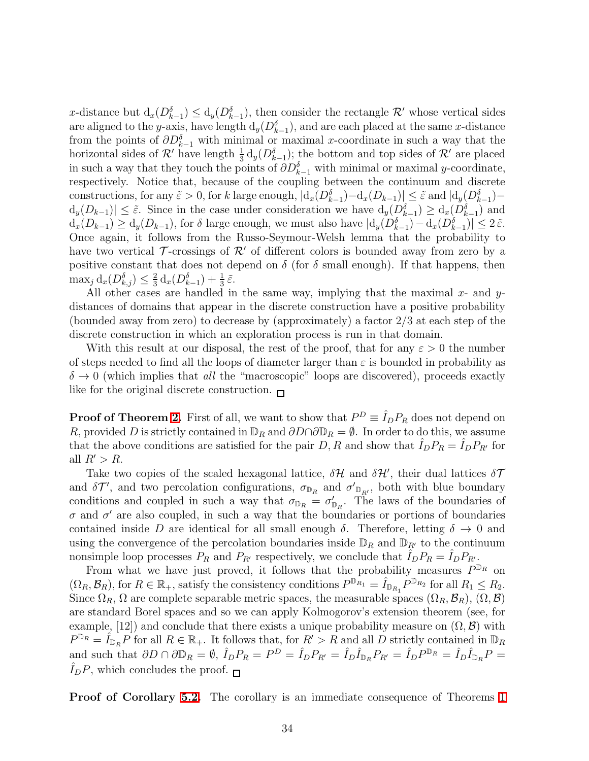$x$-distance but $\mathrm{d}_x(D^\delta_{k-1}) \leq \mathrm{d}_y(D^\delta_{k-1})$, then consider the rectangle $\mathcal{R}'$ whose vertical sides are aligned to the $y$-axis, have length $\mathrm{d}_y(D^\delta_{k-1})$, and are each placed at the same $x$-distance from the points of $\partial D^\delta_{k-1}$ with minimal or maximal $x$-coordinate in such a way that the horizontal sides of $\mathcal{R}'$ have length $\frac{1}{3}\,\mathrm{d}_y(D^\delta_{k-1})$; the bottom and top sides of $\mathcal{R}'$ are placed in such a way that they touch the points of $\partial D^\delta_{k-1}$ with minimal or maximal $y$-coordinate, respectively. Notice that, because of the coupling between the continuum and discrete constructions, for any $\tilde{\varepsilon} > 0$, for $k$ large enough, $|\mathrm{d}_x(D^\delta_{k-1}) - \mathrm{d}_x(D_{k-1})| \leq \tilde{\varepsilon}$ and $|\mathrm{d}_y(D^\delta_{k-1}) - \mathrm{d}_y(D_{k-1})| \leq \tilde{\varepsilon}$. Since in the case under consideration we have $\mathrm{d}_y(D^\delta_{k-1}) \geq \mathrm{d}_x(D^\delta_{k-1})$ and $\mathrm{d}_x(D_{k-1}) \geq \mathrm{d}_y(D_{k-1})$, for $\delta$ large enough, we must also have $|\mathrm{d}_y(D^\delta_{k-1}) - \mathrm{d}_x(D^\delta_{k-1})| \leq 2\,\tilde{\varepsilon}$. Once again, it follows from the Russo-Seymour-Welsh lemma that the probability to have two vertical $\mathcal{T}$-crossings of $\mathcal{R}'$ of different colors is bounded away from zero by a positive constant that does not depend on $\delta$ (for $\delta$ small enough). If that happens, then $\max_j \mathrm{d}_x(D^\delta_{k,j}) \leq \frac{2}{3}\,\mathrm{d}_x(D^\delta_{k-1}) + \frac{1}{3}\,\tilde{\varepsilon}$.

All other cases are handled in the same way, implying that the maximal $x$- and $y$-distances of domains that appear in the discrete construction have a positive probability (bounded away from zero) to decrease by (approximately) a factor $2/3$ at each step of the discrete construction in which an exploration process is run in that domain.

With this result at our disposal, the rest of the proof, that for any $\varepsilon > 0$ the number of steps needed to find all the loops of diameter larger than $\varepsilon$ is bounded in probability as $\delta \to 0$ (which implies that *all* the "macroscopic" loops are discovered), proceeds exactly like for the original discrete construction. □

**Proof of Theorem 2.** First of all, we want to show that $P^D \equiv \hat{I}_D P_R$ does not depend on $R$, provided $D$ is strictly contained in $\mathbb{D}_R$ and $\partial D \cap \partial \mathbb{D}_R = \emptyset$. In order to do this, we assume that the above conditions are satisfied for the pair $D, R$ and show that $\hat{I}_D P_R = \hat{I}_D P_{R'}$ for all $R' > R$.

Take two copies of the scaled hexagonal lattice, $\delta\mathcal{H}$ and $\delta\mathcal{H}'$, their dual lattices $\delta\mathcal{T}$ and $\delta\mathcal{T}'$, and two percolation configurations, $\sigma_{\mathbb{D}_R}$ and ${\sigma'}_{\mathbb{D}_{R'}}$, both with blue boundary conditions and coupled in such a way that $\sigma_{\mathbb{D}_R} = \sigma'_{\mathbb{D}_R}$. The laws of the boundaries of $\sigma$ and $\sigma'$ are also coupled, in such a way that the boundaries or portions of boundaries contained inside $D$ are identical for all small enough $\delta$. Therefore, letting $\delta \to 0$ and using the convergence of the percolation boundaries inside $\mathbb{D}_R$ and $\mathbb{D}_{R'}$ to the continuum nonsimple loop processes $P_R$ and $P_{R'}$ respectively, we conclude that $\hat{I}_D P_R = \hat{I}_D P_{R'}$.

From what we have just proved, it follows that the probability measures $P^{\mathbb{D}_R}$ on $(\Omega_R, \mathcal{B}_R)$, for $R \in \mathbb{R}_+$, satisfy the consistency conditions $P^{\mathbb{D}_{R_1}} = \hat{I}_{\mathbb{D}_{R_1}} P^{\mathbb{D}_{R_2}}$ for all $R_1 \leq R_2$. Since $\Omega_R$, $\Omega$ are complete separable metric spaces, the measurable spaces $(\Omega_R, \mathcal{B}_R)$, $(\Omega, \mathcal{B})$ are standard Borel spaces and so we can apply Kolmogorov's extension theorem (see, for example, [12]) and conclude that there exists a unique probability measure on $(\Omega, \mathcal{B})$ with $P^{\mathbb{D}_R} = \hat{I}_{\mathbb{D}_R} P$ for all $R \in \mathbb{R}_+$. It follows that, for $R' > R$ and all $D$ strictly contained in $\mathbb{D}_R$ and such that $\partial D \cap \partial \mathbb{D}_R = \emptyset$, $\hat{I}_D P_R = P^D = \hat{I}_D P_{R'} = \hat{I}_D \hat{I}_{\mathbb{D}_R} P_{R'} = \hat{I}_D P^{\mathbb{D}_R} = \hat{I}_D \hat{I}_{\mathbb{D}_R} P = \hat{I}_D P$, which concludes the proof. □

**Proof of Corollary 5.2.** The corollary is an immediate consequence of Theorems 1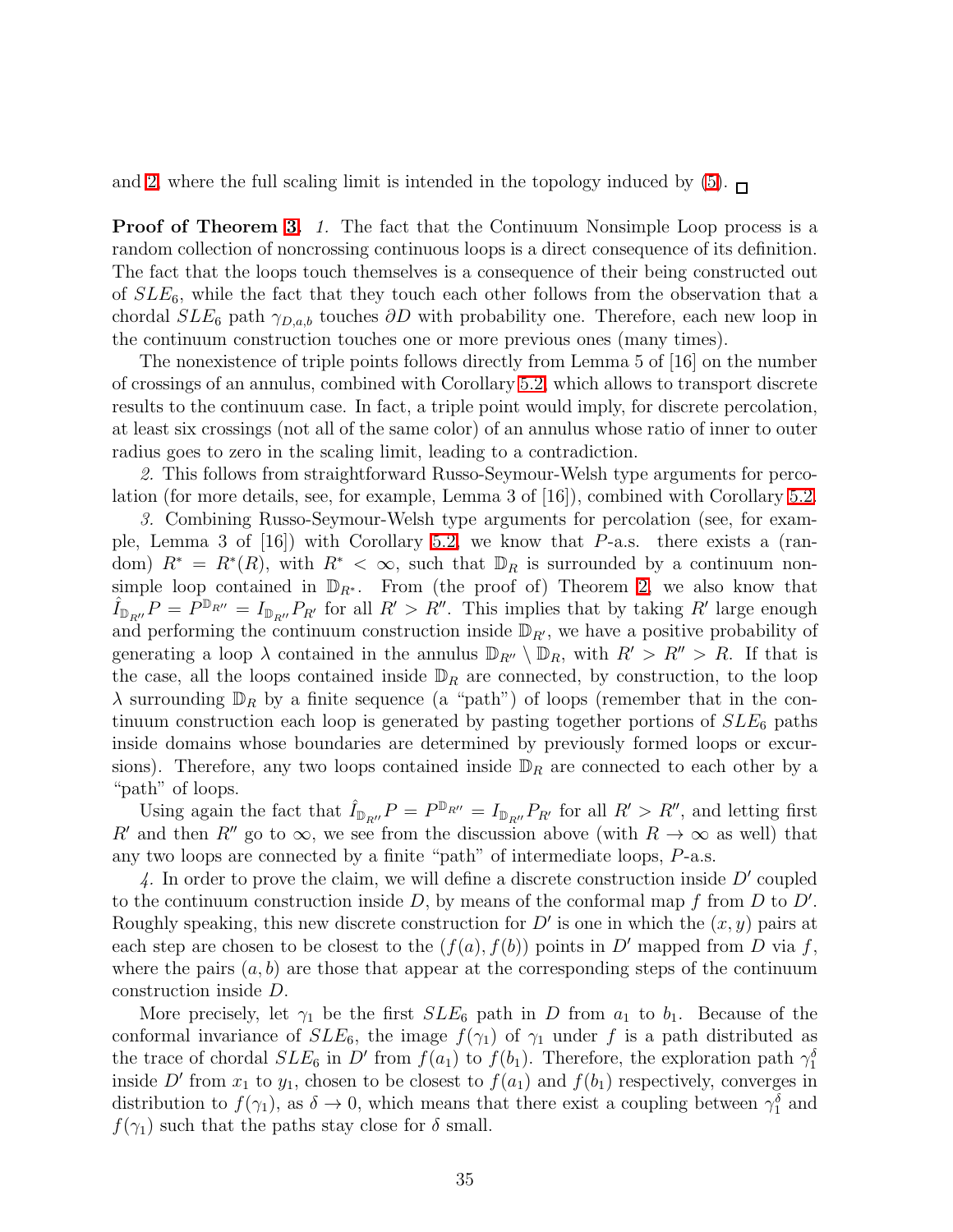and 2, where the full scaling limit is intended in the topology induced by (5). □

**Proof of Theorem 3.** *1.* The fact that the Continuum Nonsimple Loop process is a random collection of noncrossing continuous loops is a direct consequence of its definition. The fact that the loops touch themselves is a consequence of their being constructed out of $SLE_6$, while the fact that they touch each other follows from the observation that a chordal $SLE_6$ path $\gamma_{D,a,b}$ touches $\partial D$ with probability one. Therefore, each new loop in the continuum construction touches one or more previous ones (many times).

The nonexistence of triple points follows directly from Lemma 5 of [16] on the number of crossings of an annulus, combined with Corollary 5.2, which allows to transport discrete results to the continuum case. In fact, a triple point would imply, for discrete percolation, at least six crossings (not all of the same color) of an annulus whose ratio of inner to outer radius goes to zero in the scaling limit, leading to a contradiction.

*2.* This follows from straightforward Russo-Seymour-Welsh type arguments for percolation (for more details, see, for example, Lemma 3 of [16]), combined with Corollary 5.2.

*3.* Combining Russo-Seymour-Welsh type arguments for percolation (see, for example, Lemma 3 of [16]) with Corollary 5.2, we know that $P$-a.s. there exists a (random) $R^* = R^*(R)$, with $R^* < \infty$, such that $\mathbb{D}_R$ is surrounded by a continuum nonsimple loop contained in $\mathbb{D}_{R^*}$. From (the proof of) Theorem 2, we also know that $\hat{I}_{\mathbb{D}_{R''}} P = P^{\mathbb{D}_{R''}} = I_{\mathbb{D}_{R''}} P_{R'}$ for all $R' > R''$. This implies that by taking $R'$ large enough and performing the continuum construction inside $\mathbb{D}_{R'}$, we have a positive probability of generating a loop $\lambda$ contained in the annulus $\mathbb{D}_{R''} \setminus \mathbb{D}_R$, with $R' > R'' > R$. If that is the case, all the loops contained inside $\mathbb{D}_R$ are connected, by construction, to the loop $\lambda$ surrounding $\mathbb{D}_R$ by a finite sequence (a "path") of loops (remember that in the continuum construction each loop is generated by pasting together portions of $SLE_6$ paths inside domains whose boundaries are determined by previously formed loops or excursions). Therefore, any two loops contained inside $\mathbb{D}_R$ are connected to each other by a "path" of loops.

Using again the fact that $\hat{I}_{\mathbb{D}_{R''}} P = P^{\mathbb{D}_{R''}} = I_{\mathbb{D}_{R''}} P_{R'}$ for all $R' > R''$, and letting first $R'$ and then $R''$ go to $\infty$, we see from the discussion above (with $R \to \infty$ as well) that any two loops are connected by a finite "path" of intermediate loops, $P$-a.s.

*4.* In order to prove the claim, we will define a discrete construction inside $D'$ coupled to the continuum construction inside $D$, by means of the conformal map $f$ from $D$ to $D'$. Roughly speaking, this new discrete construction for $D'$ is one in which the $(x, y)$ pairs at each step are chosen to be closest to the $(f(a), f(b))$ points in $D'$ mapped from $D$ via $f$, where the pairs $(a, b)$ are those that appear at the corresponding steps of the continuum construction inside $D$.

More precisely, let $\gamma_1$ be the first $SLE_6$ path in $D$ from $a_1$ to $b_1$. Because of the conformal invariance of $SLE_6$, the image $f(\gamma_1)$ of $\gamma_1$ under $f$ is a path distributed as the trace of chordal $SLE_6$ in $D'$ from $f(a_1)$ to $f(b_1)$. Therefore, the exploration path $\gamma_1^\delta$ inside $D'$ from $x_1$ to $y_1$, chosen to be closest to $f(a_1)$ and $f(b_1)$ respectively, converges in distribution to $f(\gamma_1)$, as $\delta \to 0$, which means that there exist a coupling between $\gamma_1^\delta$ and $f(\gamma_1)$ such that the paths stay close for $\delta$ small.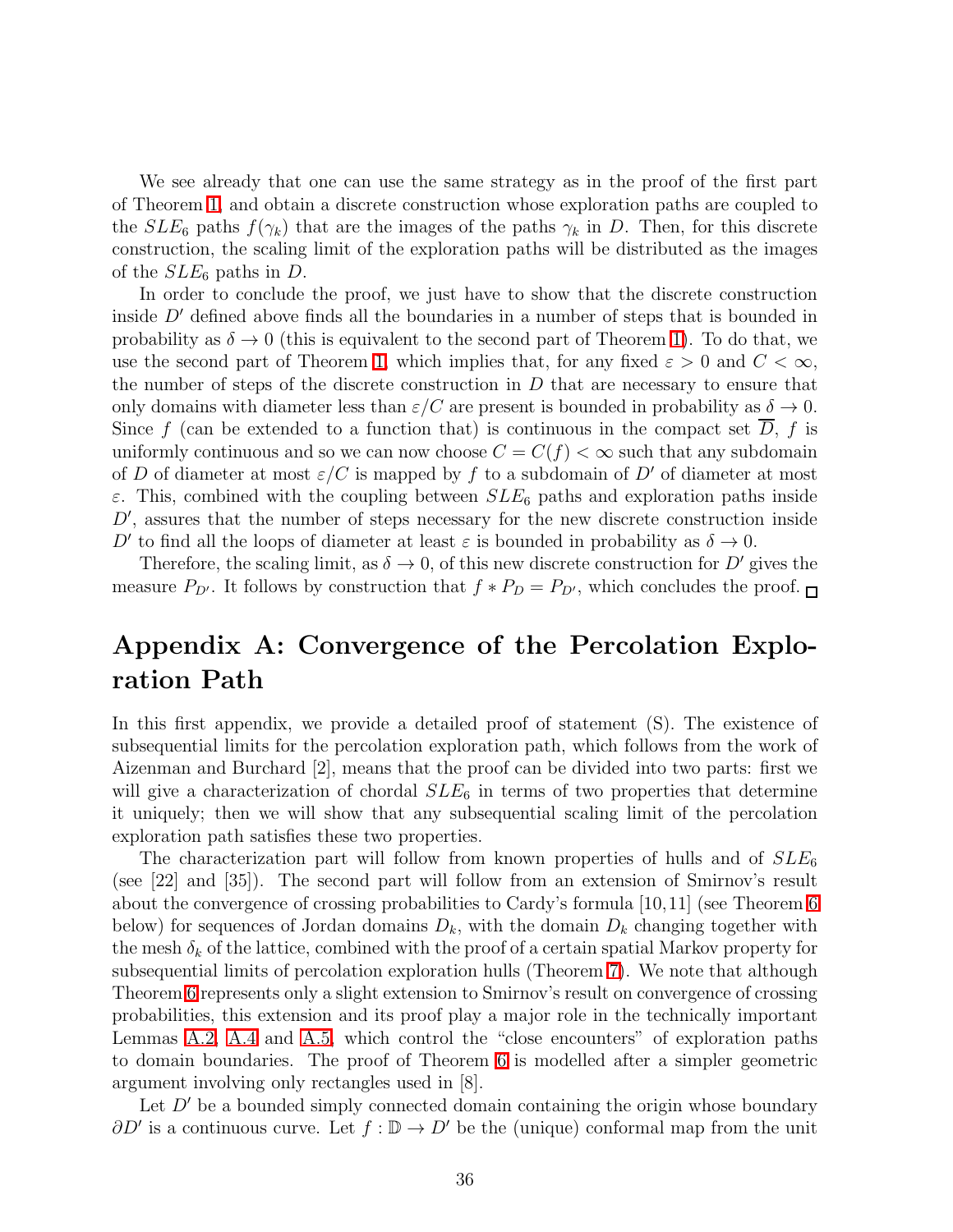We see already that one can use the same strategy as in the proof of the first part of Theorem 1, and obtain a discrete construction whose exploration paths are coupled to the $SLE_6$ paths $f(\gamma_k)$ that are the images of the paths $\gamma_k$ in $D$. Then, for this discrete construction, the scaling limit of the exploration paths will be distributed as the images of the $SLE_6$ paths in $D$.

In order to conclude the proof, we just have to show that the discrete construction inside $D'$ defined above finds all the boundaries in a number of steps that is bounded in probability as $\delta \to 0$ (this is equivalent to the second part of Theorem 1). To do that, we use the second part of Theorem 1, which implies that, for any fixed $\varepsilon > 0$ and $C < \infty$, the number of steps of the discrete construction in $D$ that are necessary to ensure that only domains with diameter less than $\varepsilon/C$ are present is bounded in probability as $\delta \to 0$. Since $f$ (can be extended to a function that) is continuous in the compact set $\overline{D}$, $f$ is uniformly continuous and so we can now choose $C = C(f) < \infty$ such that any subdomain of $D$ of diameter at most $\varepsilon/C$ is mapped by $f$ to a subdomain of $D'$ of diameter at most $\varepsilon$. This, combined with the coupling between $SLE_6$ paths and exploration paths inside $D'$, assures that the number of steps necessary for the new discrete construction inside $D'$ to find all the loops of diameter at least $\varepsilon$ is bounded in probability as $\delta \to 0$.

Therefore, the scaling limit, as $\delta \to 0$, of this new discrete construction for $D'$ gives the measure $P_{D'}$. It follows by construction that $f * P_D = P_{D'}$, which concludes the proof. □

# Appendix A: Convergence of the Percolation Exploration Path

In this first appendix, we provide a detailed proof of statement (S). The existence of subsequential limits for the percolation exploration path, which follows from the work of Aizenman and Burchard [2], means that the proof can be divided into two parts: first we will give a characterization of chordal $SLE_6$ in terms of two properties that determine it uniquely; then we will show that any subsequential scaling limit of the percolation exploration path satisfies these two properties.

The characterization part will follow from known properties of hulls and of $SLE_6$ (see [22] and [35]). The second part will follow from an extension of Smirnov's result about the convergence of crossing probabilities to Cardy's formula [10,11] (see Theorem 6 below) for sequences of Jordan domains $D_k$, with the domain $D_k$ changing together with the mesh $\delta_k$ of the lattice, combined with the proof of a certain spatial Markov property for subsequential limits of percolation exploration hulls (Theorem 7). We note that although Theorem 6 represents only a slight extension to Smirnov's result on convergence of crossing probabilities, this extension and its proof play a major role in the technically important Lemmas A.2, A.4 and A.5, which control the "close encounters" of exploration paths to domain boundaries. The proof of Theorem 6 is modelled after a simpler geometric argument involving only rectangles used in [8].

Let $D'$ be a bounded simply connected domain containing the origin whose boundary $\partial D'$ is a continuous curve. Let $f : \mathbb{D} \to D'$ be the (unique) conformal map from the unit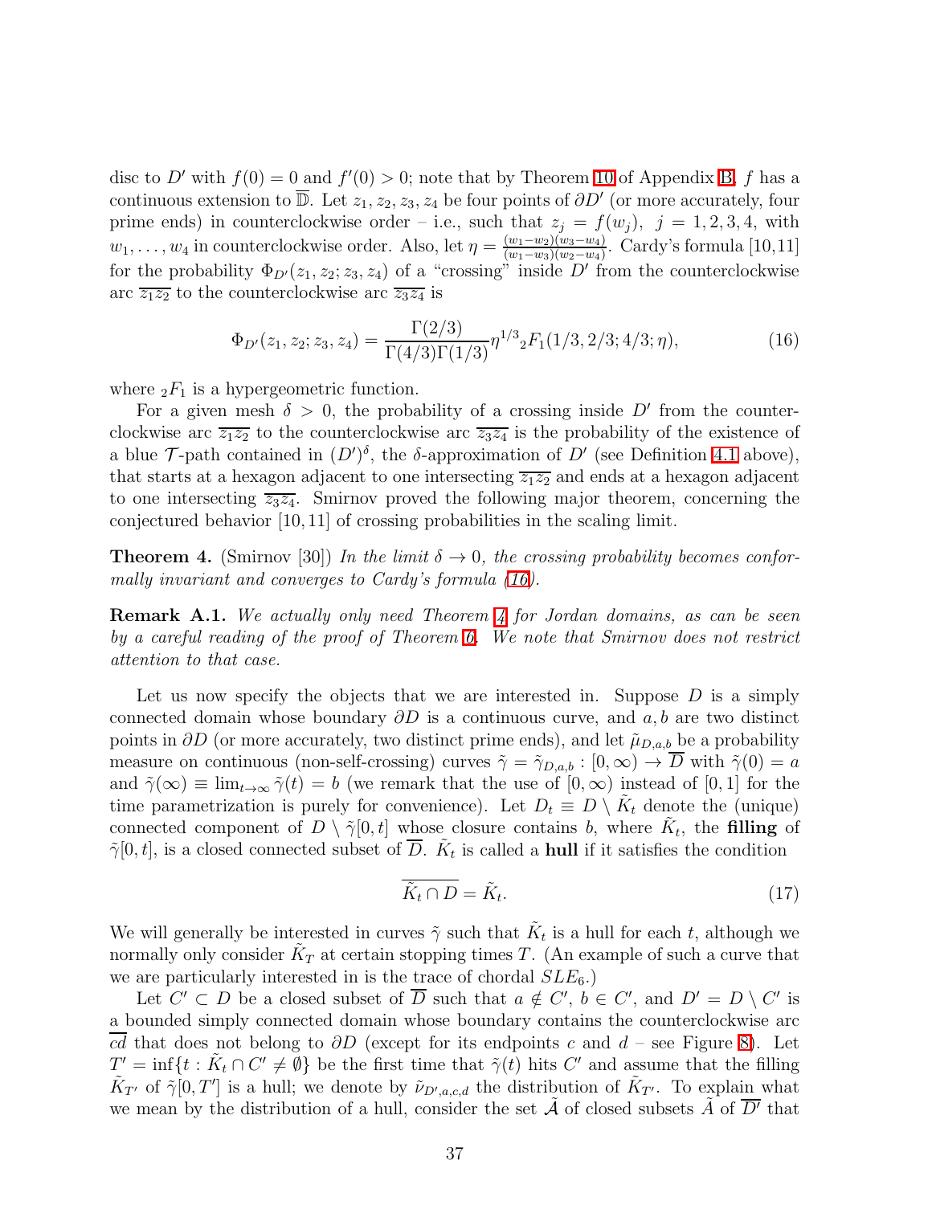disc to $D'$ with $f(0) = 0$ and $f'(0) > 0$; note that by Theorem 10 of Appendix B, $f$ has a continuous extension to $\overline{\mathbb{D}}$. Let $z_1, z_2, z_3, z_4$ be four points of $\partial D'$ (or more accurately, four prime ends) in counterclockwise order – i.e., such that $z_j = f(w_j)$, $j = 1, 2, 3, 4$, with $w_1, \ldots, w_4$ in counterclockwise order. Also, let $\eta = \frac{(w_1 - w_2)(w_3 - w_4)}{(w_1 - w_3)(w_2 - w_4)}$. Cardy's formula [10,11] for the probability $\Phi_{D'}(z_1, z_2; z_3, z_4)$ of a "crossing" inside $D'$ from the counterclockwise arc $\overline{z_1 z_2}$ to the counterclockwise arc $\overline{z_3 z_4}$ is

$$\Phi_{D'}(z_1, z_2; z_3, z_4) = \frac{\Gamma(2/3)}{\Gamma(4/3)\Gamma(1/3)} \eta^{1/3} {}_2F_1(1/3, 2/3; 4/3; \eta), \tag{16}$$

where ${}_2F_1$ is a hypergeometric function.

For a given mesh $\delta > 0$, the probability of a crossing inside $D'$ from the counterclockwise arc $\overline{z_1 z_2}$ to the counterclockwise arc $\overline{z_3 z_4}$ is the probability of the existence of a blue $\mathcal{T}$-path contained in $(D')^\delta$, the $\delta$-approximation of $D'$ (see Definition 4.1 above), that starts at a hexagon adjacent to one intersecting $\overline{z_1 z_2}$ and ends at a hexagon adjacent to one intersecting $\overline{z_3 z_4}$. Smirnov proved the following major theorem, concerning the conjectured behavior [10, 11] of crossing probabilities in the scaling limit.

**Theorem 4.** (Smirnov [30]) *In the limit $\delta \to 0$, the crossing probability becomes conformally invariant and converges to Cardy's formula (16).*

**Remark A.1.** *We actually only need Theorem 4 for Jordan domains, as can be seen by a careful reading of the proof of Theorem 6. We note that Smirnov does not restrict attention to that case.*

Let us now specify the objects that we are interested in. Suppose $D$ is a simply connected domain whose boundary $\partial D$ is a continuous curve, and $a, b$ are two distinct points in $\partial D$ (or more accurately, two distinct prime ends), and let $\tilde{\mu}_{D,a,b}$ be a probability measure on continuous (non-self-crossing) curves $\tilde{\gamma} = \tilde{\gamma}_{D,a,b} : [0, \infty) \to \overline{D}$ with $\tilde{\gamma}(0) = a$ and $\tilde{\gamma}(\infty) \equiv \lim_{t \to \infty} \tilde{\gamma}(t) = b$ (we remark that the use of $[0, \infty)$ instead of $[0, 1]$ for the time parametrization is purely for convenience). Let $D_t \equiv D \setminus \tilde{K}_t$ denote the (unique) connected component of $D \setminus \tilde{\gamma}[0, t]$ whose closure contains $b$, where $\tilde{K}_t$, the **filling** of $\tilde{\gamma}[0, t]$, is a closed connected subset of $\overline{D}$. $\tilde{K}_t$ is called a **hull** if it satisfies the condition

$$\overline{\tilde{K}_t \cap D} = \tilde{K}_t. \tag{17}$$

We will generally be interested in curves $\tilde{\gamma}$ such that $\tilde{K}_t$ is a hull for each $t$, although we normally only consider $\tilde{K}_T$ at certain stopping times $T$. (An example of such a curve that we are particularly interested in is the trace of chordal $SLE_6$.)

Let $C' \subset D$ be a closed subset of $\overline{D}$ such that $a \notin C'$, $b \in C'$, and $D' = D \setminus C'$ is a bounded simply connected domain whose boundary contains the counterclockwise arc $\overline{cd}$ that does not belong to $\partial D$ (except for its endpoints $c$ and $d$ – see Figure 8). Let $T' = \inf\{t : \tilde{K}_t \cap C' \neq \emptyset\}$ be the first time that $\tilde{\gamma}(t)$ hits $C'$ and assume that the filling $\tilde{K}_{T'}$ of $\tilde{\gamma}[0, T']$ is a hull; we denote by $\tilde{\nu}_{D',a,c,d}$ the distribution of $\tilde{K}_{T'}$. To explain what we mean by the distribution of a hull, consider the set $\tilde{\mathcal{A}}$ of closed subsets $\tilde{A}$ of $\overline{D'}$ that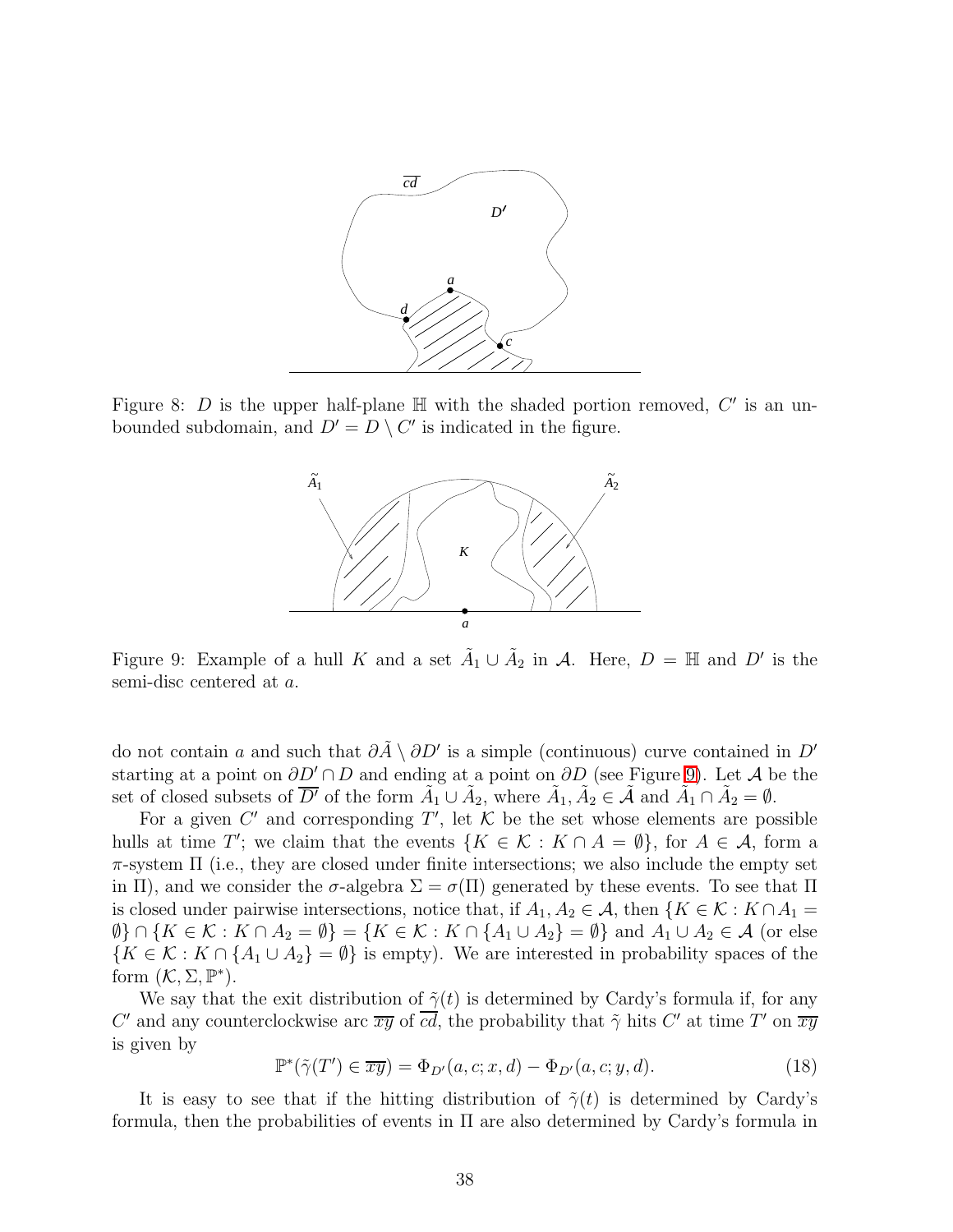Figure 8: $D$ is the upper half-plane $\mathbb{H}$ with the shaded portion removed, $C'$ is an unbounded subdomain, and $D' = D \setminus C'$ is indicated in the figure.

Figure 9: Example of a hull $K$ and a set $\tilde{A}_1 \cup \tilde{A}_2$ in $\mathcal{A}$. Here, $D = \mathbb{H}$ and $D'$ is the semi-disc centered at $a$.

do not contain $a$ and such that $\partial \tilde{A} \setminus \partial D'$ is a simple (continuous) curve contained in $D'$ starting at a point on $\partial D' \cap D$ and ending at a point on $\partial D$ (see Figure 9). Let $\mathcal{A}$ be the set of closed subsets of $\overline{D'}$ of the form $\tilde{A}_1 \cup \tilde{A}_2$, where $\tilde{A}_1, \tilde{A}_2 \in \tilde{\mathcal{A}}$ and $\tilde{A}_1 \cap \tilde{A}_2 = \emptyset$.

For a given $C'$ and corresponding $T'$, let $\mathcal{K}$ be the set whose elements are possible hulls at time $T'$; we claim that the events $\{K \in \mathcal{K} : K \cap A = \emptyset\}$, for $A \in \mathcal{A}$, form a $\pi$-system $\Pi$ (i.e., they are closed under finite intersections; we also include the empty set in $\Pi$), and we consider the $\sigma$-algebra $\Sigma = \sigma(\Pi)$ generated by these events. To see that $\Pi$ is closed under pairwise intersections, notice that, if $A_1, A_2 \in \mathcal{A}$, then $\{K \in \mathcal{K} : K \cap A_1 = \emptyset\} \cap \{K \in \mathcal{K} : K \cap A_2 = \emptyset\} = \{K \in \mathcal{K} : K \cap \{A_1 \cup A_2\} = \emptyset\}$ and $A_1 \cup A_2 \in \mathcal{A}$ (or else $\{K \in \mathcal{K} : K \cap \{A_1 \cup A_2\} = \emptyset\}$ is empty). We are interested in probability spaces of the form $(\mathcal{K}, \Sigma, \mathbb{P}^*)$.

We say that the exit distribution of $\tilde{\gamma}(t)$ is determined by Cardy's formula if, for any $C'$ and any counterclockwise arc $\overline{xy}$ of $\overline{cd}$, the probability that $\tilde{\gamma}$ hits $C'$ at time $T'$ on $\overline{xy}$ is given by

$$\mathbb{P}^*(\tilde{\gamma}(T') \in \overline{xy}) = \Phi_{D'}(a, c; x, d) - \Phi_{D'}(a, c; y, d). \tag{18}$$

It is easy to see that if the hitting distribution of $\tilde{\gamma}(t)$ is determined by Cardy's formula, then the probabilities of events in $\Pi$ are also determined by Cardy's formula in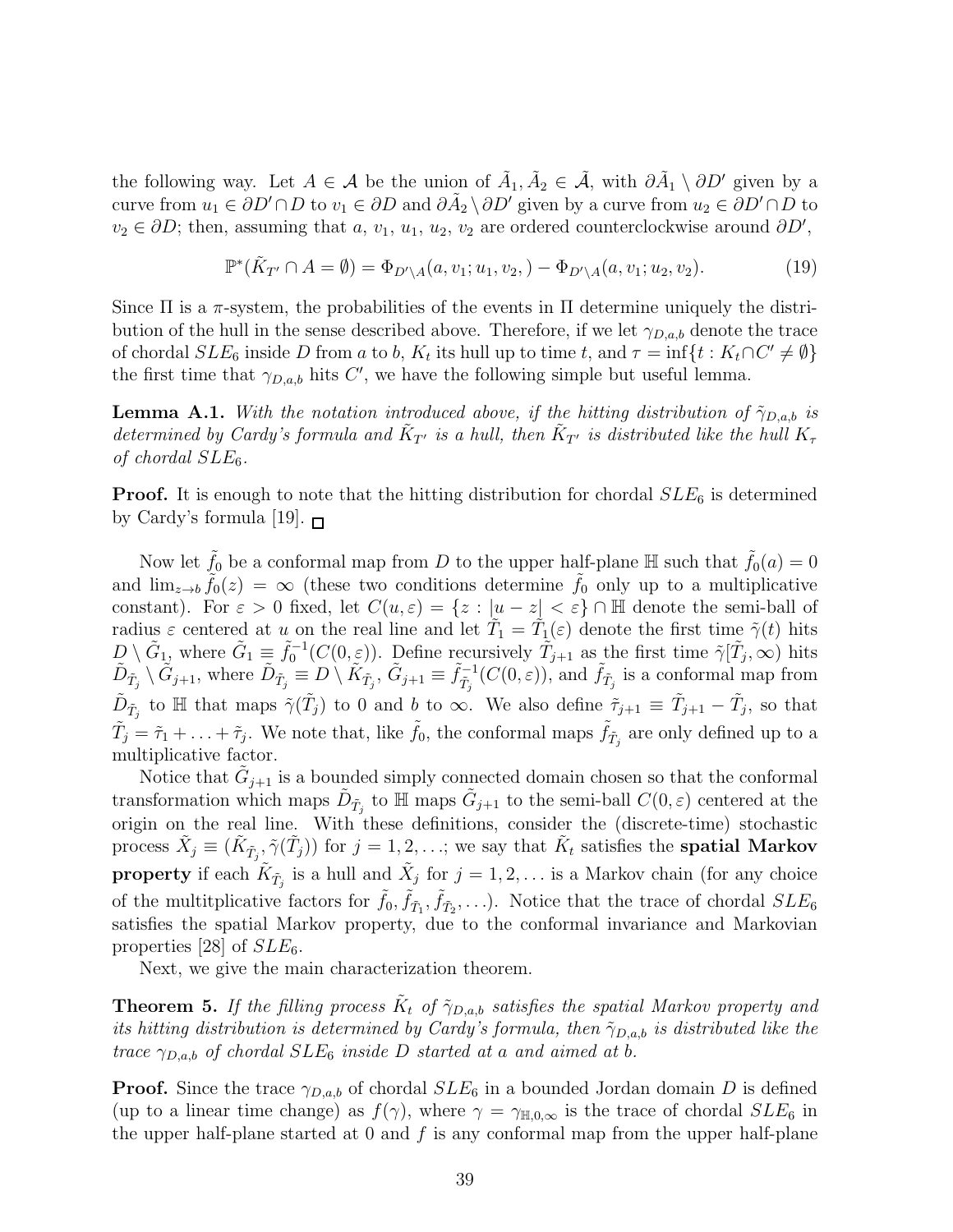the following way. Let $A \in \mathcal{A}$ be the union of $\tilde{A}_1, \tilde{A}_2 \in \tilde{\mathcal{A}}$, with $\partial \tilde{A}_1 \setminus \partial D'$ given by a curve from $u_1 \in \partial D' \cap D$ to $v_1 \in \partial D$ and $\partial \tilde{A}_2 \setminus \partial D'$ given by a curve from $u_2 \in \partial D' \cap D$ to $v_2 \in \partial D$; then, assuming that $a$, $v_1$, $u_1$, $u_2$, $v_2$ are ordered counterclockwise around $\partial D'$,

$$\mathbb{P}^*(\tilde{K}_{T'} \cap A = \emptyset) = \Phi_{D' \setminus A}(a, v_1; u_1, v_2, ) - \Phi_{D' \setminus A}(a, v_1; u_2, v_2). \tag{19}$$

Since $\Pi$ is a $\pi$-system, the probabilities of the events in $\Pi$ determine uniquely the distribution of the hull in the sense described above. Therefore, if we let $\gamma_{D,a,b}$ denote the trace of chordal $SLE_6$ inside $D$ from $a$ to $b$, $K_t$ its hull up to time $t$, and $\tau = \inf\{t : K_t \cap C' \neq \emptyset\}$ the first time that $\gamma_{D,a,b}$ hits $C'$, we have the following simple but useful lemma.

**Lemma A.1.** *With the notation introduced above, if the hitting distribution of $\tilde{\gamma}_{D,a,b}$ is determined by Cardy's formula and $\tilde{K}_{T'}$ is a hull, then $\tilde{K}_{T'}$ is distributed like the hull $K_\tau$ of chordal $SLE_6$.*

**Proof.** It is enough to note that the hitting distribution for chordal $SLE_6$ is determined by Cardy's formula [19]. □

Now let $\tilde{f}_0$ be a conformal map from $D$ to the upper half-plane $\mathbb{H}$ such that $\tilde{f}_0(a) = 0$ and $\lim_{z \to b} \tilde{f}_0(z) = \infty$ (these two conditions determine $\tilde{f}_0$ only up to a multiplicative constant). For $\varepsilon > 0$ fixed, let $C(u, \varepsilon) = \{z : |u - z| < \varepsilon\} \cap \mathbb{H}$ denote the semi-ball of radius $\varepsilon$ centered at $u$ on the real line and let $\tilde{T}_1 = \tilde{T}_1(\varepsilon)$ denote the first time $\tilde{\gamma}(t)$ hits $D \setminus \tilde{G}_1$, where $\tilde{G}_1 \equiv \tilde{f}_0^{-1}(C(0, \varepsilon))$. Define recursively $\tilde{T}_{j+1}$ as the first time $\tilde{\gamma}[\tilde{T}_j, \infty)$ hits $\tilde{D}_{\tilde{T}_j} \setminus \tilde{G}_{j+1}$, where $\tilde{D}_{\tilde{T}_j} \equiv D \setminus \tilde{K}_{\tilde{T}_j}$, $\tilde{G}_{j+1} \equiv \tilde{f}_{\tilde{T}_j}^{-1}(C(0, \varepsilon))$, and $\tilde{f}_{\tilde{T}_j}$ is a conformal map from $\tilde{D}_{\tilde{T}_j}$ to $\mathbb{H}$ that maps $\tilde{\gamma}(\tilde{T}_j)$ to 0 and $b$ to $\infty$. We also define $\tilde{\tau}_{j+1} \equiv \tilde{T}_{j+1} - \tilde{T}_j$, so that $\tilde{T}_j = \tilde{\tau}_1 + \ldots + \tilde{\tau}_j$. We note that, like $\tilde{f}_0$, the conformal maps $\tilde{f}_{\tilde{T}_j}$ are only defined up to a multiplicative factor.

Notice that $\tilde{G}_{j+1}$ is a bounded simply connected domain chosen so that the conformal transformation which maps $\tilde{D}_{\tilde{T}_j}$ to $\mathbb{H}$ maps $\tilde{G}_{j+1}$ to the semi-ball $C(0, \varepsilon)$ centered at the origin on the real line. With these definitions, consider the (discrete-time) stochastic process $\tilde{X}_j \equiv (\tilde{K}_{\tilde{T}_j}, \tilde{\gamma}(\tilde{T}_j))$ for $j = 1, 2, \ldots$; we say that $\tilde{K}_t$ satisfies the **spatial Markov property** if each $\tilde{K}_{\tilde{T}_j}$ is a hull and $\tilde{X}_j$ for $j = 1, 2, \ldots$ is a Markov chain (for any choice of the multitplicative factors for $\tilde{f}_0, \tilde{f}_{\tilde{T}_1}, \tilde{f}_{\tilde{T}_2}, \ldots$). Notice that the trace of chordal $SLE_6$ satisfies the spatial Markov property, due to the conformal invariance and Markovian properties [28] of $SLE_6$.

Next, we give the main characterization theorem.

**Theorem 5.** *If the filling process $\tilde{K}_t$ of $\tilde{\gamma}_{D,a,b}$ satisfies the spatial Markov property and its hitting distribution is determined by Cardy's formula, then $\tilde{\gamma}_{D,a,b}$ is distributed like the trace $\gamma_{D,a,b}$ of chordal $SLE_6$ inside $D$ started at $a$ and aimed at $b$.*

**Proof.** Since the trace $\gamma_{D,a,b}$ of chordal $SLE_6$ in a bounded Jordan domain $D$ is defined (up to a linear time change) as $f(\gamma)$, where $\gamma = \gamma_{\mathbb{H},0,\infty}$ is the trace of chordal $SLE_6$ in the upper half-plane started at 0 and $f$ is any conformal map from the upper half-plane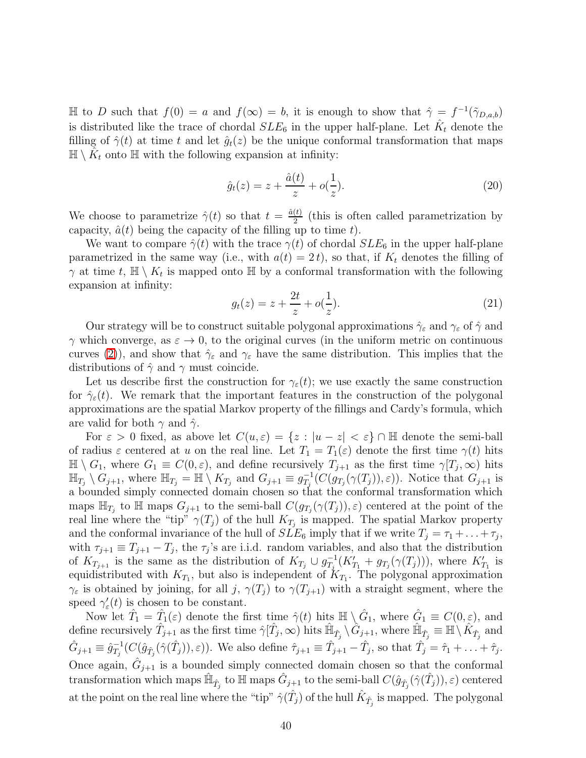$\mathbb{H}$ to $D$ such that $f(0) = a$ and $f(\infty) = b$, it is enough to show that $\hat{\gamma} = f^{-1}(\tilde{\gamma}_{D,a,b})$ is distributed like the trace of chordal $SLE_6$ in the upper half-plane. Let $\hat{K}_t$ denote the filling of $\hat{\gamma}(t)$ at time $t$ and let $\hat{g}_t(z)$ be the unique conformal transformation that maps $\mathbb{H} \setminus \hat{K}_t$ onto $\mathbb{H}$ with the following expansion at infinity:

$$\hat{g}_t(z) = z + \frac{\hat{a}(t)}{z} + o(\frac{1}{z}). \tag{20}$$

We choose to parametrize $\hat{\gamma}(t)$ so that $t = \frac{\hat{a}(t)}{2}$ (this is often called parametrization by capacity, $\hat{a}(t)$ being the capacity of the filling up to time $t$).

We want to compare $\hat{\gamma}(t)$ with the trace $\gamma(t)$ of chordal $SLE_6$ in the upper half-plane parametrized in the same way (i.e., with $a(t) = 2\,t$), so that, if $K_t$ denotes the filling of $\gamma$ at time $t$, $\mathbb{H} \setminus K_t$ is mapped onto $\mathbb{H}$ by a conformal transformation with the following expansion at infinity:

$$g_t(z) = z + \frac{2t}{z} + o(\frac{1}{z}). \tag{21}$$

Our strategy will be to construct suitable polygonal approximations $\hat{\gamma}_\varepsilon$ and $\gamma_\varepsilon$ of $\hat{\gamma}$ and $\gamma$ which converge, as $\varepsilon \to 0$, to the original curves (in the uniform metric on continuous curves (2)), and show that $\hat{\gamma}_\varepsilon$ and $\gamma_\varepsilon$ have the same distribution. This implies that the distributions of $\hat{\gamma}$ and $\gamma$ must coincide.

Let us describe first the construction for $\gamma_\varepsilon(t)$; we use exactly the same construction for $\hat{\gamma}_\varepsilon(t)$. We remark that the important features in the construction of the polygonal approximations are the spatial Markov property of the fillings and Cardy's formula, which are valid for both $\gamma$ and $\hat{\gamma}$.

For $\varepsilon > 0$ fixed, as above let $C(u, \varepsilon) = \{z : |u - z| < \varepsilon\} \cap \mathbb{H}$ denote the semi-ball of radius $\varepsilon$ centered at $u$ on the real line. Let $T_1 = T_1(\varepsilon)$ denote the first time $\gamma(t)$ hits $\mathbb{H} \setminus G_1$, where $G_1 \equiv C(0, \varepsilon)$, and define recursively $T_{j+1}$ as the first time $\gamma[T_j, \infty)$ hits $\mathbb{H}_{T_j} \setminus G_{j+1}$, where $\mathbb{H}_{T_j} = \mathbb{H} \setminus K_{T_j}$ and $G_{j+1} \equiv g^{-1}_{T_j}(C(g_{T_j}(\gamma(T_j)), \varepsilon))$. Notice that $G_{j+1}$ is a bounded simply connected domain chosen so that the conformal transformation which maps $\mathbb{H}_{T_j}$ to $\mathbb{H}$ maps $G_{j+1}$ to the semi-ball $C(g_{T_j}(\gamma(T_j)), \varepsilon)$ centered at the point of the real line where the "tip" $\gamma(T_j)$ of the hull $K_{T_j}$ is mapped. The spatial Markov property and the conformal invariance of the hull of $SLE_6$ imply that if we write $T_j = \tau_1 + \ldots + \tau_j$, with $\tau_{j+1} \equiv T_{j+1} - T_j$, the $\tau_j$'s are i.i.d. random variables, and also that the distribution of $K_{T_{j+1}}$ is the same as the distribution of $K_{T_j} \cup g^{-1}_{T_j}(K'_{T_1} + g_{T_j}(\gamma(T_j)))$, where $K'_{T_1}$ is equidistributed with $K_{T_1}$, but also is independent of $K_{T_1}$. The polygonal approximation $\gamma_\varepsilon$ is obtained by joining, for all $j$, $\gamma(T_j)$ to $\gamma(T_{j+1})$ with a straight segment, where the speed $\gamma'_\varepsilon(t)$ is chosen to be constant.

Now let $\hat{T}_1 = \hat{T}_1(\varepsilon)$ denote the first time $\hat{\gamma}(t)$ hits $\mathbb{H} \setminus \hat{G}_1$, where $\hat{G}_1 \equiv C(0, \varepsilon)$, and define recursively $\hat{T}_{j+1}$ as the first time $\hat{\gamma}[\hat{T}_j, \infty)$ hits $\hat{\mathbb{H}}_{\hat{T}_j} \setminus \hat{G}_{j+1}$, where $\hat{\mathbb{H}}_{\hat{T}_j} \equiv \mathbb{H} \setminus \hat{K}_{\hat{T}_j}$ and $\hat{G}_{j+1} \equiv \hat{g}^{-1}_{\hat{T}_j}(C(\hat{g}_{\hat{T}_j}(\hat{\gamma}(\hat{T}_j)), \varepsilon))$. We also define $\hat{\tau}_{j+1} \equiv \hat{T}_{j+1} - \hat{T}_j$, so that $\hat{T}_j = \hat{\tau}_1 + \ldots + \hat{\tau}_j$. Once again, $\hat{G}_{j+1}$ is a bounded simply connected domain chosen so that the conformal transformation which maps $\hat{\mathbb{H}}_{\hat{T}_j}$ to $\mathbb{H}$ maps $\hat{G}_{j+1}$ to the semi-ball $C(\hat{g}_{\hat{T}_j}(\hat{\gamma}(\hat{T}_j)), \varepsilon)$ centered at the point on the real line where the "tip" $\hat{\gamma}(\hat{T}_j)$ of the hull $\hat{K}_{\hat{T}_j}$ is mapped. The polygonal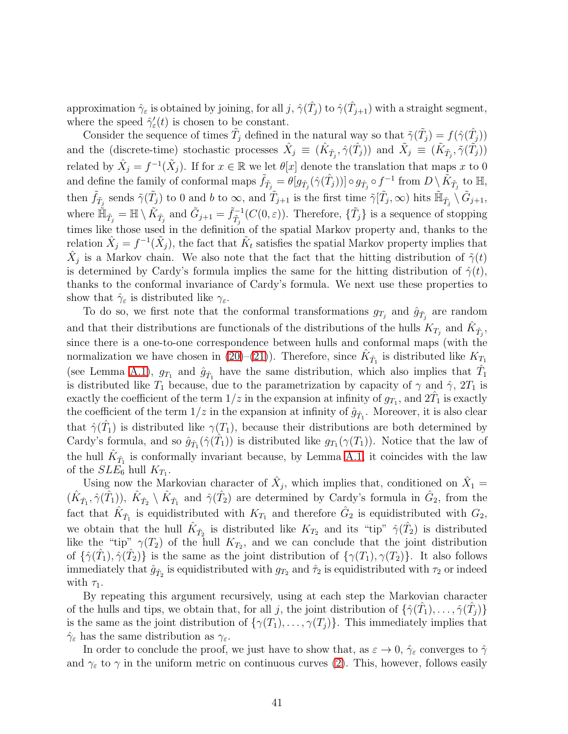approximation $\hat{\gamma}_\varepsilon$ is obtained by joining, for all $j$, $\hat{\gamma}(\hat{T}_j)$ to $\hat{\gamma}(\hat{T}_{j+1})$ with a straight segment, where the speed $\hat{\gamma}'_\varepsilon(t)$ is chosen to be constant.

Consider the sequence of times $\tilde{T}_j$ defined in the natural way so that $\tilde{\gamma}(\tilde{T}_j) = f(\hat{\gamma}(\hat{T}_j))$ and the (discrete-time) stochastic processes $\hat{X}_j \equiv (\hat{K}_{\hat{T}_j}, \hat{\gamma}(\hat{T}_j))$ and $\tilde{X}_j \equiv (\tilde{K}_{\tilde{T}_j}, \tilde{\gamma}(\tilde{T}_j))$ related by $\hat{X}_j = f^{-1}(\tilde{X}_j)$. If for $x \in \mathbb{R}$ we let $\theta[x]$ denote the translation that maps $x$ to 0 and define the family of conformal maps $\tilde{f}_{\tilde{T}_j} = \theta[g_{\hat{T}_j}(\hat{\gamma}(\hat{T}_j))] \circ g_{\hat{T}_j} \circ f^{-1}$ from $D \setminus \tilde{K}_{\tilde{T}_j}$ to $\mathbb{H}$, then $\tilde{f}_{\tilde{T}_j}$ sends $\tilde{\gamma}(\tilde{T}_j)$ to 0 and $b$ to $\infty$, and $\tilde{T}_{j+1}$ is the first time $\tilde{\gamma}[\tilde{T}_j, \infty)$ hits $\tilde{\mathbb{H}}_{\tilde{T}_j} \setminus \tilde{G}_{j+1}$, where $\tilde{\mathbb{H}}_{\tilde{T}_j} = \mathbb{H} \setminus \tilde{K}_{\tilde{T}_j}$ and $\tilde{G}_{j+1} = \tilde{f}^{-1}_{\tilde{T}_j}(C(0, \varepsilon))$. Therefore, $\{\tilde{T}_j\}$ is a sequence of stopping times like those used in the definition of the spatial Markov property and, thanks to the relation $\hat{X}_j = f^{-1}(\tilde{X}_j)$, the fact that $\tilde{K}_t$ satisfies the spatial Markov property implies that $\hat{X}_j$ is a Markov chain. We also note that the fact that the hitting distribution of $\tilde{\gamma}(t)$ is determined by Cardy's formula implies the same for the hitting distribution of $\hat{\gamma}(t)$, thanks to the conformal invariance of Cardy's formula. We next use these properties to show that $\hat{\gamma}_\varepsilon$ is distributed like $\gamma_\varepsilon$.

To do so, we first note that the conformal transformations $g_{T_j}$ and $\hat{g}_{\hat{T}_j}$ are random and that their distributions are functionals of the distributions of the hulls $K_{T_j}$ and $\hat{K}_{\hat{T}_j}$, since there is a one-to-one correspondence between hulls and conformal maps (with the normalization we have chosen in (20)–(21)). Therefore, since $\hat{K}_{\hat{T}_1}$ is distributed like $K_{T_1}$ (see Lemma A.1), $g_{T_1}$ and $\hat{g}_{\hat{T}_1}$ have the same distribution, which also implies that $\hat{T}_1$ is distributed like $T_1$ because, due to the parametrization by capacity of $\gamma$ and $\hat{\gamma}$, $2T_1$ is exactly the coefficient of the term $1/z$ in the expansion at infinity of $g_{T_1}$, and $2\hat{T}_1$ is exactly the coefficient of the term $1/z$ in the expansion at infinity of $\hat{g}_{\hat{T}_1}$. Moreover, it is also clear that $\hat{\gamma}(\hat{T}_1)$ is distributed like $\gamma(T_1)$, because their distributions are both determined by Cardy's formula, and so $\hat{g}_{\hat{T}_1}(\hat{\gamma}(\hat{T}_1))$ is distributed like $g_{T_1}(\gamma(T_1))$. Notice that the law of the hull $\hat{K}_{\hat{T}_1}$ is conformally invariant because, by Lemma A.1, it coincides with the law of the $SLE_6$ hull $K_{T_1}$.

Using now the Markovian character of $\hat{X}_j$, which implies that, conditioned on $\hat{X}_1 = (\hat{K}_{\hat{T}_1}, \hat{\gamma}(\hat{T}_1))$, $\hat{K}_{\hat{T}_2} \setminus \hat{K}_{\hat{T}_1}$ and $\hat{\gamma}(\hat{T}_2)$ are determined by Cardy's formula in $\hat{G}_2$, from the fact that $\hat{K}_{\hat{T}_1}$ is equidistributed with $K_{T_1}$ and therefore $\hat{G}_2$ is equidistributed with $G_2$, we obtain that the hull $\hat{K}_{\hat{T}_2}$ is distributed like $K_{T_2}$ and its "tip" $\hat{\gamma}(\hat{T}_2)$ is distributed like the "tip" $\gamma(T_2)$ of the hull $K_{T_2}$, and we can conclude that the joint distribution of $\{\hat{\gamma}(\hat{T}_1), \hat{\gamma}(\hat{T}_2)\}$ is the same as the joint distribution of $\{\gamma(T_1), \gamma(T_2)\}$. It also follows immediately that $\hat{g}_{\hat{T}_2}$ is equidistributed with $g_{T_2}$ and $\hat{\tau}_2$ is equidistributed with $\tau_2$ or indeed with $\tau_1$.

By repeating this argument recursively, using at each step the Markovian character of the hulls and tips, we obtain that, for all $j$, the joint distribution of $\{\hat{\gamma}(\hat{T}_1), \ldots, \hat{\gamma}(\hat{T}_j)\}$ is the same as the joint distribution of $\{\gamma(T_1), \ldots, \gamma(T_j)\}$. This immediately implies that $\hat{\gamma}_\varepsilon$ has the same distribution as $\gamma_\varepsilon$.

In order to conclude the proof, we just have to show that, as $\varepsilon \to 0$, $\hat{\gamma}_\varepsilon$ converges to $\hat{\gamma}$ and $\gamma_\varepsilon$ to $\gamma$ in the uniform metric on continuous curves (2). This, however, follows easily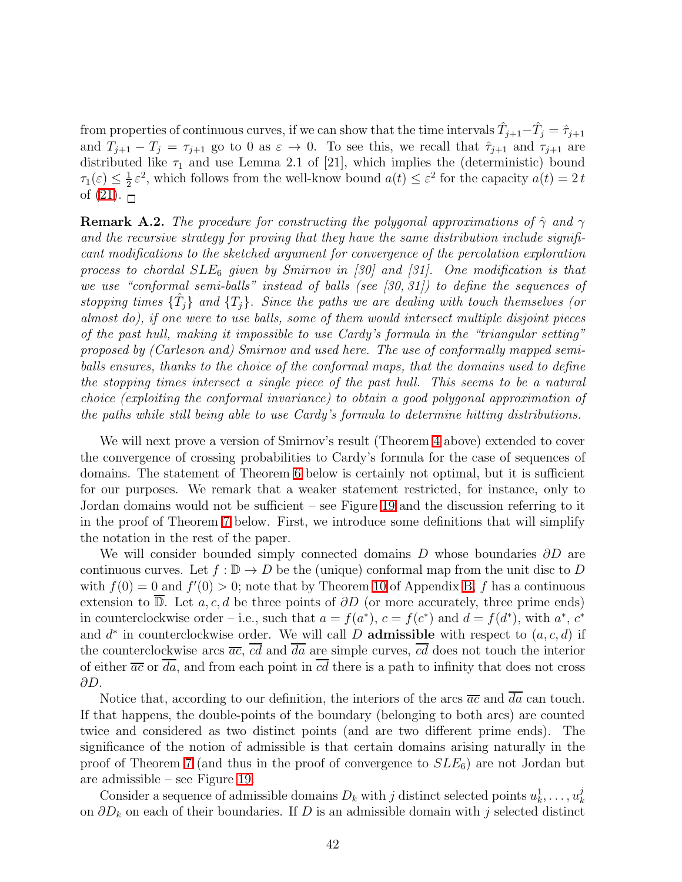from properties of continuous curves, if we can show that the time intervals $\hat{T}_{j+1} - \hat{T}_j = \hat{\tau}_{j+1}$ and $T_{j+1} - T_j = \tau_{j+1}$ go to 0 as $\varepsilon \to 0$. To see this, we recall that $\hat{\tau}_{j+1}$ and $\tau_{j+1}$ are distributed like $\tau_1$ and use Lemma 2.1 of [21], which implies the (deterministic) bound $\tau_1(\varepsilon) \leq \frac{1}{2}\varepsilon^2$, which follows from the well-know bound $a(t) \leq \varepsilon^2$ for the capacity $a(t) = 2\,t$ of (21). □

**Remark A.2.** *The procedure for constructing the polygonal approximations of $\hat{\gamma}$ and $\gamma$ and the recursive strategy for proving that they have the same distribution include significant modifications to the sketched argument for convergence of the percolation exploration process to chordal $SLE_6$ given by Smirnov in [30] and [31]. One modification is that we use "conformal semi-balls" instead of balls (see [30, 31]) to define the sequences of stopping times $\{\hat{T}_j\}$ and $\{T_j\}$. Since the paths we are dealing with touch themselves (or almost do), if one were to use balls, some of them would intersect multiple disjoint pieces of the past hull, making it impossible to use Cardy's formula in the "triangular setting" proposed by (Carleson and) Smirnov and used here. The use of conformally mapped semi-balls ensures, thanks to the choice of the conformal maps, that the domains used to define the stopping times intersect a single piece of the past hull. This seems to be a natural choice (exploiting the conformal invariance) to obtain a good polygonal approximation of the paths while still being able to use Cardy's formula to determine hitting distributions.*

We will next prove a version of Smirnov's result (Theorem 4 above) extended to cover the convergence of crossing probabilities to Cardy's formula for the case of sequences of domains. The statement of Theorem 6 below is certainly not optimal, but it is sufficient for our purposes. We remark that a weaker statement restricted, for instance, only to Jordan domains would not be sufficient – see Figure 19 and the discussion referring to it in the proof of Theorem 7 below. First, we introduce some definitions that will simplify the notation in the rest of the paper.

We will consider bounded simply connected domains $D$ whose boundaries $\partial D$ are continuous curves. Let $f : \mathbb{D} \to D$ be the (unique) conformal map from the unit disc to $D$ with $f(0) = 0$ and $f'(0) > 0$; note that by Theorem 10 of Appendix B, $f$ has a continuous extension to $\overline{\mathbb{D}}$. Let $a, c, d$ be three points of $\partial D$ (or more accurately, three prime ends) in counterclockwise order – i.e., such that $a = f(a^*)$, $c = f(c^*)$ and $d = f(d^*)$, with $a^*$, $c^*$ and $d^*$ in counterclockwise order. We will call $D$ **admissible** with respect to $(a, c, d)$ if the counterclockwise arcs $\overline{ac}$, $\overline{cd}$ and $\overline{da}$ are simple curves, $\overline{cd}$ does not touch the interior of either $\overline{ac}$ or $\overline{da}$, and from each point in $\overline{cd}$ there is a path to infinity that does not cross $\partial D$.

Notice that, according to our definition, the interiors of the arcs $\overline{ac}$ and $\overline{da}$ can touch. If that happens, the double-points of the boundary (belonging to both arcs) are counted twice and considered as two distinct points (and are two different prime ends). The significance of the notion of admissible is that certain domains arising naturally in the proof of Theorem 7 (and thus in the proof of convergence to $SLE_6$) are not Jordan but are admissible – see Figure 19.

Consider a sequence of admissible domains $D_k$ with $j$ distinct selected points $u_k^1, \ldots, u_k^j$ on $\partial D_k$ on each of their boundaries. If $D$ is an admissible domain with $j$ selected distinct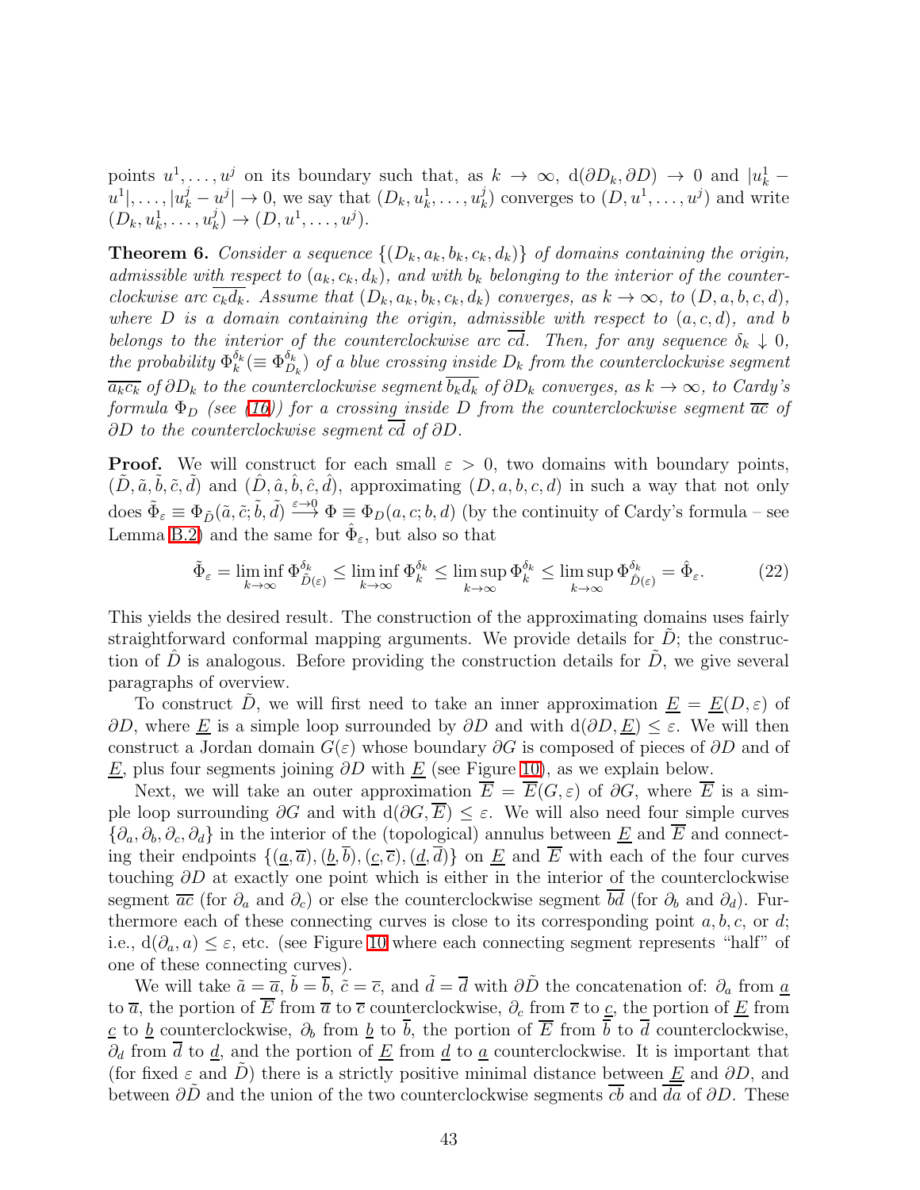points $u^1, \ldots, u^j$ on its boundary such that, as $k \to \infty$, $\mathrm{d}(\partial D_k, \partial D) \to 0$ and $|u^1_k - u^1|, \ldots, |u^j_k - u^j| \to 0$, we say that $(D_k, u^1_k, \ldots, u^j_k)$ converges to $(D, u^1, \ldots, u^j)$ and write $(D_k, u^1_k, \ldots, u^j_k) \to (D, u^1, \ldots, u^j)$.

**Theorem 6.** *Consider a sequence $\{(D_k, a_k, b_k, c_k, d_k)\}$ of domains containing the origin, admissible with respect to $(a_k, c_k, d_k)$, and with $b_k$ belonging to the interior of the counterclockwise arc $\overline{c_k d_k}$. Assume that $(D_k, a_k, b_k, c_k, d_k)$ converges, as $k \to \infty$, to $(D, a, b, c, d)$, where $D$ is a domain containing the origin, admissible with respect to $(a, c, d)$, and $b$ belongs to the interior of the counterclockwise arc $\overline{cd}$. Then, for any sequence $\delta_k \downarrow 0$, the probability $\Phi^{\delta_k}_k (\equiv \Phi^{\delta_k}_{D_k})$ of a blue crossing inside $D_k$ from the counterclockwise segment $\overline{a_k c_k}$ of $\partial D_k$ to the counterclockwise segment $\overline{b_k d_k}$ of $\partial D_k$ converges, as $k \to \infty$, to Cardy's formula $\Phi_D$ (see (16)) for a crossing inside $D$ from the counterclockwise segment $\overline{ac}$ of $\partial D$ to the counterclockwise segment $\overline{cd}$ of $\partial D$.*

**Proof.** We will construct for each small $\varepsilon > 0$, two domains with boundary points, $(\tilde{D}, \tilde{a}, \tilde{b}, \tilde{c}, \tilde{d})$ and $(\hat{D}, \hat{a}, \hat{b}, \hat{c}, \hat{d})$, approximating $(D, a, b, c, d)$ in such a way that not only does $\tilde{\Phi}_\varepsilon \equiv \Phi_{\tilde{D}}(\tilde{a}, \tilde{c}; \tilde{b}, \tilde{d}) \stackrel{\varepsilon \to 0}{\longrightarrow} \Phi \equiv \Phi_D(a, c; b, d)$ (by the continuity of Cardy's formula – see Lemma B.2) and the same for $\hat{\Phi}_\varepsilon$, but also so that

$$\tilde{\Phi}_\varepsilon = \liminf_{k \to \infty} \Phi^{\delta_k}_{\tilde{D}(\varepsilon)} \leq \liminf_{k \to \infty} \Phi^{\delta_k}_k \leq \limsup_{k \to \infty} \Phi^{\delta_k}_k \leq \limsup_{k \to \infty} \Phi^{\delta_k}_{\hat{D}(\varepsilon)} = \hat{\Phi}_\varepsilon. \tag{22}$$

This yields the desired result. The construction of the approximating domains uses fairly straightforward conformal mapping arguments. We provide details for $\tilde{D}$; the construction of $\hat{D}$ is analogous. Before providing the construction details for $\tilde{D}$, we give several paragraphs of overview.

To construct $\tilde{D}$, we will first need to take an inner approximation $\underline{E} = \underline{E}(D, \varepsilon)$ of $\partial D$, where $\underline{E}$ is a simple loop surrounded by $\partial D$ and with $\mathrm{d}(\partial D, \underline{E}) \leq \varepsilon$. We will then construct a Jordan domain $G(\varepsilon)$ whose boundary $\partial G$ is composed of pieces of $\partial D$ and of $\underline{E}$, plus four segments joining $\partial D$ with $\underline{E}$ (see Figure 10), as we explain below.

Next, we will take an outer approximation $\overline{E} = \overline{E}(G, \varepsilon)$ of $\partial G$, where $\overline{E}$ is a simple loop surrounding $\partial G$ and with $\mathrm{d}(\partial G, \overline{E}) \leq \varepsilon$. We will also need four simple curves $\{\partial_a, \partial_b, \partial_c, \partial_d\}$ in the interior of the (topological) annulus between $\underline{E}$ and $\overline{E}$ and connecting their endpoints $\{(\underline{a}, \overline{a}), (\underline{b}, \overline{b}), (\underline{c}, \overline{c}), (\underline{d}, \overline{d})\}$ on $\underline{E}$ and $\overline{E}$ with each of the four curves touching $\partial D$ at exactly one point which is either in the interior of the counterclockwise segment $\overline{ac}$ (for $\partial_a$ and $\partial_c$) or else the counterclockwise segment $\overline{bd}$ (for $\partial_b$ and $\partial_d$). Furthermore each of these connecting curves is close to its corresponding point $a, b, c$, or $d$; i.e., $\mathrm{d}(\partial_a, a) \leq \varepsilon$, etc. (see Figure 10 where each connecting segment represents "half" of one of these connecting curves).

We will take $\tilde{a} = \overline{a}$, $\tilde{b} = \overline{b}$, $\tilde{c} = \overline{c}$, and $\tilde{d} = \overline{d}$ with $\partial \tilde{D}$ the concatenation of: $\partial_a$ from $\underline{a}$ to $\overline{a}$, the portion of $\overline{E}$ from $\overline{a}$ to $\overline{c}$ counterclockwise, $\partial_c$ from $\overline{c}$ to $\underline{c}$, the portion of $\underline{E}$ from $\underline{c}$ to $\underline{b}$ counterclockwise, $\partial_b$ from $\underline{b}$ to $\overline{b}$, the portion of $\overline{E}$ from $\overline{b}$ to $\overline{d}$ counterclockwise, $\partial_d$ from $\overline{d}$ to $\underline{d}$, and the portion of $\underline{E}$ from $\underline{d}$ to $\underline{a}$ counterclockwise. It is important that (for fixed $\varepsilon$ and $\tilde{D}$) there is a strictly positive minimal distance between $\underline{E}$ and $\partial D$, and between $\partial \tilde{D}$ and the union of the two counterclockwise segments $\overline{cb}$ and $\overline{da}$ of $\partial D$. These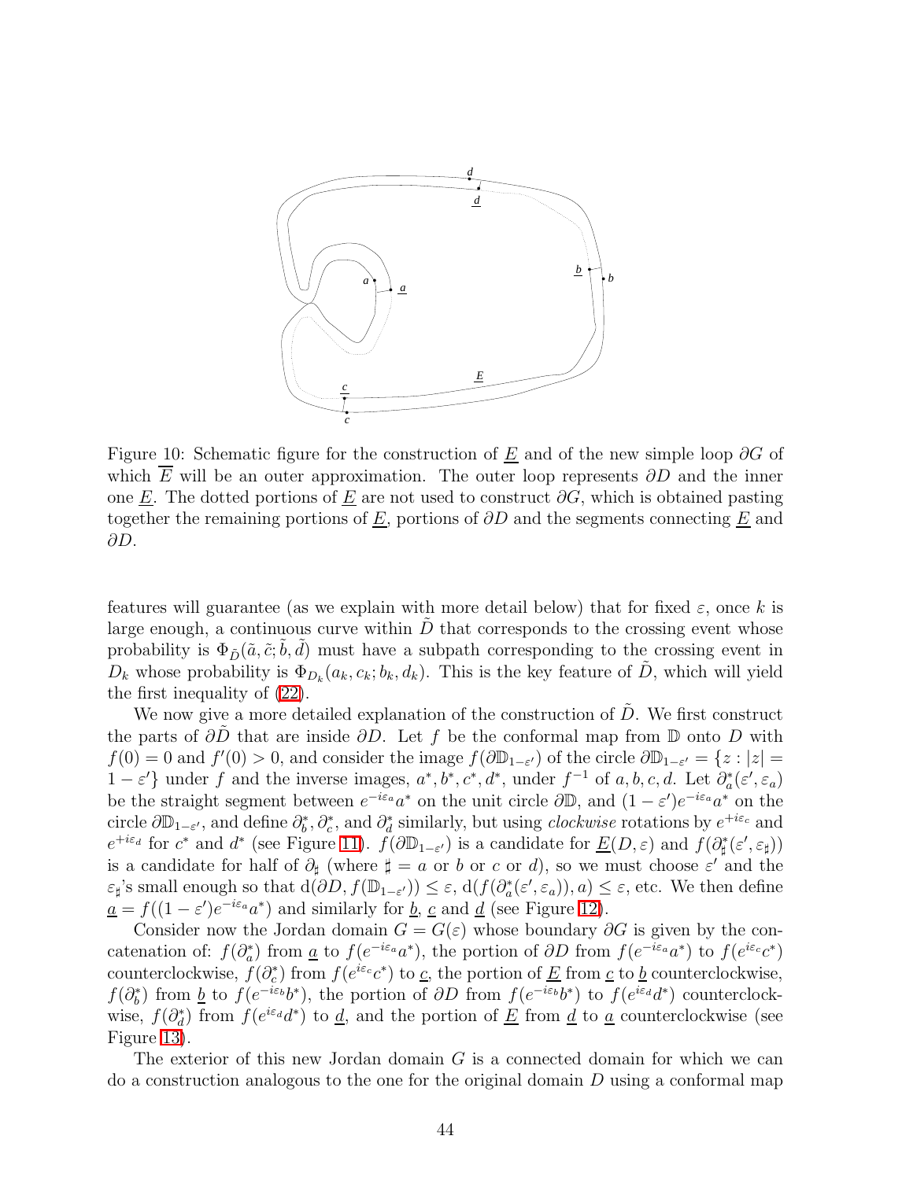Figure 10: Schematic figure for the construction of $\underline{E}$ and of the new simple loop $\partial G$ of which $\overline{E}$ will be an outer approximation. The outer loop represents $\partial D$ and the inner one $\underline{E}$. The dotted portions of $\underline{E}$ are not used to construct $\partial G$, which is obtained pasting together the remaining portions of $\underline{E}$, portions of $\partial D$ and the segments connecting $\underline{E}$ and $\partial D$.

features will guarantee (as we explain with more detail below) that for fixed $\varepsilon$, once $k$ is large enough, a continuous curve within $\tilde{D}$ that corresponds to the crossing event whose probability is $\Phi_{\tilde{D}}(\tilde{a}, \tilde{c}; \tilde{b}, \tilde{d})$ must have a subpath corresponding to the crossing event in $D_k$ whose probability is $\Phi_{D_k}(a_k, c_k; b_k, d_k)$. This is the key feature of $\tilde{D}$, which will yield the first inequality of (22).

We now give a more detailed explanation of the construction of $\tilde{D}$. We first construct the parts of $\partial\tilde{D}$ that are inside $\partial D$. Let $f$ be the conformal map from $\mathbb{D}$ onto $D$ with $f(0) = 0$ and $f'(0) > 0$, and consider the image $f(\partial\mathbb{D}_{1-\varepsilon'})$ of the circle $\partial\mathbb{D}_{1-\varepsilon'} = \{z : |z| = 1 - \varepsilon'\}$ under $f$ and the inverse images, $a^*, b^*, c^*, d^*$, under $f^{-1}$ of $a, b, c, d$. Let $\partial^*_a(\varepsilon', \varepsilon_a)$ be the straight segment between $e^{-i\varepsilon_a}a^*$ on the unit circle $\partial\mathbb{D}$, and $(1 - \varepsilon')e^{-i\varepsilon_a}a^*$ on the circle $\partial\mathbb{D}_{1-\varepsilon'}$, and define $\partial^*_b, \partial^*_c$, and $\partial^*_d$ similarly, but using *clockwise* rotations by $e^{+i\varepsilon_c}$ and $e^{+i\varepsilon_d}$ for $c^*$ and $d^*$ (see Figure 11). $f(\partial\mathbb{D}_{1-\varepsilon'})$ is a candidate for $\underline{E}(D, \varepsilon)$ and $f(\partial^*_\sharp(\varepsilon', \varepsilon_\sharp))$ is a candidate for half of $\partial_\sharp$ (where $\sharp = a$ or $b$ or $c$ or $d$), so we must choose $\varepsilon'$ and the $\varepsilon_\sharp$'s small enough so that $\mathrm{d}(\partial D, f(\mathbb{D}_{1-\varepsilon'})) \leq \varepsilon$, $\mathrm{d}(f(\partial^*_a(\varepsilon', \varepsilon_a)), a) \leq \varepsilon$, etc. We then define $\underline{a} = f((1 - \varepsilon')e^{-i\varepsilon_a}a^*)$ and similarly for $\underline{b}$, $\underline{c}$ and $\underline{d}$ (see Figure 12).

Consider now the Jordan domain $G = G(\varepsilon)$ whose boundary $\partial G$ is given by the concatenation of: $f(\partial^*_a)$ from $\underline{a}$ to $f(e^{-i\varepsilon_a}a^*)$, the portion of $\partial D$ from $f(e^{-i\varepsilon_a}a^*)$ to $f(e^{i\varepsilon_c}c^*)$ counterclockwise, $f(\partial^*_c)$ from $f(e^{i\varepsilon_c}c^*)$ to $\underline{c}$, the portion of $\underline{E}$ from $\underline{c}$ to $\underline{b}$ counterclockwise, $f(\partial^*_b)$ from $\underline{b}$ to $f(e^{-i\varepsilon_b}b^*)$, the portion of $\partial D$ from $f(e^{-i\varepsilon_b}b^*)$ to $f(e^{i\varepsilon_d}d^*)$ counterclockwise, $f(\partial^*_d)$ from $f(e^{i\varepsilon_d}d^*)$ to $\underline{d}$, and the portion of $\underline{E}$ from $\underline{d}$ to $\underline{a}$ counterclockwise (see Figure 13).

The exterior of this new Jordan domain $G$ is a connected domain for which we can do a construction analogous to the one for the original domain $D$ using a conformal map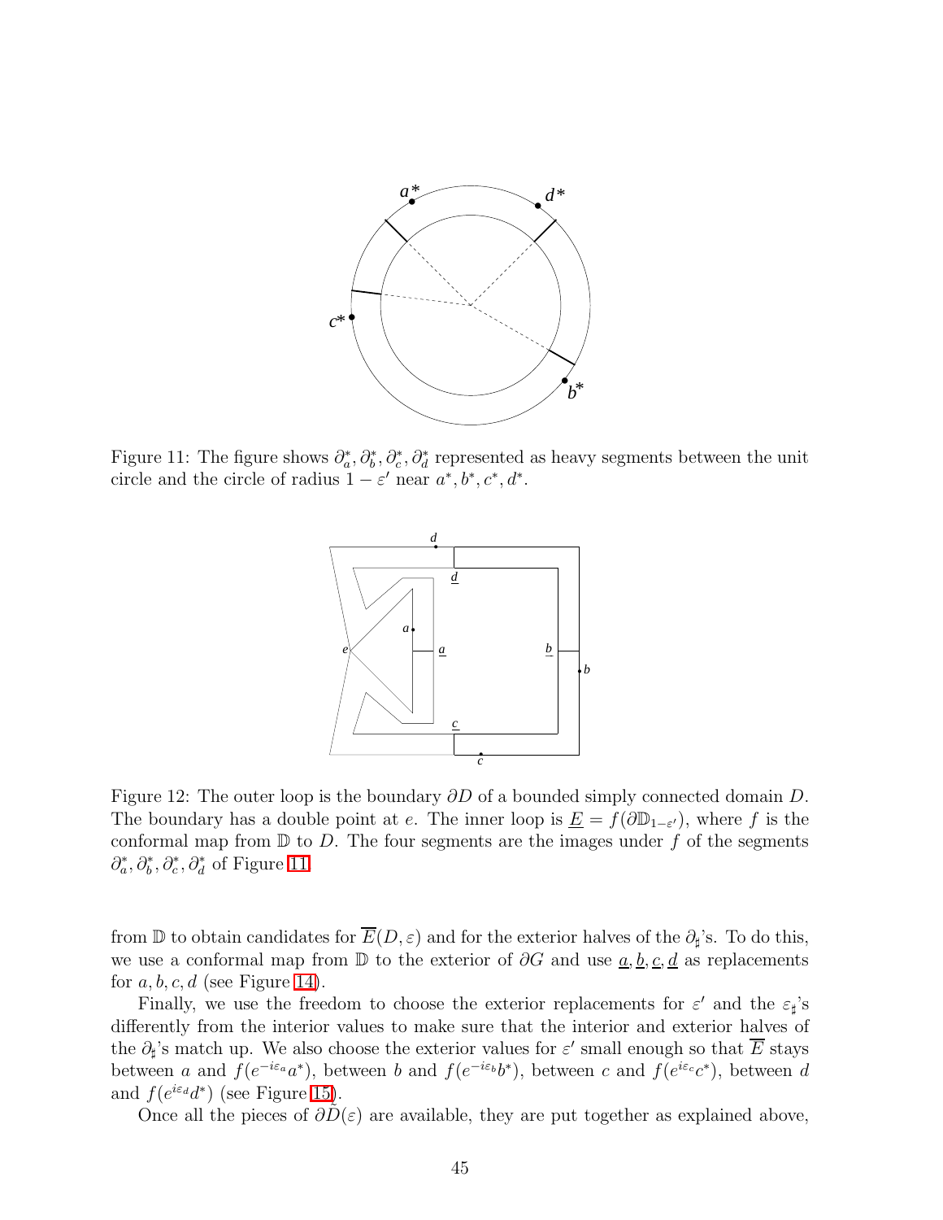Figure 11: The figure shows $\partial_a^*, \partial_b^*, \partial_c^*, \partial_d^*$ represented as heavy segments between the unit circle and the circle of radius $1 - \varepsilon'$ near $a^*, b^*, c^*, d^*$.

Figure 12: The outer loop is the boundary $\partial D$ of a bounded simply connected domain $D$. The boundary has a double point at $e$. The inner loop is $\underline{E} = f(\partial \mathbb{D}_{1-\varepsilon'})$, where $f$ is the conformal map from $\mathbb{D}$ to $D$. The four segments are the images under $f$ of the segments $\partial_a^*, \partial_b^*, \partial_c^*, \partial_d^*$ of Figure 11.

from $\mathbb{D}$ to obtain candidates for $\overline{E}(D, \varepsilon)$ and for the exterior halves of the $\partial_\sharp$'s. To do this, we use a conformal map from $\mathbb{D}$ to the exterior of $\partial G$ and use $\underline{a}, \underline{b}, \underline{c}, \underline{d}$ as replacements for $a, b, c, d$ (see Figure 14).

Finally, we use the freedom to choose the exterior replacements for $\varepsilon'$ and the $\varepsilon_\sharp$'s differently from the interior values to make sure that the interior and exterior halves of the $\partial_\sharp$'s match up. We also choose the exterior values for $\varepsilon'$ small enough so that $\overline{E}$ stays between $a$ and $f(e^{-i\varepsilon_a} a^*)$, between $b$ and $f(e^{-i\varepsilon_b} b^*)$, between $c$ and $f(e^{i\varepsilon_c} c^*)$, between $d$ and $f(e^{i\varepsilon_d} d^*)$ (see Figure 15).

Once all the pieces of $\partial \tilde{D}(\varepsilon)$ are available, they are put together as explained above,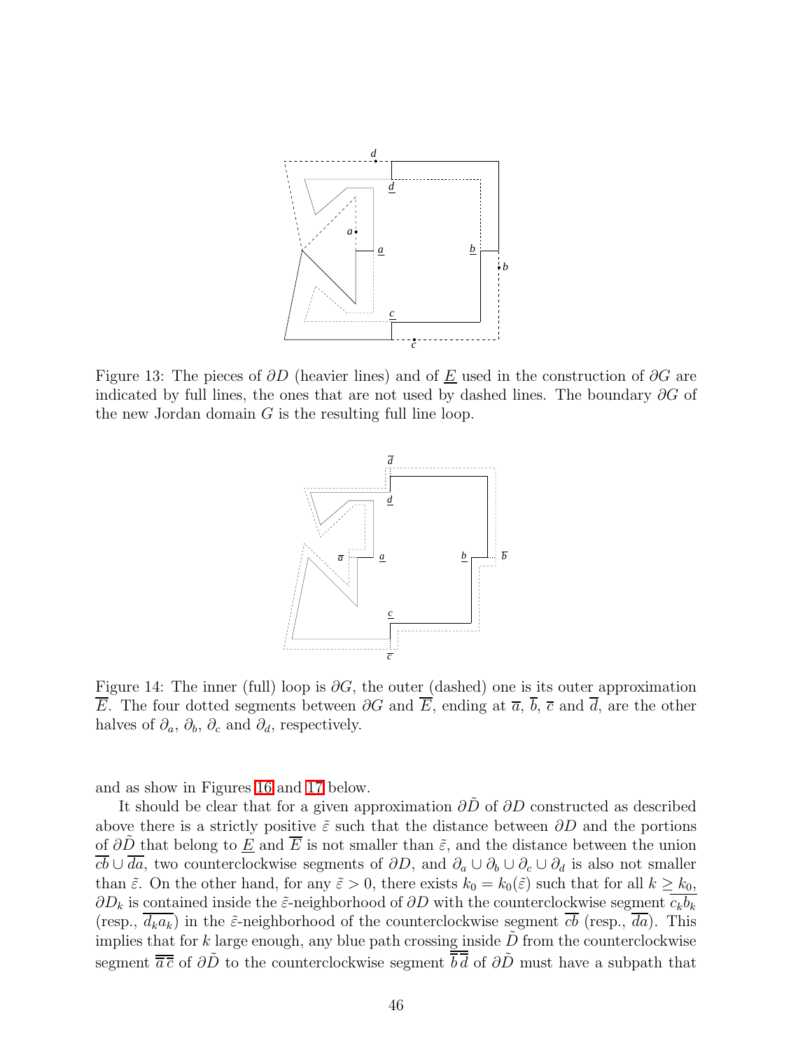Figure 13: The pieces of $\partial D$ (heavier lines) and of $\underline{E}$ used in the construction of $\partial G$ are indicated by full lines, the ones that are not used by dashed lines. The boundary $\partial G$ of the new Jordan domain $G$ is the resulting full line loop.

Figure 14: The inner (full) loop is $\partial G$, the outer (dashed) one is its outer approximation $\overline{E}$. The four dotted segments between $\partial G$ and $\overline{E}$, ending at $\overline{a}$, $\overline{b}$, $\overline{c}$ and $\overline{d}$, are the other halves of $\partial_a$, $\partial_b$, $\partial_c$ and $\partial_d$, respectively.

and as show in Figures 16 and 17 below.

It should be clear that for a given approximation $\partial\tilde{D}$ of $\partial D$ constructed as described above there is a strictly positive $\tilde{\varepsilon}$ such that the distance between $\partial D$ and the portions of $\partial\tilde{D}$ that belong to $\underline{E}$ and $\overline{E}$ is not smaller than $\tilde{\varepsilon}$, and the distance between the union $\overline{cb} \cup \overline{da}$, two counterclockwise segments of $\partial D$, and $\partial_a \cup \partial_b \cup \partial_c \cup \partial_d$ is also not smaller than $\tilde{\varepsilon}$. On the other hand, for any $\tilde{\varepsilon} > 0$, there exists $k_0 = k_0(\tilde{\varepsilon})$ such that for all $k \geq k_0$, $\partial D_k$ is contained inside the $\tilde{\varepsilon}$-neighborhood of $\partial D$ with the counterclockwise segment $\overline{c_k b_k}$ (resp., $\overline{d_k a_k}$) in the $\tilde{\varepsilon}$-neighborhood of the counterclockwise segment $\overline{cb}$ (resp., $\overline{da}$). This implies that for $k$ large enough, any blue path crossing inside $\tilde{D}$ from the counterclockwise segment $\overline{\overline{a}\,\overline{c}}$ of $\partial\tilde{D}$ to the counterclockwise segment $\overline{\overline{b}\,\overline{d}}$ of $\partial\tilde{D}$ must have a subpath that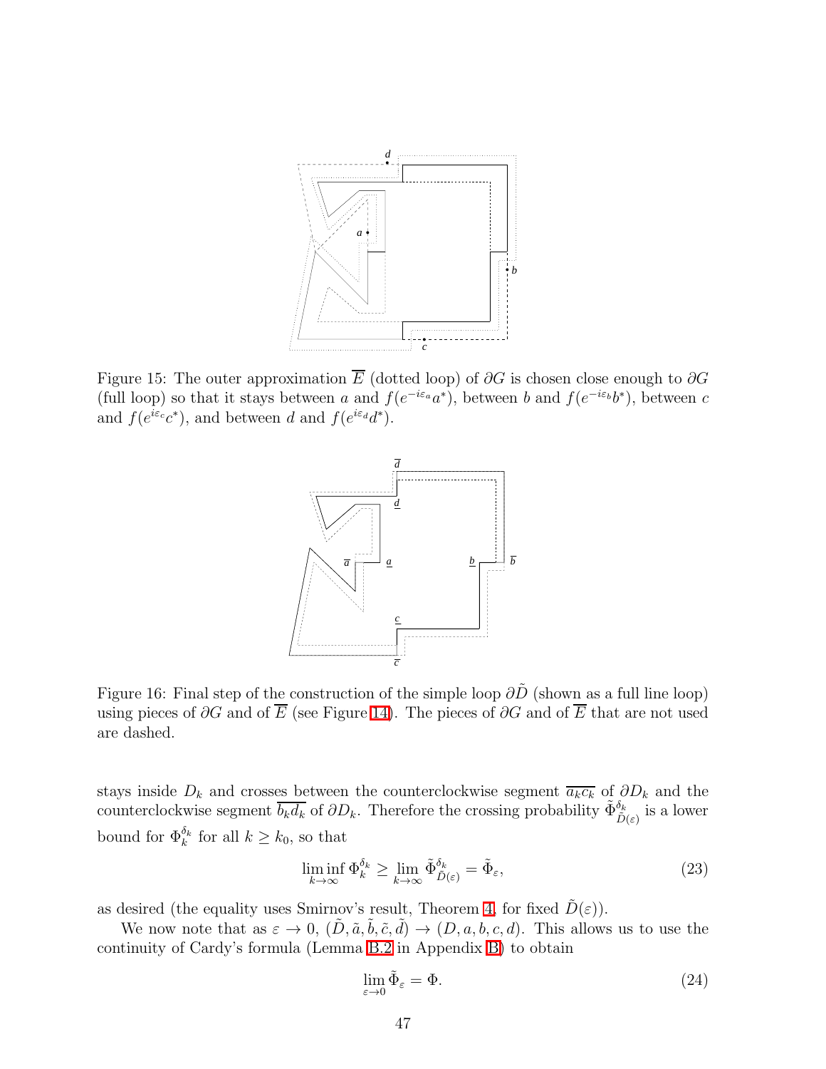Figure 15: The outer approximation $\overline{E}$ (dotted loop) of $\partial G$ is chosen close enough to $\partial G$ (full loop) so that it stays between $a$ and $f(e^{-i\varepsilon_a}a^*)$, between $b$ and $f(e^{-i\varepsilon_b}b^*)$, between $c$ and $f(e^{i\varepsilon_c}c^*)$, and between $d$ and $f(e^{i\varepsilon_d}d^*)$.

Figure 16: Final step of the construction of the simple loop $\partial\tilde{D}$ (shown as a full line loop) using pieces of $\partial G$ and of $\overline{E}$ (see Figure 14). The pieces of $\partial G$ and of $\overline{E}$ that are not used are dashed.

stays inside $D_k$ and crosses between the counterclockwise segment $\overline{a_k c_k}$ of $\partial D_k$ and the counterclockwise segment $\overline{b_k d_k}$ of $\partial D_k$. Therefore the crossing probability $\tilde{\Phi}^{\delta_k}_{\tilde{D}(\varepsilon)}$ is a lower bound for $\Phi^{\delta_k}_k$ for all $k \geq k_0$, so that

$$\liminf_{k\to\infty} \Phi^{\delta_k}_k \geq \lim_{k\to\infty} \tilde{\Phi}^{\delta_k}_{\tilde{D}(\varepsilon)} = \tilde{\Phi}_\varepsilon, \tag{23}$$

as desired (the equality uses Smirnov's result, Theorem 4, for fixed $\tilde{D}(\varepsilon)$).

We now note that as $\varepsilon \to 0$, $(\tilde{D}, \tilde{a}, \tilde{b}, \tilde{c}, \tilde{d}) \to (D, a, b, c, d)$. This allows us to use the continuity of Cardy's formula (Lemma B.2 in Appendix B) to obtain

$$\lim_{\varepsilon\to 0} \tilde{\Phi}_\varepsilon = \Phi. \tag{24}$$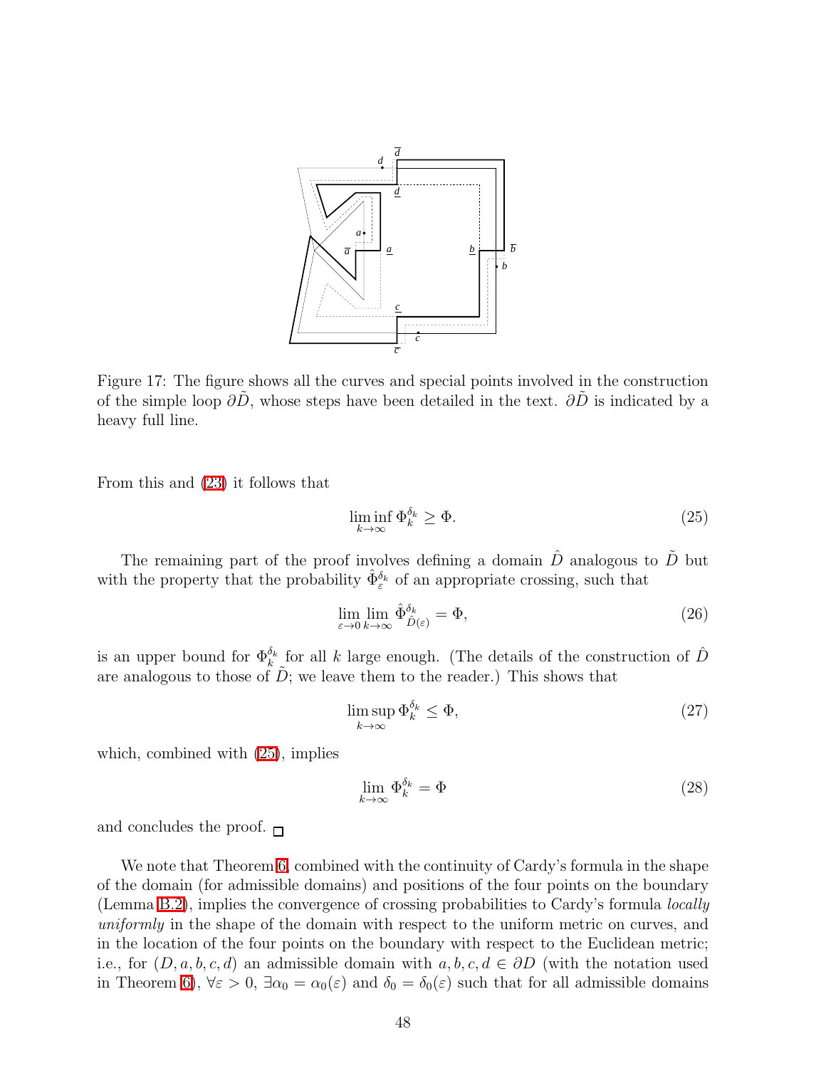Figure 17: The figure shows all the curves and special points involved in the construction of the simple loop $\partial\tilde{D}$, whose steps have been detailed in the text. $\partial\tilde{D}$ is indicated by a heavy full line.

From this and (23) it follows that

$$\liminf_{k\to\infty} \Phi_k^{\delta_k} \geq \Phi. \tag{25}$$

The remaining part of the proof involves defining a domain $\hat{D}$ analogous to $\tilde{D}$ but with the property that the probability $\hat{\Phi}_{\varepsilon}^{\delta_k}$ of an appropriate crossing, such that

$$\lim_{\varepsilon\to 0}\lim_{k\to\infty} \hat{\Phi}_{\hat{D}(\varepsilon)}^{\delta_k} = \Phi, \tag{26}$$

is an upper bound for $\Phi_k^{\delta_k}$ for all $k$ large enough. (The details of the construction of $\hat{D}$ are analogous to those of $\tilde{D}$; we leave them to the reader.) This shows that

$$\limsup_{k\to\infty} \Phi_k^{\delta_k} \leq \Phi, \tag{27}$$

which, combined with (25), implies

$$\lim_{k\to\infty} \Phi_k^{\delta_k} = \Phi \tag{28}$$

and concludes the proof. □

We note that Theorem 6, combined with the continuity of Cardy's formula in the shape of the domain (for admissible domains) and positions of the four points on the boundary (Lemma B.2), implies the convergence of crossing probabilities to Cardy's formula *locally uniformly* in the shape of the domain with respect to the uniform metric on curves, and in the location of the four points on the boundary with respect to the Euclidean metric; i.e., for $(D, a, b, c, d)$ an admissible domain with $a, b, c, d \in \partial D$ (with the notation used in Theorem 6), $\forall \varepsilon > 0$, $\exists \alpha_0 = \alpha_0(\varepsilon)$ and $\delta_0 = \delta_0(\varepsilon)$ such that for all admissible domains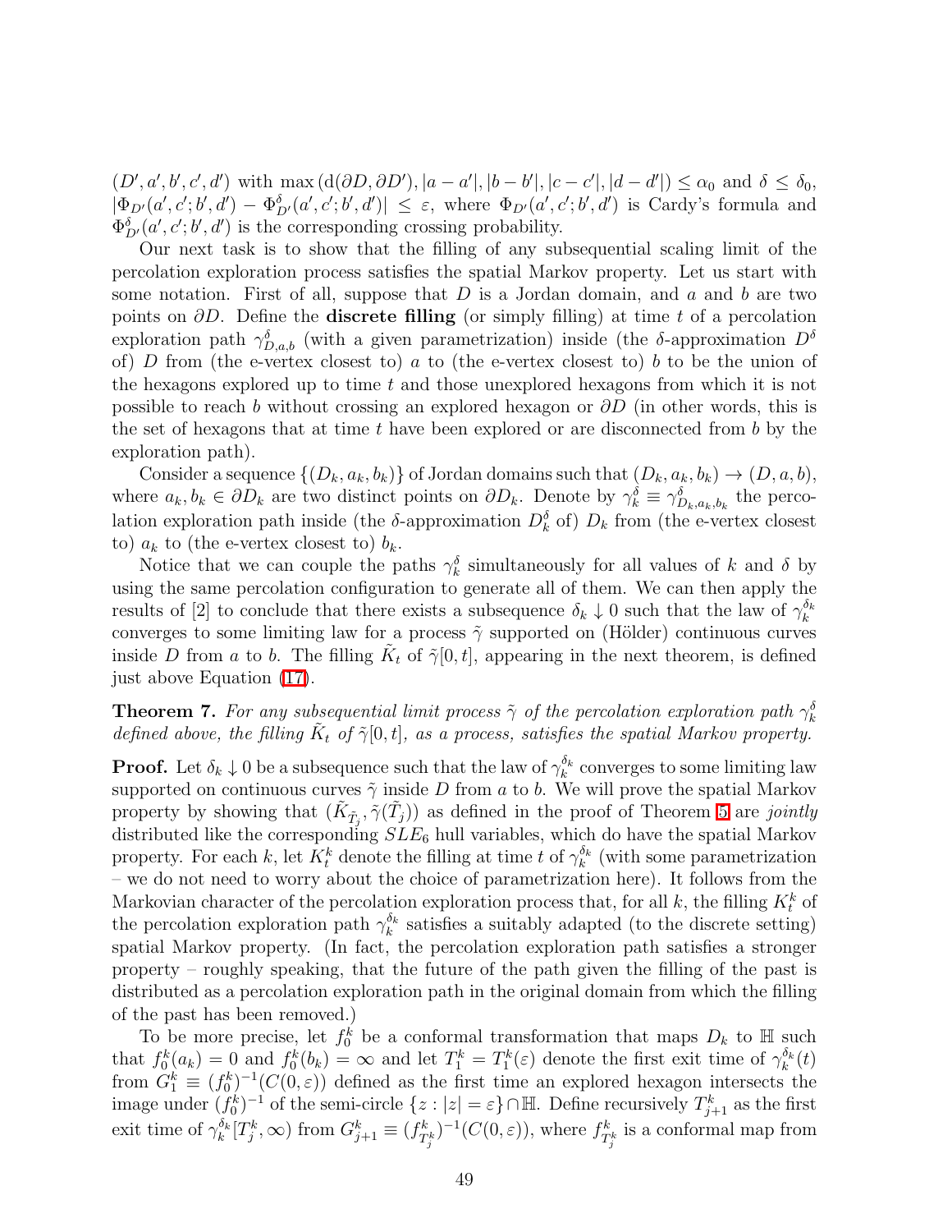$(D', a', b', c', d')$ with $\max\left(\mathrm{d}(\partial D, \partial D'), |a-a'|, |b-b'|, |c-c'|, |d-d'|\right) \leq \alpha_0$ and $\delta \leq \delta_0$, $|\Phi_{D'}(a', c'; b', d') - \Phi^{\delta}_{D'}(a', c'; b', d')| \leq \varepsilon$, where $\Phi_{D'}(a', c'; b', d')$ is Cardy's formula and $\Phi^{\delta}_{D'}(a', c'; b', d')$ is the corresponding crossing probability.

Our next task is to show that the filling of any subsequential scaling limit of the percolation exploration process satisfies the spatial Markov property. Let us start with some notation. First of all, suppose that $D$ is a Jordan domain, and $a$ and $b$ are two points on $\partial D$. Define the **discrete filling** (or simply filling) at time $t$ of a percolation exploration path $\gamma^{\delta}_{D,a,b}$ (with a given parametrization) inside (the $\delta$-approximation $D^{\delta}$ of) $D$ from (the e-vertex closest to) $a$ to (the e-vertex closest to) $b$ to be the union of the hexagons explored up to time $t$ and those unexplored hexagons from which it is not possible to reach $b$ without crossing an explored hexagon or $\partial D$ (in other words, this is the set of hexagons that at time $t$ have been explored or are disconnected from $b$ by the exploration path).

Consider a sequence $\{(D_k, a_k, b_k)\}$ of Jordan domains such that $(D_k, a_k, b_k) \to (D, a, b)$, where $a_k, b_k \in \partial D_k$ are two distinct points on $\partial D_k$. Denote by $\gamma^{\delta}_k \equiv \gamma^{\delta}_{D_k,a_k,b_k}$ the percolation exploration path inside (the $\delta$-approximation $D^{\delta}_k$ of) $D_k$ from (the e-vertex closest to) $a_k$ to (the e-vertex closest to) $b_k$.

Notice that we can couple the paths $\gamma^{\delta}_k$ simultaneously for all values of $k$ and $\delta$ by using the same percolation configuration to generate all of them. We can then apply the results of [2] to conclude that there exists a subsequence $\delta_k \downarrow 0$ such that the law of $\gamma^{\delta_k}_k$ converges to some limiting law for a process $\tilde{\gamma}$ supported on (Hölder) continuous curves inside $D$ from $a$ to $b$. The filling $\tilde{K}_t$ of $\tilde{\gamma}[0,t]$, appearing in the next theorem, is defined just above Equation (17).

**Theorem 7.** *For any subsequential limit process $\tilde{\gamma}$ of the percolation exploration path $\gamma^{\delta}_k$ defined above, the filling $\tilde{K}_t$ of $\tilde{\gamma}[0,t]$, as a process, satisfies the spatial Markov property.*

**Proof.** Let $\delta_k \downarrow 0$ be a subsequence such that the law of $\gamma^{\delta_k}_k$ converges to some limiting law supported on continuous curves $\tilde{\gamma}$ inside $D$ from $a$ to $b$. We will prove the spatial Markov property by showing that $(\tilde{K}_{\tilde{T}_j}, \tilde{\gamma}(\tilde{T}_j))$ as defined in the proof of Theorem 5 are *jointly* distributed like the corresponding $SLE_6$ hull variables, which do have the spatial Markov property. For each $k$, let $K^k_t$ denote the filling at time $t$ of $\gamma^{\delta_k}_k$ (with some parametrization – we do not need to worry about the choice of parametrization here). It follows from the Markovian character of the percolation exploration process that, for all $k$, the filling $K^k_t$ of the percolation exploration path $\gamma^{\delta_k}_k$ satisfies a suitably adapted (to the discrete setting) spatial Markov property. (In fact, the percolation exploration path satisfies a stronger property – roughly speaking, that the future of the path given the filling of the past is distributed as a percolation exploration path in the original domain from which the filling of the past has been removed.)

To be more precise, let $f^k_0$ be a conformal transformation that maps $D_k$ to $\mathbb{H}$ such that $f^k_0(a_k) = 0$ and $f^k_0(b_k) = \infty$ and let $T^k_1 = T^k_1(\varepsilon)$ denote the first exit time of $\gamma^{\delta_k}_k(t)$ from $G^k_1 \equiv (f^k_0)^{-1}(C(0,\varepsilon))$ defined as the first time an explored hexagon intersects the image under $(f^k_0)^{-1}$ of the semi-circle $\{z : |z| = \varepsilon\} \cap \mathbb{H}$. Define recursively $T^k_{j+1}$ as the first exit time of $\gamma^{\delta_k}_k[T^k_j, \infty)$ from $G^k_{j+1} \equiv (f^k_{T^k_j})^{-1}(C(0,\varepsilon))$, where $f^k_{T^k_j}$ is a conformal map from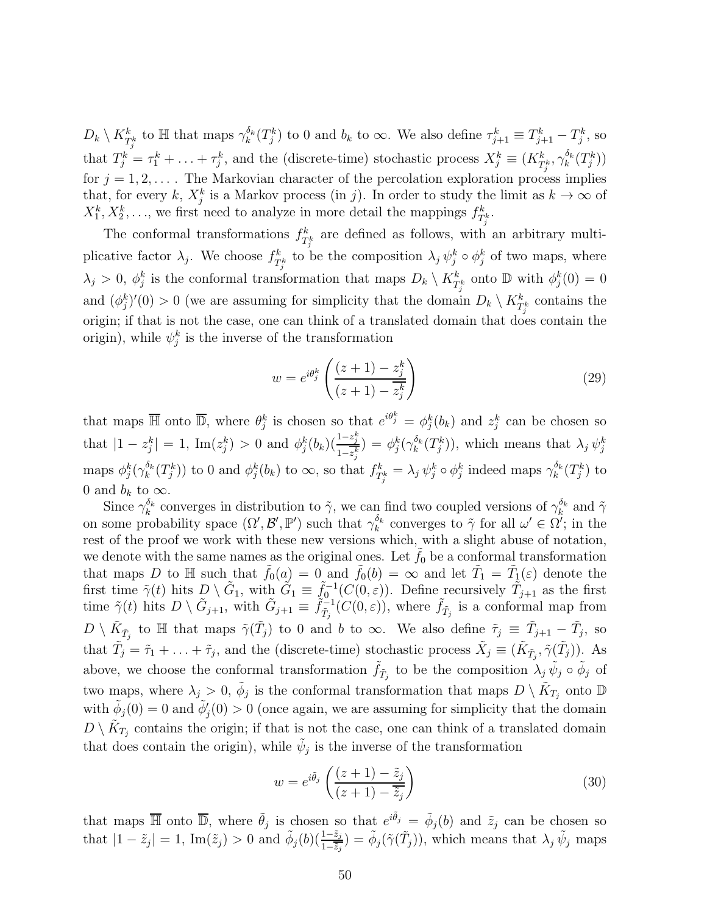$D_k \setminus K^k_{T^k_j}$ to $\mathbb{H}$ that maps $\gamma^{\delta_k}_k(T^k_j)$ to 0 and $b_k$ to $\infty$. We also define $\tau^k_{j+1} \equiv T^k_{j+1} - T^k_j$, so that $T^k_j = \tau^k_1 + \ldots + \tau^k_j$, and the (discrete-time) stochastic process $X^k_j \equiv (K^k_{T^k_j}, \gamma^{\delta_k}_k(T^k_j))$ for $j = 1, 2, \ldots$. The Markovian character of the percolation exploration process implies that, for every $k$, $X^k_j$ is a Markov process (in $j$). In order to study the limit as $k \to \infty$ of $X^k_1, X^k_2, \ldots$, we first need to analyze in more detail the mappings $f^k_{T^k_j}$.

The conformal transformations $f^k_{T^k_j}$ are defined as follows, with an arbitrary multiplicative factor $\lambda_j$. We choose $f^k_{T^k_j}$ to be the composition $\lambda_j \, \psi^k_j \circ \phi^k_j$ of two maps, where $\lambda_j > 0$, $\phi^k_j$ is the conformal transformation that maps $D_k \setminus K^k_{T^k_j}$ onto $\mathbb{D}$ with $\phi^k_j(0) = 0$ and $(\phi^k_j)'(0) > 0$ (we are assuming for simplicity that the domain $D_k \setminus K^k_{T^k_j}$ contains the origin; if that is not the case, one can think of a translated domain that does contain the origin), while $\psi^k_j$ is the inverse of the transformation

$$w = e^{i\theta^k_j} \left( \frac{(z+1) - z^k_j}{(z+1) - \overline{z^k_j}} \right) \tag{29}$$

that maps $\overline{\mathbb{H}}$ onto $\overline{\mathbb{D}}$, where $\theta^k_j$ is chosen so that $e^{i\theta^k_j} = \phi^k_j(b_k)$ and $z^k_j$ can be chosen so that $|1 - z^k_j| = 1$, $\mathrm{Im}(z^k_j) > 0$ and $\phi^k_j(b_k)(\frac{1-z^k_j}{1-\overline{z^k_j}}) = \phi^k_j(\gamma^{\delta_k}_k(T^k_j))$, which means that $\lambda_j \, \psi^k_j$ maps $\phi^k_j(\gamma^{\delta_k}_k(T^k_j))$ to 0 and $\phi^k_j(b_k)$ to $\infty$, so that $f^k_{T^k_j} = \lambda_j \, \psi^k_j \circ \phi^k_j$ indeed maps $\gamma^{\delta_k}_k(T^k_j)$ to 0 and $b_k$ to $\infty$.

Since $\gamma^{\delta_k}_k$ converges in distribution to $\tilde{\gamma}$, we can find two coupled versions of $\gamma^{\delta_k}_k$ and $\tilde{\gamma}$ on some probability space $(\Omega', \mathcal{B}', \mathbb{P}')$ such that $\gamma^{\delta_k}_k$ converges to $\tilde{\gamma}$ for all $\omega' \in \Omega'$; in the rest of the proof we work with these new versions which, with a slight abuse of notation, we denote with the same names as the original ones. Let $\tilde{f}_0$ be a conformal transformation that maps $D$ to $\mathbb{H}$ such that $\tilde{f}_0(a) = 0$ and $\tilde{f}_0(b) = \infty$ and let $\tilde{T}_1 = \tilde{T}_1(\varepsilon)$ denote the first time $\tilde{\gamma}(t)$ hits $D \setminus \tilde{G}_1$, with $\tilde{G}_1 \equiv \tilde{f}^{-1}_0(C(0,\varepsilon))$. Define recursively $\tilde{T}_{j+1}$ as the first time $\tilde{\gamma}(t)$ hits $D \setminus \tilde{G}_{j+1}$, with $\tilde{G}_{j+1} \equiv \tilde{f}^{-1}_{\tilde{T}_j}(C(0,\varepsilon))$, where $\tilde{f}_{\tilde{T}_j}$ is a conformal map from $D \setminus \tilde{K}_{\tilde{T}_j}$ to $\mathbb{H}$ that maps $\tilde{\gamma}(\tilde{T}_j)$ to 0 and $b$ to $\infty$. We also define $\tilde{\tau}_j \equiv \tilde{T}_{j+1} - \tilde{T}_j$, so that $\tilde{T}_j = \tilde{\tau}_1 + \ldots + \tilde{\tau}_j$, and the (discrete-time) stochastic process $\tilde{X}_j \equiv (\tilde{K}_{\tilde{T}_j}, \tilde{\gamma}(\tilde{T}_j))$. As above, we choose the conformal transformation $\tilde{f}_{\tilde{T}_j}$ to be the composition $\lambda_j \, \tilde{\psi}_j \circ \tilde{\phi}_j$ of two maps, where $\lambda_j > 0$, $\tilde{\phi}_j$ is the conformal transformation that maps $D \setminus \tilde{K}_{T_j}$ onto $\mathbb{D}$ with $\tilde{\phi}_j(0) = 0$ and $\tilde{\phi}'_j(0) > 0$ (once again, we are assuming for simplicity that the domain $D \setminus \tilde{K}_{T_j}$ contains the origin; if that is not the case, one can think of a translated domain that does contain the origin), while $\tilde{\psi}_j$ is the inverse of the transformation

$$w = e^{i\tilde{\theta}_j} \left( \frac{(z+1) - \tilde{z}_j}{(z+1) - \overline{\tilde{z}_j}} \right) \tag{30}$$

that maps $\overline{\mathbb{H}}$ onto $\overline{\mathbb{D}}$, where $\tilde{\theta}_j$ is chosen so that $e^{i\tilde{\theta}_j} = \tilde{\phi}_j(b)$ and $\tilde{z}_j$ can be chosen so that $|1 - \tilde{z}_j| = 1$, $\mathrm{Im}(\tilde{z}_j) > 0$ and $\tilde{\phi}_j(b)(\frac{1-\tilde{z}_j}{1-\overline{\tilde{z}_j}}) = \tilde{\phi}_j(\tilde{\gamma}(\tilde{T}_j))$, which means that $\lambda_j \, \tilde{\psi}_j$ maps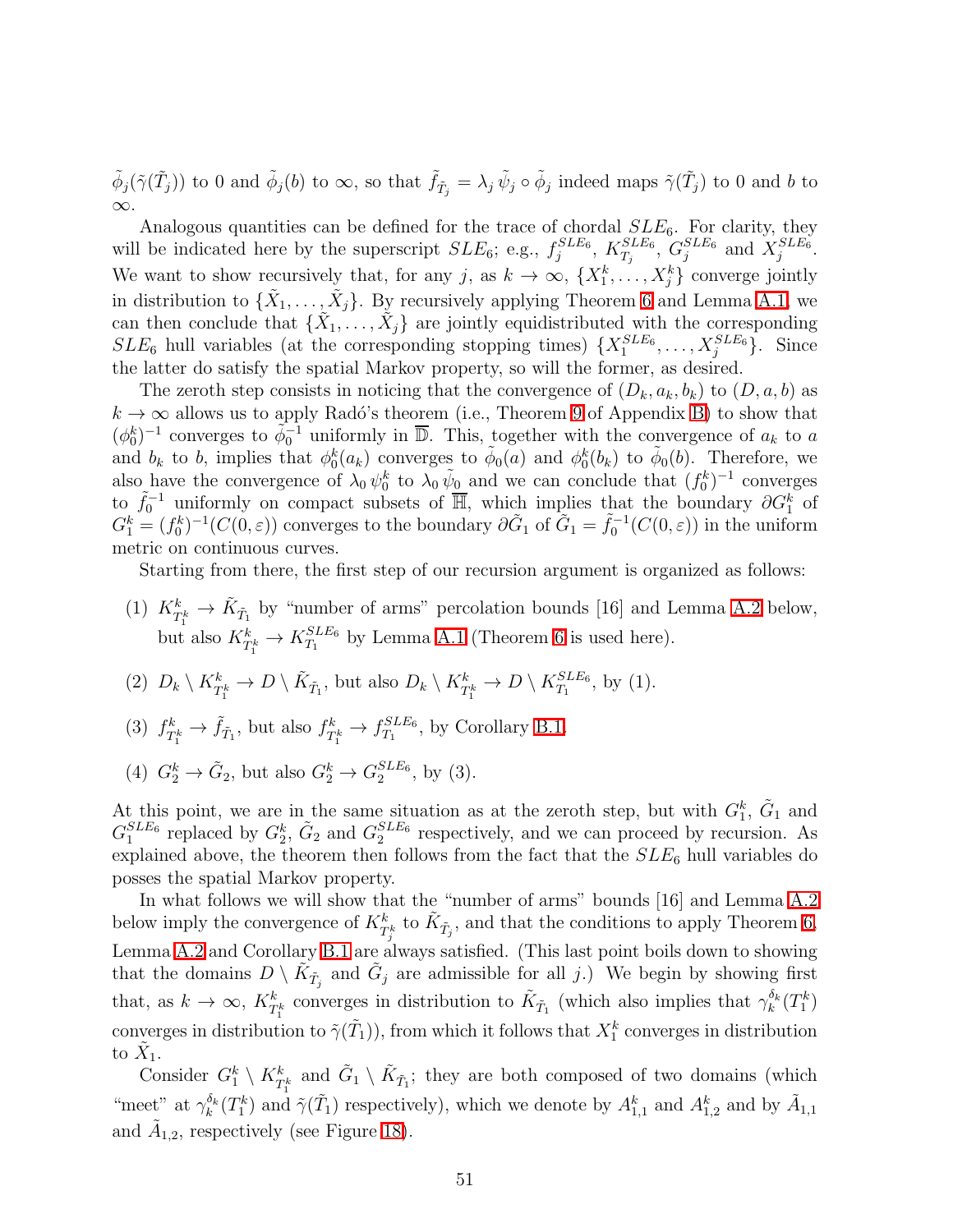$\tilde{\phi}_j(\tilde{\gamma}(\tilde{T}_j))$ to 0 and $\tilde{\phi}_j(b)$ to $\infty$, so that $\tilde{f}_{\tilde{T}_j} = \lambda_j \, \tilde{\psi}_j \circ \tilde{\phi}_j$ indeed maps $\tilde{\gamma}(\tilde{T}_j)$ to 0 and $b$ to $\infty$.

Analogous quantities can be defined for the trace of chordal $SLE_6$. For clarity, they will be indicated here by the superscript $SLE_6$; e.g., $f_j^{SLE_6}$, $K_{T_j}^{SLE_6}$, $G_j^{SLE_6}$ and $X_j^{SLE_6}$. We want to show recursively that, for any $j$, as $k \to \infty$, $\{X_1^k, \ldots, X_j^k\}$ converge jointly in distribution to $\{\tilde{X}_1, \ldots, \tilde{X}_j\}$. By recursively applying Theorem 6 and Lemma A.1, we can then conclude that $\{\tilde{X}_1, \ldots, \tilde{X}_j\}$ are jointly equidistributed with the corresponding $SLE_6$ hull variables (at the corresponding stopping times) $\{X_1^{SLE_6}, \ldots, X_j^{SLE_6}\}$. Since the latter do satisfy the spatial Markov property, so will the former, as desired.

The zeroth step consists in noticing that the convergence of $(D_k, a_k, b_k)$ to $(D, a, b)$ as $k \to \infty$ allows us to apply Radó's theorem (i.e., Theorem 9 of Appendix B) to show that $(\phi_0^k)^{-1}$ converges to $\tilde{\phi}_0^{-1}$ uniformly in $\overline{\mathbb{D}}$. This, together with the convergence of $a_k$ to $a$ and $b_k$ to $b$, implies that $\phi_0^k(a_k)$ converges to $\tilde{\phi}_0(a)$ and $\phi_0^k(b_k)$ to $\tilde{\phi}_0(b)$. Therefore, we also have the convergence of $\lambda_0 \, \psi_0^k$ to $\lambda_0 \, \tilde{\psi}_0$ and we can conclude that $(f_0^k)^{-1}$ converges to $\tilde{f}_0^{-1}$ uniformly on compact subsets of $\overline{\mathbb{H}}$, which implies that the boundary $\partial G_1^k$ of $G_1^k = (f_0^k)^{-1}(C(0,\varepsilon))$ converges to the boundary $\partial \tilde{G}_1$ of $\tilde{G}_1 = \tilde{f}_0^{-1}(C(0,\varepsilon))$ in the uniform metric on continuous curves.

Starting from there, the first step of our recursion argument is organized as follows:

(1) $K_{T_1^k}^k \to \tilde{K}_{\tilde{T}_1}$ by "number of arms" percolation bounds [16] and Lemma A.2 below, but also $K_{T_1^k}^k \to K_{T_1}^{SLE_6}$ by Lemma A.1 (Theorem 6 is used here).

(2) $D_k \setminus K_{T_1^k}^k \to D \setminus \tilde{K}_{\tilde{T}_1}$, but also $D_k \setminus K_{T_1^k}^k \to D \setminus K_{T_1}^{SLE_6}$, by (1).

(3) $f_{T_1^k}^k \to \tilde{f}_{\tilde{T}_1}$, but also $f_{T_1^k}^k \to f_{T_1}^{SLE_6}$, by Corollary B.1.

(4) $G_2^k \to \tilde{G}_2$, but also $G_2^k \to G_2^{SLE_6}$, by (3).

At this point, we are in the same situation as at the zeroth step, but with $G_1^k$, $\tilde{G}_1$ and $G_1^{SLE_6}$ replaced by $G_2^k$, $\tilde{G}_2$ and $G_2^{SLE_6}$ respectively, and we can proceed by recursion. As explained above, the theorem then follows from the fact that the $SLE_6$ hull variables do posses the spatial Markov property.

In what follows we will show that the "number of arms" bounds [16] and Lemma A.2 below imply the convergence of $K_{T_j^k}^k$ to $\tilde{K}_{\tilde{T}_j}$, and that the conditions to apply Theorem 6, Lemma A.2 and Corollary B.1 are always satisfied. (This last point boils down to showing that the domains $D \setminus \tilde{K}_{\tilde{T}_j}$ and $\tilde{G}_j$ are admissible for all $j$.) We begin by showing first that, as $k \to \infty$, $K_{T_1^k}^k$ converges in distribution to $\tilde{K}_{\tilde{T}_1}$ (which also implies that $\gamma_k^{\delta_k}(T_1^k)$ converges in distribution to $\tilde{\gamma}(\tilde{T}_1)$), from which it follows that $X_1^k$ converges in distribution to $\tilde{X}_1$.

Consider $G_1^k \setminus K_{T_1^k}^k$ and $\tilde{G}_1 \setminus \tilde{K}_{\tilde{T}_1}$; they are both composed of two domains (which "meet" at $\gamma_k^{\delta_k}(T_1^k)$ and $\tilde{\gamma}(\tilde{T}_1)$ respectively), which we denote by $A_{1,1}^k$ and $A_{1,2}^k$ and by $\tilde{A}_{1,1}$ and $\tilde{A}_{1,2}$, respectively (see Figure 18).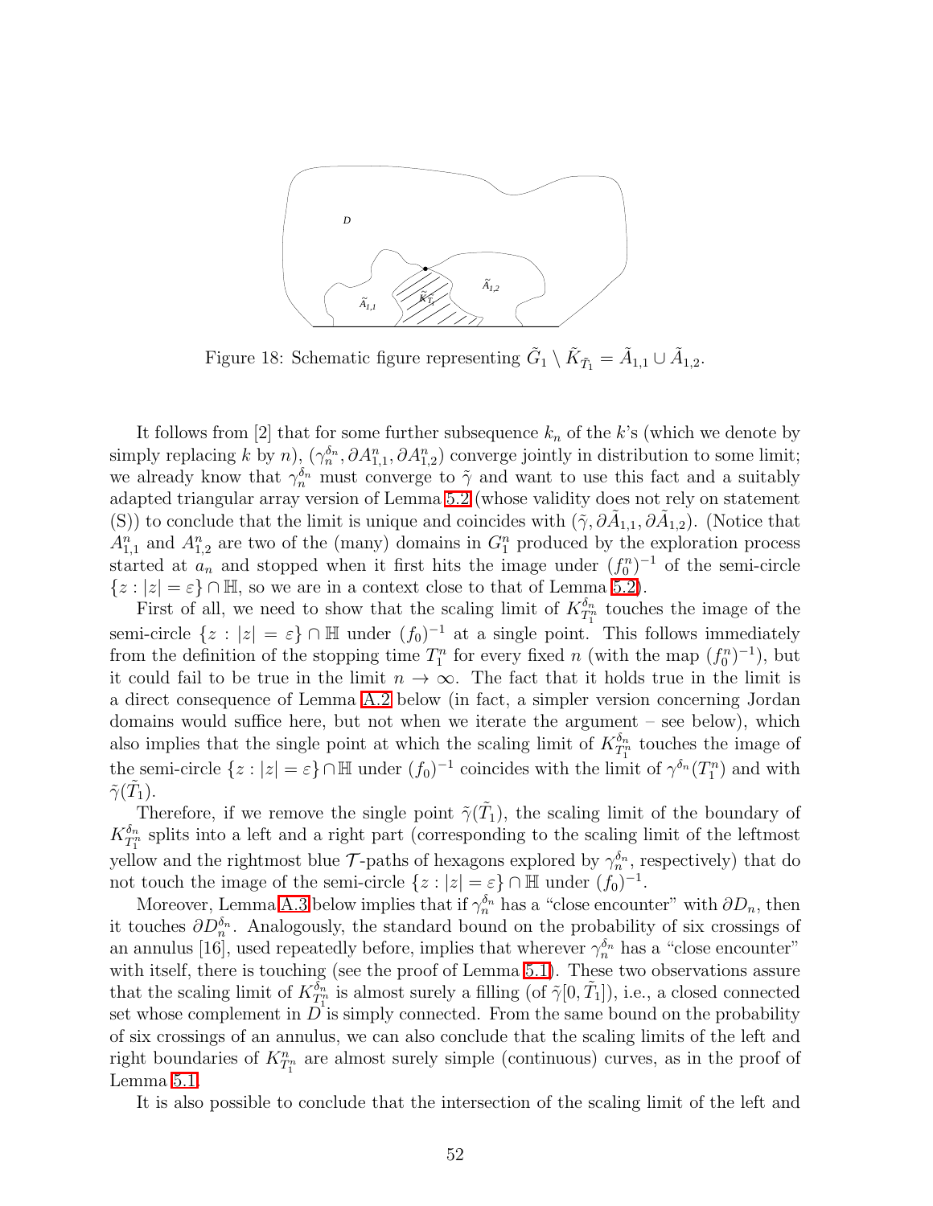Figure 18: Schematic figure representing $\tilde{G}_1 \setminus \tilde{K}_{\tilde{T}_1} = \tilde{A}_{1,1} \cup \tilde{A}_{1,2}$.

It follows from [2] that for some further subsequence $k_n$ of the $k$'s (which we denote by simply replacing $k$ by $n$), $(\gamma_n^{\delta_n}, \partial A_{1,1}^n, \partial A_{1,2}^n)$ converge jointly in distribution to some limit; we already know that $\gamma_n^{\delta_n}$ must converge to $\tilde{\gamma}$ and want to use this fact and a suitably adapted triangular array version of Lemma 5.2 (whose validity does not rely on statement (S)) to conclude that the limit is unique and coincides with $(\tilde{\gamma}, \partial\tilde{A}_{1,1}, \partial\tilde{A}_{1,2})$. (Notice that $A_{1,1}^n$ and $A_{1,2}^n$ are two of the (many) domains in $G_1^n$ produced by the exploration process started at $a_n$ and stopped when it first hits the image under $(f_0^n)^{-1}$ of the semi-circle $\{z : |z| = \varepsilon\} \cap \mathbb{H}$, so we are in a context close to that of Lemma 5.2).

First of all, we need to show that the scaling limit of $K_{T_1^n}^{\delta_n}$ touches the image of the semi-circle $\{z : |z| = \varepsilon\} \cap \mathbb{H}$ under $(f_0)^{-1}$ at a single point. This follows immediately from the definition of the stopping time $T_1^n$ for every fixed $n$ (with the map $(f_0^n)^{-1}$), but it could fail to be true in the limit $n \to \infty$. The fact that it holds true in the limit is a direct consequence of Lemma A.2 below (in fact, a simpler version concerning Jordan domains would suffice here, but not when we iterate the argument – see below), which also implies that the single point at which the scaling limit of $K_{T_1^n}^{\delta_n}$ touches the image of the semi-circle $\{z : |z| = \varepsilon\} \cap \mathbb{H}$ under $(f_0)^{-1}$ coincides with the limit of $\gamma^{\delta_n}(T_1^n)$ and with $\tilde{\gamma}(\tilde{T}_1)$.

Therefore, if we remove the single point $\tilde{\gamma}(\tilde{T}_1)$, the scaling limit of the boundary of $K_{T_1^n}^{\delta_n}$ splits into a left and a right part (corresponding to the scaling limit of the leftmost yellow and the rightmost blue $\mathcal{T}$-paths of hexagons explored by $\gamma_n^{\delta_n}$, respectively) that do not touch the image of the semi-circle $\{z : |z| = \varepsilon\} \cap \mathbb{H}$ under $(f_0)^{-1}$.

Moreover, Lemma A.3 below implies that if $\gamma_n^{\delta_n}$ has a "close encounter" with $\partial D_n$, then it touches $\partial D_n^{\delta_n}$. Analogously, the standard bound on the probability of six crossings of an annulus [16], used repeatedly before, implies that wherever $\gamma_n^{\delta_n}$ has a "close encounter" with itself, there is touching (see the proof of Lemma 5.1). These two observations assure that the scaling limit of $K_{T_1^n}^{\delta_n}$ is almost surely a filling (of $\tilde{\gamma}[0, \tilde{T}_1]$), i.e., a closed connected set whose complement in $D$ is simply connected. From the same bound on the probability of six crossings of an annulus, we can also conclude that the scaling limits of the left and right boundaries of $K_{T_1^n}^n$ are almost surely simple (continuous) curves, as in the proof of Lemma 5.1.

It is also possible to conclude that the intersection of the scaling limit of the left and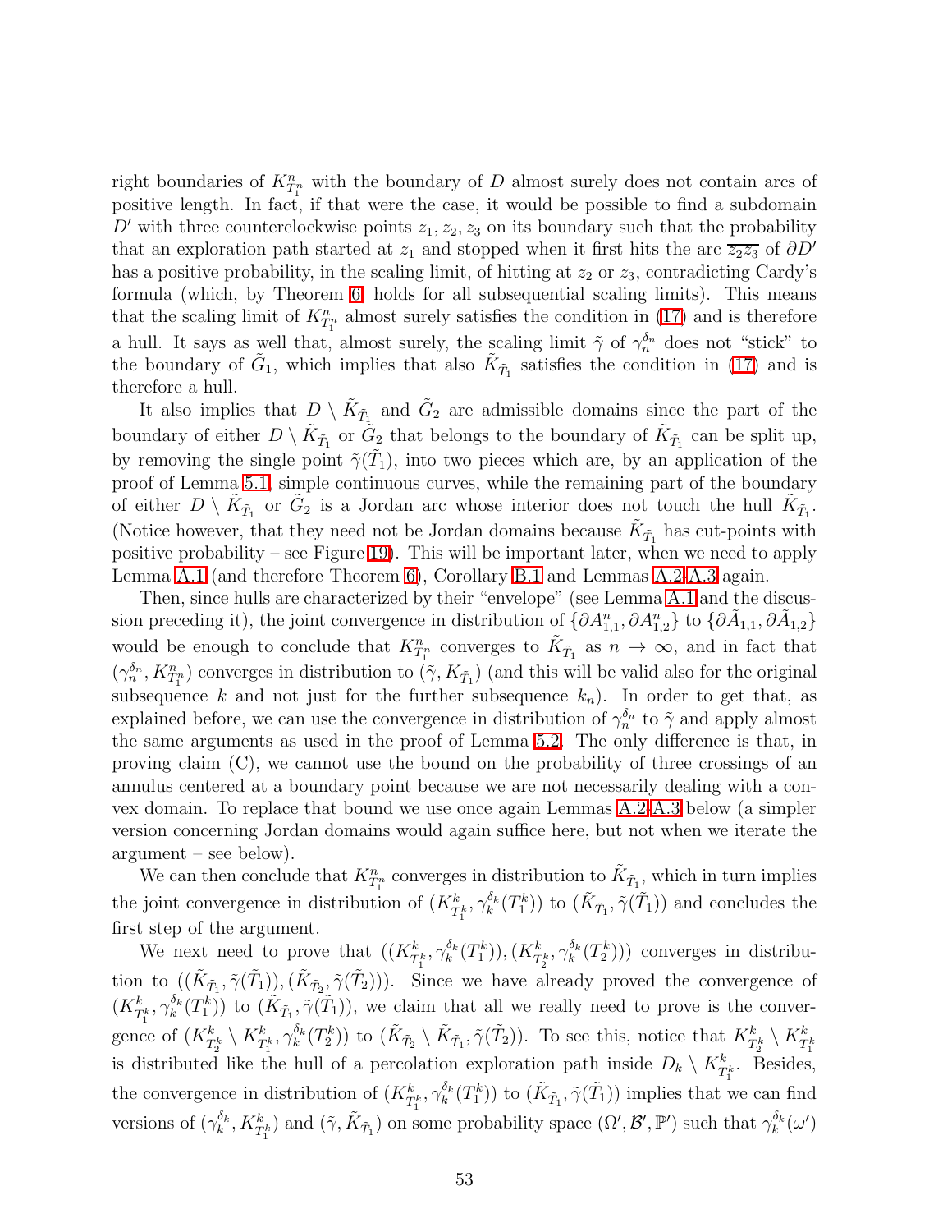right boundaries of $K^n_{T^n_1}$ with the boundary of $D$ almost surely does not contain arcs of positive length. In fact, if that were the case, it would be possible to find a subdomain $D'$ with three counterclockwise points $z_1, z_2, z_3$ on its boundary such that the probability that an exploration path started at $z_1$ and stopped when it first hits the arc $\overline{z_2 z_3}$ of $\partial D'$ has a positive probability, in the scaling limit, of hitting at $z_2$ or $z_3$, contradicting Cardy's formula (which, by Theorem 6, holds for all subsequential scaling limits). This means that the scaling limit of $K^n_{T^n_1}$ almost surely satisfies the condition in (17) and is therefore a hull. It says as well that, almost surely, the scaling limit $\tilde{\gamma}$ of $\gamma^{\delta_n}_n$ does not "stick" to the boundary of $\tilde{G}_1$, which implies that also $\tilde{K}_{\tilde{T}_1}$ satisfies the condition in (17) and is therefore a hull.

It also implies that $D \setminus \tilde{K}_{\tilde{T}_1}$ and $\tilde{G}_2$ are admissible domains since the part of the boundary of either $D \setminus \tilde{K}_{\tilde{T}_1}$ or $\tilde{G}_2$ that belongs to the boundary of $\tilde{K}_{\tilde{T}_1}$ can be split up, by removing the single point $\tilde{\gamma}(\tilde{T}_1)$, into two pieces which are, by an application of the proof of Lemma 5.1, simple continuous curves, while the remaining part of the boundary of either $D \setminus \tilde{K}_{\tilde{T}_1}$ or $\tilde{G}_2$ is a Jordan arc whose interior does not touch the hull $\tilde{K}_{\tilde{T}_1}$. (Notice however, that they need not be Jordan domains because $\tilde{K}_{\tilde{T}_1}$ has cut-points with positive probability – see Figure 19). This will be important later, when we need to apply Lemma A.1 (and therefore Theorem 6), Corollary B.1 and Lemmas A.2-A.3 again.

Then, since hulls are characterized by their "envelope" (see Lemma A.1 and the discussion preceding it), the joint convergence in distribution of $\{\partial A^n_{1,1}, \partial A^n_{1,2}\}$ to $\{\partial \tilde{A}_{1,1}, \partial \tilde{A}_{1,2}\}$ would be enough to conclude that $K^n_{T^n_1}$ converges to $\tilde{K}_{\tilde{T}_1}$ as $n \to \infty$, and in fact that $(\gamma^{\delta_n}_n, K^n_{T^n_1})$ converges in distribution to $(\tilde{\gamma}, K_{\tilde{T}_1})$ (and this will be valid also for the original subsequence $k$ and not just for the further subsequence $k_n$). In order to get that, as explained before, we can use the convergence in distribution of $\gamma^{\delta_n}_n$ to $\tilde{\gamma}$ and apply almost the same arguments as used in the proof of Lemma 5.2. The only difference is that, in proving claim (C), we cannot use the bound on the probability of three crossings of an annulus centered at a boundary point because we are not necessarily dealing with a convex domain. To replace that bound we use once again Lemmas A.2-A.3 below (a simpler version concerning Jordan domains would again suffice here, but not when we iterate the argument – see below).

We can then conclude that $K^n_{T^n_1}$ converges in distribution to $\tilde{K}_{\tilde{T}_1}$, which in turn implies the joint convergence in distribution of $(K^k_{T^k_1}, \gamma^{\delta_k}_k(T^k_1))$ to $(\tilde{K}_{\tilde{T}_1}, \tilde{\gamma}(\tilde{T}_1))$ and concludes the first step of the argument.

We next need to prove that $((K^k_{T^k_1}, \gamma^{\delta_k}_k(T^k_1)), (K^k_{T^k_2}, \gamma^{\delta_k}_k(T^k_2)))$ converges in distribution to $((\tilde{K}_{\tilde{T}_1}, \tilde{\gamma}(\tilde{T}_1)), (\tilde{K}_{\tilde{T}_2}, \tilde{\gamma}(\tilde{T}_2)))$. Since we have already proved the convergence of $(K^k_{T^k_1}, \gamma^{\delta_k}_k(T^k_1))$ to $(\tilde{K}_{\tilde{T}_1}, \tilde{\gamma}(\tilde{T}_1))$, we claim that all we really need to prove is the convergence of $(K^k_{T^k_2} \setminus K^k_{T^k_1}, \gamma^{\delta_k}_k(T^k_2))$ to $(\tilde{K}_{\tilde{T}_2} \setminus \tilde{K}_{\tilde{T}_1}, \tilde{\gamma}(\tilde{T}_2))$. To see this, notice that $K^k_{T^k_2} \setminus K^k_{T^k_1}$ is distributed like the hull of a percolation exploration path inside $D_k \setminus K^k_{T^k_1}$. Besides, the convergence in distribution of $(K^k_{T^k_1}, \gamma^{\delta_k}_k(T^k_1))$ to $(\tilde{K}_{\tilde{T}_1}, \tilde{\gamma}(\tilde{T}_1))$ implies that we can find versions of $(\gamma^{\delta_k}_k, K^k_{T^k_1})$ and $(\tilde{\gamma}, \tilde{K}_{\tilde{T}_1})$ on some probability space $(\Omega', \mathcal{B}', \mathbb{P}')$ such that $\gamma^{\delta_k}_k(\omega')$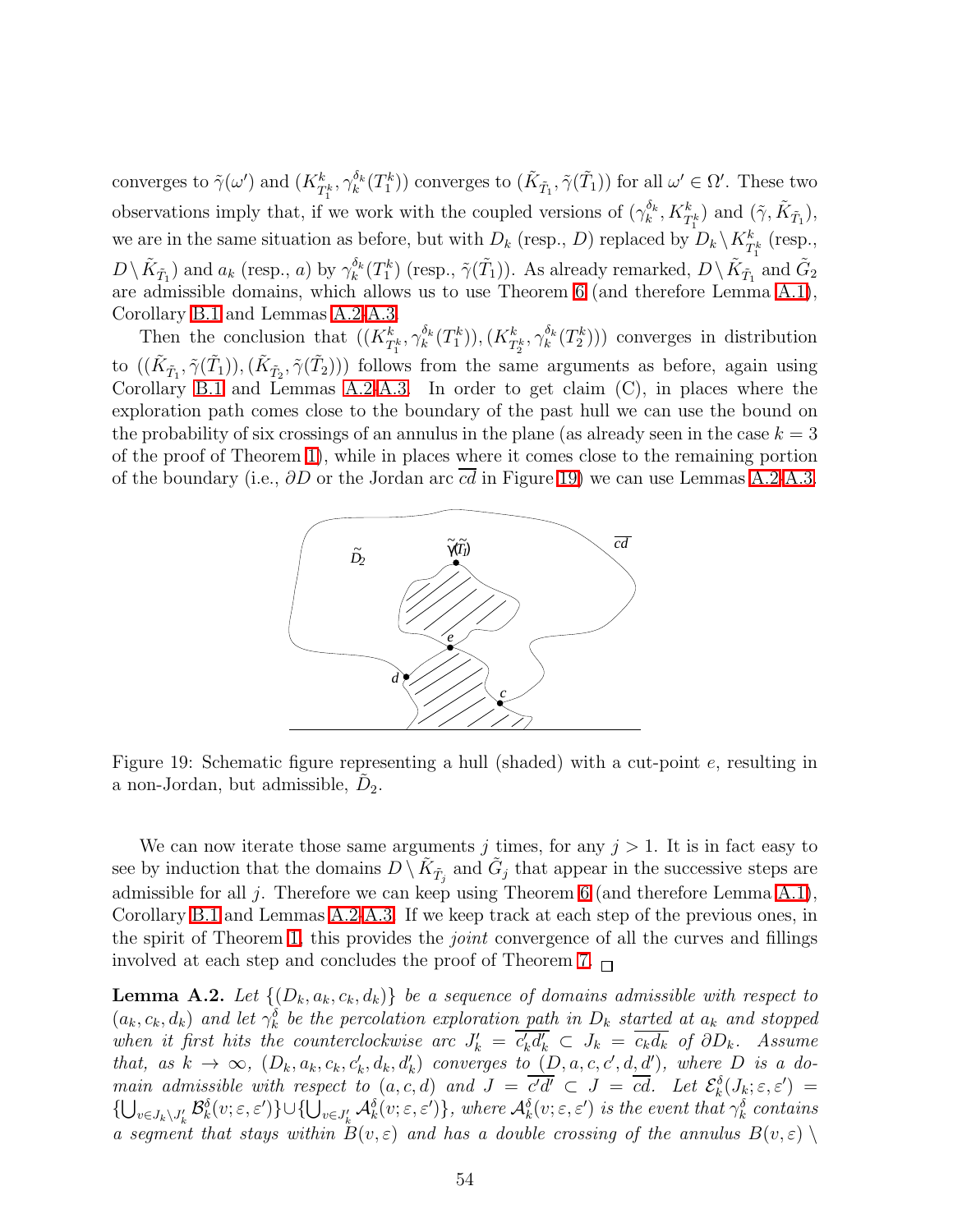converges to $\tilde{\gamma}(\omega')$ and $(K^k_{T^k_1}, \gamma^{\delta_k}_k(T^k_1))$ converges to $(\tilde{K}_{\tilde{T}_1}, \tilde{\gamma}(\tilde{T}_1))$ for all $\omega' \in \Omega'$. These two observations imply that, if we work with the coupled versions of $(\gamma^{\delta_k}_k, K^k_{T^k_1})$ and $(\tilde{\gamma}, \tilde{K}_{\tilde{T}_1})$, we are in the same situation as before, but with $D_k$ (resp., $D$) replaced by $D_k \setminus K^k_{T^k_1}$ (resp., $D \setminus \tilde{K}_{\tilde{T}_1}$) and $a_k$ (resp., $a$) by $\gamma^{\delta_k}_k(T^k_1)$ (resp., $\tilde{\gamma}(\tilde{T}_1)$). As already remarked, $D \setminus \tilde{K}_{\tilde{T}_1}$ and $\tilde{G}_2$ are admissible domains, which allows us to use Theorem 6 (and therefore Lemma A.1), Corollary B.1 and Lemmas A.2-A.3.

Then the conclusion that $((K^k_{T^k_1}, \gamma^{\delta_k}_k(T^k_1)), (K^k_{T^k_2}, \gamma^{\delta_k}_k(T^k_2)))$ converges in distribution to $((\tilde{K}_{\tilde{T}_1}, \tilde{\gamma}(\tilde{T}_1)), (\tilde{K}_{\tilde{T}_2}, \tilde{\gamma}(\tilde{T}_2)))$ follows from the same arguments as before, again using Corollary B.1 and Lemmas A.2-A.3. In order to get claim (C), in places where the exploration path comes close to the boundary of the past hull we can use the bound on the probability of six crossings of an annulus in the plane (as already seen in the case $k = 3$ of the proof of Theorem 1), while in places where it comes close to the remaining portion of the boundary (i.e., $\partial D$ or the Jordan arc $\overline{cd}$ in Figure 19) we can use Lemmas A.2-A.3.

Figure 19: Schematic figure representing a hull (shaded) with a cut-point $e$, resulting in a non-Jordan, but admissible, $\tilde{D}_2$.

We can now iterate those same arguments $j$ times, for any $j > 1$. It is in fact easy to see by induction that the domains $D \setminus \tilde{K}_{\tilde{T}_j}$ and $\tilde{G}_j$ that appear in the successive steps are admissible for all $j$. Therefore we can keep using Theorem 6 (and therefore Lemma A.1), Corollary B.1 and Lemmas A.2-A.3. If we keep track at each step of the previous ones, in the spirit of Theorem 1, this provides the *joint* convergence of all the curves and fillings involved at each step and concludes the proof of Theorem 7. □

**Lemma A.2.** *Let $\{(D_k, a_k, c_k, d_k)\}$ be a sequence of domains admissible with respect to $(a_k, c_k, d_k)$ and let $\gamma^\delta_k$ be the percolation exploration path in $D_k$ started at $a_k$ and stopped when it first hits the counterclockwise arc $J'_k = \overline{c'_k d'_k} \subset J_k = \overline{c_k d_k}$ of $\partial D_k$. Assume that, as $k \to \infty$, $(D_k, a_k, c_k, c'_k, d_k, d'_k)$ converges to $(D, a, c, c', d, d')$, where $D$ is a domain admissible with respect to $(a, c, d)$ and $J = \overline{c'd'} \subset J = \overline{cd}$. Let $\mathcal{E}^\delta_k(J_k; \varepsilon, \varepsilon') = \{\bigcup_{v \in J_k \setminus J'_k} \mathcal{B}^\delta_k(v; \varepsilon, \varepsilon')\} \cup \{\bigcup_{v \in J'_k} \mathcal{A}^\delta_k(v; \varepsilon, \varepsilon')\}$, where $\mathcal{A}^\delta_k(v; \varepsilon, \varepsilon')$ is the event that $\gamma^\delta_k$ contains a segment that stays within $B(v, \varepsilon)$ and has a double crossing of the annulus $B(v, \varepsilon) \setminus$*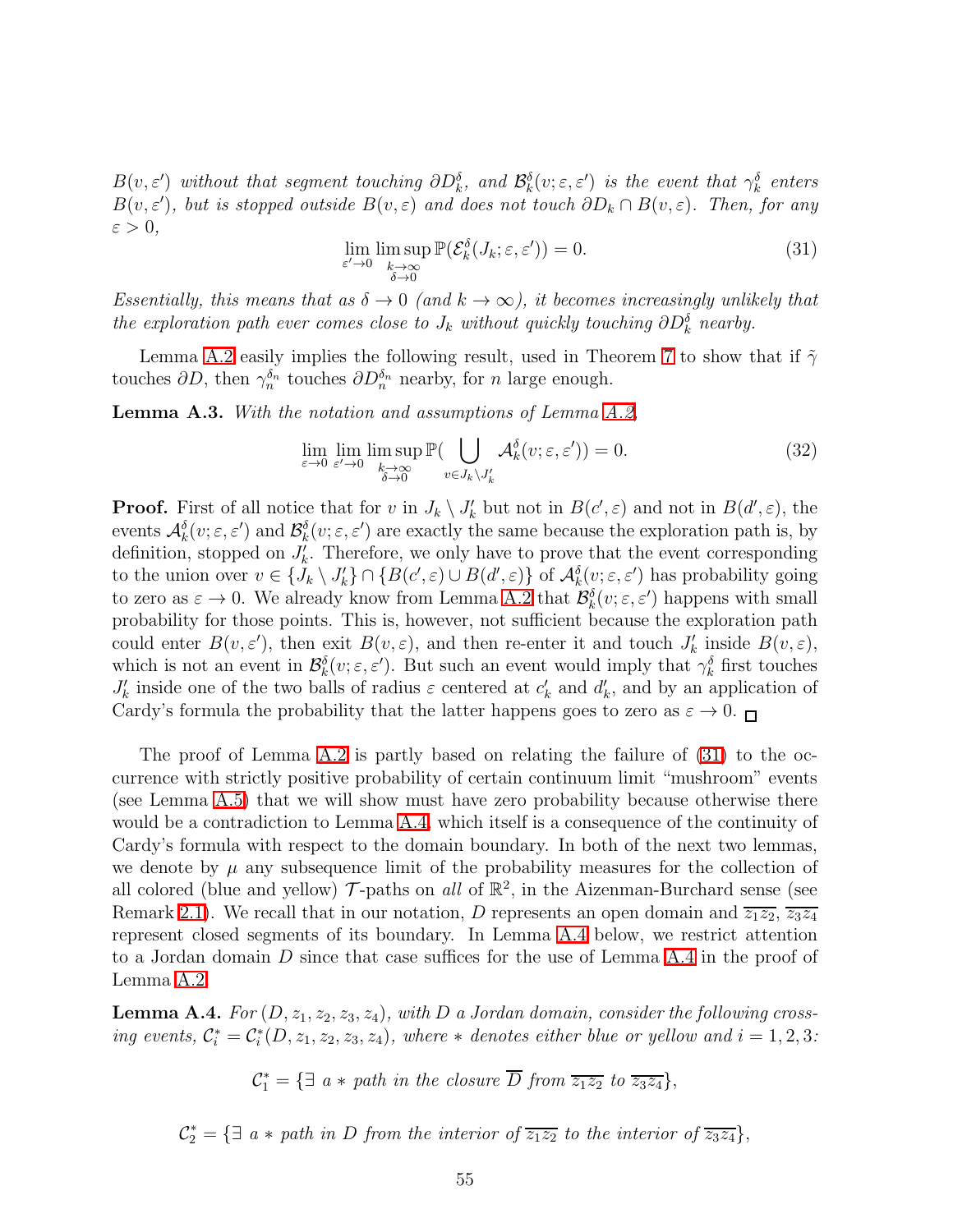*$B(v,\varepsilon')$ without that segment touching $\partial D_k^\delta$, and $\mathcal{B}_k^\delta(v;\varepsilon,\varepsilon')$ is the event that $\gamma_k^\delta$ enters $B(v,\varepsilon')$, but is stopped outside $B(v,\varepsilon)$ and does not touch $\partial D_k \cap B(v,\varepsilon)$. Then, for any $\varepsilon > 0$,*

$$\lim_{\varepsilon' \to 0} \limsup_{\substack{k\to\infty \\ \delta\to 0}} \mathbb{P}(\mathcal{E}_k^\delta(J_k;\varepsilon,\varepsilon')) = 0. \tag{31}$$

*Essentially, this means that as $\delta \to 0$ (and $k \to \infty$), it becomes increasingly unlikely that the exploration path ever comes close to $J_k$ without quickly touching $\partial D_k^\delta$ nearby.*

Lemma A.2 easily implies the following result, used in Theorem 7 to show that if $\tilde{\gamma}$ touches $\partial D$, then $\gamma_n^{\delta_n}$ touches $\partial D_n^{\delta_n}$ nearby, for $n$ large enough.

**Lemma A.3.** *With the notation and assumptions of Lemma A.2,*

$$\lim_{\varepsilon\to 0} \lim_{\varepsilon' \to 0} \limsup_{\substack{k\to\infty \\ \delta\to 0}} \mathbb{P}\Big(\bigcup_{v\in J_k\setminus J_k'} \mathcal{A}_k^\delta(v;\varepsilon,\varepsilon')\Big) = 0. \tag{32}$$

**Proof.** First of all notice that for $v$ in $J_k \setminus J_k'$ but not in $B(c',\varepsilon)$ and not in $B(d',\varepsilon)$, the events $\mathcal{A}_k^\delta(v;\varepsilon,\varepsilon')$ and $\mathcal{B}_k^\delta(v;\varepsilon,\varepsilon')$ are exactly the same because the exploration path is, by definition, stopped on $J_k'$. Therefore, we only have to prove that the event corresponding to the union over $v \in \{J_k \setminus J_k'\} \cap \{B(c',\varepsilon) \cup B(d',\varepsilon)\}$ of $\mathcal{A}_k^\delta(v;\varepsilon,\varepsilon')$ has probability going to zero as $\varepsilon \to 0$. We already know from Lemma A.2 that $\mathcal{B}_k^\delta(v;\varepsilon,\varepsilon')$ happens with small probability for those points. This is, however, not sufficient because the exploration path could enter $B(v,\varepsilon')$, then exit $B(v,\varepsilon)$, and then re-enter it and touch $J_k'$ inside $B(v,\varepsilon)$, which is not an event in $\mathcal{B}_k^\delta(v;\varepsilon,\varepsilon')$. But such an event would imply that $\gamma_k^\delta$ first touches $J_k'$ inside one of the two balls of radius $\varepsilon$ centered at $c_k'$ and $d_k'$, and by an application of Cardy's formula the probability that the latter happens goes to zero as $\varepsilon \to 0$. □

The proof of Lemma A.2 is partly based on relating the failure of (31) to the occurrence with strictly positive probability of certain continuum limit "mushroom" events (see Lemma A.5) that we will show must have zero probability because otherwise there would be a contradiction to Lemma A.4, which itself is a consequence of the continuity of Cardy's formula with respect to the domain boundary. In both of the next two lemmas, we denote by $\mu$ any subsequence limit of the probability measures for the collection of all colored (blue and yellow) $\mathcal{T}$-paths on *all* of $\mathbb{R}^2$, in the Aizenman-Burchard sense (see Remark 2.1). We recall that in our notation, $D$ represents an open domain and $\overline{z_1 z_2}$, $\overline{z_3 z_4}$ represent closed segments of its boundary. In Lemma A.4 below, we restrict attention to a Jordan domain $D$ since that case suffices for the use of Lemma A.4 in the proof of Lemma A.2.

**Lemma A.4.** *For $(D, z_1, z_2, z_3, z_4)$, with $D$ a Jordan domain, consider the following crossing events, $\mathcal{C}_i^* = \mathcal{C}_i^*(D, z_1, z_2, z_3, z_4)$, where $*$ denotes either blue or yellow and $i = 1, 2, 3$:*

$$\mathcal{C}_1^* = \{\exists \text{ a } * \text{ path in the closure } \overline{D} \text{ from } \overline{z_1 z_2} \text{ to } \overline{z_3 z_4}\},$$

$$\mathcal{C}_2^* = \{\exists \text{ a } * \text{ path in } D \text{ from the interior of } \overline{z_1 z_2} \text{ to the interior of } \overline{z_3 z_4}\},$$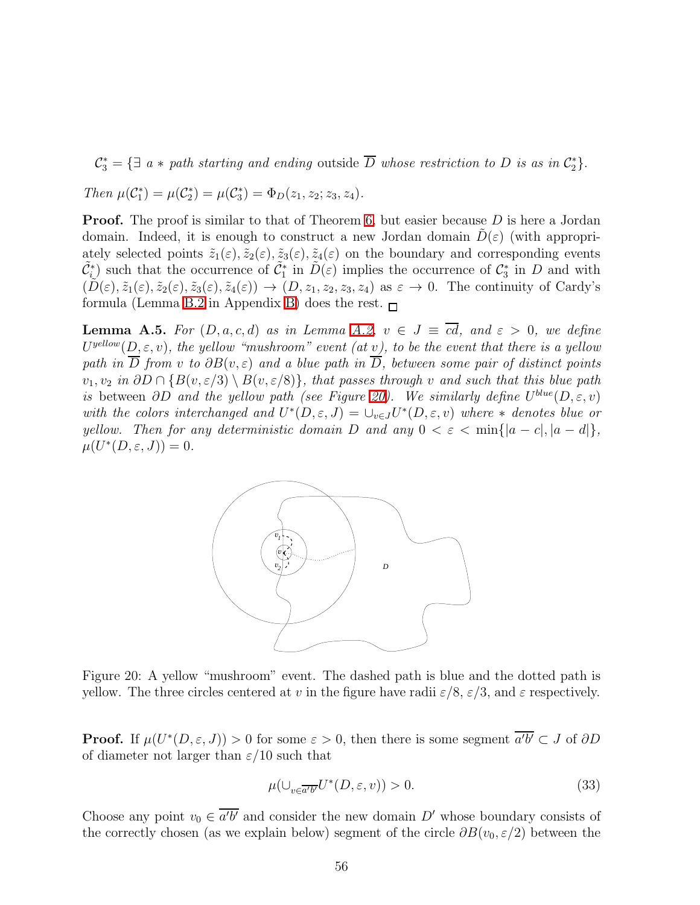$\mathcal{C}_3^* = \{\exists$ *a* $*$ *path starting and ending* outside $\overline{D}$ *whose restriction to* $D$ *is as in* $\mathcal{C}_2^*\}$.

*Then* $\mu(\mathcal{C}_1^*) = \mu(\mathcal{C}_2^*) = \mu(\mathcal{C}_3^*) = \Phi_D(z_1, z_2; z_3, z_4)$.

**Proof.** The proof is similar to that of Theorem 6, but easier because $D$ is here a Jordan domain. Indeed, it is enough to construct a new Jordan domain $\tilde{D}(\varepsilon)$ (with appropriately selected points $\tilde{z}_1(\varepsilon), \tilde{z}_2(\varepsilon), \tilde{z}_3(\varepsilon), \tilde{z}_4(\varepsilon)$ on the boundary and corresponding events $\tilde{\mathcal{C}}_i^*$) such that the occurrence of $\tilde{\mathcal{C}}_1^*$ in $\tilde{D}(\varepsilon)$ implies the occurrence of $\mathcal{C}_3^*$ in $D$ and with $(\tilde{D}(\varepsilon), \tilde{z}_1(\varepsilon), \tilde{z}_2(\varepsilon), \tilde{z}_3(\varepsilon), \tilde{z}_4(\varepsilon)) \to (D, z_1, z_2, z_3, z_4)$ as $\varepsilon \to 0$. The continuity of Cardy's formula (Lemma B.2 in Appendix B) does the rest. □

**Lemma A.5.** *For* $(D, a, c, d)$ *as in Lemma A.2,* $v \in J \equiv \overline{cd}$*, and* $\varepsilon > 0$*, we define* $U^{yellow}(D, \varepsilon, v)$*, the yellow "mushroom" event (at* $v$*), to be the event that there is a yellow path in* $\overline{D}$ *from* $v$ *to* $\partial B(v, \varepsilon)$ *and a blue path in* $\overline{D}$*, between some pair of distinct points* $v_1, v_2$ *in* $\partial D \cap \{B(v, \varepsilon/3) \setminus B(v, \varepsilon/8)\}$*, that passes through* $v$ *and such that this blue path is* between $\partial D$ *and the yellow path (see Figure 20). We similarly define* $U^{blue}(D, \varepsilon, v)$ *with the colors interchanged and* $U^*(D, \varepsilon, J) = \cup_{v \in J} U^*(D, \varepsilon, v)$ *where* $*$ *denotes blue or yellow. Then for any deterministic domain* $D$ *and any* $0 < \varepsilon < \min\{|a - c|, |a - d|\}$*,* $\mu(U^*(D, \varepsilon, J)) = 0$.

Figure 20: A yellow "mushroom" event. The dashed path is blue and the dotted path is yellow. The three circles centered at $v$ in the figure have radii $\varepsilon/8$, $\varepsilon/3$, and $\varepsilon$ respectively.

**Proof.** If $\mu(U^*(D, \varepsilon, J)) > 0$ for some $\varepsilon > 0$, then there is some segment $\overline{a'b'} \subset J$ of $\partial D$ of diameter not larger than $\varepsilon/10$ such that

$$\mu(\cup_{v \in \overline{a'b'}} U^*(D, \varepsilon, v)) > 0. \tag{33}$$

Choose any point $v_0 \in \overline{a'b'}$ and consider the new domain $D'$ whose boundary consists of the correctly chosen (as we explain below) segment of the circle $\partial B(v_0, \varepsilon/2)$ between the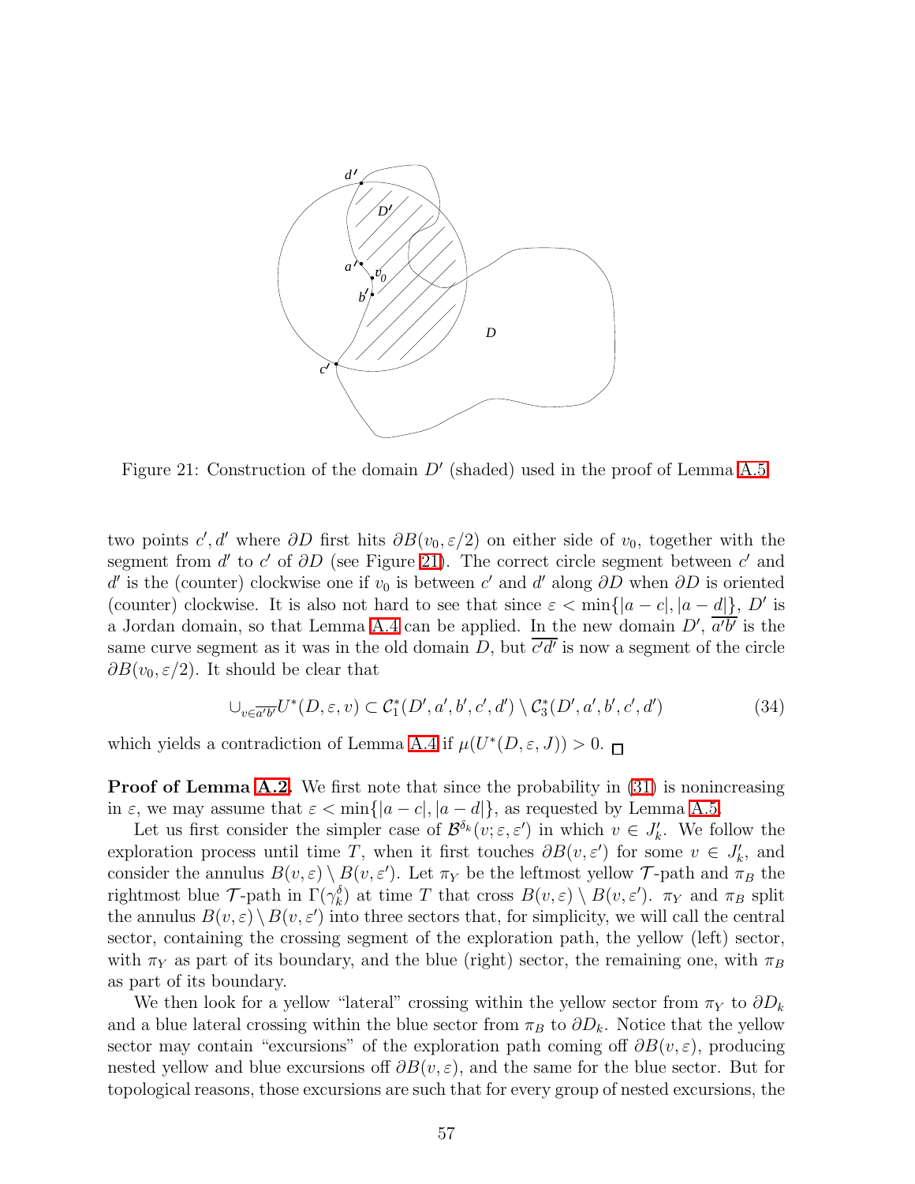Figure 21: Construction of the domain $D'$ (shaded) used in the proof of Lemma A.5.

two points $c', d'$ where $\partial D$ first hits $\partial B(v_0, \varepsilon/2)$ on either side of $v_0$, together with the segment from $d'$ to $c'$ of $\partial D$ (see Figure 21). The correct circle segment between $c'$ and $d'$ is the (counter) clockwise one if $v_0$ is between $c'$ and $d'$ along $\partial D$ when $\partial D$ is oriented (counter) clockwise. It is also not hard to see that since $\varepsilon < \min\{|a-c|, |a-d|\}$, $D'$ is a Jordan domain, so that Lemma A.4 can be applied. In the new domain $D'$, $\overline{a'b'}$ is the same curve segment as it was in the old domain $D$, but $\overline{c'd'}$ is now a segment of the circle $\partial B(v_0, \varepsilon/2)$. It should be clear that

$$\cup_{v \in \overline{a'b'}} U^*(D, \varepsilon, v) \subset \mathcal{C}_1^*(D', a', b', c', d') \setminus \mathcal{C}_3^*(D', a', b', c', d') \tag{34}$$

which yields a contradiction of Lemma A.4 if $\mu(U^*(D, \varepsilon, J)) > 0$. $\square$

**Proof of Lemma A.2.** We first note that since the probability in (31) is nonincreasing in $\varepsilon$, we may assume that $\varepsilon < \min\{|a-c|, |a-d|\}$, as requested by Lemma A.5.

Let us first consider the simpler case of $\mathcal{B}^{\delta_k}(v; \varepsilon, \varepsilon')$ in which $v \in J'_k$. We follow the exploration process until time $T$, when it first touches $\partial B(v, \varepsilon')$ for some $v \in J'_k$, and consider the annulus $B(v, \varepsilon) \setminus B(v, \varepsilon')$. Let $\pi_Y$ be the leftmost yellow $\mathcal{T}$-path and $\pi_B$ the rightmost blue $\mathcal{T}$-path in $\Gamma(\gamma_k^\delta)$ at time $T$ that cross $B(v, \varepsilon) \setminus B(v, \varepsilon')$. $\pi_Y$ and $\pi_B$ split the annulus $B(v, \varepsilon) \setminus B(v, \varepsilon')$ into three sectors that, for simplicity, we will call the central sector, containing the crossing segment of the exploration path, the yellow (left) sector, with $\pi_Y$ as part of its boundary, and the blue (right) sector, the remaining one, with $\pi_B$ as part of its boundary.

We then look for a yellow "lateral" crossing within the yellow sector from $\pi_Y$ to $\partial D_k$ and a blue lateral crossing within the blue sector from $\pi_B$ to $\partial D_k$. Notice that the yellow sector may contain "excursions" of the exploration path coming off $\partial B(v, \varepsilon)$, producing nested yellow and blue excursions off $\partial B(v, \varepsilon)$, and the same for the blue sector. But for topological reasons, those excursions are such that for every group of nested excursions, the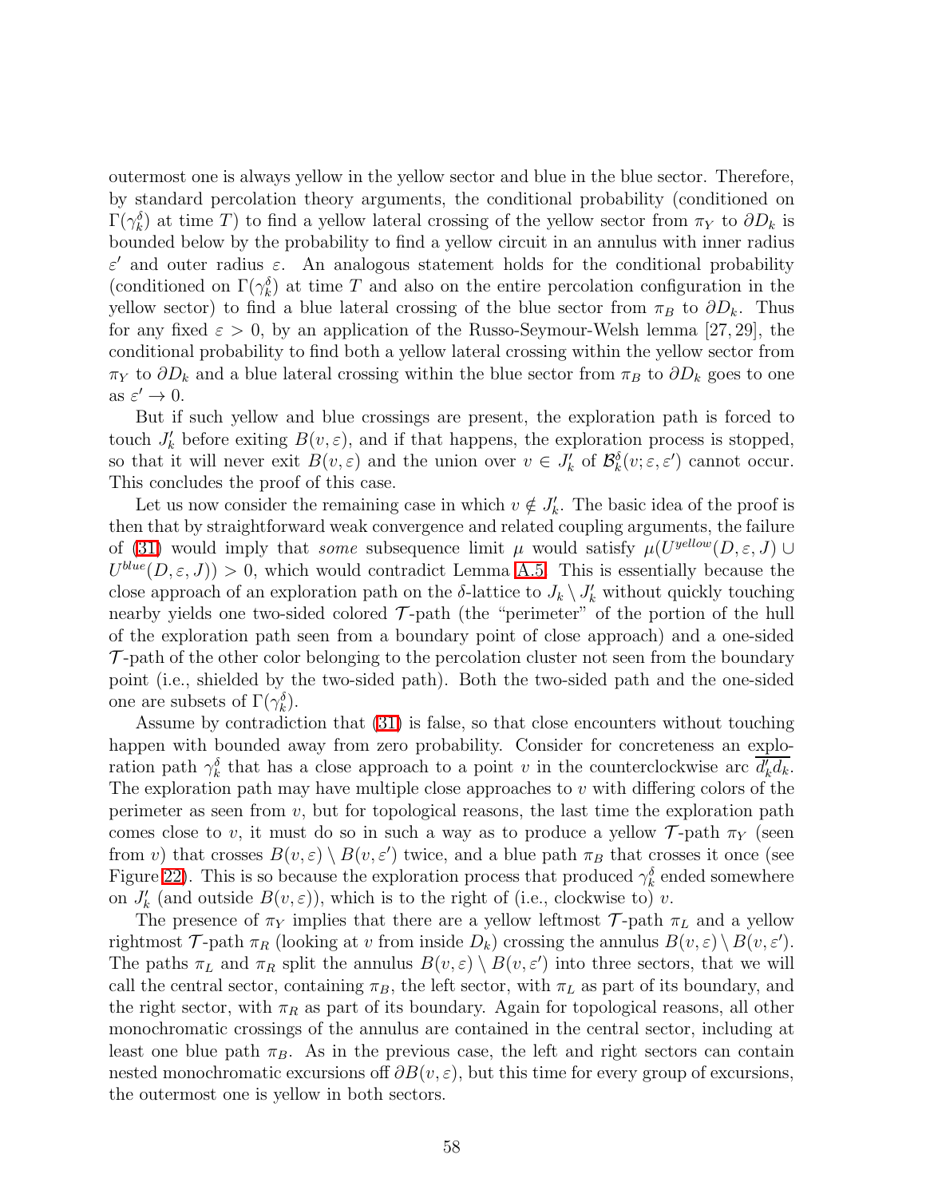outermost one is always yellow in the yellow sector and blue in the blue sector. Therefore, by standard percolation theory arguments, the conditional probability (conditioned on $\Gamma(\gamma_k^\delta)$ at time $T$) to find a yellow lateral crossing of the yellow sector from $\pi_Y$ to $\partial D_k$ is bounded below by the probability to find a yellow circuit in an annulus with inner radius $\varepsilon'$ and outer radius $\varepsilon$. An analogous statement holds for the conditional probability (conditioned on $\Gamma(\gamma_k^\delta)$ at time $T$ and also on the entire percolation configuration in the yellow sector) to find a blue lateral crossing of the blue sector from $\pi_B$ to $\partial D_k$. Thus for any fixed $\varepsilon > 0$, by an application of the Russo-Seymour-Welsh lemma [27, 29], the conditional probability to find both a yellow lateral crossing within the yellow sector from $\pi_Y$ to $\partial D_k$ and a blue lateral crossing within the blue sector from $\pi_B$ to $\partial D_k$ goes to one as $\varepsilon' \to 0$.

But if such yellow and blue crossings are present, the exploration path is forced to touch $J'_k$ before exiting $B(v, \varepsilon)$, and if that happens, the exploration process is stopped, so that it will never exit $B(v, \varepsilon)$ and the union over $v \in J'_k$ of $\mathcal{B}_k^\delta(v; \varepsilon, \varepsilon')$ cannot occur. This concludes the proof of this case.

Let us now consider the remaining case in which $v \notin J'_k$. The basic idea of the proof is then that by straightforward weak convergence and related coupling arguments, the failure of (31) would imply that *some* subsequence limit $\mu$ would satisfy $\mu(U^{yellow}(D, \varepsilon, J) \cup U^{blue}(D, \varepsilon, J)) > 0$, which would contradict Lemma A.5. This is essentially because the close approach of an exploration path on the $\delta$-lattice to $J_k \setminus J'_k$ without quickly touching nearby yields one two-sided colored $\mathcal{T}$-path (the "perimeter" of the portion of the hull of the exploration path seen from a boundary point of close approach) and a one-sided $\mathcal{T}$-path of the other color belonging to the percolation cluster not seen from the boundary point (i.e., shielded by the two-sided path). Both the two-sided path and the one-sided one are subsets of $\Gamma(\gamma_k^\delta)$.

Assume by contradiction that (31) is false, so that close encounters without touching happen with bounded away from zero probability. Consider for concreteness an exploration path $\gamma_k^\delta$ that has a close approach to a point $v$ in the counterclockwise arc $\overline{d'_k d_k}$. The exploration path may have multiple close approaches to $v$ with differing colors of the perimeter as seen from $v$, but for topological reasons, the last time the exploration path comes close to $v$, it must do so in such a way as to produce a yellow $\mathcal{T}$-path $\pi_Y$ (seen from $v$) that crosses $B(v, \varepsilon) \setminus B(v, \varepsilon')$ twice, and a blue path $\pi_B$ that crosses it once (see Figure 22). This is so because the exploration process that produced $\gamma_k^\delta$ ended somewhere on $J'_k$ (and outside $B(v, \varepsilon)$), which is to the right of (i.e., clockwise to) $v$.

The presence of $\pi_Y$ implies that there are a yellow leftmost $\mathcal{T}$-path $\pi_L$ and a yellow rightmost $\mathcal{T}$-path $\pi_R$ (looking at $v$ from inside $D_k$) crossing the annulus $B(v, \varepsilon) \setminus B(v, \varepsilon')$. The paths $\pi_L$ and $\pi_R$ split the annulus $B(v, \varepsilon) \setminus B(v, \varepsilon')$ into three sectors, that we will call the central sector, containing $\pi_B$, the left sector, with $\pi_L$ as part of its boundary, and the right sector, with $\pi_R$ as part of its boundary. Again for topological reasons, all other monochromatic crossings of the annulus are contained in the central sector, including at least one blue path $\pi_B$. As in the previous case, the left and right sectors can contain nested monochromatic excursions off $\partial B(v, \varepsilon)$, but this time for every group of excursions, the outermost one is yellow in both sectors.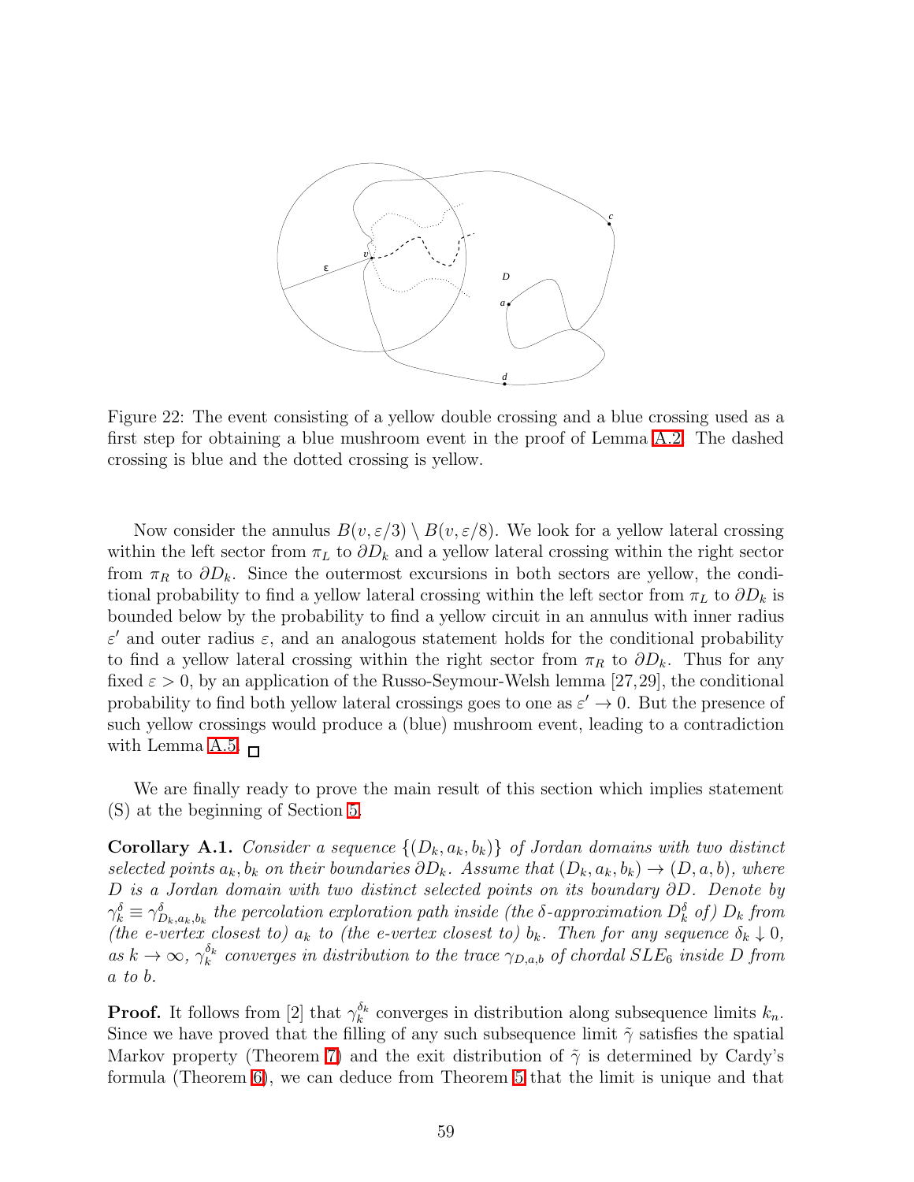Figure 22: The event consisting of a yellow double crossing and a blue crossing used as a first step for obtaining a blue mushroom event in the proof of Lemma A.2. The dashed crossing is blue and the dotted crossing is yellow.

Now consider the annulus $B(v, \varepsilon/3) \setminus B(v, \varepsilon/8)$. We look for a yellow lateral crossing within the left sector from $\pi_L$ to $\partial D_k$ and a yellow lateral crossing within the right sector from $\pi_R$ to $\partial D_k$. Since the outermost excursions in both sectors are yellow, the conditional probability to find a yellow lateral crossing within the left sector from $\pi_L$ to $\partial D_k$ is bounded below by the probability to find a yellow circuit in an annulus with inner radius $\varepsilon'$ and outer radius $\varepsilon$, and an analogous statement holds for the conditional probability to find a yellow lateral crossing within the right sector from $\pi_R$ to $\partial D_k$. Thus for any fixed $\varepsilon > 0$, by an application of the Russo-Seymour-Welsh lemma [27,29], the conditional probability to find both yellow lateral crossings goes to one as $\varepsilon' \to 0$. But the presence of such yellow crossings would produce a (blue) mushroom event, leading to a contradiction with Lemma A.5. □

We are finally ready to prove the main result of this section which implies statement (S) at the beginning of Section 5.

**Corollary A.1.** *Consider a sequence $\{(D_k, a_k, b_k)\}$ of Jordan domains with two distinct selected points $a_k, b_k$ on their boundaries $\partial D_k$. Assume that $(D_k, a_k, b_k) \to (D, a, b)$, where $D$ is a Jordan domain with two distinct selected points on its boundary $\partial D$. Denote by $\gamma_k^\delta \equiv \gamma_{D_k,a_k,b_k}^\delta$ the percolation exploration path inside (the $\delta$-approximation $D_k^\delta$ of) $D_k$ from (the e-vertex closest to) $a_k$ to (the e-vertex closest to) $b_k$. Then for any sequence $\delta_k \downarrow 0$, as $k \to \infty$, $\gamma_k^{\delta_k}$ converges in distribution to the trace $\gamma_{D,a,b}$ of chordal $SLE_6$ inside $D$ from $a$ to $b$.*

**Proof.** It follows from [2] that $\gamma_k^{\delta_k}$ converges in distribution along subsequence limits $k_n$. Since we have proved that the filling of any such subsequence limit $\tilde{\gamma}$ satisfies the spatial Markov property (Theorem 7) and the exit distribution of $\tilde{\gamma}$ is determined by Cardy's formula (Theorem 6), we can deduce from Theorem 5 that the limit is unique and that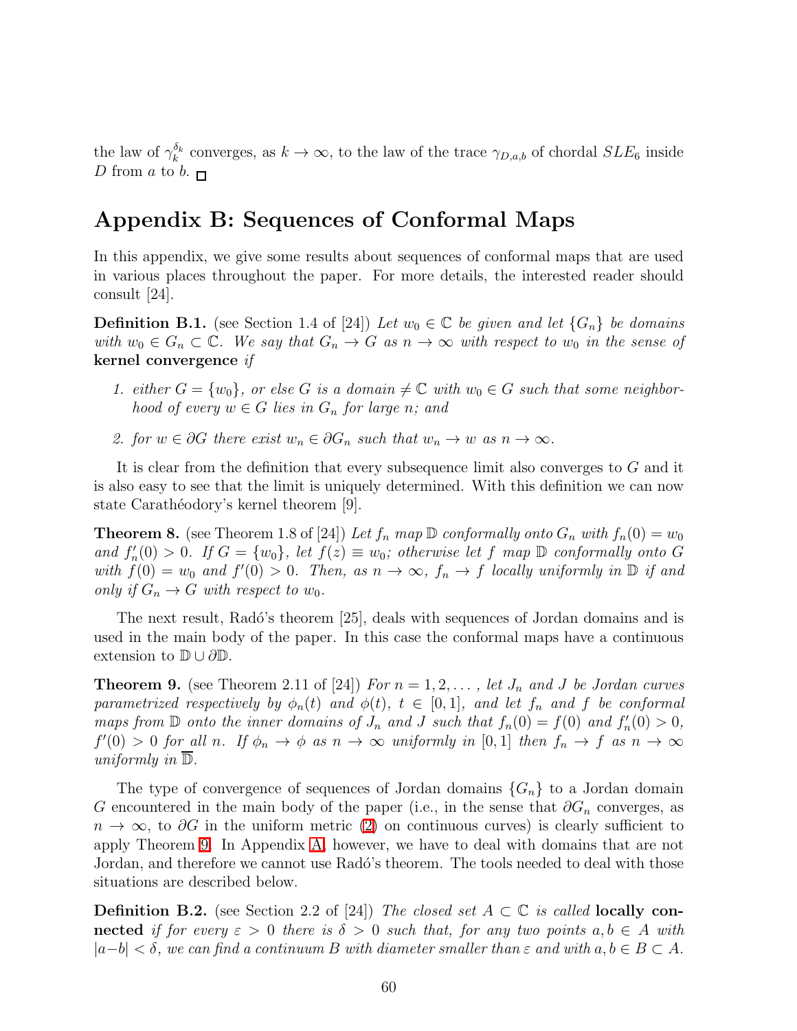the law of $\gamma_k^{\delta_k}$ converges, as $k \to \infty$, to the law of the trace $\gamma_{D,a,b}$ of chordal $SLE_6$ inside $D$ from $a$ to $b$. $\square$

## Appendix B: Sequences of Conformal Maps

In this appendix, we give some results about sequences of conformal maps that are used in various places throughout the paper. For more details, the interested reader should consult [24].

**Definition B.1.** (see Section 1.4 of [24]) *Let $w_0 \in \mathbb{C}$ be given and let $\{G_n\}$ be domains with $w_0 \in G_n \subset \mathbb{C}$. We say that $G_n \to G$ as $n \to \infty$ with respect to $w_0$ in the sense of* **kernel convergence** *if*

1. *either $G = \{w_0\}$, or else $G$ is a domain $\neq \mathbb{C}$ with $w_0 \in G$ such that some neighborhood of every $w \in G$ lies in $G_n$ for large $n$; and*
2. *for $w \in \partial G$ there exist $w_n \in \partial G_n$ such that $w_n \to w$ as $n \to \infty$.*

It is clear from the definition that every subsequence limit also converges to $G$ and it is also easy to see that the limit is uniquely determined. With this definition we can now state Carathéodory's kernel theorem [9].

**Theorem 8.** (see Theorem 1.8 of [24]) *Let $f_n$ map $\mathbb{D}$ conformally onto $G_n$ with $f_n(0) = w_0$ and $f'_n(0) > 0$. If $G = \{w_0\}$, let $f(z) \equiv w_0$; otherwise let $f$ map $\mathbb{D}$ conformally onto $G$ with $f(0) = w_0$ and $f'(0) > 0$. Then, as $n \to \infty$, $f_n \to f$ locally uniformly in $\mathbb{D}$ if and only if $G_n \to G$ with respect to $w_0$.*

The next result, Radó's theorem [25], deals with sequences of Jordan domains and is used in the main body of the paper. In this case the conformal maps have a continuous extension to $\mathbb{D} \cup \partial\mathbb{D}$.

**Theorem 9.** (see Theorem 2.11 of [24]) *For $n = 1, 2, \ldots$, let $J_n$ and $J$ be Jordan curves parametrized respectively by $\phi_n(t)$ and $\phi(t)$, $t \in [0, 1]$, and let $f_n$ and $f$ be conformal maps from $\mathbb{D}$ onto the inner domains of $J_n$ and $J$ such that $f_n(0) = f(0)$ and $f'_n(0) > 0$, $f'(0) > 0$ for all $n$. If $\phi_n \to \phi$ as $n \to \infty$ uniformly in $[0, 1]$ then $f_n \to f$ as $n \to \infty$ uniformly in $\overline{\mathbb{D}}$.*

The type of convergence of sequences of Jordan domains $\{G_n\}$ to a Jordan domain $G$ encountered in the main body of the paper (i.e., in the sense that $\partial G_n$ converges, as $n \to \infty$, to $\partial G$ in the uniform metric (2) on continuous curves) is clearly sufficient to apply Theorem 9. In Appendix A, however, we have to deal with domains that are not Jordan, and therefore we cannot use Radó's theorem. The tools needed to deal with those situations are described below.

**Definition B.2.** (see Section 2.2 of [24]) *The closed set $A \subset \mathbb{C}$ is called* **locally connected** *if for every $\varepsilon > 0$ there is $\delta > 0$ such that, for any two points $a, b \in A$ with $|a - b| < \delta$, we can find a continuum $B$ with diameter smaller than $\varepsilon$ and with $a, b \in B \subset A$.*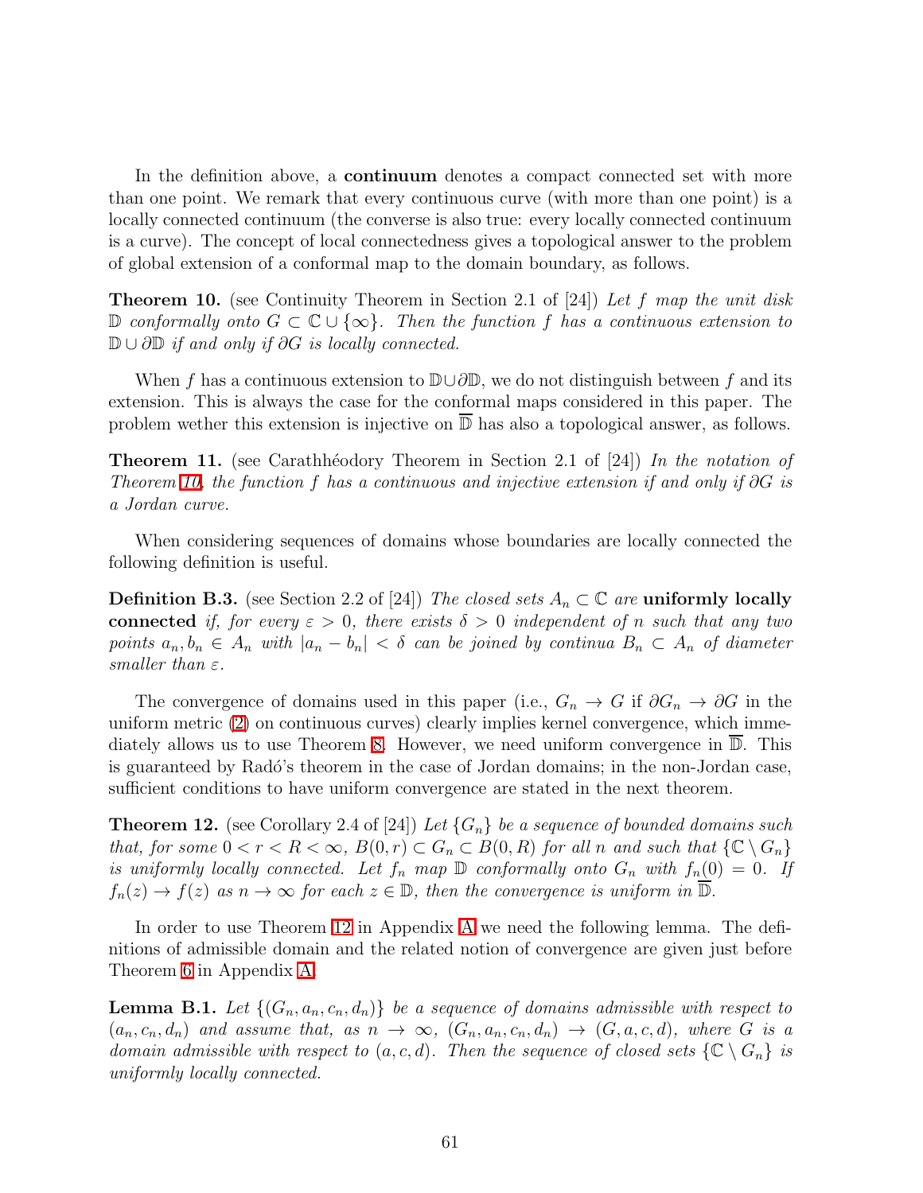In the definition above, a **continuum** denotes a compact connected set with more than one point. We remark that every continuous curve (with more than one point) is a locally connected continuum (the converse is also true: every locally connected continuum is a curve). The concept of local connectedness gives a topological answer to the problem of global extension of a conformal map to the domain boundary, as follows.

**Theorem 10.** (see Continuity Theorem in Section 2.1 of [24]) *Let $f$ map the unit disk $\mathbb{D}$ conformally onto $G \subset \mathbb{C} \cup \{\infty\}$. Then the function $f$ has a continuous extension to $\mathbb{D} \cup \partial\mathbb{D}$ if and only if $\partial G$ is locally connected.*

When $f$ has a continuous extension to $\mathbb{D} \cup \partial\mathbb{D}$, we do not distinguish between $f$ and its extension. This is always the case for the conformal maps considered in this paper. The problem wether this extension is injective on $\overline{\mathbb{D}}$ has also a topological answer, as follows.

**Theorem 11.** (see Carathhéodory Theorem in Section 2.1 of [24]) *In the notation of Theorem 10, the function $f$ has a continuous and injective extension if and only if $\partial G$ is a Jordan curve.*

When considering sequences of domains whose boundaries are locally connected the following definition is useful.

**Definition B.3.** (see Section 2.2 of [24]) *The closed sets $A_n \subset \mathbb{C}$ are* **uniformly locally connected** *if, for every $\varepsilon > 0$, there exists $\delta > 0$ independent of $n$ such that any two points $a_n, b_n \in A_n$ with $|a_n - b_n| < \delta$ can be joined by continua $B_n \subset A_n$ of diameter smaller than $\varepsilon$.*

The convergence of domains used in this paper (i.e., $G_n \to G$ if $\partial G_n \to \partial G$ in the uniform metric (2) on continuous curves) clearly implies kernel convergence, which immediately allows us to use Theorem 8. However, we need uniform convergence in $\overline{\mathbb{D}}$. This is guaranteed by Radó's theorem in the case of Jordan domains; in the non-Jordan case, sufficient conditions to have uniform convergence are stated in the next theorem.

**Theorem 12.** (see Corollary 2.4 of [24]) *Let $\{G_n\}$ be a sequence of bounded domains such that, for some $0 < r < R < \infty$, $B(0,r) \subset G_n \subset B(0,R)$ for all $n$ and such that $\{\mathbb{C} \setminus G_n\}$ is uniformly locally connected. Let $f_n$ map $\mathbb{D}$ conformally onto $G_n$ with $f_n(0) = 0$. If $f_n(z) \to f(z)$ as $n \to \infty$ for each $z \in \mathbb{D}$, then the convergence is uniform in $\overline{\mathbb{D}}$.*

In order to use Theorem 12 in Appendix A we need the following lemma. The definitions of admissible domain and the related notion of convergence are given just before Theorem 6 in Appendix A.

**Lemma B.1.** *Let $\{(G_n, a_n, c_n, d_n)\}$ be a sequence of domains admissible with respect to $(a_n, c_n, d_n)$ and assume that, as $n \to \infty$, $(G_n, a_n, c_n, d_n) \to (G, a, c, d)$, where $G$ is a domain admissible with respect to $(a, c, d)$. Then the sequence of closed sets $\{\mathbb{C} \setminus G_n\}$ is uniformly locally connected.*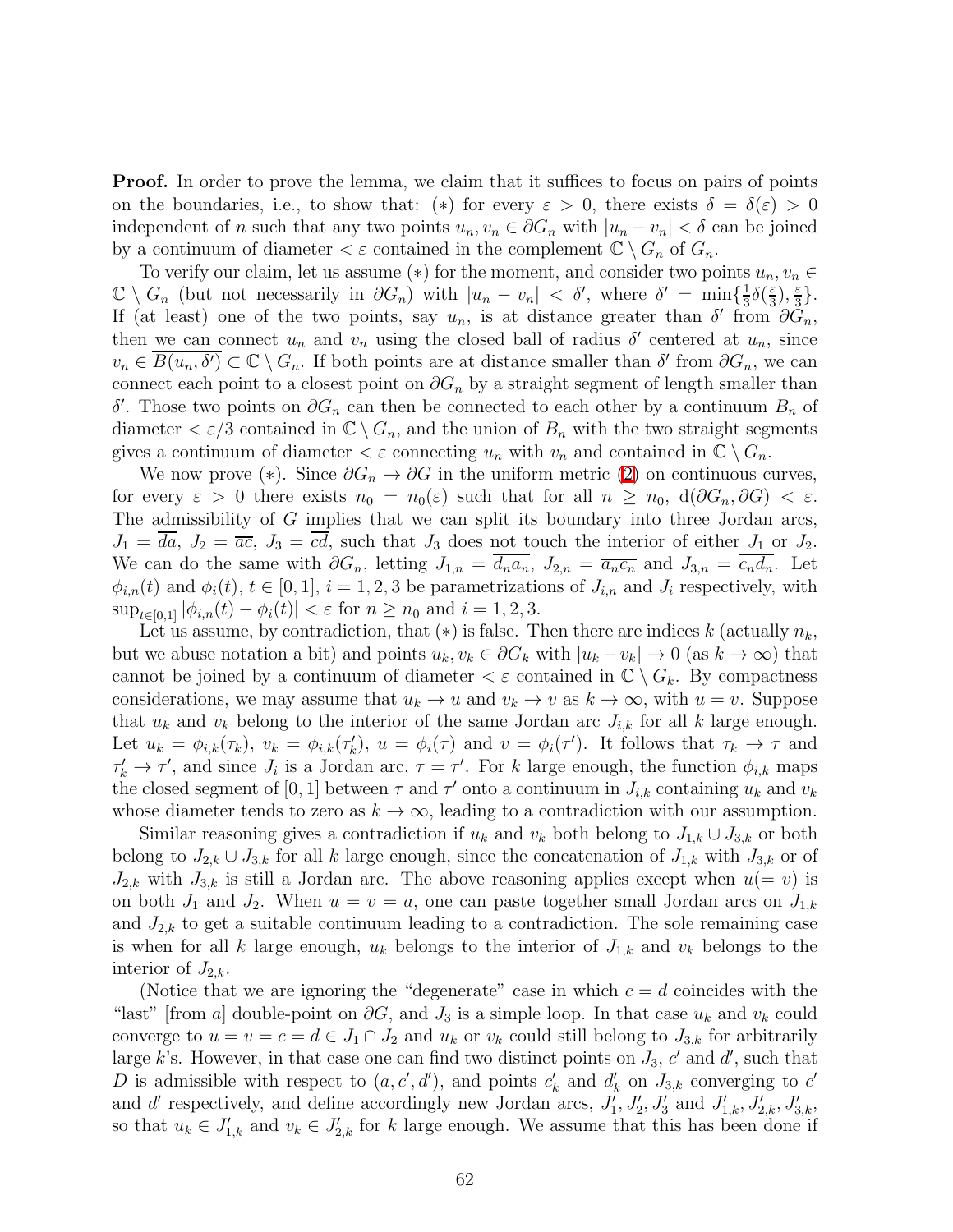**Proof.** In order to prove the lemma, we claim that it suffices to focus on pairs of points on the boundaries, i.e., to show that: $(*)$ for every $\varepsilon > 0$, there exists $\delta = \delta(\varepsilon) > 0$ independent of $n$ such that any two points $u_n, v_n \in \partial G_n$ with $|u_n - v_n| < \delta$ can be joined by a continuum of diameter $< \varepsilon$ contained in the complement $\mathbb{C} \setminus G_n$ of $G_n$.

To verify our claim, let us assume $(*)$ for the moment, and consider two points $u_n, v_n \in \mathbb{C} \setminus G_n$ (but not necessarily in $\partial G_n$) with $|u_n - v_n| < \delta'$, where $\delta' = \min\{\frac{1}{3}\delta(\frac{\varepsilon}{3}), \frac{\varepsilon}{3}\}$. If (at least) one of the two points, say $u_n$, is at distance greater than $\delta'$ from $\partial G_n$, then we can connect $u_n$ and $v_n$ using the closed ball of radius $\delta'$ centered at $u_n$, since $v_n \in \overline{B(u_n, \delta')} \subset \mathbb{C} \setminus G_n$. If both points are at distance smaller than $\delta'$ from $\partial G_n$, we can connect each point to a closest point on $\partial G_n$ by a straight segment of length smaller than $\delta'$. Those two points on $\partial G_n$ can then be connected to each other by a continuum $B_n$ of diameter $< \varepsilon/3$ contained in $\mathbb{C} \setminus G_n$, and the union of $B_n$ with the two straight segments gives a continuum of diameter $< \varepsilon$ connecting $u_n$ with $v_n$ and contained in $\mathbb{C} \setminus G_n$.

We now prove $(*)$. Since $\partial G_n \to \partial G$ in the uniform metric (2) on continuous curves, for every $\varepsilon > 0$ there exists $n_0 = n_0(\varepsilon)$ such that for all $n \geq n_0$, $\mathrm{d}(\partial G_n, \partial G) < \varepsilon$. The admissibility of $G$ implies that we can split its boundary into three Jordan arcs, $J_1 = \overline{da}$, $J_2 = \overline{ac}$, $J_3 = \overline{cd}$, such that $J_3$ does not touch the interior of either $J_1$ or $J_2$. We can do the same with $\partial G_n$, letting $J_{1,n} = \overline{d_n a_n}$, $J_{2,n} = \overline{a_n c_n}$ and $J_{3,n} = \overline{c_n d_n}$. Let $\phi_{i,n}(t)$ and $\phi_i(t)$, $t \in [0,1]$, $i = 1,2,3$ be parametrizations of $J_{i,n}$ and $J_i$ respectively, with $\sup_{t\in[0,1]} |\phi_{i,n}(t) - \phi_i(t)| < \varepsilon$ for $n \geq n_0$ and $i = 1,2,3$.

Let us assume, by contradiction, that $(*)$ is false. Then there are indices $k$ (actually $n_k$, but we abuse notation a bit) and points $u_k, v_k \in \partial G_k$ with $|u_k - v_k| \to 0$ (as $k \to \infty$) that cannot be joined by a continuum of diameter $< \varepsilon$ contained in $\mathbb{C} \setminus G_k$. By compactness considerations, we may assume that $u_k \to u$ and $v_k \to v$ as $k \to \infty$, with $u = v$. Suppose that $u_k$ and $v_k$ belong to the interior of the same Jordan arc $J_{i,k}$ for all $k$ large enough. Let $u_k = \phi_{i,k}(\tau_k)$, $v_k = \phi_{i,k}(\tau'_k)$, $u = \phi_i(\tau)$ and $v = \phi_i(\tau')$. It follows that $\tau_k \to \tau$ and $\tau'_k \to \tau'$, and since $J_i$ is a Jordan arc, $\tau = \tau'$. For $k$ large enough, the function $\phi_{i,k}$ maps the closed segment of $[0,1]$ between $\tau$ and $\tau'$ onto a continuum in $J_{i,k}$ containing $u_k$ and $v_k$ whose diameter tends to zero as $k \to \infty$, leading to a contradiction with our assumption.

Similar reasoning gives a contradiction if $u_k$ and $v_k$ both belong to $J_{1,k} \cup J_{3,k}$ or both belong to $J_{2,k} \cup J_{3,k}$ for all $k$ large enough, since the concatenation of $J_{1,k}$ with $J_{3,k}$ or of $J_{2,k}$ with $J_{3,k}$ is still a Jordan arc. The above reasoning applies except when $u (= v)$ is on both $J_1$ and $J_2$. When $u = v = a$, one can paste together small Jordan arcs on $J_{1,k}$ and $J_{2,k}$ to get a suitable continuum leading to a contradiction. The sole remaining case is when for all $k$ large enough, $u_k$ belongs to the interior of $J_{1,k}$ and $v_k$ belongs to the interior of $J_{2,k}$.

(Notice that we are ignoring the "degenerate" case in which $c = d$ coincides with the "last" [from $a$] double-point on $\partial G$, and $J_3$ is a simple loop. In that case $u_k$ and $v_k$ could converge to $u = v = c = d \in J_1 \cap J_2$ and $u_k$ or $v_k$ could still belong to $J_{3,k}$ for arbitrarily large $k$'s. However, in that case one can find two distinct points on $J_3$, $c'$ and $d'$, such that $D$ is admissible with respect to $(a, c', d')$, and points $c'_k$ and $d'_k$ on $J_{3,k}$ converging to $c'$ and $d'$ respectively, and define accordingly new Jordan arcs, $J'_1, J'_2, J'_3$ and $J'_{1,k}, J'_{2,k}, J'_{3,k}$, so that $u_k \in J'_{1,k}$ and $v_k \in J'_{2,k}$ for $k$ large enough. We assume that this has been done if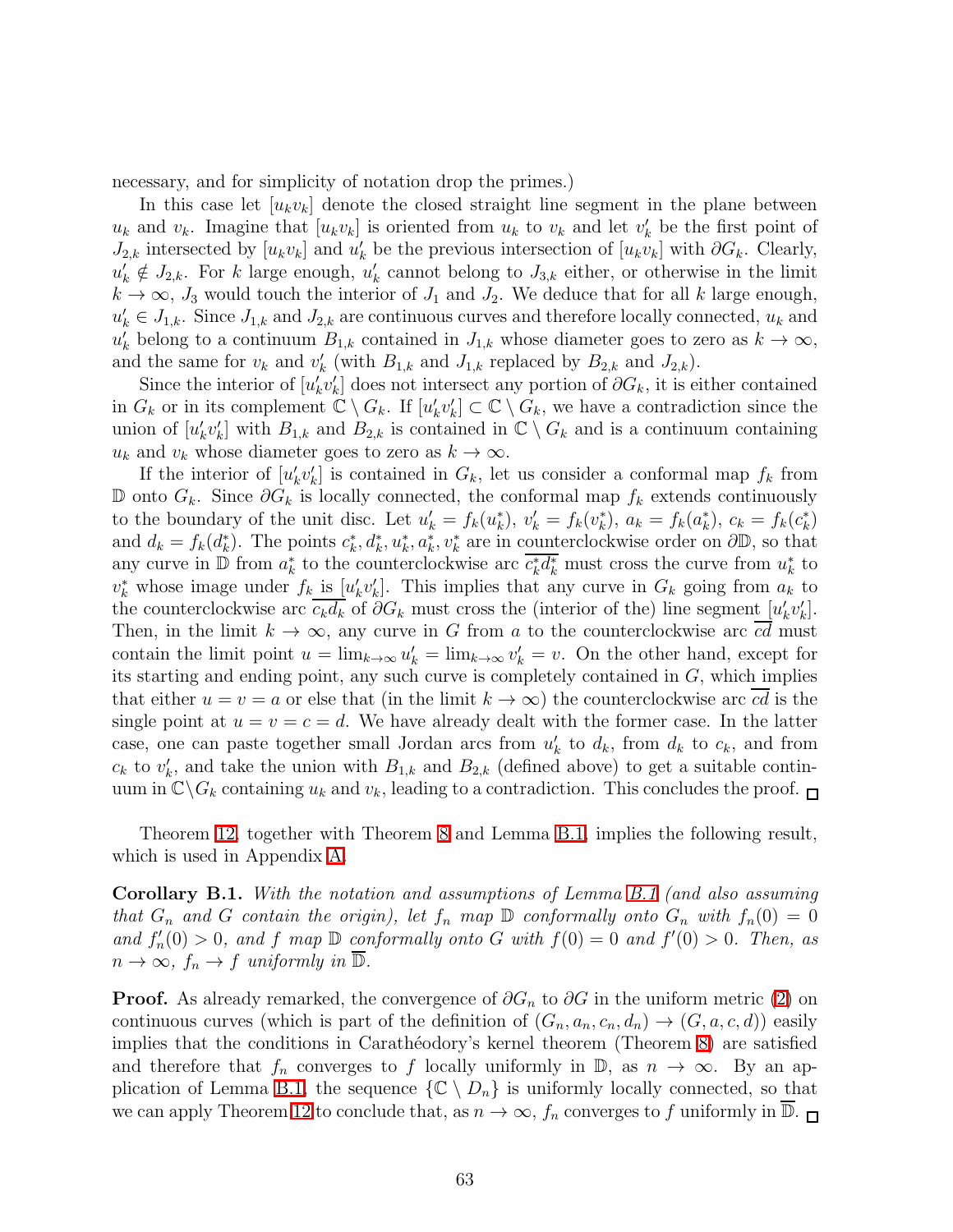necessary, and for simplicity of notation drop the primes.)

In this case let $[u_k v_k]$ denote the closed straight line segment in the plane between $u_k$ and $v_k$. Imagine that $[u_k v_k]$ is oriented from $u_k$ to $v_k$ and let $v'_k$ be the first point of $J_{2,k}$ intersected by $[u_k v_k]$ and $u'_k$ be the previous intersection of $[u_k v_k]$ with $\partial G_k$. Clearly, $u'_k \notin J_{2,k}$. For $k$ large enough, $u'_k$ cannot belong to $J_{3,k}$ either, or otherwise in the limit $k \to \infty$, $J_3$ would touch the interior of $J_1$ and $J_2$. We deduce that for all $k$ large enough, $u'_k \in J_{1,k}$. Since $J_{1,k}$ and $J_{2,k}$ are continuous curves and therefore locally connected, $u_k$ and $u'_k$ belong to a continuum $B_{1,k}$ contained in $J_{1,k}$ whose diameter goes to zero as $k \to \infty$, and the same for $v_k$ and $v'_k$ (with $B_{1,k}$ and $J_{1,k}$ replaced by $B_{2,k}$ and $J_{2,k}$).

Since the interior of $[u'_k v'_k]$ does not intersect any portion of $\partial G_k$, it is either contained in $G_k$ or in its complement $\mathbb{C} \setminus G_k$. If $[u'_k v'_k] \subset \mathbb{C} \setminus G_k$, we have a contradiction since the union of $[u'_k v'_k]$ with $B_{1,k}$ and $B_{2,k}$ is contained in $\mathbb{C} \setminus G_k$ and is a continuum containing $u_k$ and $v_k$ whose diameter goes to zero as $k \to \infty$.

If the interior of $[u'_k v'_k]$ is contained in $G_k$, let us consider a conformal map $f_k$ from $\mathbb{D}$ onto $G_k$. Since $\partial G_k$ is locally connected, the conformal map $f_k$ extends continuously to the boundary of the unit disc. Let $u'_k = f_k(u^*_k)$, $v'_k = f_k(v^*_k)$, $a_k = f_k(a^*_k)$, $c_k = f_k(c^*_k)$ and $d_k = f_k(d^*_k)$. The points $c^*_k, d^*_k, u^*_k, a^*_k, v^*_k$ are in counterclockwise order on $\partial\mathbb{D}$, so that any curve in $\mathbb{D}$ from $a^*_k$ to the counterclockwise arc $\overline{c^*_k d^*_k}$ must cross the curve from $u^*_k$ to $v^*_k$ whose image under $f_k$ is $[u'_k v'_k]$. This implies that any curve in $G_k$ going from $a_k$ to the counterclockwise arc $\overline{c_k d_k}$ of $\partial G_k$ must cross the (interior of the) line segment $[u'_k v'_k]$. Then, in the limit $k \to \infty$, any curve in $G$ from $a$ to the counterclockwise arc $\overline{cd}$ must contain the limit point $u = \lim_{k\to\infty} u'_k = \lim_{k\to\infty} v'_k = v$. On the other hand, except for its starting and ending point, any such curve is completely contained in $G$, which implies that either $u = v = a$ or else that (in the limit $k \to \infty$) the counterclockwise arc $\overline{cd}$ is the single point at $u = v = c = d$. We have already dealt with the former case. In the latter case, one can paste together small Jordan arcs from $u'_k$ to $d_k$, from $d_k$ to $c_k$, and from $c_k$ to $v'_k$, and take the union with $B_{1,k}$ and $B_{2,k}$ (defined above) to get a suitable continuum in $\mathbb{C}\setminus G_k$ containing $u_k$ and $v_k$, leading to a contradiction. This concludes the proof. $\square$

Theorem 12, together with Theorem 8 and Lemma B.1, implies the following result, which is used in Appendix A.

**Corollary B.1.** *With the notation and assumptions of Lemma B.1 (and also assuming that $G_n$ and $G$ contain the origin), let $f_n$ map $\mathbb{D}$ conformally onto $G_n$ with $f_n(0) = 0$ and $f'_n(0) > 0$, and $f$ map $\mathbb{D}$ conformally onto $G$ with $f(0) = 0$ and $f'(0) > 0$. Then, as $n \to \infty$, $f_n \to f$ uniformly in $\overline{\mathbb{D}}$.*

**Proof.** As already remarked, the convergence of $\partial G_n$ to $\partial G$ in the uniform metric (2) on continuous curves (which is part of the definition of $(G_n, a_n, c_n, d_n) \to (G, a, c, d)$) easily implies that the conditions in Carathéodory's kernel theorem (Theorem 8) are satisfied and therefore that $f_n$ converges to $f$ locally uniformly in $\mathbb{D}$, as $n \to \infty$. By an application of Lemma B.1, the sequence $\{\mathbb{C} \setminus D_n\}$ is uniformly locally connected, so that we can apply Theorem 12 to conclude that, as $n \to \infty$, $f_n$ converges to $f$ uniformly in $\overline{\mathbb{D}}$. $\square$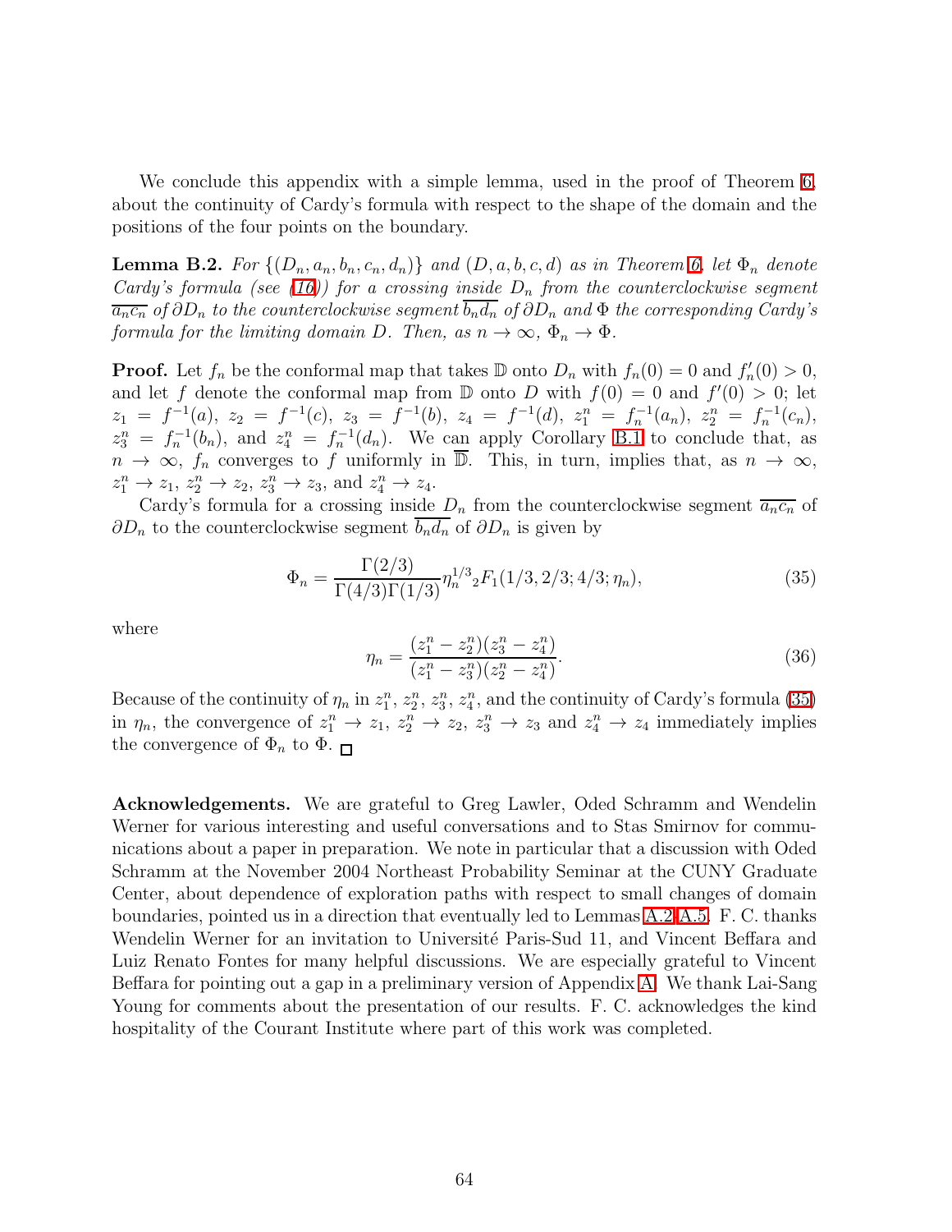We conclude this appendix with a simple lemma, used in the proof of Theorem 6, about the continuity of Cardy's formula with respect to the shape of the domain and the positions of the four points on the boundary.

**Lemma B.2.** *For $\{(D_n, a_n, b_n, c_n, d_n)\}$ and $(D, a, b, c, d)$ as in Theorem 6, let $\Phi_n$ denote Cardy's formula (see (16)) for a crossing inside $D_n$ from the counterclockwise segment $\overline{a_n c_n}$ of $\partial D_n$ to the counterclockwise segment $\overline{b_n d_n}$ of $\partial D_n$ and $\Phi$ the corresponding Cardy's formula for the limiting domain $D$. Then, as $n \to \infty$, $\Phi_n \to \Phi$.*

**Proof.** Let $f_n$ be the conformal map that takes $\mathbb{D}$ onto $D_n$ with $f_n(0) = 0$ and $f_n'(0) > 0$, and let $f$ denote the conformal map from $\mathbb{D}$ onto $D$ with $f(0) = 0$ and $f'(0) > 0$; let $z_1 = f^{-1}(a)$, $z_2 = f^{-1}(c)$, $z_3 = f^{-1}(b)$, $z_4 = f^{-1}(d)$, $z_1^n = f_n^{-1}(a_n)$, $z_2^n = f_n^{-1}(c_n)$, $z_3^n = f_n^{-1}(b_n)$, and $z_4^n = f_n^{-1}(d_n)$. We can apply Corollary B.1 to conclude that, as $n \to \infty$, $f_n$ converges to $f$ uniformly in $\overline{\mathbb{D}}$. This, in turn, implies that, as $n \to \infty$, $z_1^n \to z_1$, $z_2^n \to z_2$, $z_3^n \to z_3$, and $z_4^n \to z_4$.

Cardy's formula for a crossing inside $D_n$ from the counterclockwise segment $\overline{a_n c_n}$ of $\partial D_n$ to the counterclockwise segment $\overline{b_n d_n}$ of $\partial D_n$ is given by

$$\Phi_n = \frac{\Gamma(2/3)}{\Gamma(4/3)\Gamma(1/3)} \eta_n^{1/3} {}_2F_1(1/3, 2/3; 4/3; \eta_n), \tag{35}$$

where

$$\eta_n = \frac{(z_1^n - z_2^n)(z_3^n - z_4^n)}{(z_1^n - z_3^n)(z_2^n - z_4^n)}. \tag{36}$$

Because of the continuity of $\eta_n$ in $z_1^n$, $z_2^n$, $z_3^n$, $z_4^n$, and the continuity of Cardy's formula (35) in $\eta_n$, the convergence of $z_1^n \to z_1$, $z_2^n \to z_2$, $z_3^n \to z_3$ and $z_4^n \to z_4$ immediately implies the convergence of $\Phi_n$ to $\Phi$. □

**Acknowledgements.** We are grateful to Greg Lawler, Oded Schramm and Wendelin Werner for various interesting and useful conversations and to Stas Smirnov for communications about a paper in preparation. We note in particular that a discussion with Oded Schramm at the November 2004 Northeast Probability Seminar at the CUNY Graduate Center, about dependence of exploration paths with respect to small changes of domain boundaries, pointed us in a direction that eventually led to Lemmas A.2-A.5. F. C. thanks Wendelin Werner for an invitation to Université Paris-Sud 11, and Vincent Beffara and Luiz Renato Fontes for many helpful discussions. We are especially grateful to Vincent Beffara for pointing out a gap in a preliminary version of Appendix A. We thank Lai-Sang Young for comments about the presentation of our results. F. C. acknowledges the kind hospitality of the Courant Institute where part of this work was completed.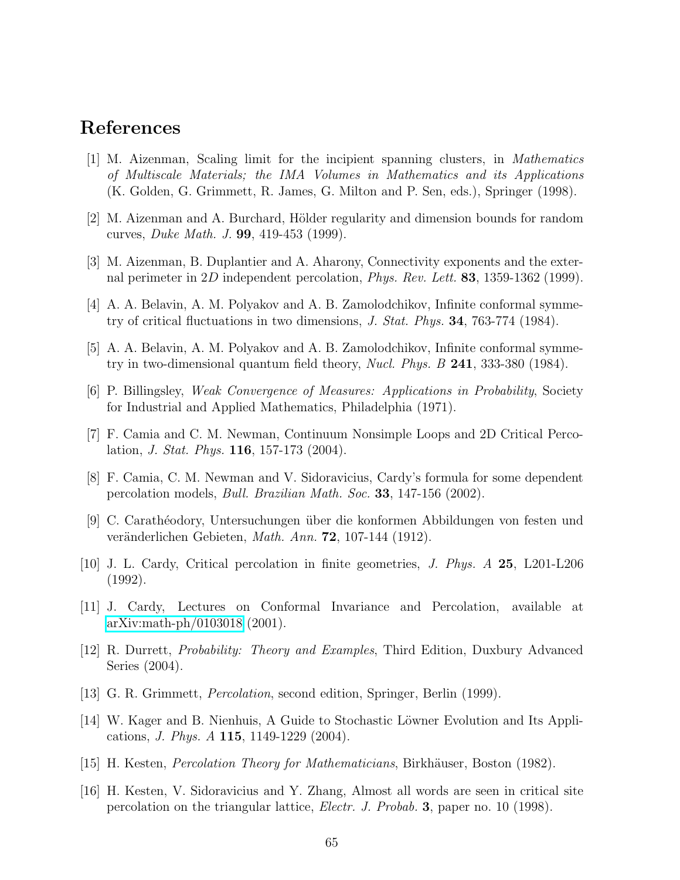# References

[1] M. Aizenman, Scaling limit for the incipient spanning clusters, in *Mathematics of Multiscale Materials; the IMA Volumes in Mathematics and its Applications* (K. Golden, G. Grimmett, R. James, G. Milton and P. Sen, eds.), Springer (1998).

[2] M. Aizenman and A. Burchard, Hölder regularity and dimension bounds for random curves, *Duke Math. J.* **99**, 419-453 (1999).

[3] M. Aizenman, B. Duplantier and A. Aharony, Connectivity exponents and the external perimeter in $2D$ independent percolation, *Phys. Rev. Lett.* **83**, 1359-1362 (1999).

[4] A. A. Belavin, A. M. Polyakov and A. B. Zamolodchikov, Infinite conformal symmetry of critical fluctuations in two dimensions, *J. Stat. Phys.* **34**, 763-774 (1984).

[5] A. A. Belavin, A. M. Polyakov and A. B. Zamolodchikov, Infinite conformal symmetry in two-dimensional quantum field theory, *Nucl. Phys. B* **241**, 333-380 (1984).

[6] P. Billingsley, *Weak Convergence of Measures: Applications in Probability*, Society for Industrial and Applied Mathematics, Philadelphia (1971).

[7] F. Camia and C. M. Newman, Continuum Nonsimple Loops and 2D Critical Percolation, *J. Stat. Phys.* **116**, 157-173 (2004).

[8] F. Camia, C. M. Newman and V. Sidoravicius, Cardy's formula for some dependent percolation models, *Bull. Brazilian Math. Soc.* **33**, 147-156 (2002).

[9] C. Carathéodory, Untersuchungen über die konformen Abbildungen von festen und veränderlichen Gebieten, *Math. Ann.* **72**, 107-144 (1912).

[10] J. L. Cardy, Critical percolation in finite geometries, *J. Phys. A* **25**, L201-L206 (1992).

[11] J. Cardy, Lectures on Conformal Invariance and Percolation, available at arXiv:math-ph/0103018 (2001).

[12] R. Durrett, *Probability: Theory and Examples*, Third Edition, Duxbury Advanced Series (2004).

[13] G. R. Grimmett, *Percolation*, second edition, Springer, Berlin (1999).

[14] W. Kager and B. Nienhuis, A Guide to Stochastic Löwner Evolution and Its Applications, *J. Phys. A* **115**, 1149-1229 (2004).

[15] H. Kesten, *Percolation Theory for Mathematicians*, Birkhäuser, Boston (1982).

[16] H. Kesten, V. Sidoravicius and Y. Zhang, Almost all words are seen in critical site percolation on the triangular lattice, *Electr. J. Probab.* **3**, paper no. 10 (1998).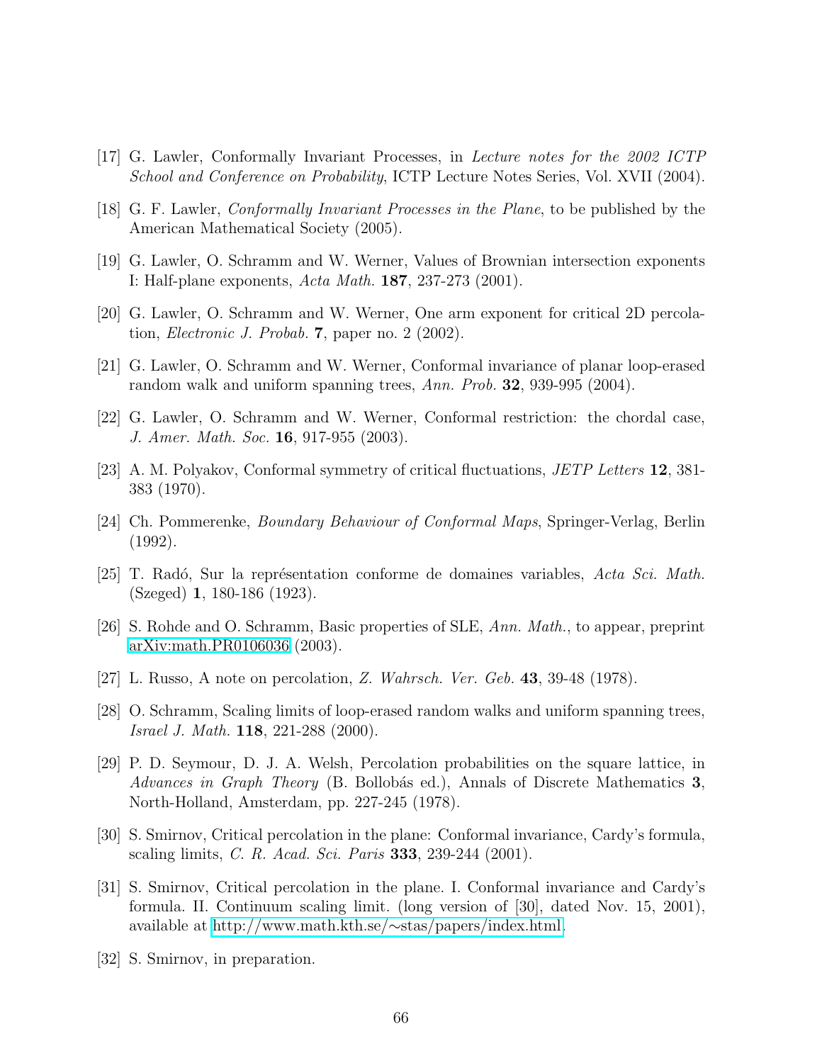[17] G. Lawler, Conformally Invariant Processes, in *Lecture notes for the 2002 ICTP School and Conference on Probability*, ICTP Lecture Notes Series, Vol. XVII (2004).

[18] G. F. Lawler, *Conformally Invariant Processes in the Plane*, to be published by the American Mathematical Society (2005).

[19] G. Lawler, O. Schramm and W. Werner, Values of Brownian intersection exponents I: Half-plane exponents, *Acta Math.* **187**, 237-273 (2001).

[20] G. Lawler, O. Schramm and W. Werner, One arm exponent for critical 2D percolation, *Electronic J. Probab.* **7**, paper no. 2 (2002).

[21] G. Lawler, O. Schramm and W. Werner, Conformal invariance of planar loop-erased random walk and uniform spanning trees, *Ann. Prob.* **32**, 939-995 (2004).

[22] G. Lawler, O. Schramm and W. Werner, Conformal restriction: the chordal case, *J. Amer. Math. Soc.* **16**, 917-955 (2003).

[23] A. M. Polyakov, Conformal symmetry of critical fluctuations, *JETP Letters* **12**, 381-383 (1970).

[24] Ch. Pommerenke, *Boundary Behaviour of Conformal Maps*, Springer-Verlag, Berlin (1992).

[25] T. Radó, Sur la représentation conforme de domaines variables, *Acta Sci. Math.* (Szeged) **1**, 180-186 (1923).

[26] S. Rohde and O. Schramm, Basic properties of SLE, *Ann. Math.*, to appear, preprint arXiv:math.PR0106036 (2003).

[27] L. Russo, A note on percolation, *Z. Wahrsch. Ver. Geb.* **43**, 39-48 (1978).

[28] O. Schramm, Scaling limits of loop-erased random walks and uniform spanning trees, *Israel J. Math.* **118**, 221-288 (2000).

[29] P. D. Seymour, D. J. A. Welsh, Percolation probabilities on the square lattice, in *Advances in Graph Theory* (B. Bollobás ed.), Annals of Discrete Mathematics **3**, North-Holland, Amsterdam, pp. 227-245 (1978).

[30] S. Smirnov, Critical percolation in the plane: Conformal invariance, Cardy's formula, scaling limits, *C. R. Acad. Sci. Paris* **333**, 239-244 (2001).

[31] S. Smirnov, Critical percolation in the plane. I. Conformal invariance and Cardy's formula. II. Continuum scaling limit. (long version of [30], dated Nov. 15, 2001), available at http://www.math.kth.se/∼stas/papers/index.html.

[32] S. Smirnov, in preparation.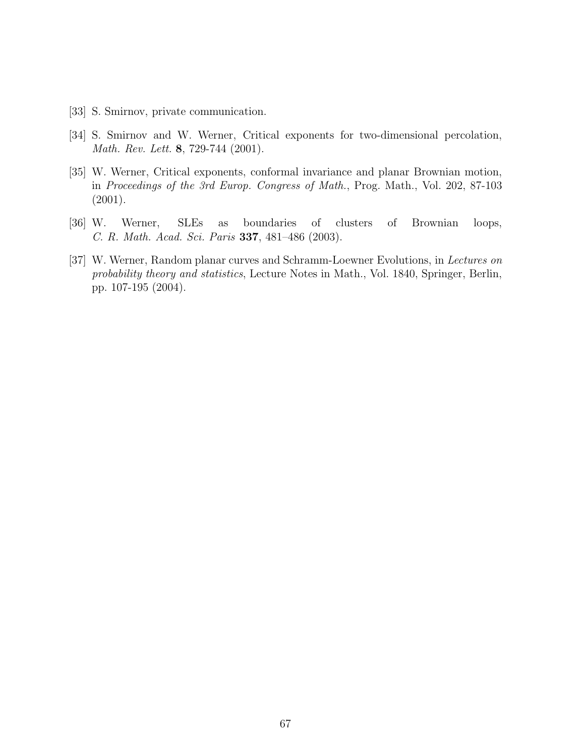[33] S. Smirnov, private communication.

[34] S. Smirnov and W. Werner, Critical exponents for two-dimensional percolation, *Math. Rev. Lett.* **8**, 729-744 (2001).

[35] W. Werner, Critical exponents, conformal invariance and planar Brownian motion, in *Proceedings of the 3rd Europ. Congress of Math.*, Prog. Math., Vol. 202, 87-103 (2001).

[36] W. Werner, SLEs as boundaries of clusters of Brownian loops, *C. R. Math. Acad. Sci. Paris* **337**, 481–486 (2003).

[37] W. Werner, Random planar curves and Schramm-Loewner Evolutions, in *Lectures on probability theory and statistics*, Lecture Notes in Math., Vol. 1840, Springer, Berlin, pp. 107-195 (2004).